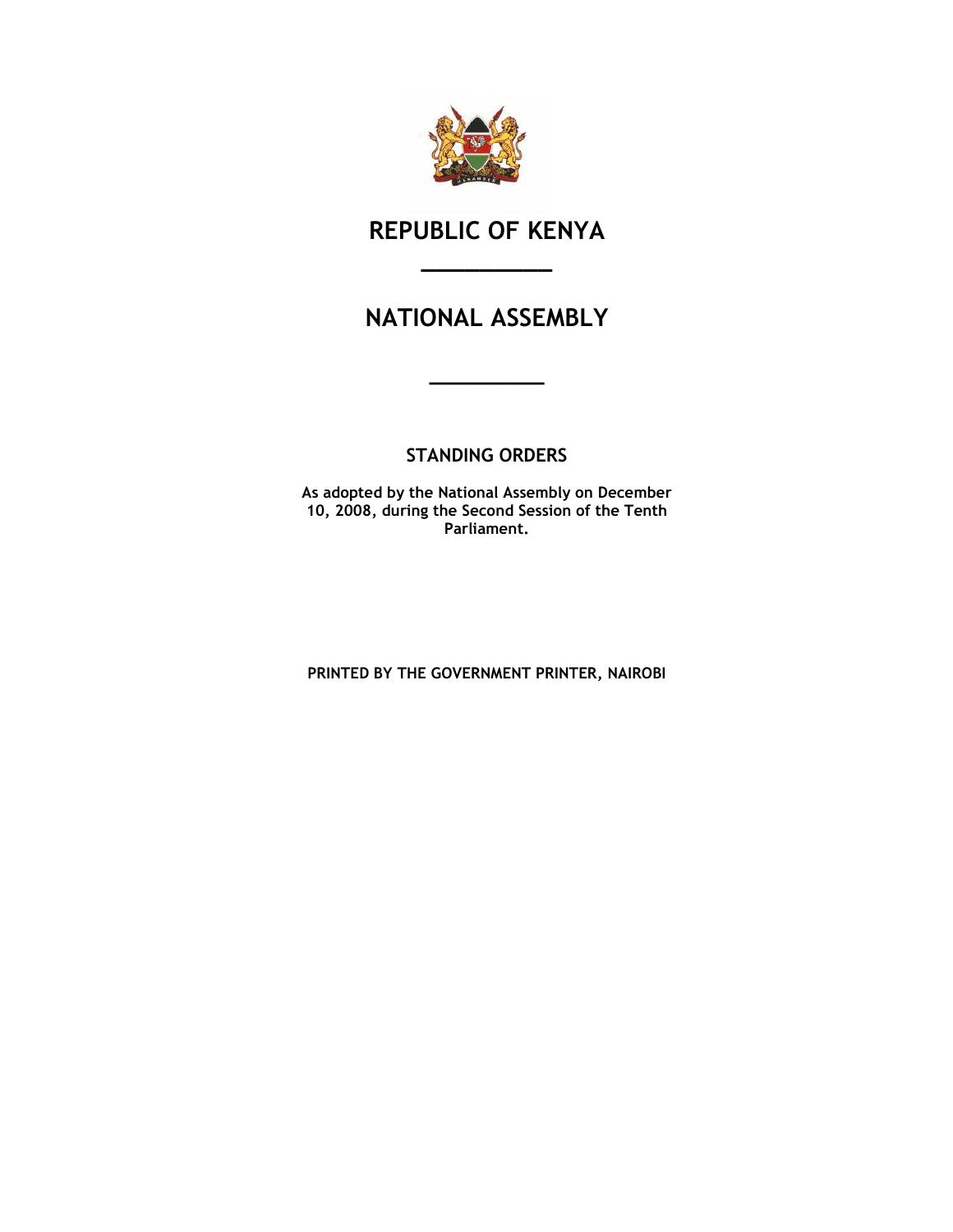# REPUBLIC OF KENYA

---

# NATIONAL ASSEMBLY

---

## STANDING ORDERS

**As adopted by the National Assembly on December 10, 2008, during the Second Session of the Tenth Parliament.**

**PRINTED BY THE GOVERNMENT PRINTER, NAIROBI**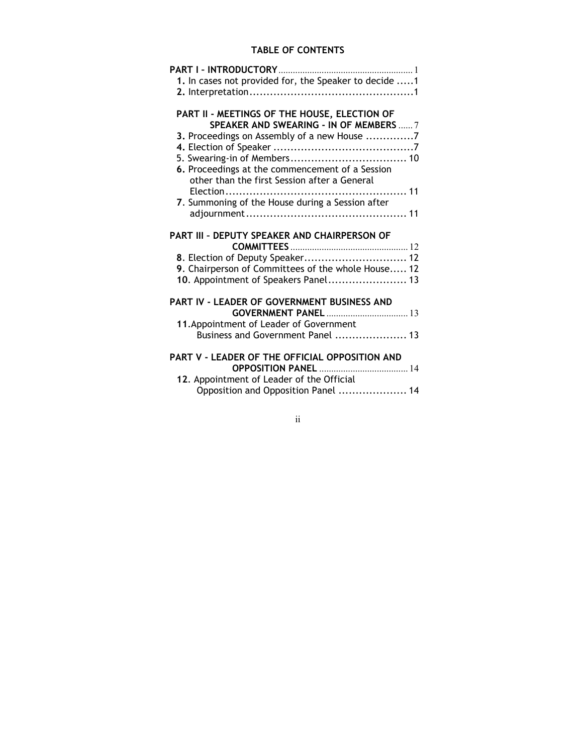## TABLE OF CONTENTS

**PART I – INTRODUCTORY** ........ 1

**1.** In cases not provided for, the Speaker to decide ..... 1

**2.** Interpretation ........ 1

**PART II - MEETINGS OF THE HOUSE, ELECTION OF SPEAKER AND SWEARING - IN OF MEMBERS** ...... 7

**3.** Proceedings on Assembly of a new House ........ 7

**4.** Election of Speaker ........ 7

5. Swearing-in of Members ........ 10

**6.** Proceedings at the commencement of a Session other than the first Session after a General Election ........ 11

**7**. Summoning of the House during a Session after adjournment ........ 11

**PART III – DEPUTY SPEAKER AND CHAIRPERSON OF COMMITTEES** ........ 12

**8**. Election of Deputy Speaker ........ 12

**9**. Chairperson of Committees of the whole House..... 12

**10**. Appointment of Speakers Panel ........ 13

**PART IV - LEADER OF GOVERNMENT BUSINESS AND GOVERNMENT PANEL** ........ 13

**11**.Appointment of Leader of Government Business and Government Panel ........ 13

**PART V - LEADER OF THE OFFICIAL OPPOSITION AND OPPOSITION PANEL** ........ 14

**12**. Appointment of Leader of the Official Opposition and Opposition Panel ........ 14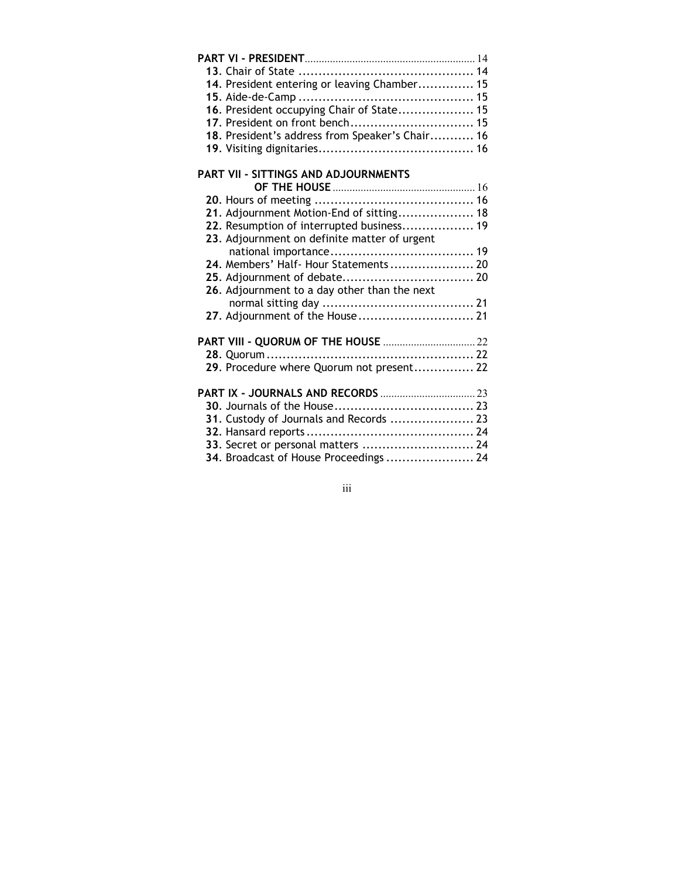**PART VI - PRESIDENT** ............................................................ 14

**13**. Chair of State ............................................ 14
**14**. President entering or leaving Chamber............. 15
**15**. Aide-de-Camp ............................................ 15
**16**. President occupying Chair of State................... 15
**17**. President on front bench.............................. 15
**18**. President's address from Speaker's Chair........... 16
**19**. Visiting dignitaries....................................... 16

**PART VII - SITTINGS AND ADJOURNMENTS OF THE HOUSE** .................................................. 16

**20**. Hours of meeting ........................................ 16
**21**. Adjournment Motion-End of sitting.................. 18
**22**. Resumption of interrupted business................. 19
**23**. Adjournment on definite matter of urgent national importance.................................... 19
**24**. Members' Half- Hour Statements ..................... 20
**25**. Adjournment of debate................................. 20
**26**. Adjournment to a day other than the next normal sitting day ...................................... 21
**27**. Adjournment of the House............................ 21

**PART VIII - QUORUM OF THE HOUSE** ................................ 22

**28**. Quorum .................................................... 22
**29**. Procedure where Quorum not present............... 22

**PART IX - JOURNALS AND RECORDS** .................................. 23

**30**. Journals of the House................................... 23
**31**. Custody of Journals and Records ..................... 23
**32**. Hansard reports .......................................... 24
**33**. Secret or personal matters ............................ 24
**34**. Broadcast of House Proceedings ...................... 24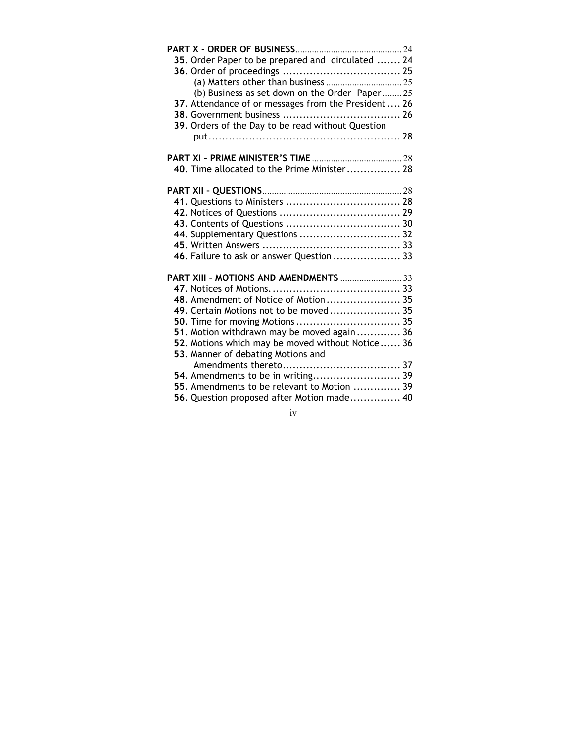**PART X - ORDER OF BUSINESS** ........................................... 24

**35**. Order Paper to be prepared and circulated ....... 24

**36**. Order of proceedings ................................... 25

(a) Matters other than business ................................ 25

(b) Business as set down on the Order Paper ........ 25

**37**. Attendance of or messages from the President .... 26

**38**. Government business ................................... 26

**39**. Orders of the Day to be read without Question put......................................................... 28

**PART XI – PRIME MINISTER'S TIME** ...................................... 28

**40**. Time allocated to the Prime Minister ................ 28

**PART XII – QUESTIONS** ........................................................... 28

**41**. Questions to Ministers .................................. 28

**42**. Notices of Questions .................................... 29

**43**. Contents of Questions .................................. 30

**44**. Supplementary Questions .............................. 32

**45**. Written Answers ......................................... 33

**46**. Failure to ask or answer Question .................... 33

**PART XIII - MOTIONS AND AMENDMENTS** .......................... 33

**47**. Notices of Motions....................................... 33

**48**. Amendment of Notice of Motion ...................... 35

**49**. Certain Motions not to be moved ..................... 35

**50**. Time for moving Motions ............................... 35

**51**. Motion withdrawn may be moved again ............. 36

**52**. Motions which may be moved without Notice ...... 36

**53**. Manner of debating Motions and Amendments thereto.................................. 37

**54**. Amendments to be in writing.......................... 39

**55**. Amendments to be relevant to Motion .............. 39

**56**. Question proposed after Motion made............... 40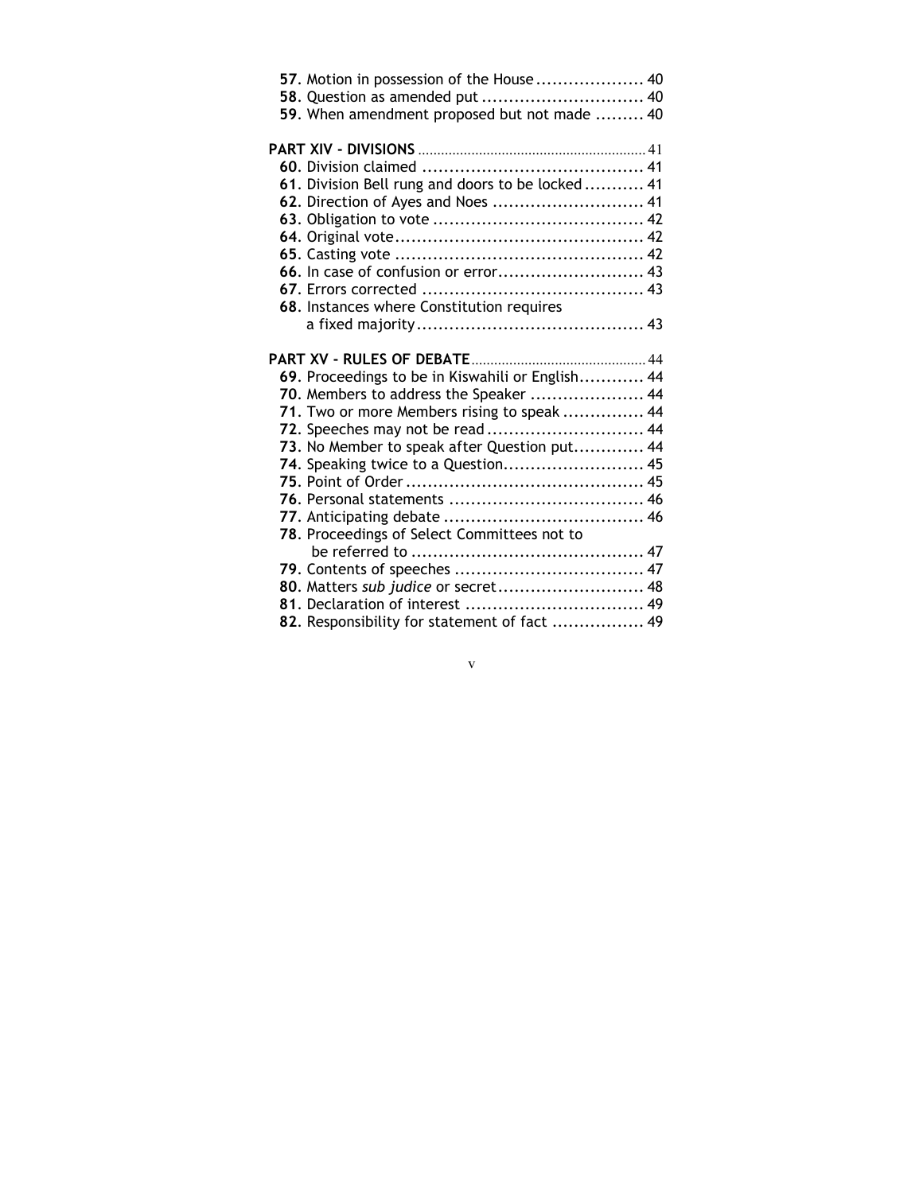**57**. Motion in possession of the House .................... 40
**58**. Question as amended put .............................. 40
**59**. When amendment proposed but not made ......... 40

**PART XIV - DIVISIONS** .............................................................. 41
**60**. Division claimed ......................................... 41
**61**. Division Bell rung and doors to be locked ........... 41
**62**. Direction of Ayes and Noes ............................ 41
**63**. Obligation to vote ....................................... 42
**64**. Original vote.............................................. 42
**65**. Casting vote .............................................. 42
**66**. In case of confusion or error........................... 43
**67**. Errors corrected ......................................... 43
**68**. Instances where Constitution requires a fixed majority.......................................... 43

**PART XV - RULES OF DEBATE** ............................................... 44
**69**. Proceedings to be in Kiswahili or English............ 44
**70**. Members to address the Speaker ..................... 44
**71**. Two or more Members rising to speak ............... 44
**72**. Speeches may not be read ............................. 44
**73**. No Member to speak after Question put............ 44
**74**. Speaking twice to a Question.......................... 45
**75**. Point of Order ............................................ 45
**76**. Personal statements .................................... 46
**77**. Anticipating debate ..................................... 46
**78**. Proceedings of Select Committees not to be referred to ........................................... 47
**79**. Contents of speeches ................................... 47
**80**. Matters *sub judice* or secret........................... 48
**81**. Declaration of interest ................................. 49
**82**. Responsibility for statement of fact ................. 49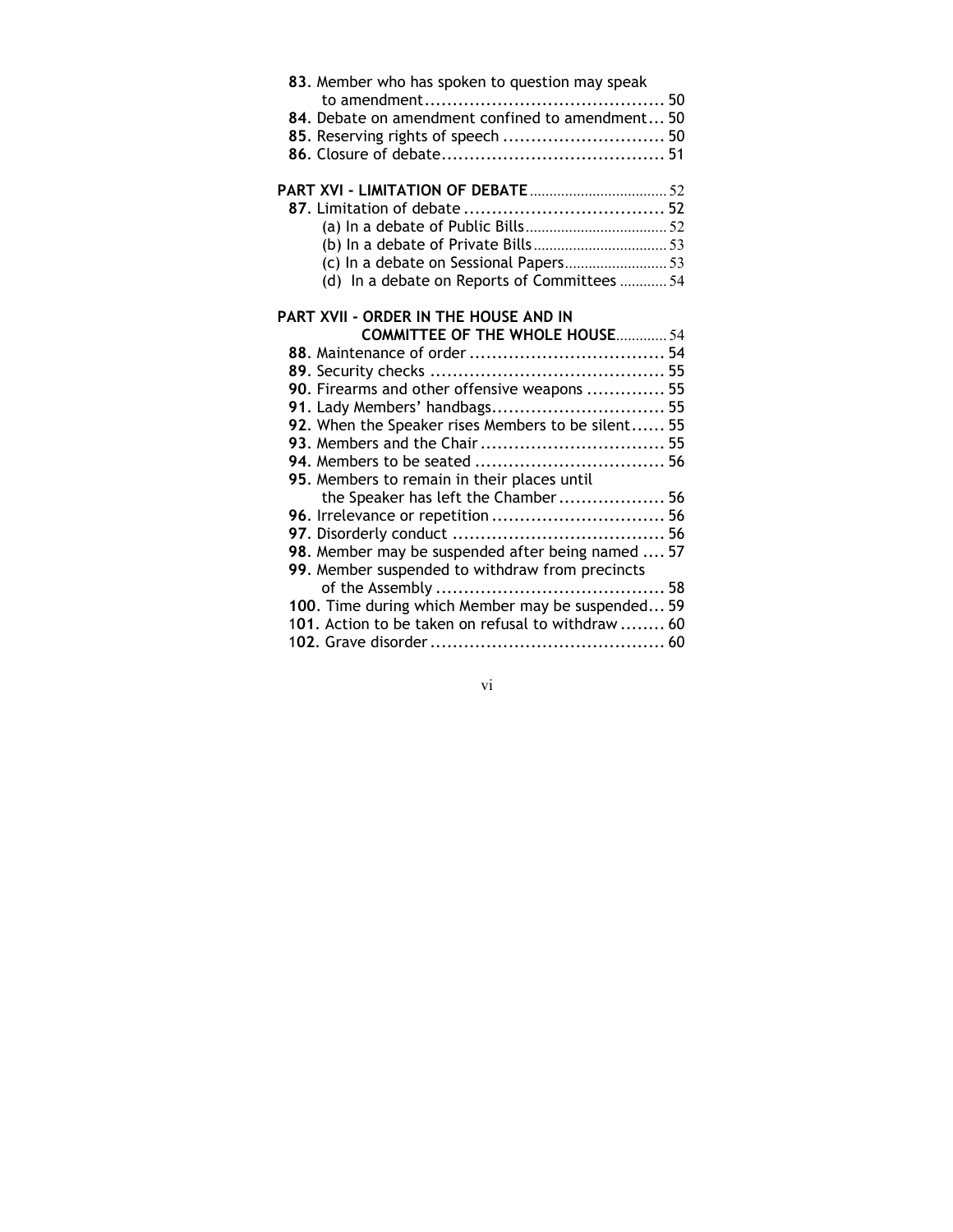**83**. Member who has spoken to question may speak to amendment........................................... 50
**84**. Debate on amendment confined to amendment... 50
**85**. Reserving rights of speech ............................. 50
**86**. Closure of debate........................................ 51

**PART XVI - LIMITATION OF DEBATE** ................................... 52
**87**. Limitation of debate .................................... 52
(a) In a debate of Public Bills.................................... 52
(b) In a debate of Private Bills.................................. 53
(c) In a debate on Sessional Papers.......................... 53
(d) In a debate on Reports of Committees ............ 54

**PART XVII - ORDER IN THE HOUSE AND IN COMMITTEE OF THE WHOLE HOUSE**............. 54
**88**. Maintenance of order ................................... 54
**89**. Security checks .......................................... 55
**90**. Firearms and other offensive weapons .............. 55
**91**. Lady Members' handbags............................... 55
**92**. When the Speaker rises Members to be silent...... 55
**93**. Members and the Chair ................................. 55
**94**. Members to be seated ................................. 56
**95**. Members to remain in their places until the Speaker has left the Chamber ................... 56
**96**. Irrelevance or repetition ............................... 56
**97**. Disorderly conduct ...................................... 56
**98**. Member may be suspended after being named .... 57
**99**. Member suspended to withdraw from precincts of the Assembly ......................................... 58
**100**. Time during which Member may be suspended... 59
**101**. Action to be taken on refusal to withdraw ........ 60
**102**. Grave disorder .......................................... 60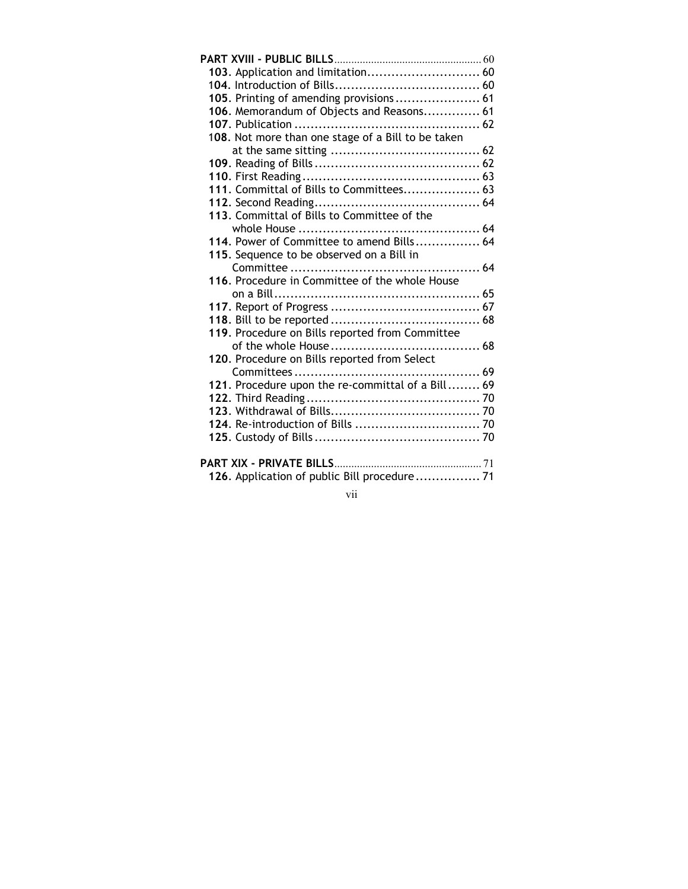**PART XVIII - PUBLIC BILLS** .................................................... 60

**103**. Application and limitation ............................ 60
**104**. Introduction of Bills .................................... 60
**105**. Printing of amending provisions ..................... 61
**106**. Memorandum of Objects and Reasons.............. 61
**107**. Publication ............................................. 62
**108**. Not more than one stage of a Bill to be taken at the same sitting ..................................... 62
**109**. Reading of Bills ......................................... 62
**110**. First Reading ............................................ 63
**111**. Committal of Bills to Committees................... 63
**112**. Second Reading.......................................... 64
**113**. Committal of Bills to Committee of the whole House ............................................. 64
**114**. Power of Committee to amend Bills ................ 64
**115**. Sequence to be observed on a Bill in Committee ............................................... 64
**116**. Procedure in Committee of the whole House on a Bill.................................................... 65
**117**. Report of Progress ..................................... 67
**118**. Bill to be reported ..................................... 68
**119**. Procedure on Bills reported from Committee of the whole House ..................................... 68
**120**. Procedure on Bills reported from Select Committees .............................................. 69
**121**. Procedure upon the re-committal of a Bill ........ 69
**122**. Third Reading ........................................... 70
**123**. Withdrawal of Bills..................................... 70
**124**. Re-introduction of Bills ............................... 70
**125**. Custody of Bills ......................................... 70

**PART XIX - PRIVATE BILLS** .................................................... 71

**126**. Application of public Bill procedure ................ 71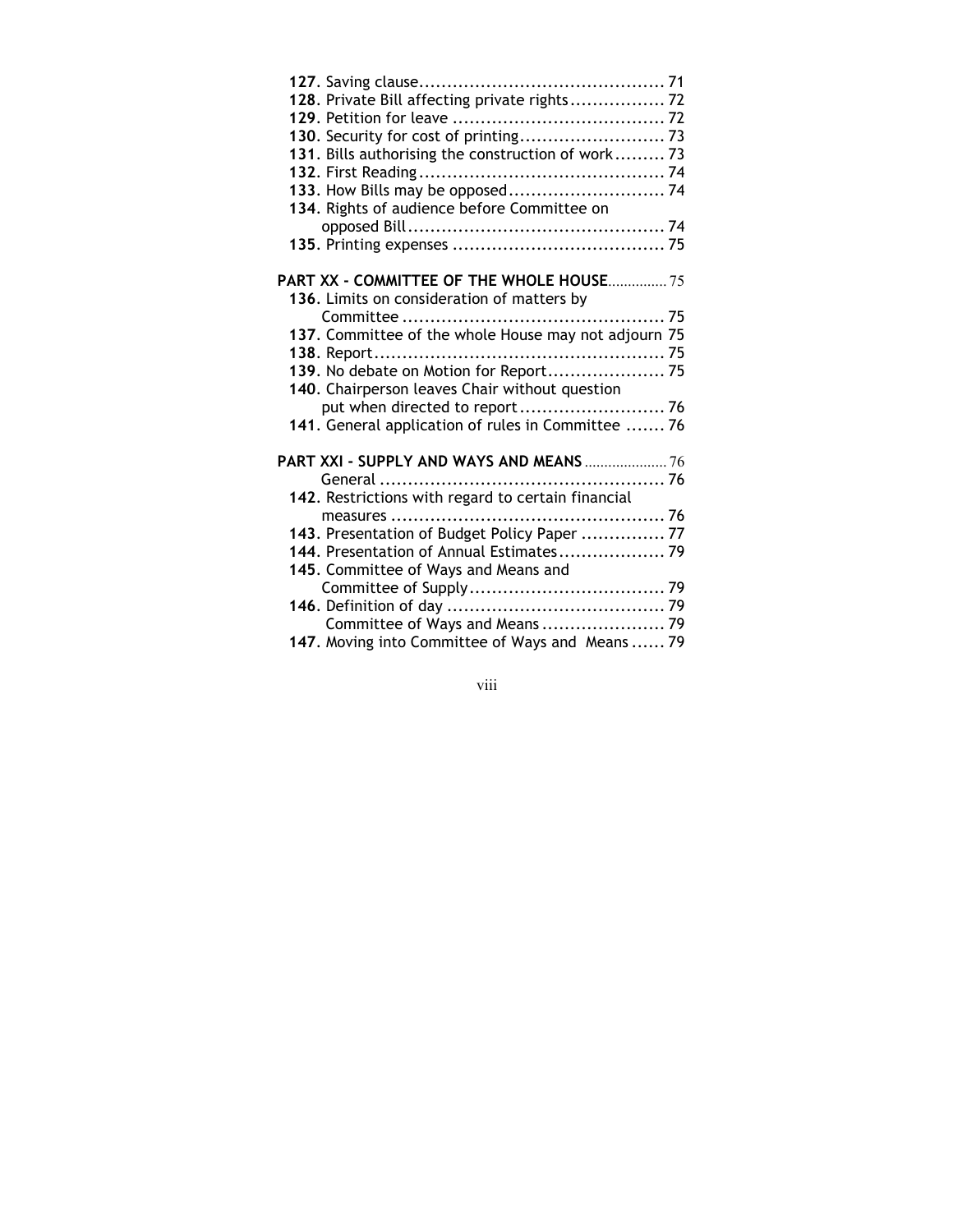**127**. Saving clause........................................... 71
**128**. Private Bill affecting private rights................. 72
**129**. Petition for leave ..................................... 72
**130**. Security for cost of printing.......................... 73
**131**. Bills authorising the construction of work......... 73
**132**. First Reading........................................... 74
**133**. How Bills may be opposed............................ 74
**134**. Rights of audience before Committee on opposed Bill............................................. 74
**135**. Printing expenses ..................................... 75

**PART XX - COMMITTEE OF THE WHOLE HOUSE**............... 75

**136**. Limits on consideration of matters by Committee .............................................. 75
**137**. Committee of the whole House may not adjourn 75
**138**. Report................................................... 75
**139**. No debate on Motion for Report..................... 75
**140**. Chairperson leaves Chair without question put when directed to report.......................... 76
**141**. General application of rules in Committee ....... 76

**PART XXI - SUPPLY AND WAYS AND MEANS**..................... 76

General .................................................. 76
**142**. Restrictions with regard to certain financial measures ................................................ 76
**143**. Presentation of Budget Policy Paper ............... 77
**144**. Presentation of Annual Estimates................... 79
**145**. Committee of Ways and Means and Committee of Supply.................................. 79
**146**. Definition of day ...................................... 79
Committee of Ways and Means ...................... 79
**147**. Moving into Committee of Ways and Means ...... 79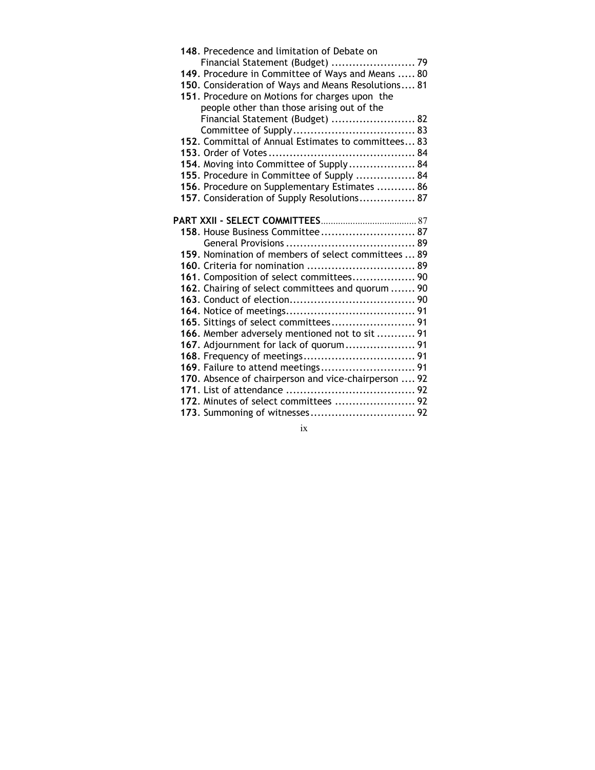**148**. Precedence and limitation of Debate on Financial Statement (Budget) ........................ 79
**149**. Procedure in Committee of Ways and Means ..... 80
**150**. Consideration of Ways and Means Resolutions.... 81
**151**. Procedure on Motions for charges upon the people other than those arising out of the Financial Statement (Budget) ........................ 82
Committee of Supply.................................. 83
**152**. Committal of Annual Estimates to committees... 83
**153**. Order of Votes.......................................... 84
**154**. Moving into Committee of Supply................... 84
**155**. Procedure in Committee of Supply ................. 84
**156**. Procedure on Supplementary Estimates ........... 86
**157**. Consideration of Supply Resolutions................ 87

**PART XXII - SELECT COMMITTEES**....................................... 87
**158**. House Business Committee........................... 87
General Provisions .................................... 89
**159**. Nomination of members of select committees ... 89
**160**. Criteria for nomination ............................... 89
**161**. Composition of select committees.................. 90
**162**. Chairing of select committees and quorum ....... 90
**163**. Conduct of election.................................... 90
**164**. Notice of meetings..................................... 91
**165**. Sittings of select committees........................ 91
**166**. Member adversely mentioned not to sit ........... 91
**167**. Adjournment for lack of quorum.................... 91
**168**. Frequency of meetings................................ 91
**169**. Failure to attend meetings........................... 91
**170**. Absence of chairperson and vice-chairperson .... 92
**171**. List of attendance ..................................... 92
**172**. Minutes of select committees ....................... 92
**173**. Summoning of witnesses.............................. 92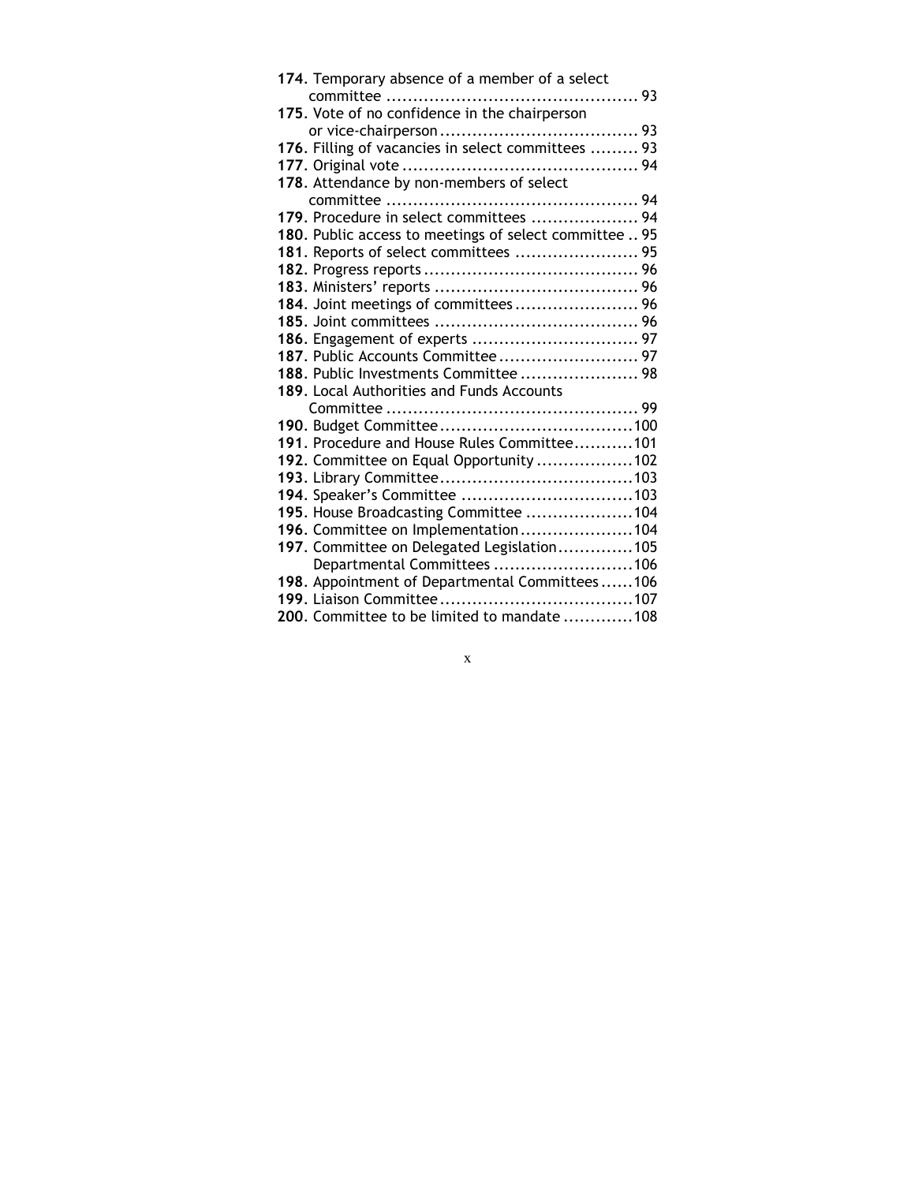**174**. Temporary absence of a member of a select committee ............................................... 93

**175**. Vote of no confidence in the chairperson or vice-chairperson ..................................... 93

**176**. Filling of vacancies in select committees ......... 93

**177**. Original vote ............................................ 94

**178**. Attendance by non-members of select committee ............................................... 94

**179**. Procedure in select committees .................... 94

**180**. Public access to meetings of select committee .. 95

**181**. Reports of select committees ....................... 95

**182**. Progress reports ........................................ 96

**183**. Ministers' reports ...................................... 96

**184**. Joint meetings of committees ....................... 96

**185**. Joint committees ...................................... 96

**186**. Engagement of experts ............................... 97

**187**. Public Accounts Committee .......................... 97

**188**. Public Investments Committee ...................... 98

**189**. Local Authorities and Funds Accounts Committee ............................................... 99

**190**. Budget Committee ....................................100

**191**. Procedure and House Rules Committee...........101

**192**. Committee on Equal Opportunity ..................102

**193**. Library Committee....................................103

**194**. Speaker's Committee ................................103

**195**. House Broadcasting Committee ....................104

**196**. Committee on Implementation.....................104

**197**. Committee on Delegated Legislation..............105

Departmental Committees ..........................106

**198**. Appointment of Departmental Committees ......106

**199**. Liaison Committee....................................107

**200**. Committee to be limited to mandate .............108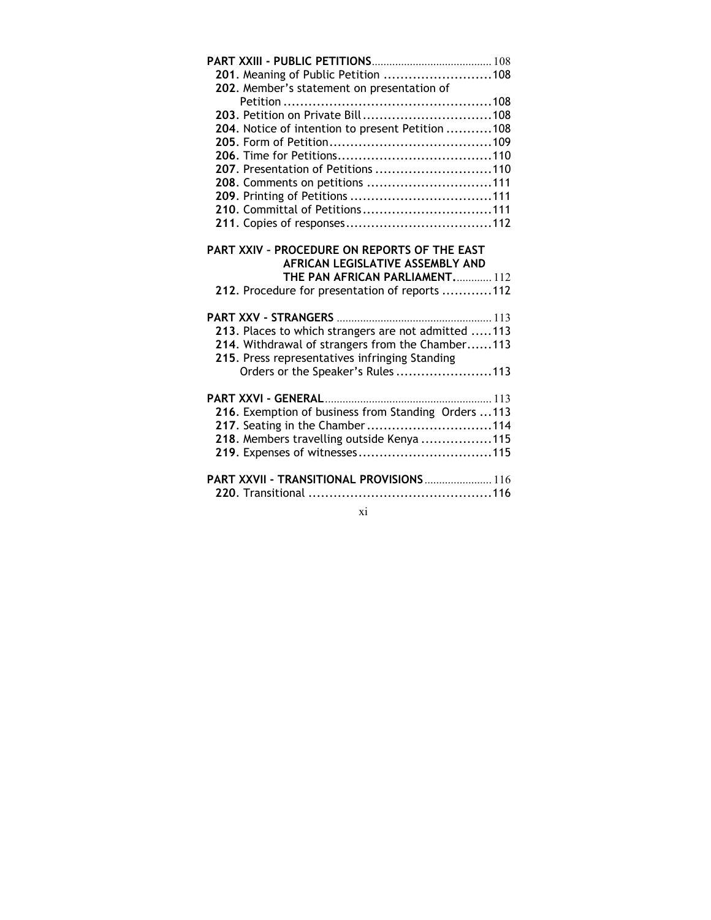**PART XXIII - PUBLIC PETITIONS** ........................................ 108

**201**. Meaning of Public Petition ..........................108

**202**. Member's statement on presentation of Petition ..................................................108

**203**. Petition on Private Bill ...............................108

**204**. Notice of intention to present Petition ...........108

**205**. Form of Petition.......................................109

**206**. Time for Petitions.....................................110

**207**. Presentation of Petitions ............................110

**208**. Comments on petitions .............................111

**209**. Printing of Petitions .................................111

**210**. Committal of Petitions...............................111

**211**. Copies of responses..................................112

**PART XXIV – PROCEDURE ON REPORTS OF THE EAST AFRICAN LEGISLATIVE ASSEMBLY AND THE PAN AFRICAN PARLIAMENT.** ........... 112

**212**. Procedure for presentation of reports ............112

**PART XXV - STRANGERS** .................................................. 113

**213**. Places to which strangers are not admitted .....113

**214**. Withdrawal of strangers from the Chamber......113

**215**. Press representatives infringing Standing Orders or the Speaker's Rules .......................113

**PART XXVI - GENERAL** ....................................................... 113

**216**. Exemption of business from Standing Orders ...113

**217**. Seating in the Chamber ..............................114

**218**. Members travelling outside Kenya .................115

**219**. Expenses of witnesses................................115

**PART XXVII - TRANSITIONAL PROVISIONS** ...................... 116

**220**. Transitional ............................................116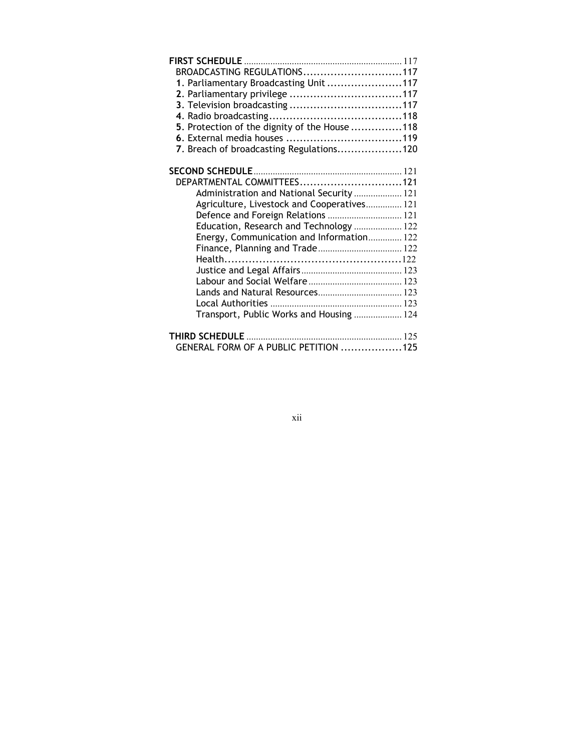**FIRST SCHEDULE** .......... 117

BROADCASTING REGULATIONS .......... 117

**1**. Parliamentary Broadcasting Unit .......... 117

**2**. Parliamentary privilege .......... 117

**3**. Television broadcasting .......... 117

**4**. Radio broadcasting .......... 118

**5**. Protection of the dignity of the House .......... 118

**6**. External media houses .......... 119

**7**. Breach of broadcasting Regulations .......... 120

**SECOND SCHEDULE** .......... 121

DEPARTMENTAL COMMITTEES .......... 121

Administration and National Security .......... 121

Agriculture, Livestock and Cooperatives .......... 121

Defence and Foreign Relations .......... 121

Education, Research and Technology .......... 122

Energy, Communication and Information .......... 122

Finance, Planning and Trade .......... 122

Health .......... 122

Justice and Legal Affairs .......... 123

Labour and Social Welfare .......... 123

Lands and Natural Resources .......... 123

Local Authorities .......... 123

Transport, Public Works and Housing .......... 124

**THIRD SCHEDULE** .......... 125

GENERAL FORM OF A PUBLIC PETITION .......... 125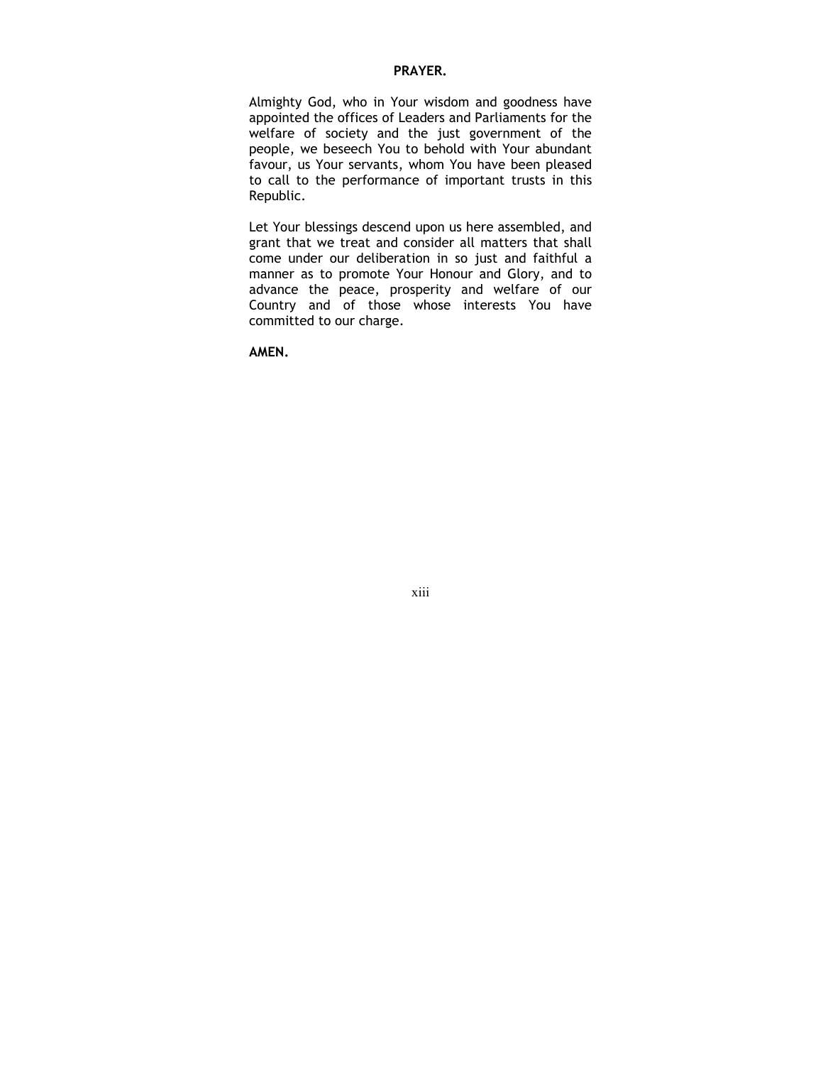## PRAYER.

Almighty God, who in Your wisdom and goodness have appointed the offices of Leaders and Parliaments for the welfare of society and the just government of the people, we beseech You to behold with Your abundant favour, us Your servants, whom You have been pleased to call to the performance of important trusts in this Republic.

Let Your blessings descend upon us here assembled, and grant that we treat and consider all matters that shall come under our deliberation in so just and faithful a manner as to promote Your Honour and Glory, and to advance the peace, prosperity and welfare of our Country and of those whose interests You have committed to our charge.

**AMEN.**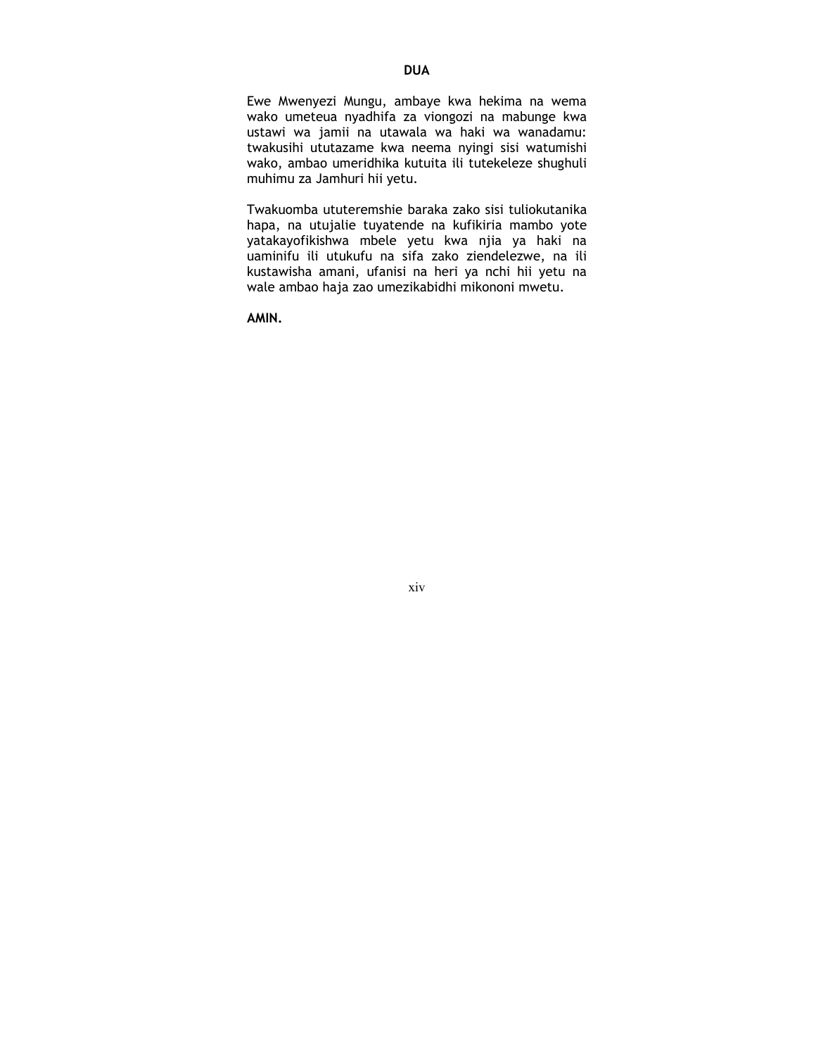# DUA

Ewe Mwenyezi Mungu, ambaye kwa hekima na wema wako umeteua nyadhifa za viongozi na mabunge kwa ustawi wa jamii na utawala wa haki wa wanadamu: twakusihi ututazame kwa neema nyingi sisi watumishi wako, ambao umeridhika kutuita ili tutekeleze shughuli muhimu za Jamhuri hii yetu.

Twakuomba ututeremshie baraka zako sisi tuliokutanika hapa, na utujalie tuyatende na kufikiria mambo yote yatakayofikishwa mbele yetu kwa njia ya haki na uaminifu ili utukufu na sifa zako ziendelezwe, na ili kustawisha amani, ufanisi na heri ya nchi hii yetu na wale ambao haja zao umezikabidhi mikononi mwetu.

**AMIN.**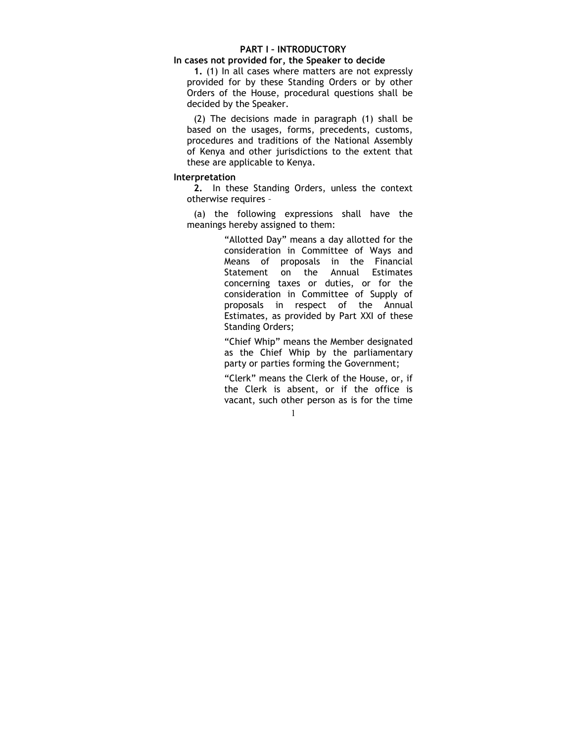## PART I – INTRODUCTORY

**In cases not provided for, the Speaker to decide**

**1.** (1) In all cases where matters are not expressly provided for by these Standing Orders or by other Orders of the House, procedural questions shall be decided by the Speaker.

(2) The decisions made in paragraph (1) shall be based on the usages, forms, precedents, customs, procedures and traditions of the National Assembly of Kenya and other jurisdictions to the extent that these are applicable to Kenya.

**Interpretation**

**2.** In these Standing Orders, unless the context otherwise requires –

(a) the following expressions shall have the meanings hereby assigned to them:

"Allotted Day" means a day allotted for the consideration in Committee of Ways and Means of proposals in the Financial Statement on the Annual Estimates concerning taxes or duties, or for the consideration in Committee of Supply of proposals in respect of the Annual Estimates, as provided by Part XXI of these Standing Orders;

"Chief Whip" means the Member designated as the Chief Whip by the parliamentary party or parties forming the Government;

"Clerk" means the Clerk of the House, or, if the Clerk is absent, or if the office is vacant, such other person as is for the time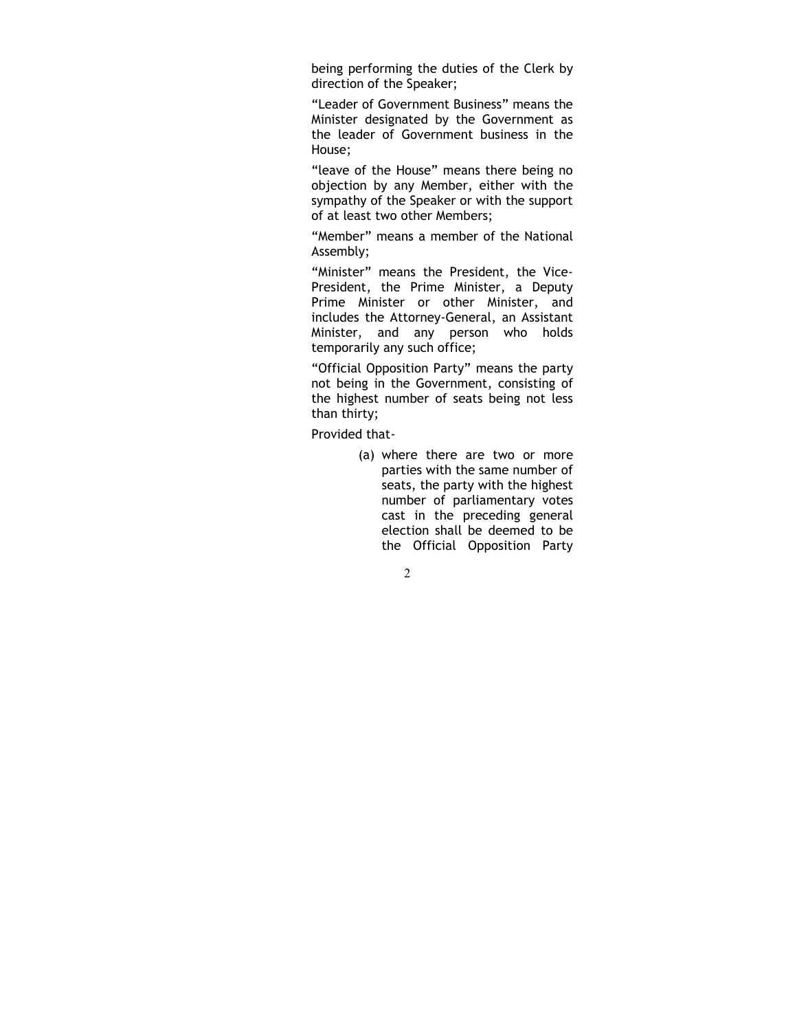being performing the duties of the Clerk by direction of the Speaker;

"Leader of Government Business" means the Minister designated by the Government as the leader of Government business in the House;

"leave of the House" means there being no objection by any Member, either with the sympathy of the Speaker or with the support of at least two other Members;

"Member" means a member of the National Assembly;

"Minister" means the President, the Vice-President, the Prime Minister, a Deputy Prime Minister or other Minister, and includes the Attorney-General, an Assistant Minister, and any person who holds temporarily any such office;

"Official Opposition Party" means the party not being in the Government, consisting of the highest number of seats being not less than thirty;

Provided that-

(a) where there are two or more parties with the same number of seats, the party with the highest number of parliamentary votes cast in the preceding general election shall be deemed to be the Official Opposition Party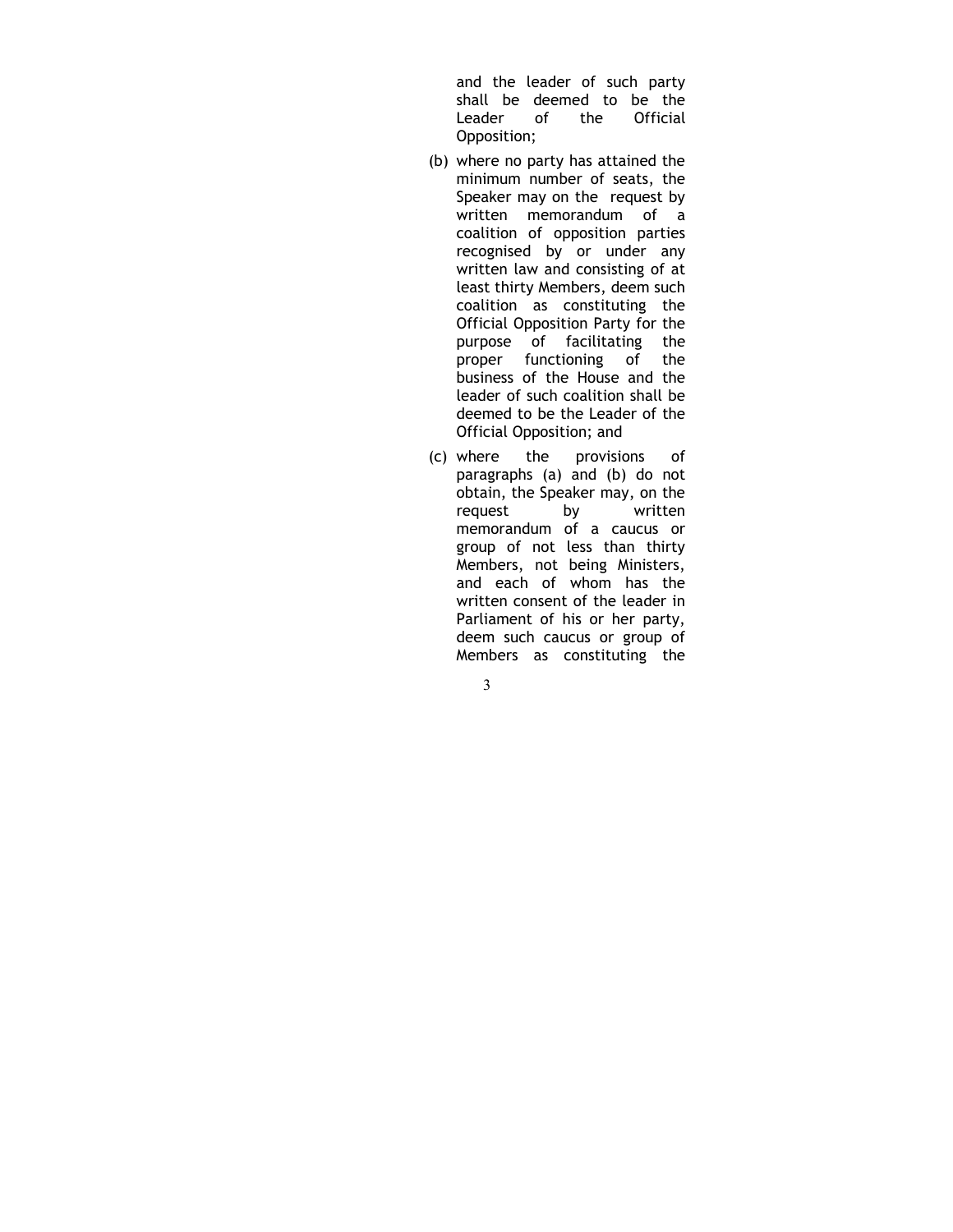and the leader of such party shall be deemed to be the Leader of the Official Opposition;

(b) where no party has attained the minimum number of seats, the Speaker may on the request by written memorandum of a coalition of opposition parties recognised by or under any written law and consisting of at least thirty Members, deem such coalition as constituting the Official Opposition Party for the purpose of facilitating the proper functioning of the business of the House and the leader of such coalition shall be deemed to be the Leader of the Official Opposition; and

(c) where the provisions of paragraphs (a) and (b) do not obtain, the Speaker may, on the request by written memorandum of a caucus or group of not less than thirty Members, not being Ministers, and each of whom has the written consent of the leader in Parliament of his or her party, deem such caucus or group of Members as constituting the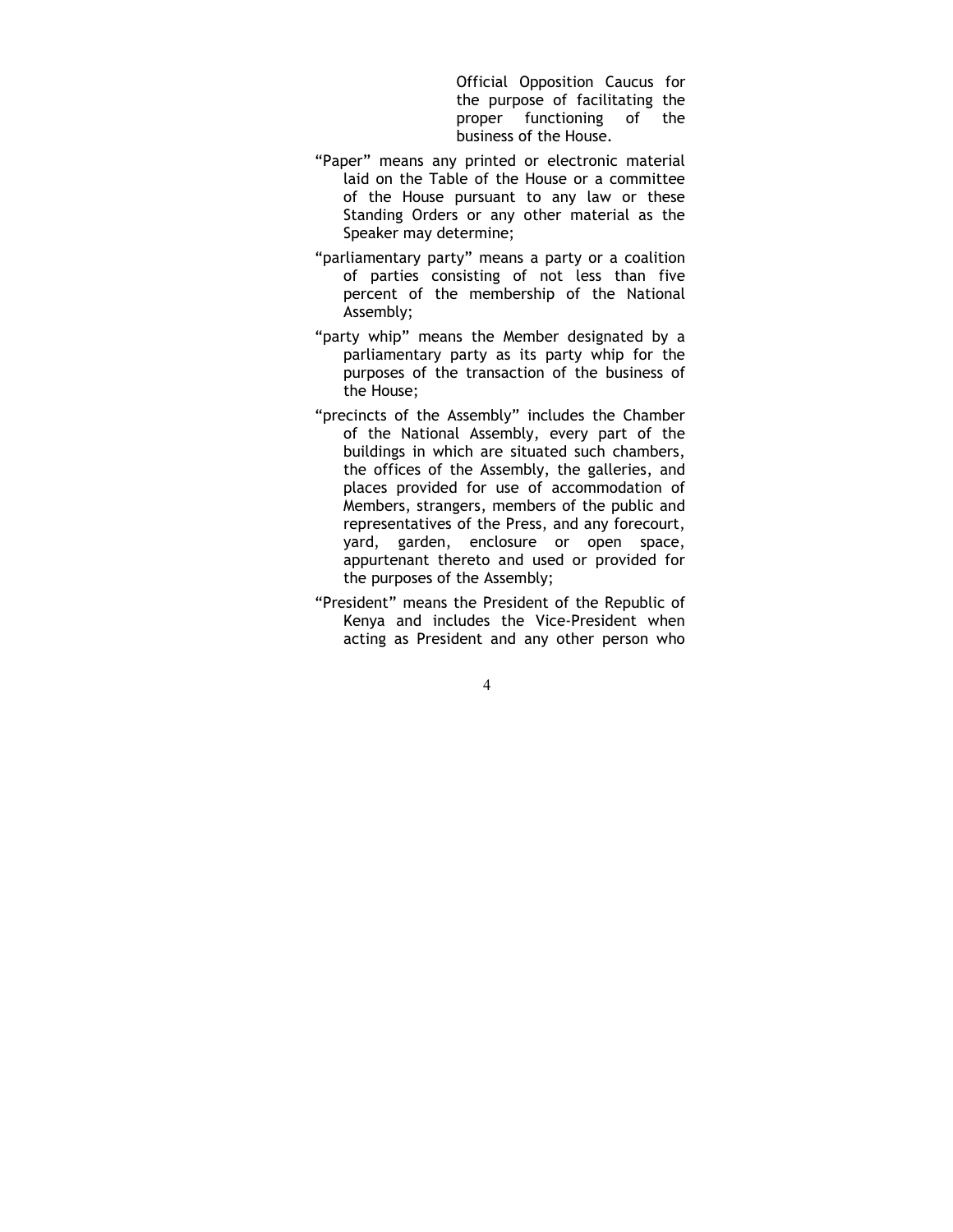Official Opposition Caucus for the purpose of facilitating the proper functioning of the business of the House.

"Paper" means any printed or electronic material laid on the Table of the House or a committee of the House pursuant to any law or these Standing Orders or any other material as the Speaker may determine;

"parliamentary party" means a party or a coalition of parties consisting of not less than five percent of the membership of the National Assembly;

"party whip" means the Member designated by a parliamentary party as its party whip for the purposes of the transaction of the business of the House;

"precincts of the Assembly" includes the Chamber of the National Assembly, every part of the buildings in which are situated such chambers, the offices of the Assembly, the galleries, and places provided for use of accommodation of Members, strangers, members of the public and representatives of the Press, and any forecourt, yard, garden, enclosure or open space, appurtenant thereto and used or provided for the purposes of the Assembly;

"President" means the President of the Republic of Kenya and includes the Vice-President when acting as President and any other person who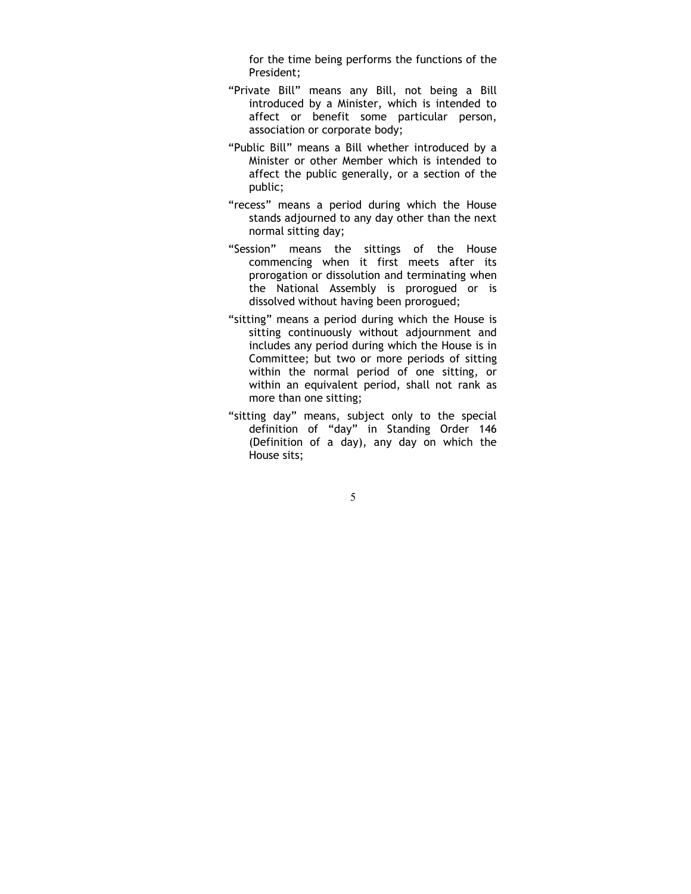for the time being performs the functions of the President;

"Private Bill" means any Bill, not being a Bill introduced by a Minister, which is intended to affect or benefit some particular person, association or corporate body;

"Public Bill" means a Bill whether introduced by a Minister or other Member which is intended to affect the public generally, or a section of the public;

"recess" means a period during which the House stands adjourned to any day other than the next normal sitting day;

"Session" means the sittings of the House commencing when it first meets after its prorogation or dissolution and terminating when the National Assembly is prorogued or is dissolved without having been prorogued;

"sitting" means a period during which the House is sitting continuously without adjournment and includes any period during which the House is in Committee; but two or more periods of sitting within the normal period of one sitting, or within an equivalent period, shall not rank as more than one sitting;

"sitting day" means, subject only to the special definition of "day" in Standing Order 146 (Definition of a day), any day on which the House sits;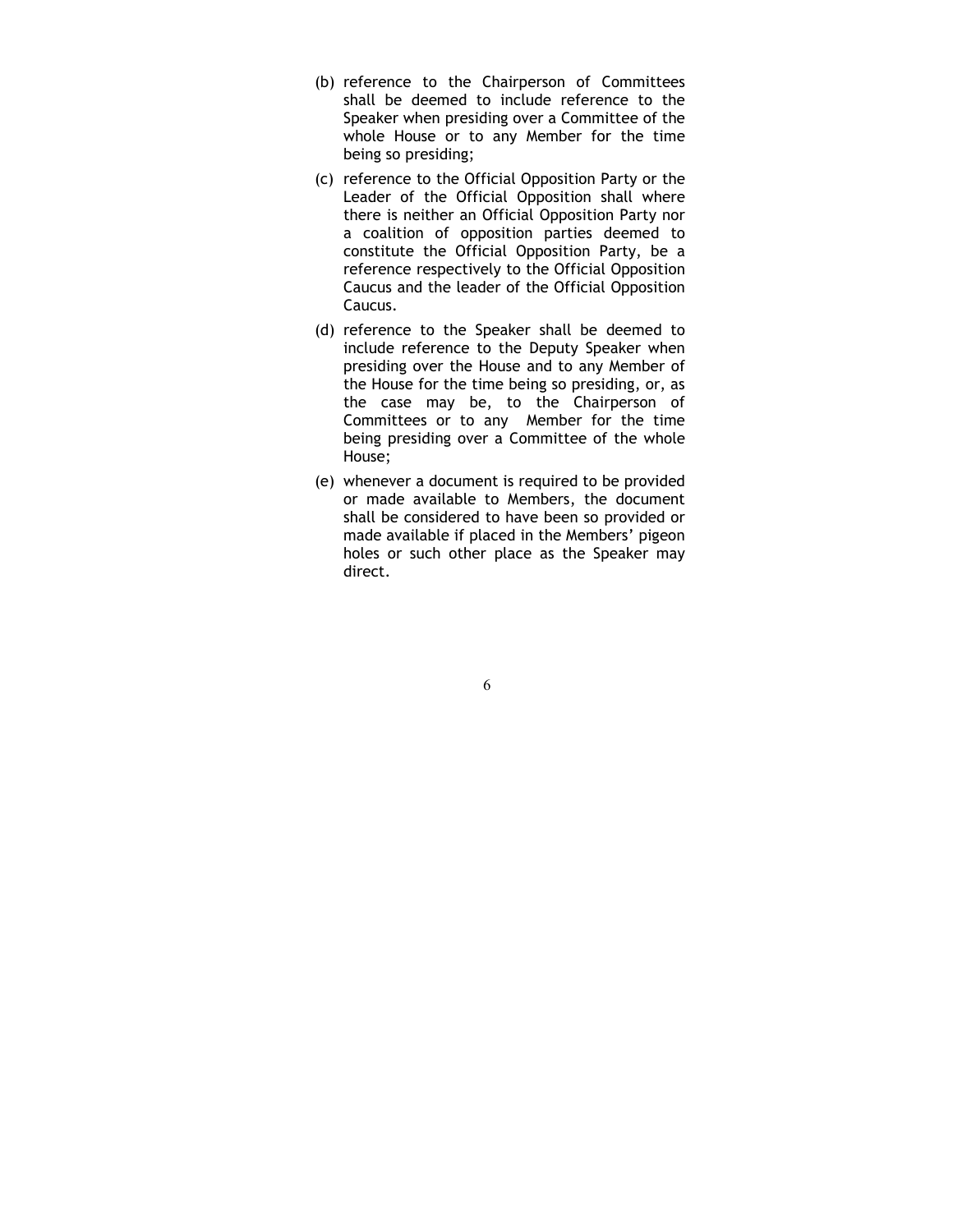(b) reference to the Chairperson of Committees shall be deemed to include reference to the Speaker when presiding over a Committee of the whole House or to any Member for the time being so presiding;

(c) reference to the Official Opposition Party or the Leader of the Official Opposition shall where there is neither an Official Opposition Party nor a coalition of opposition parties deemed to constitute the Official Opposition Party, be a reference respectively to the Official Opposition Caucus and the leader of the Official Opposition Caucus.

(d) reference to the Speaker shall be deemed to include reference to the Deputy Speaker when presiding over the House and to any Member of the House for the time being so presiding, or, as the case may be, to the Chairperson of Committees or to any Member for the time being presiding over a Committee of the whole House;

(e) whenever a document is required to be provided or made available to Members, the document shall be considered to have been so provided or made available if placed in the Members' pigeon holes or such other place as the Speaker may direct.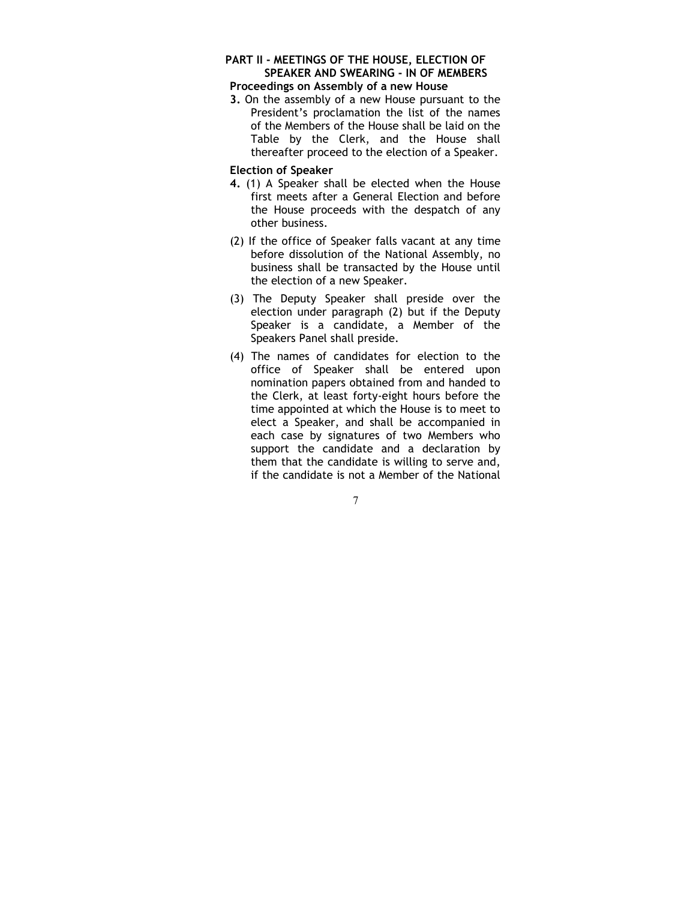## PART II - MEETINGS OF THE HOUSE, ELECTION OF SPEAKER AND SWEARING - IN OF MEMBERS

### Proceedings on Assembly of a new House

**3.** On the assembly of a new House pursuant to the President's proclamation the list of the names of the Members of the House shall be laid on the Table by the Clerk, and the House shall thereafter proceed to the election of a Speaker.

### Election of Speaker

**4.** (1) A Speaker shall be elected when the House first meets after a General Election and before the House proceeds with the despatch of any other business.

(2) If the office of Speaker falls vacant at any time before dissolution of the National Assembly, no business shall be transacted by the House until the election of a new Speaker.

(3) The Deputy Speaker shall preside over the election under paragraph (2) but if the Deputy Speaker is a candidate, a Member of the Speakers Panel shall preside.

(4) The names of candidates for election to the office of Speaker shall be entered upon nomination papers obtained from and handed to the Clerk, at least forty-eight hours before the time appointed at which the House is to meet to elect a Speaker, and shall be accompanied in each case by signatures of two Members who support the candidate and a declaration by them that the candidate is willing to serve and, if the candidate is not a Member of the National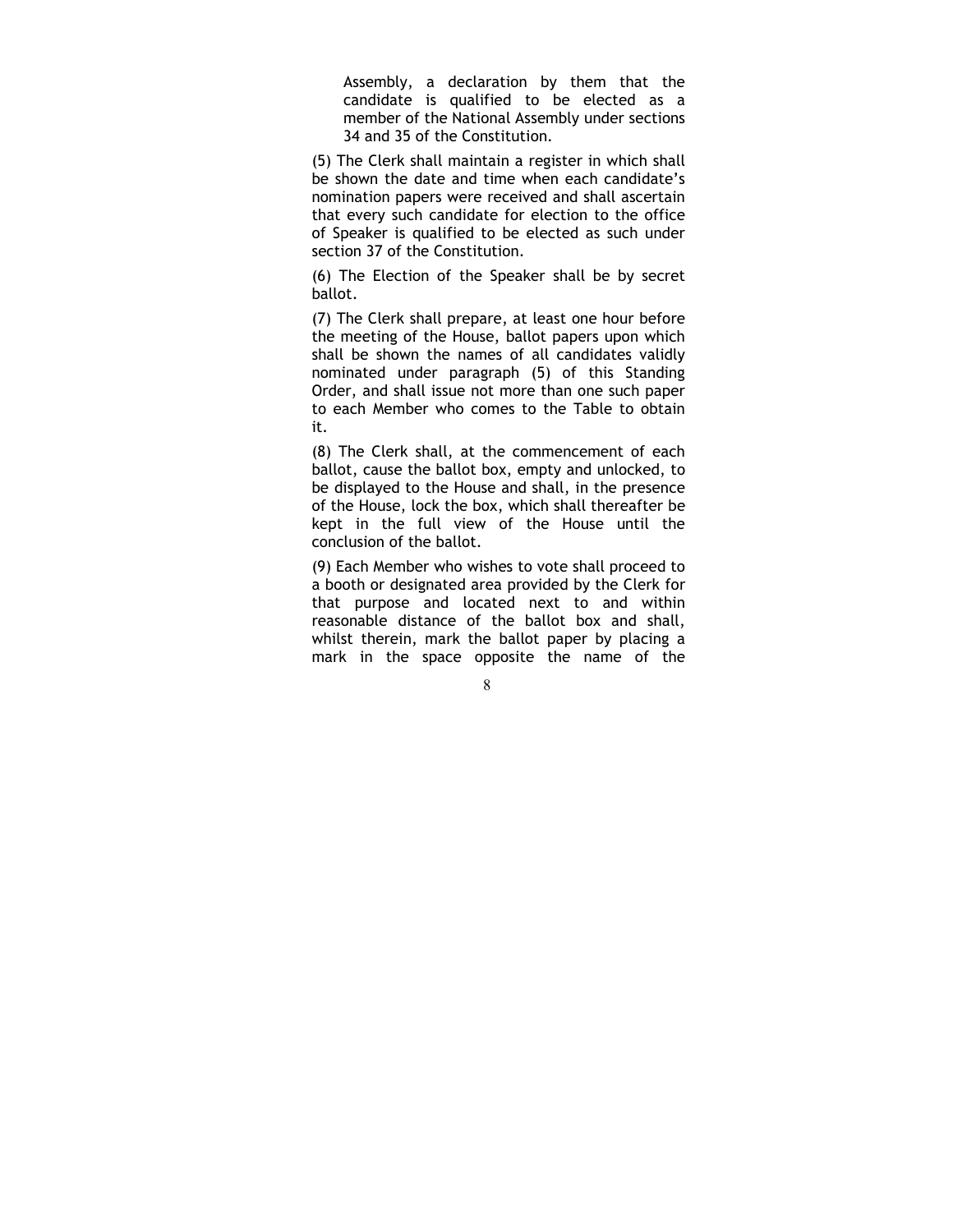Assembly, a declaration by them that the candidate is qualified to be elected as a member of the National Assembly under sections 34 and 35 of the Constitution.

(5) The Clerk shall maintain a register in which shall be shown the date and time when each candidate's nomination papers were received and shall ascertain that every such candidate for election to the office of Speaker is qualified to be elected as such under section 37 of the Constitution.

(6) The Election of the Speaker shall be by secret ballot.

(7) The Clerk shall prepare, at least one hour before the meeting of the House, ballot papers upon which shall be shown the names of all candidates validly nominated under paragraph (5) of this Standing Order, and shall issue not more than one such paper to each Member who comes to the Table to obtain it.

(8) The Clerk shall, at the commencement of each ballot, cause the ballot box, empty and unlocked, to be displayed to the House and shall, in the presence of the House, lock the box, which shall thereafter be kept in the full view of the House until the conclusion of the ballot.

(9) Each Member who wishes to vote shall proceed to a booth or designated area provided by the Clerk for that purpose and located next to and within reasonable distance of the ballot box and shall, whilst therein, mark the ballot paper by placing a mark in the space opposite the name of the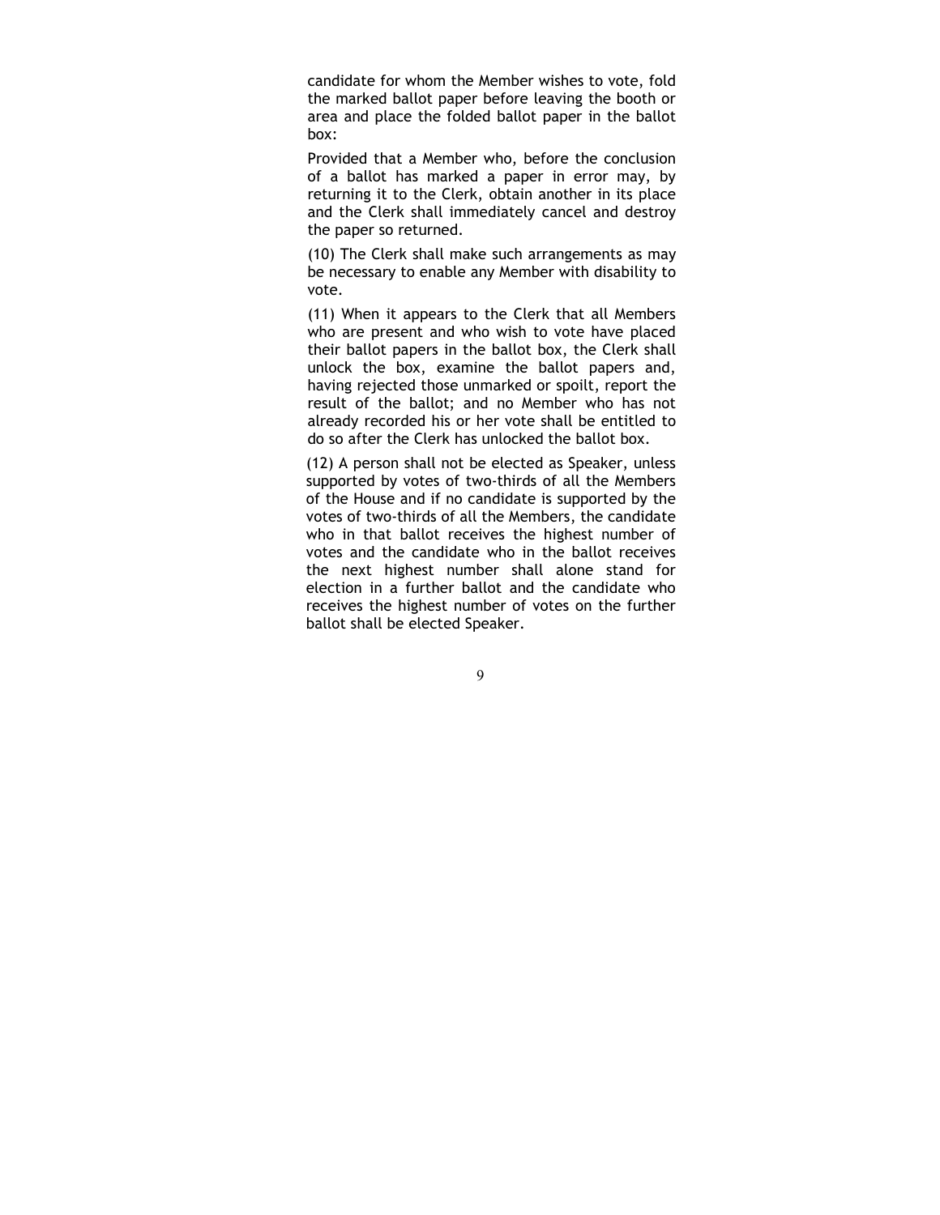candidate for whom the Member wishes to vote, fold the marked ballot paper before leaving the booth or area and place the folded ballot paper in the ballot box:

Provided that a Member who, before the conclusion of a ballot has marked a paper in error may, by returning it to the Clerk, obtain another in its place and the Clerk shall immediately cancel and destroy the paper so returned.

(10) The Clerk shall make such arrangements as may be necessary to enable any Member with disability to vote.

(11) When it appears to the Clerk that all Members who are present and who wish to vote have placed their ballot papers in the ballot box, the Clerk shall unlock the box, examine the ballot papers and, having rejected those unmarked or spoilt, report the result of the ballot; and no Member who has not already recorded his or her vote shall be entitled to do so after the Clerk has unlocked the ballot box.

(12) A person shall not be elected as Speaker, unless supported by votes of two-thirds of all the Members of the House and if no candidate is supported by the votes of two-thirds of all the Members, the candidate who in that ballot receives the highest number of votes and the candidate who in the ballot receives the next highest number shall alone stand for election in a further ballot and the candidate who receives the highest number of votes on the further ballot shall be elected Speaker.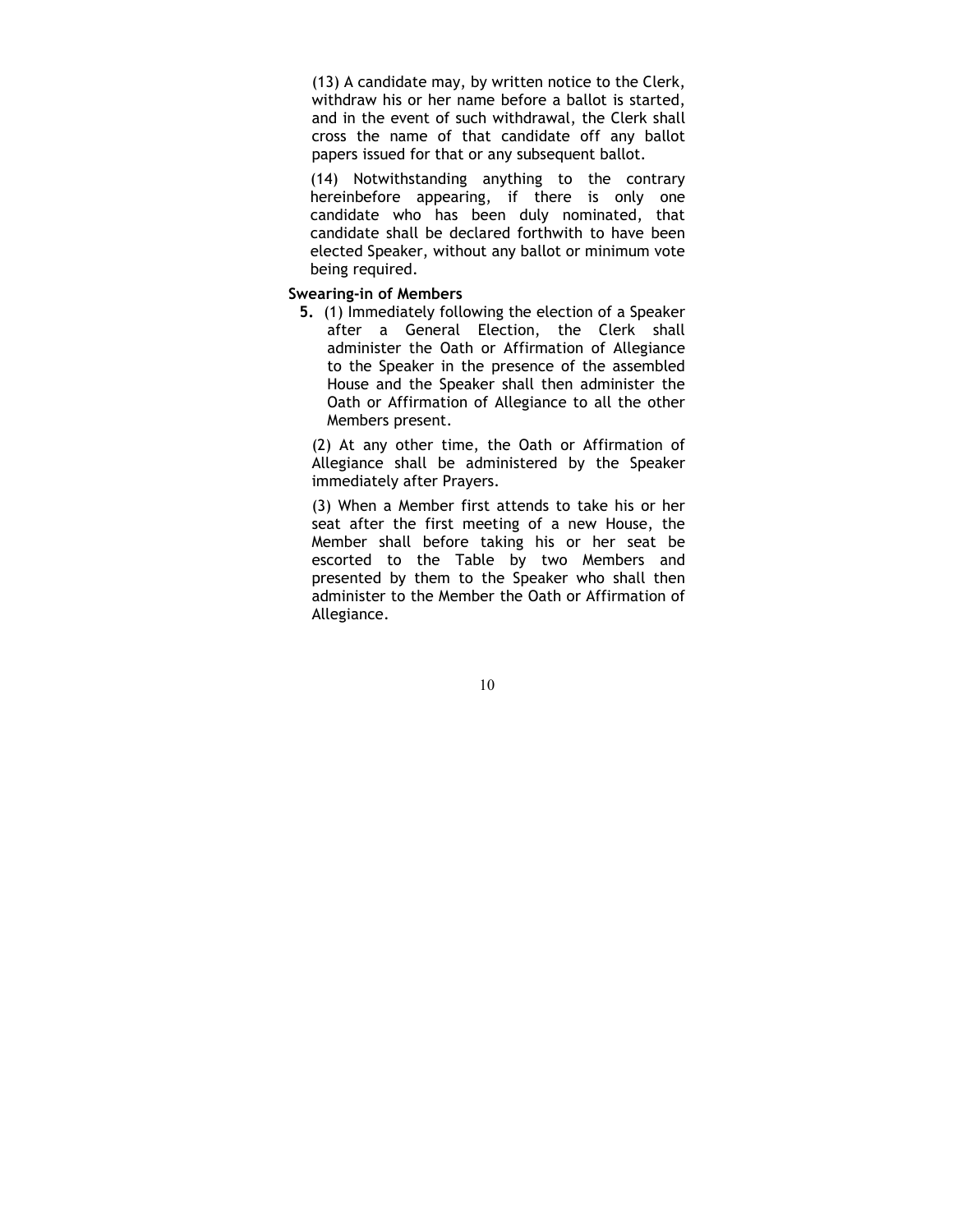(13) A candidate may, by written notice to the Clerk, withdraw his or her name before a ballot is started, and in the event of such withdrawal, the Clerk shall cross the name of that candidate off any ballot papers issued for that or any subsequent ballot.

(14) Notwithstanding anything to the contrary hereinbefore appearing, if there is only one candidate who has been duly nominated, that candidate shall be declared forthwith to have been elected Speaker, without any ballot or minimum vote being required.

**Swearing-in of Members**

**5.** (1) Immediately following the election of a Speaker after a General Election, the Clerk shall administer the Oath or Affirmation of Allegiance to the Speaker in the presence of the assembled House and the Speaker shall then administer the Oath or Affirmation of Allegiance to all the other Members present.

(2) At any other time, the Oath or Affirmation of Allegiance shall be administered by the Speaker immediately after Prayers.

(3) When a Member first attends to take his or her seat after the first meeting of a new House, the Member shall before taking his or her seat be escorted to the Table by two Members and presented by them to the Speaker who shall then administer to the Member the Oath or Affirmation of Allegiance.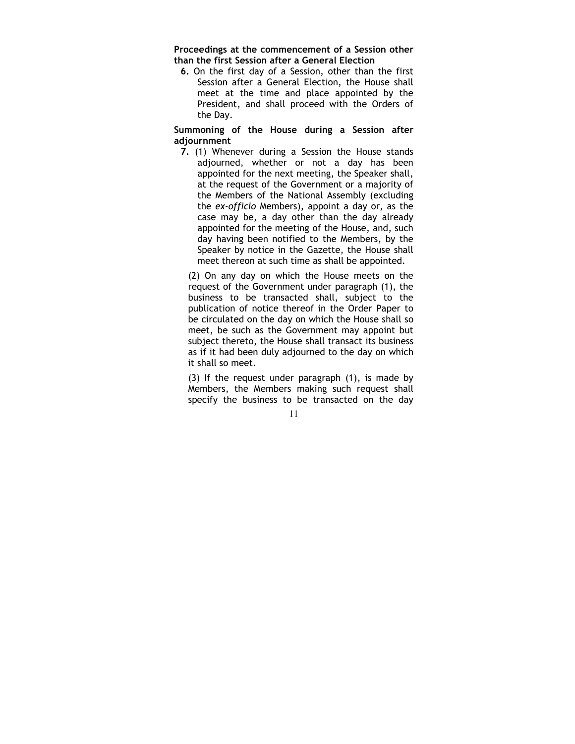**Proceedings at the commencement of a Session other than the first Session after a General Election**

**6.** On the first day of a Session, other than the first Session after a General Election, the House shall meet at the time and place appointed by the President, and shall proceed with the Orders of the Day.

**Summoning of the House during a Session after adjournment**

**7.** (1) Whenever during a Session the House stands adjourned, whether or not a day has been appointed for the next meeting, the Speaker shall, at the request of the Government or a majority of the Members of the National Assembly (excluding the *ex-officio* Members), appoint a day or, as the case may be, a day other than the day already appointed for the meeting of the House, and, such day having been notified to the Members, by the Speaker by notice in the Gazette, the House shall meet thereon at such time as shall be appointed.

(2) On any day on which the House meets on the request of the Government under paragraph (1), the business to be transacted shall, subject to the publication of notice thereof in the Order Paper to be circulated on the day on which the House shall so meet, be such as the Government may appoint but subject thereto, the House shall transact its business as if it had been duly adjourned to the day on which it shall so meet.

(3) If the request under paragraph (1), is made by Members, the Members making such request shall specify the business to be transacted on the day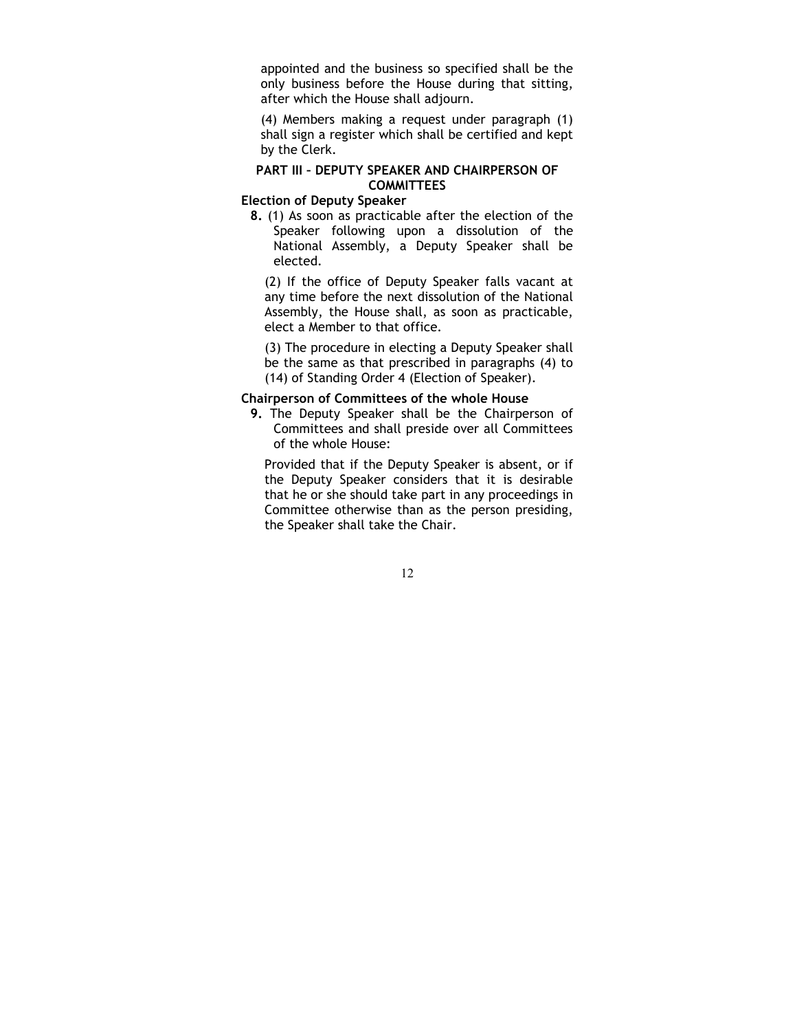appointed and the business so specified shall be the only business before the House during that sitting, after which the House shall adjourn.

(4) Members making a request under paragraph (1) shall sign a register which shall be certified and kept by the Clerk.

## PART III – DEPUTY SPEAKER AND CHAIRPERSON OF COMMITTEES

### Election of Deputy Speaker

**8.** (1) As soon as practicable after the election of the Speaker following upon a dissolution of the National Assembly, a Deputy Speaker shall be elected.

(2) If the office of Deputy Speaker falls vacant at any time before the next dissolution of the National Assembly, the House shall, as soon as practicable, elect a Member to that office.

(3) The procedure in electing a Deputy Speaker shall be the same as that prescribed in paragraphs (4) to (14) of Standing Order 4 (Election of Speaker).

### Chairperson of Committees of the whole House

**9.** The Deputy Speaker shall be the Chairperson of Committees and shall preside over all Committees of the whole House:

Provided that if the Deputy Speaker is absent, or if the Deputy Speaker considers that it is desirable that he or she should take part in any proceedings in Committee otherwise than as the person presiding, the Speaker shall take the Chair.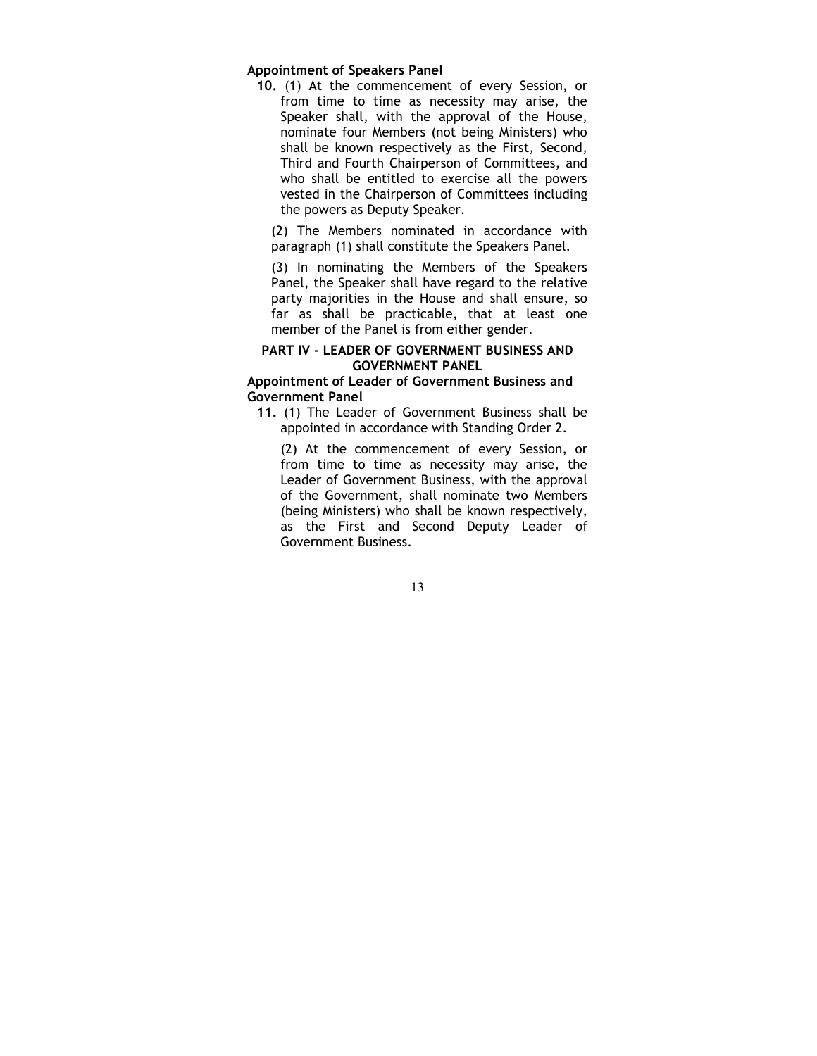**Appointment of Speakers Panel**

**10.** (1) At the commencement of every Session, or from time to time as necessity may arise, the Speaker shall, with the approval of the House, nominate four Members (not being Ministers) who shall be known respectively as the First, Second, Third and Fourth Chairperson of Committees, and who shall be entitled to exercise all the powers vested in the Chairperson of Committees including the powers as Deputy Speaker.

(2) The Members nominated in accordance with paragraph (1) shall constitute the Speakers Panel.

(3) In nominating the Members of the Speakers Panel, the Speaker shall have regard to the relative party majorities in the House and shall ensure, so far as shall be practicable, that at least one member of the Panel is from either gender.

## PART IV - LEADER OF GOVERNMENT BUSINESS AND GOVERNMENT PANEL

**Appointment of Leader of Government Business and Government Panel**

**11.** (1) The Leader of Government Business shall be appointed in accordance with Standing Order 2.

(2) At the commencement of every Session, or from time to time as necessity may arise, the Leader of Government Business, with the approval of the Government, shall nominate two Members (being Ministers) who shall be known respectively, as the First and Second Deputy Leader of Government Business.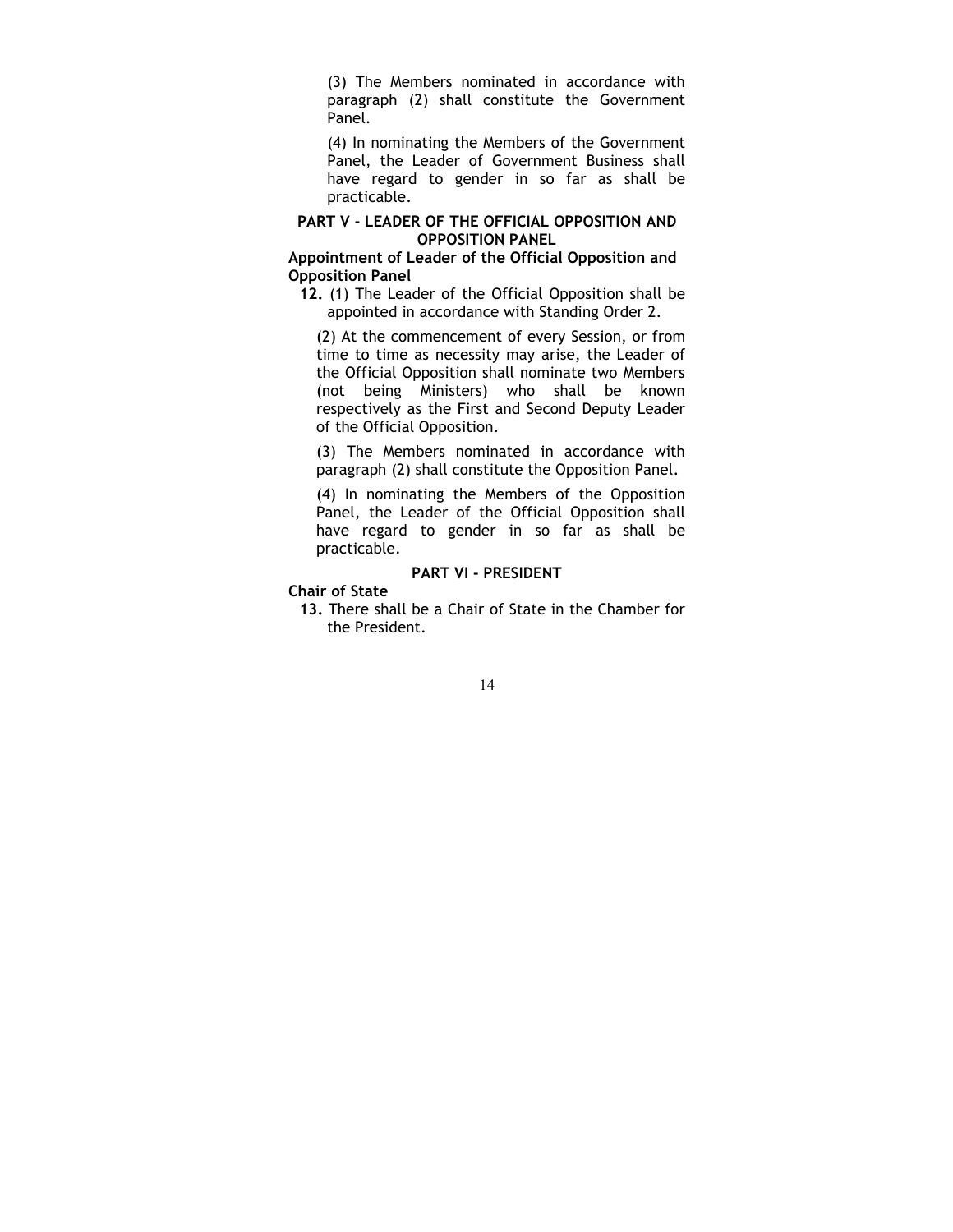(3) The Members nominated in accordance with paragraph (2) shall constitute the Government Panel.

(4) In nominating the Members of the Government Panel, the Leader of Government Business shall have regard to gender in so far as shall be practicable.

## PART V - LEADER OF THE OFFICIAL OPPOSITION AND OPPOSITION PANEL

### Appointment of Leader of the Official Opposition and Opposition Panel

**12.** (1) The Leader of the Official Opposition shall be appointed in accordance with Standing Order 2.

(2) At the commencement of every Session, or from time to time as necessity may arise, the Leader of the Official Opposition shall nominate two Members (not being Ministers) who shall be known respectively as the First and Second Deputy Leader of the Official Opposition.

(3) The Members nominated in accordance with paragraph (2) shall constitute the Opposition Panel.

(4) In nominating the Members of the Opposition Panel, the Leader of the Official Opposition shall have regard to gender in so far as shall be practicable.

## PART VI - PRESIDENT

### Chair of State

**13.** There shall be a Chair of State in the Chamber for the President.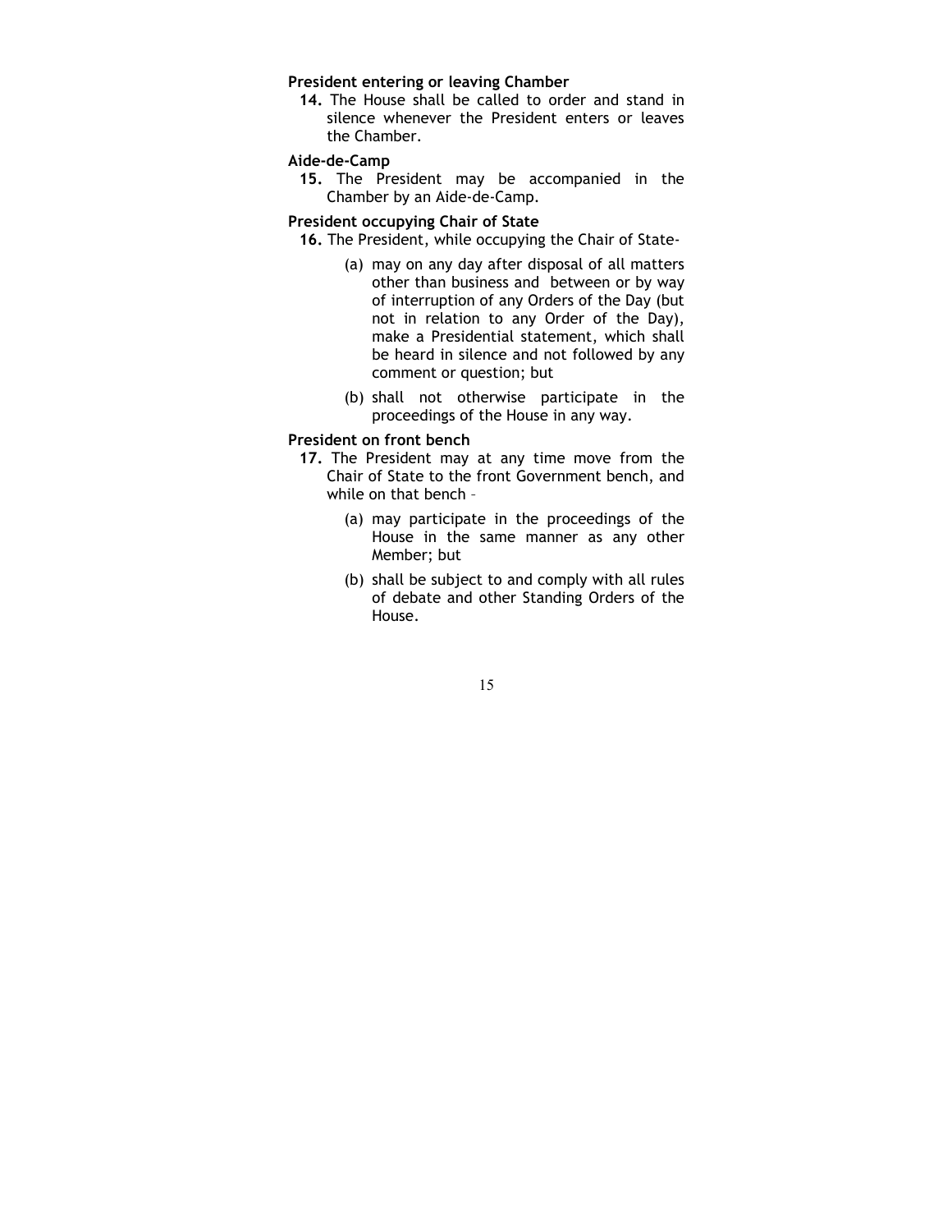**President entering or leaving Chamber**

**14.** The House shall be called to order and stand in silence whenever the President enters or leaves the Chamber.

**Aide-de-Camp**

**15.** The President may be accompanied in the Chamber by an Aide-de-Camp.

**President occupying Chair of State**

**16.** The President, while occupying the Chair of State-

(a) may on any day after disposal of all matters other than business and between or by way of interruption of any Orders of the Day (but not in relation to any Order of the Day), make a Presidential statement, which shall be heard in silence and not followed by any comment or question; but

(b) shall not otherwise participate in the proceedings of the House in any way.

**President on front bench**

**17.** The President may at any time move from the Chair of State to the front Government bench, and while on that bench –

(a) may participate in the proceedings of the House in the same manner as any other Member; but

(b) shall be subject to and comply with all rules of debate and other Standing Orders of the House.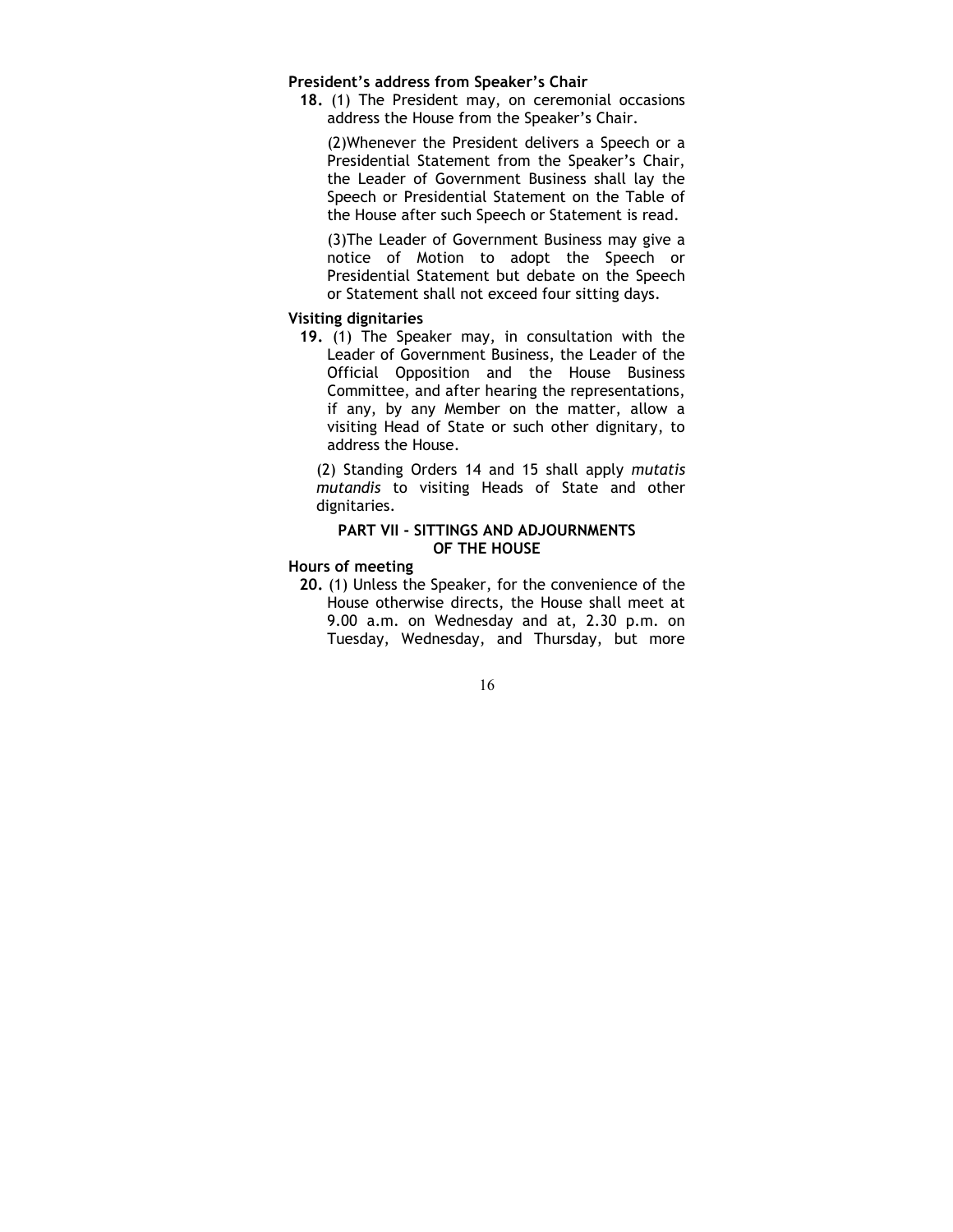**President's address from Speaker's Chair**

**18.** (1) The President may, on ceremonial occasions address the House from the Speaker's Chair.

(2)Whenever the President delivers a Speech or a Presidential Statement from the Speaker's Chair, the Leader of Government Business shall lay the Speech or Presidential Statement on the Table of the House after such Speech or Statement is read.

(3)The Leader of Government Business may give a notice of Motion to adopt the Speech or Presidential Statement but debate on the Speech or Statement shall not exceed four sitting days.

**Visiting dignitaries**

**19.** (1) The Speaker may, in consultation with the Leader of Government Business, the Leader of the Official Opposition and the House Business Committee, and after hearing the representations, if any, by any Member on the matter, allow a visiting Head of State or such other dignitary, to address the House.

(2) Standing Orders 14 and 15 shall apply *mutatis mutandis* to visiting Heads of State and other dignitaries.

## PART VII - SITTINGS AND ADJOURNMENTS OF THE HOUSE

**Hours of meeting**

**20.** (1) Unless the Speaker, for the convenience of the House otherwise directs, the House shall meet at 9.00 a.m. on Wednesday and at, 2.30 p.m. on Tuesday, Wednesday, and Thursday, but more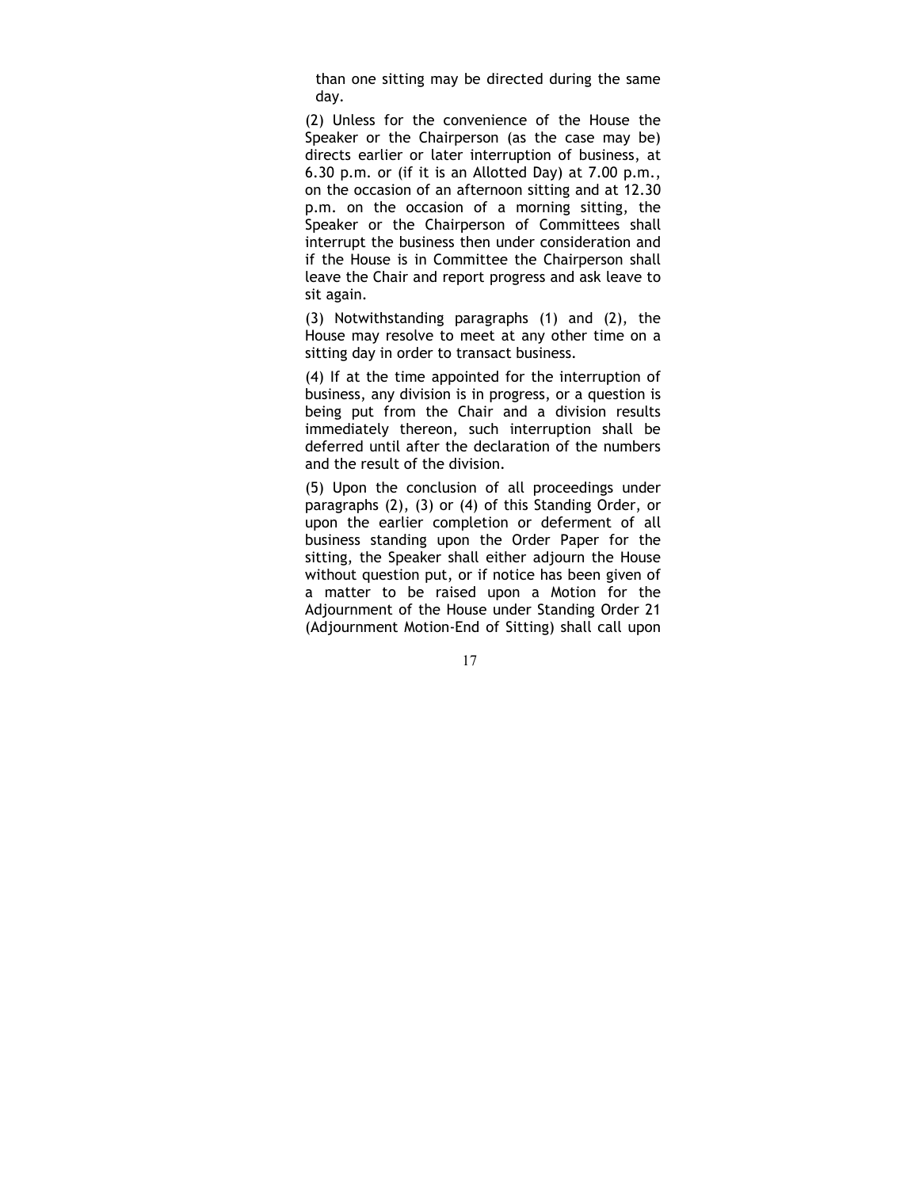than one sitting may be directed during the same day.

(2) Unless for the convenience of the House the Speaker or the Chairperson (as the case may be) directs earlier or later interruption of business, at 6.30 p.m. or (if it is an Allotted Day) at 7.00 p.m., on the occasion of an afternoon sitting and at 12.30 p.m. on the occasion of a morning sitting, the Speaker or the Chairperson of Committees shall interrupt the business then under consideration and if the House is in Committee the Chairperson shall leave the Chair and report progress and ask leave to sit again.

(3) Notwithstanding paragraphs (1) and (2), the House may resolve to meet at any other time on a sitting day in order to transact business.

(4) If at the time appointed for the interruption of business, any division is in progress, or a question is being put from the Chair and a division results immediately thereon, such interruption shall be deferred until after the declaration of the numbers and the result of the division.

(5) Upon the conclusion of all proceedings under paragraphs (2), (3) or (4) of this Standing Order, or upon the earlier completion or deferment of all business standing upon the Order Paper for the sitting, the Speaker shall either adjourn the House without question put, or if notice has been given of a matter to be raised upon a Motion for the Adjournment of the House under Standing Order 21 (Adjournment Motion-End of Sitting) shall call upon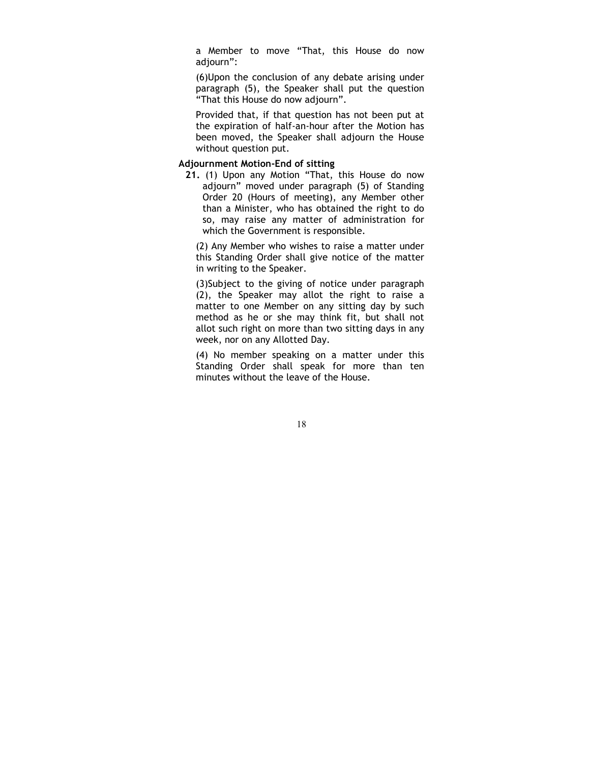a Member to move "That, this House do now adjourn":

(6)Upon the conclusion of any debate arising under paragraph (5), the Speaker shall put the question "That this House do now adjourn".

Provided that, if that question has not been put at the expiration of half-an-hour after the Motion has been moved, the Speaker shall adjourn the House without question put.

**Adjournment Motion-End of sitting**

**21.** (1) Upon any Motion "That, this House do now adjourn" moved under paragraph (5) of Standing Order 20 (Hours of meeting), any Member other than a Minister, who has obtained the right to do so, may raise any matter of administration for which the Government is responsible.

(2) Any Member who wishes to raise a matter under this Standing Order shall give notice of the matter in writing to the Speaker.

(3)Subject to the giving of notice under paragraph (2), the Speaker may allot the right to raise a matter to one Member on any sitting day by such method as he or she may think fit, but shall not allot such right on more than two sitting days in any week, nor on any Allotted Day.

(4) No member speaking on a matter under this Standing Order shall speak for more than ten minutes without the leave of the House.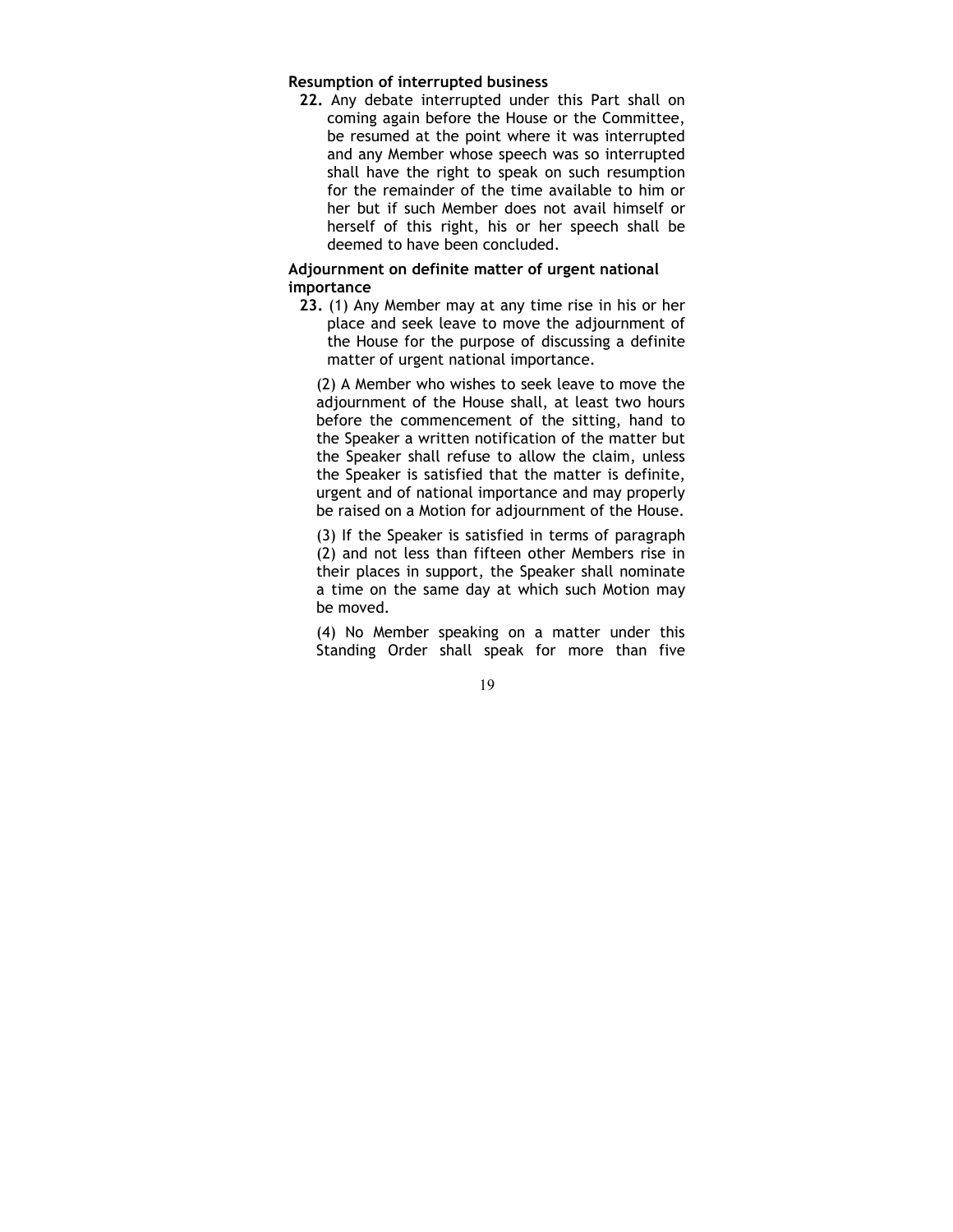**Resumption of interrupted business**

**22.** Any debate interrupted under this Part shall on coming again before the House or the Committee, be resumed at the point where it was interrupted and any Member whose speech was so interrupted shall have the right to speak on such resumption for the remainder of the time available to him or her but if such Member does not avail himself or herself of this right, his or her speech shall be deemed to have been concluded.

**Adjournment on definite matter of urgent national importance**

**23.** (1) Any Member may at any time rise in his or her place and seek leave to move the adjournment of the House for the purpose of discussing a definite matter of urgent national importance.

(2) A Member who wishes to seek leave to move the adjournment of the House shall, at least two hours before the commencement of the sitting, hand to the Speaker a written notification of the matter but the Speaker shall refuse to allow the claim, unless the Speaker is satisfied that the matter is definite, urgent and of national importance and may properly be raised on a Motion for adjournment of the House.

(3) If the Speaker is satisfied in terms of paragraph (2) and not less than fifteen other Members rise in their places in support, the Speaker shall nominate a time on the same day at which such Motion may be moved.

(4) No Member speaking on a matter under this Standing Order shall speak for more than five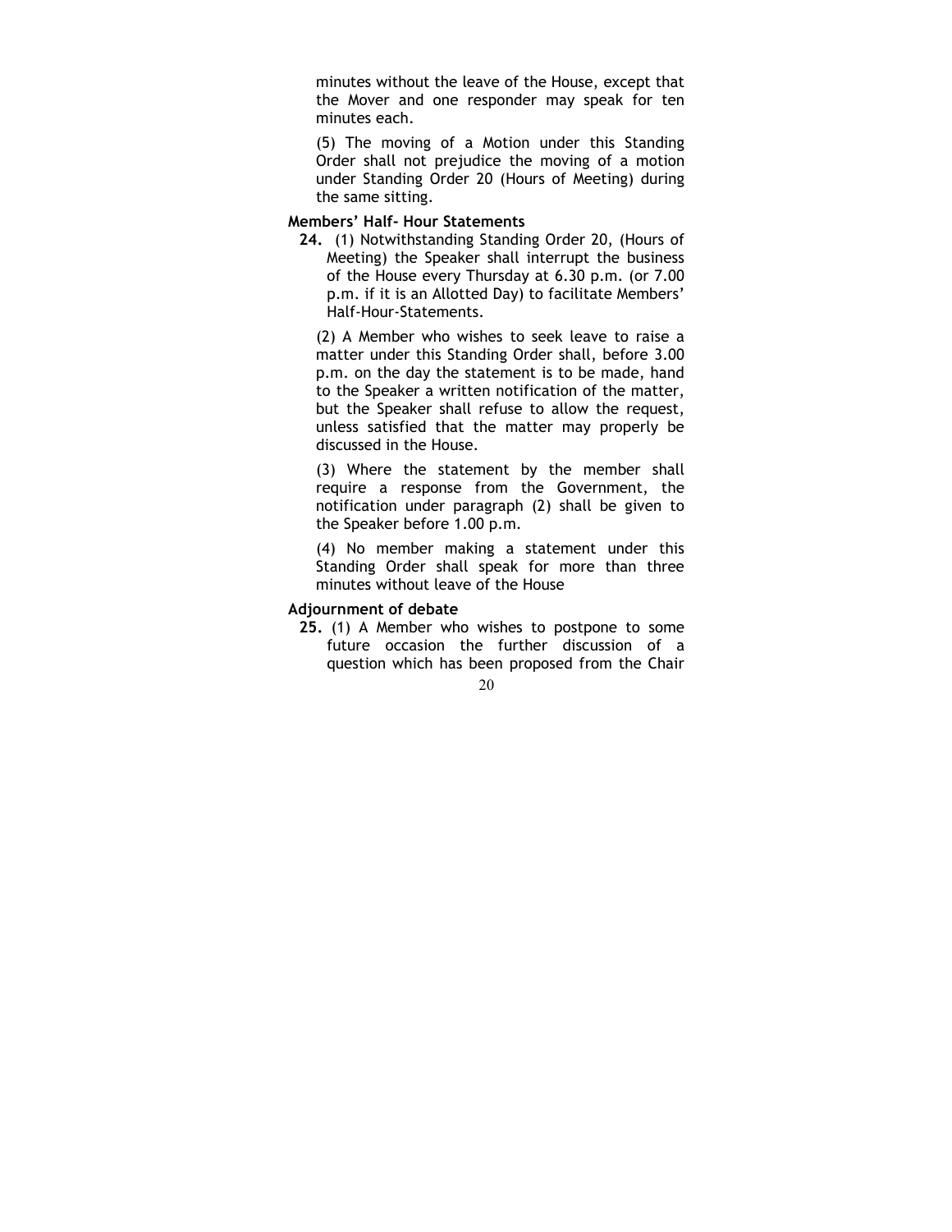minutes without the leave of the House, except that the Mover and one responder may speak for ten minutes each.

(5) The moving of a Motion under this Standing Order shall not prejudice the moving of a motion under Standing Order 20 (Hours of Meeting) during the same sitting.

**Members' Half- Hour Statements**

**24.** (1) Notwithstanding Standing Order 20, (Hours of Meeting) the Speaker shall interrupt the business of the House every Thursday at 6.30 p.m. (or 7.00 p.m. if it is an Allotted Day) to facilitate Members' Half-Hour-Statements.

(2) A Member who wishes to seek leave to raise a matter under this Standing Order shall, before 3.00 p.m. on the day the statement is to be made, hand to the Speaker a written notification of the matter, but the Speaker shall refuse to allow the request, unless satisfied that the matter may properly be discussed in the House.

(3) Where the statement by the member shall require a response from the Government, the notification under paragraph (2) shall be given to the Speaker before 1.00 p.m.

(4) No member making a statement under this Standing Order shall speak for more than three minutes without leave of the House

**Adjournment of debate**

**25.** (1) A Member who wishes to postpone to some future occasion the further discussion of a question which has been proposed from the Chair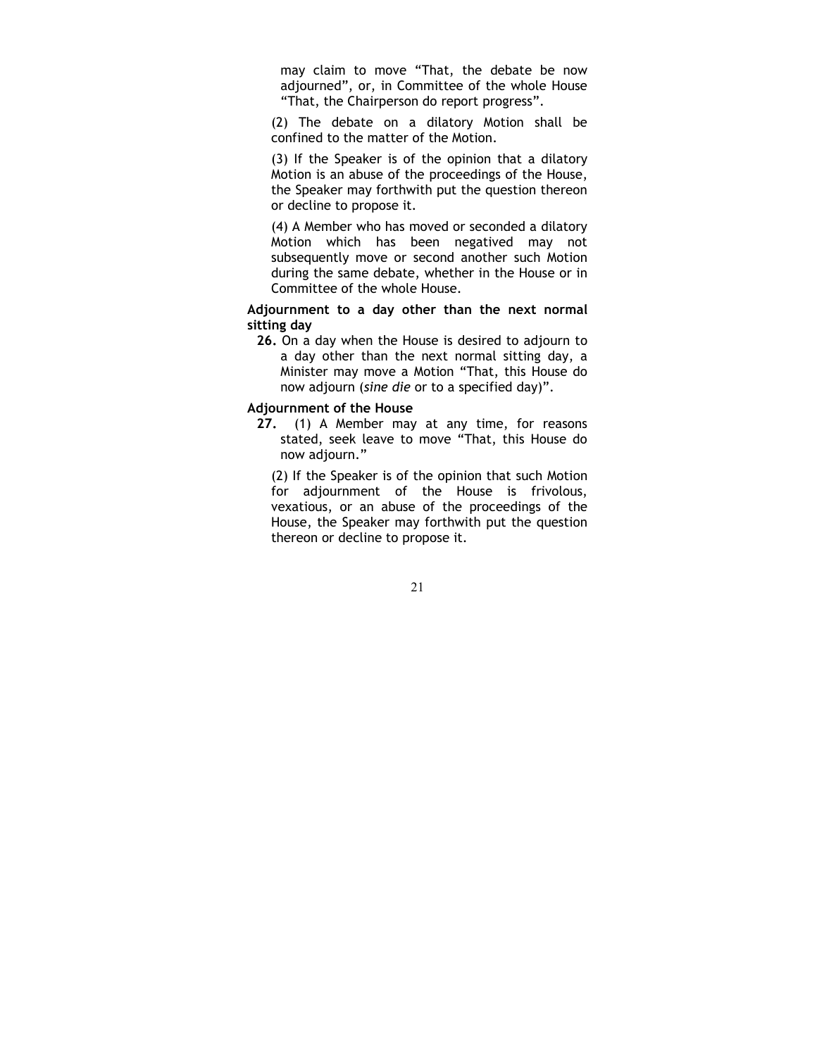may claim to move "That, the debate be now adjourned", or, in Committee of the whole House "That, the Chairperson do report progress".

(2) The debate on a dilatory Motion shall be confined to the matter of the Motion.

(3) If the Speaker is of the opinion that a dilatory Motion is an abuse of the proceedings of the House, the Speaker may forthwith put the question thereon or decline to propose it.

(4) A Member who has moved or seconded a dilatory Motion which has been negatived may not subsequently move or second another such Motion during the same debate, whether in the House or in Committee of the whole House.

**Adjournment to a day other than the next normal sitting day**

**26.** On a day when the House is desired to adjourn to a day other than the next normal sitting day, a Minister may move a Motion "That, this House do now adjourn (*sine die* or to a specified day)".

**Adjournment of the House**

**27.** (1) A Member may at any time, for reasons stated, seek leave to move "That, this House do now adjourn."

(2) If the Speaker is of the opinion that such Motion for adjournment of the House is frivolous, vexatious, or an abuse of the proceedings of the House, the Speaker may forthwith put the question thereon or decline to propose it.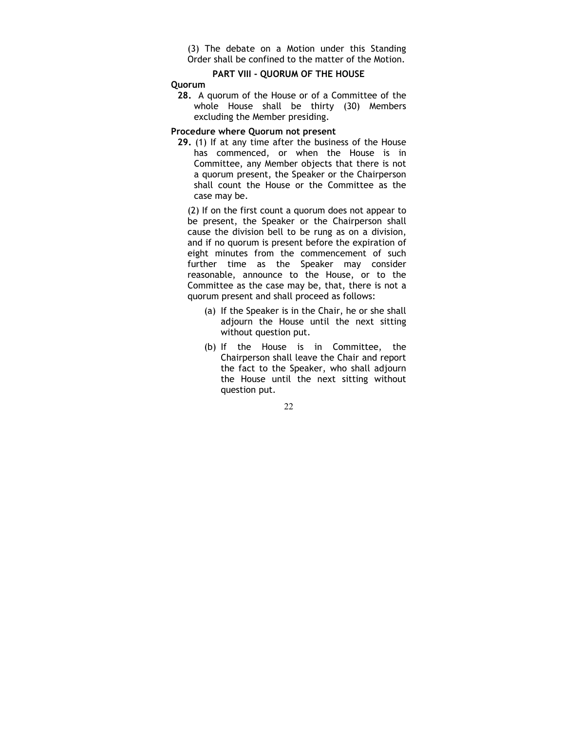(3) The debate on a Motion under this Standing Order shall be confined to the matter of the Motion.

## PART VIII - QUORUM OF THE HOUSE

### Quorum

**28.** A quorum of the House or of a Committee of the whole House shall be thirty (30) Members excluding the Member presiding.

### Procedure where Quorum not present

**29.** (1) If at any time after the business of the House has commenced, or when the House is in Committee, any Member objects that there is not a quorum present, the Speaker or the Chairperson shall count the House or the Committee as the case may be.

(2) If on the first count a quorum does not appear to be present, the Speaker or the Chairperson shall cause the division bell to be rung as on a division, and if no quorum is present before the expiration of eight minutes from the commencement of such further time as the Speaker may consider reasonable, announce to the House, or to the Committee as the case may be, that, there is not a quorum present and shall proceed as follows:

(a) If the Speaker is in the Chair, he or she shall adjourn the House until the next sitting without question put.

(b) If the House is in Committee, the Chairperson shall leave the Chair and report the fact to the Speaker, who shall adjourn the House until the next sitting without question put.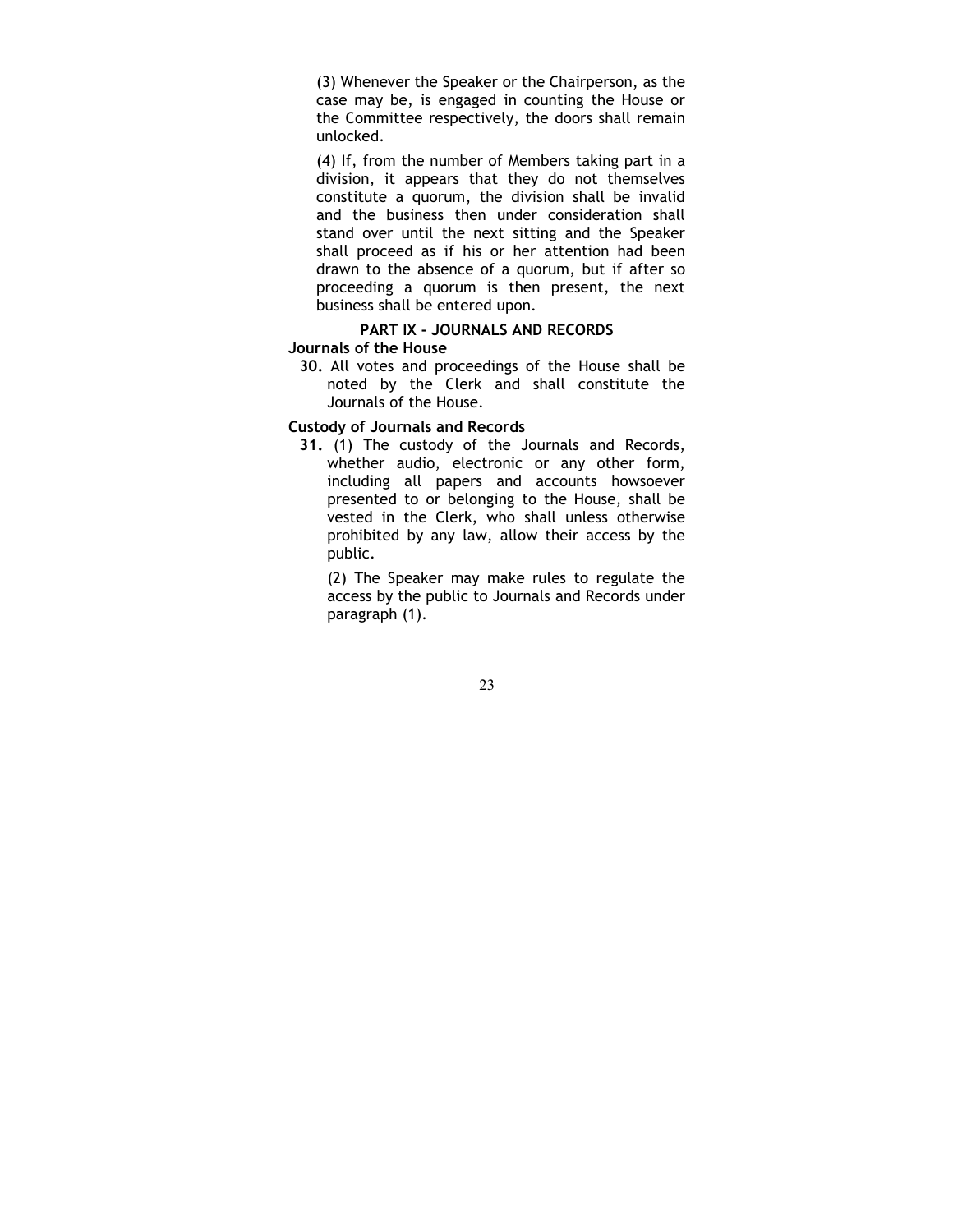(3) Whenever the Speaker or the Chairperson, as the case may be, is engaged in counting the House or the Committee respectively, the doors shall remain unlocked.

(4) If, from the number of Members taking part in a division, it appears that they do not themselves constitute a quorum, the division shall be invalid and the business then under consideration shall stand over until the next sitting and the Speaker shall proceed as if his or her attention had been drawn to the absence of a quorum, but if after so proceeding a quorum is then present, the next business shall be entered upon.

## PART IX - JOURNALS AND RECORDS

### Journals of the House

**30.** All votes and proceedings of the House shall be noted by the Clerk and shall constitute the Journals of the House.

### Custody of Journals and Records

**31.** (1) The custody of the Journals and Records, whether audio, electronic or any other form, including all papers and accounts howsoever presented to or belonging to the House, shall be vested in the Clerk, who shall unless otherwise prohibited by any law, allow their access by the public.

(2) The Speaker may make rules to regulate the access by the public to Journals and Records under paragraph (1).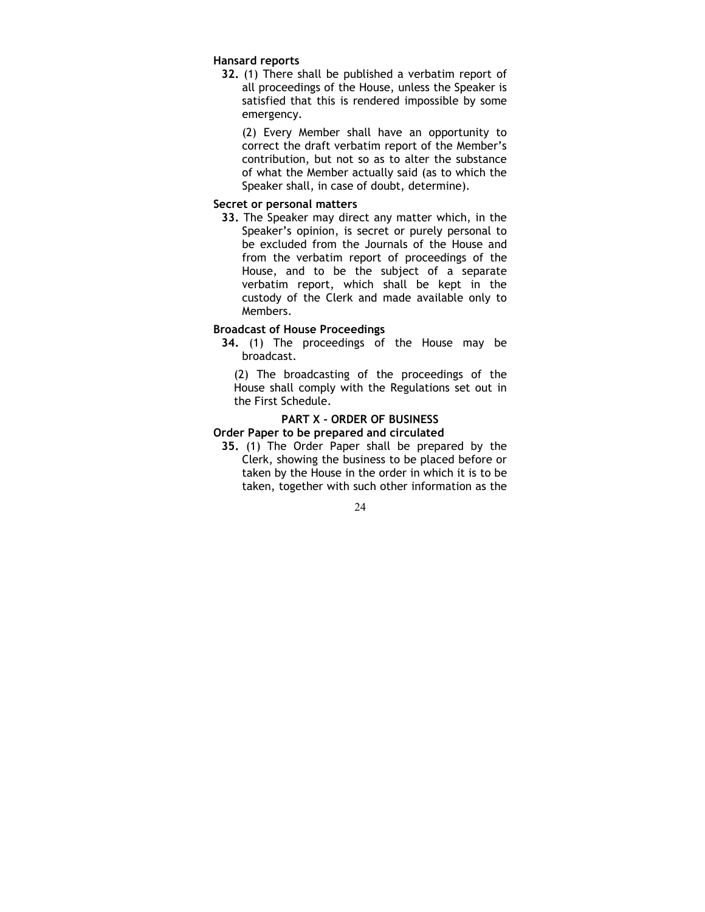**Hansard reports**

**32.** (1) There shall be published a verbatim report of all proceedings of the House, unless the Speaker is satisfied that this is rendered impossible by some emergency.

(2) Every Member shall have an opportunity to correct the draft verbatim report of the Member's contribution, but not so as to alter the substance of what the Member actually said (as to which the Speaker shall, in case of doubt, determine).

**Secret or personal matters**

**33.** The Speaker may direct any matter which, in the Speaker's opinion, is secret or purely personal to be excluded from the Journals of the House and from the verbatim report of proceedings of the House, and to be the subject of a separate verbatim report, which shall be kept in the custody of the Clerk and made available only to Members.

**Broadcast of House Proceedings**

**34.** (1) The proceedings of the House may be broadcast.

(2) The broadcasting of the proceedings of the House shall comply with the Regulations set out in the First Schedule.

## PART X - ORDER OF BUSINESS

**Order Paper to be prepared and circulated**

**35.** (1) The Order Paper shall be prepared by the Clerk, showing the business to be placed before or taken by the House in the order in which it is to be taken, together with such other information as the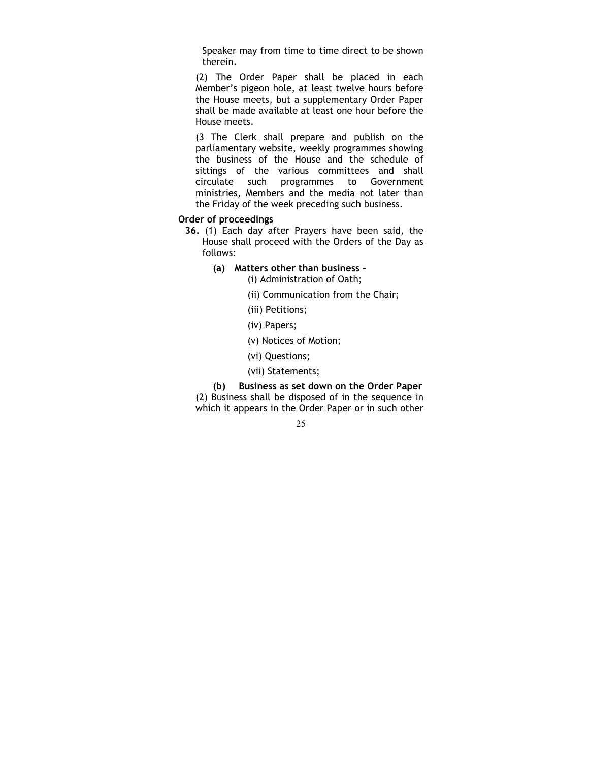Speaker may from time to time direct to be shown therein.

(2) The Order Paper shall be placed in each Member's pigeon hole, at least twelve hours before the House meets, but a supplementary Order Paper shall be made available at least one hour before the House meets.

(3 The Clerk shall prepare and publish on the parliamentary website, weekly programmes showing the business of the House and the schedule of sittings of the various committees and shall circulate such programmes to Government ministries, Members and the media not later than the Friday of the week preceding such business.

**Order of proceedings**

**36.** (1) Each day after Prayers have been said, the House shall proceed with the Orders of the Day as follows:

**(a) Matters other than business –**

(i) Administration of Oath;

(ii) Communication from the Chair;

(iii) Petitions;

(iv) Papers;

(v) Notices of Motion;

(vi) Questions;

(vii) Statements;

**(b) Business as set down on the Order Paper**

(2) Business shall be disposed of in the sequence in which it appears in the Order Paper or in such other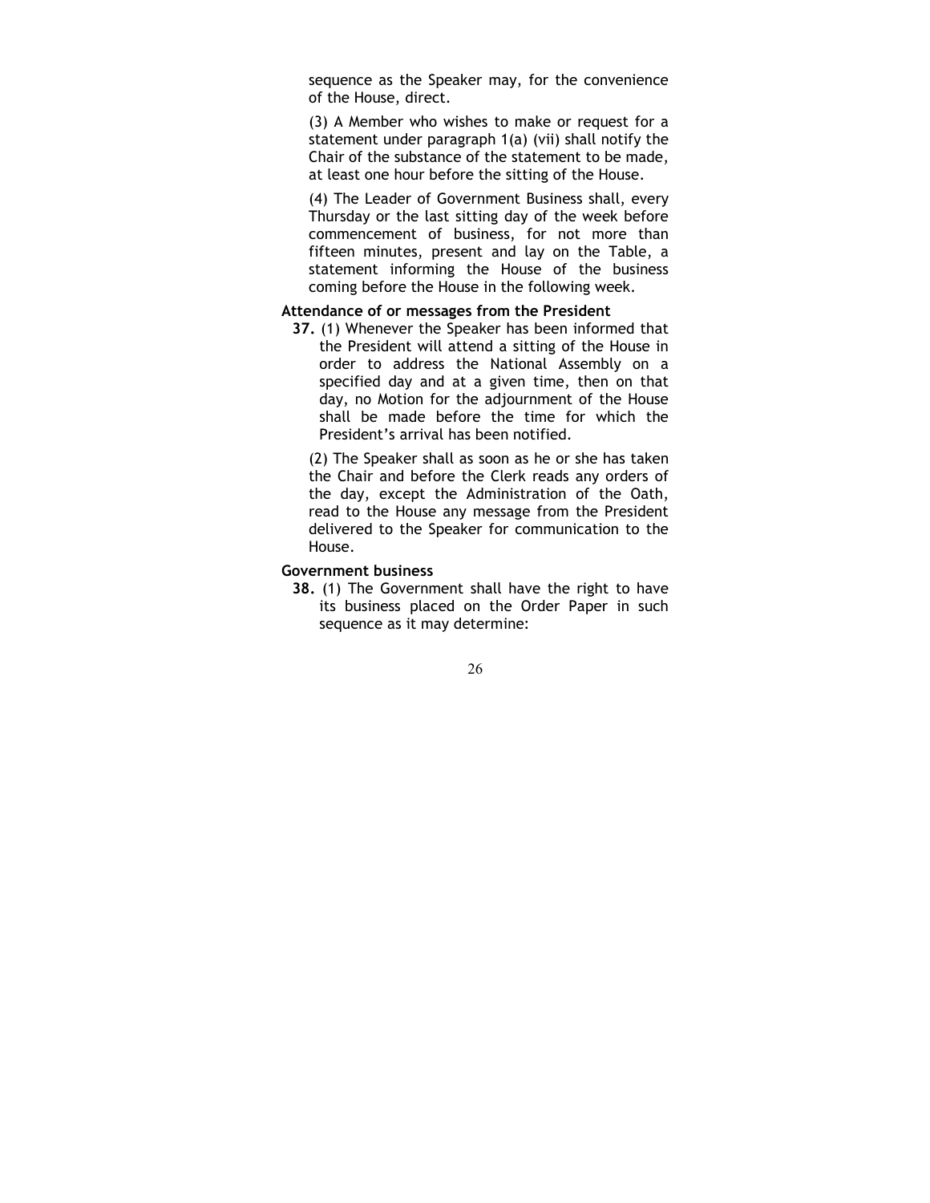sequence as the Speaker may, for the convenience of the House, direct.

(3) A Member who wishes to make or request for a statement under paragraph 1(a) (vii) shall notify the Chair of the substance of the statement to be made, at least one hour before the sitting of the House.

(4) The Leader of Government Business shall, every Thursday or the last sitting day of the week before commencement of business, for not more than fifteen minutes, present and lay on the Table, a statement informing the House of the business coming before the House in the following week.

**Attendance of or messages from the President**

**37.** (1) Whenever the Speaker has been informed that the President will attend a sitting of the House in order to address the National Assembly on a specified day and at a given time, then on that day, no Motion for the adjournment of the House shall be made before the time for which the President's arrival has been notified.

(2) The Speaker shall as soon as he or she has taken the Chair and before the Clerk reads any orders of the day, except the Administration of the Oath, read to the House any message from the President delivered to the Speaker for communication to the House.

**Government business**

**38.** (1) The Government shall have the right to have its business placed on the Order Paper in such sequence as it may determine: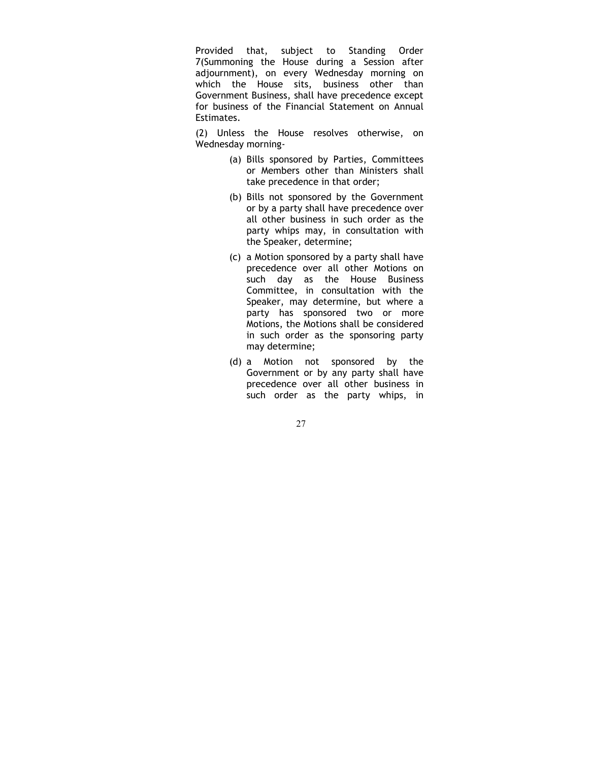Provided that, subject to Standing Order 7(Summoning the House during a Session after adjournment), on every Wednesday morning on which the House sits, business other than Government Business, shall have precedence except for business of the Financial Statement on Annual Estimates.

(2) Unless the House resolves otherwise, on Wednesday morning-

(a) Bills sponsored by Parties, Committees or Members other than Ministers shall take precedence in that order;

(b) Bills not sponsored by the Government or by a party shall have precedence over all other business in such order as the party whips may, in consultation with the Speaker, determine;

(c) a Motion sponsored by a party shall have precedence over all other Motions on such day as the House Business Committee, in consultation with the Speaker, may determine, but where a party has sponsored two or more Motions, the Motions shall be considered in such order as the sponsoring party may determine;

(d) a Motion not sponsored by the Government or by any party shall have precedence over all other business in such order as the party whips, in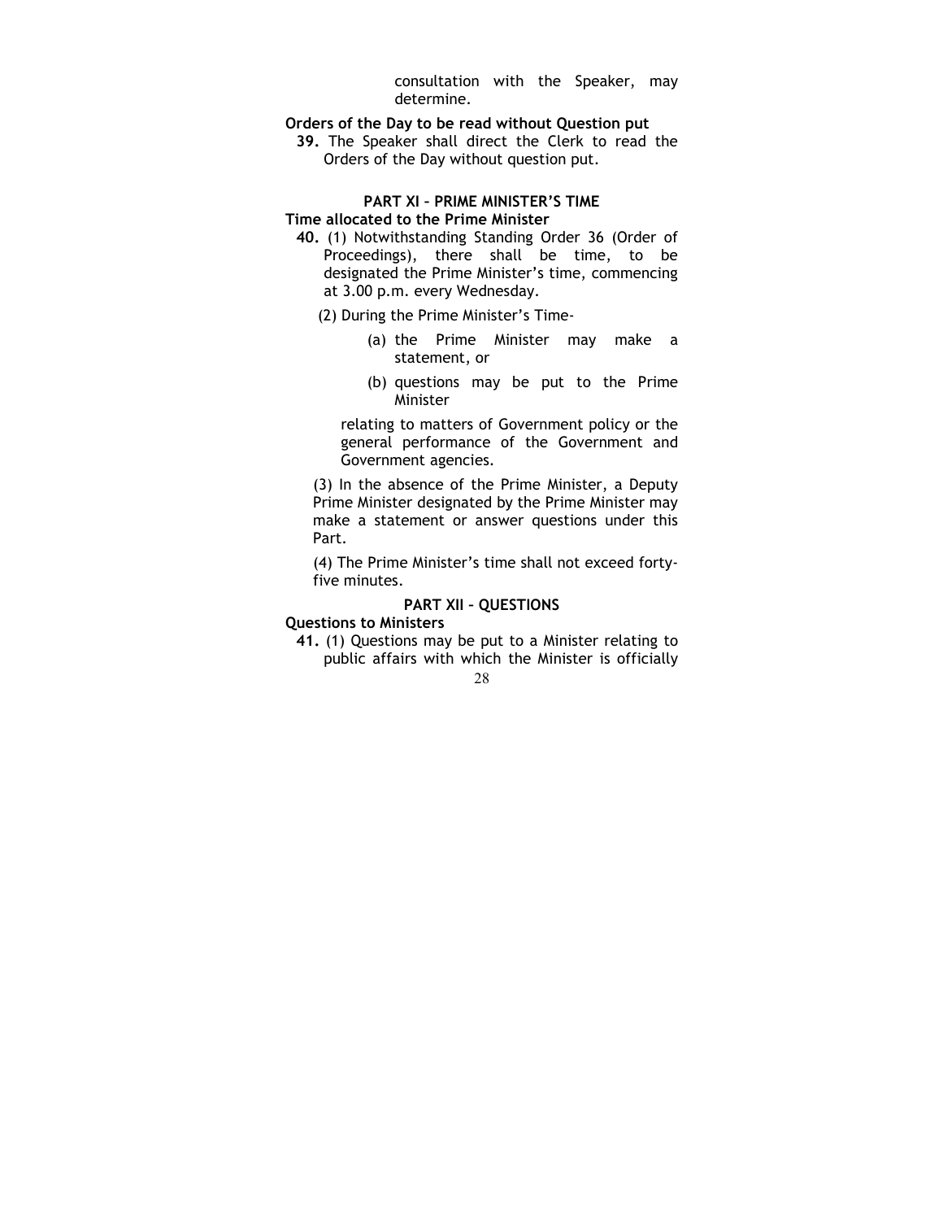consultation with the Speaker, may determine.

**Orders of the Day to be read without Question put**

**39.** The Speaker shall direct the Clerk to read the Orders of the Day without question put.

## PART XI – PRIME MINISTER'S TIME

**Time allocated to the Prime Minister**

**40.** (1) Notwithstanding Standing Order 36 (Order of Proceedings), there shall be time, to be designated the Prime Minister's time, commencing at 3.00 p.m. every Wednesday.

(2) During the Prime Minister's Time-

(a) the Prime Minister may make a statement, or

(b) questions may be put to the Prime Minister

relating to matters of Government policy or the general performance of the Government and Government agencies.

(3) In the absence of the Prime Minister, a Deputy Prime Minister designated by the Prime Minister may make a statement or answer questions under this Part.

(4) The Prime Minister's time shall not exceed forty-five minutes.

## PART XII – QUESTIONS

**Questions to Ministers**

**41.** (1) Questions may be put to a Minister relating to public affairs with which the Minister is officially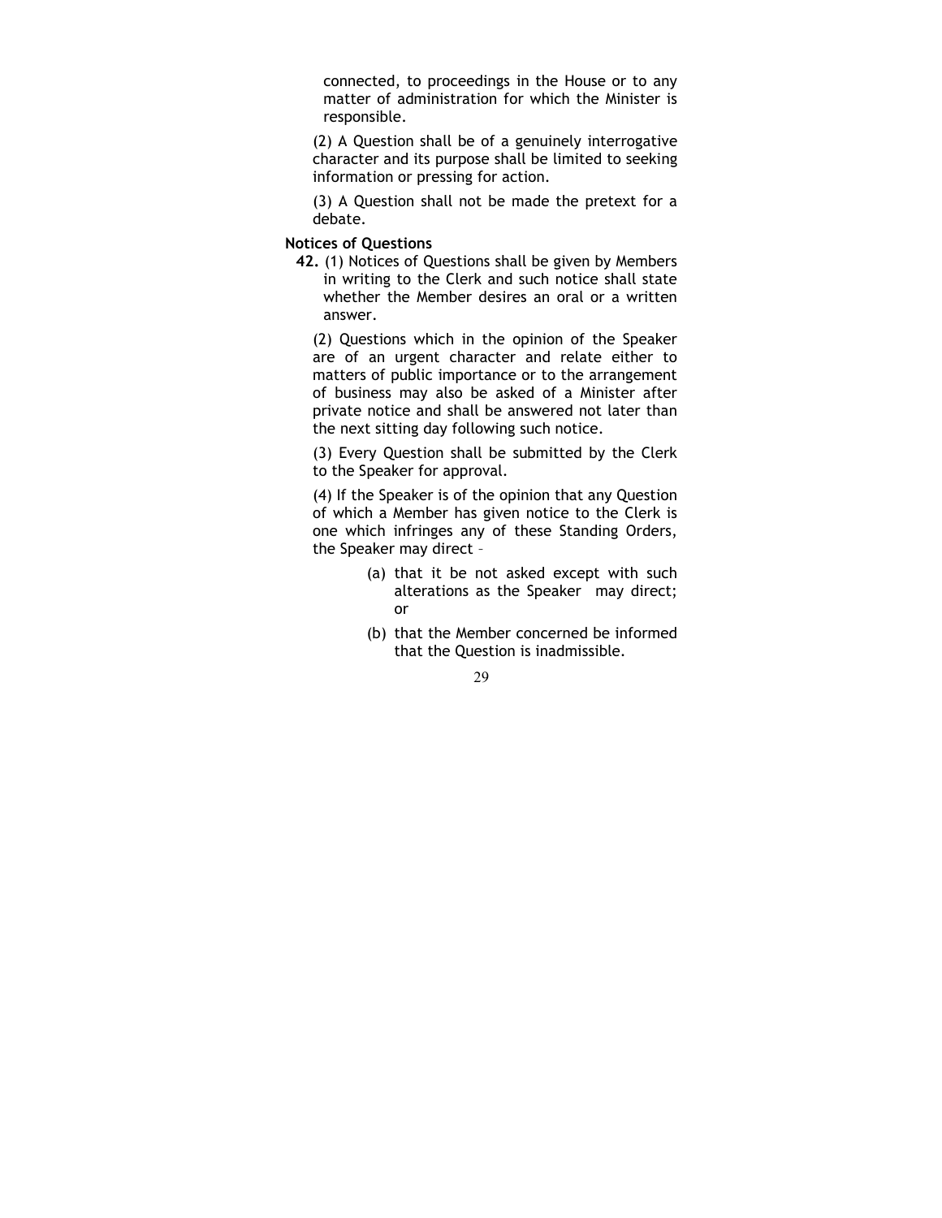connected, to proceedings in the House or to any matter of administration for which the Minister is responsible.

(2) A Question shall be of a genuinely interrogative character and its purpose shall be limited to seeking information or pressing for action.

(3) A Question shall not be made the pretext for a debate.

**Notices of Questions**

**42.** (1) Notices of Questions shall be given by Members in writing to the Clerk and such notice shall state whether the Member desires an oral or a written answer.

(2) Questions which in the opinion of the Speaker are of an urgent character and relate either to matters of public importance or to the arrangement of business may also be asked of a Minister after private notice and shall be answered not later than the next sitting day following such notice.

(3) Every Question shall be submitted by the Clerk to the Speaker for approval.

(4) If the Speaker is of the opinion that any Question of which a Member has given notice to the Clerk is one which infringes any of these Standing Orders, the Speaker may direct –

(a) that it be not asked except with such alterations as the Speaker may direct; or

(b) that the Member concerned be informed that the Question is inadmissible.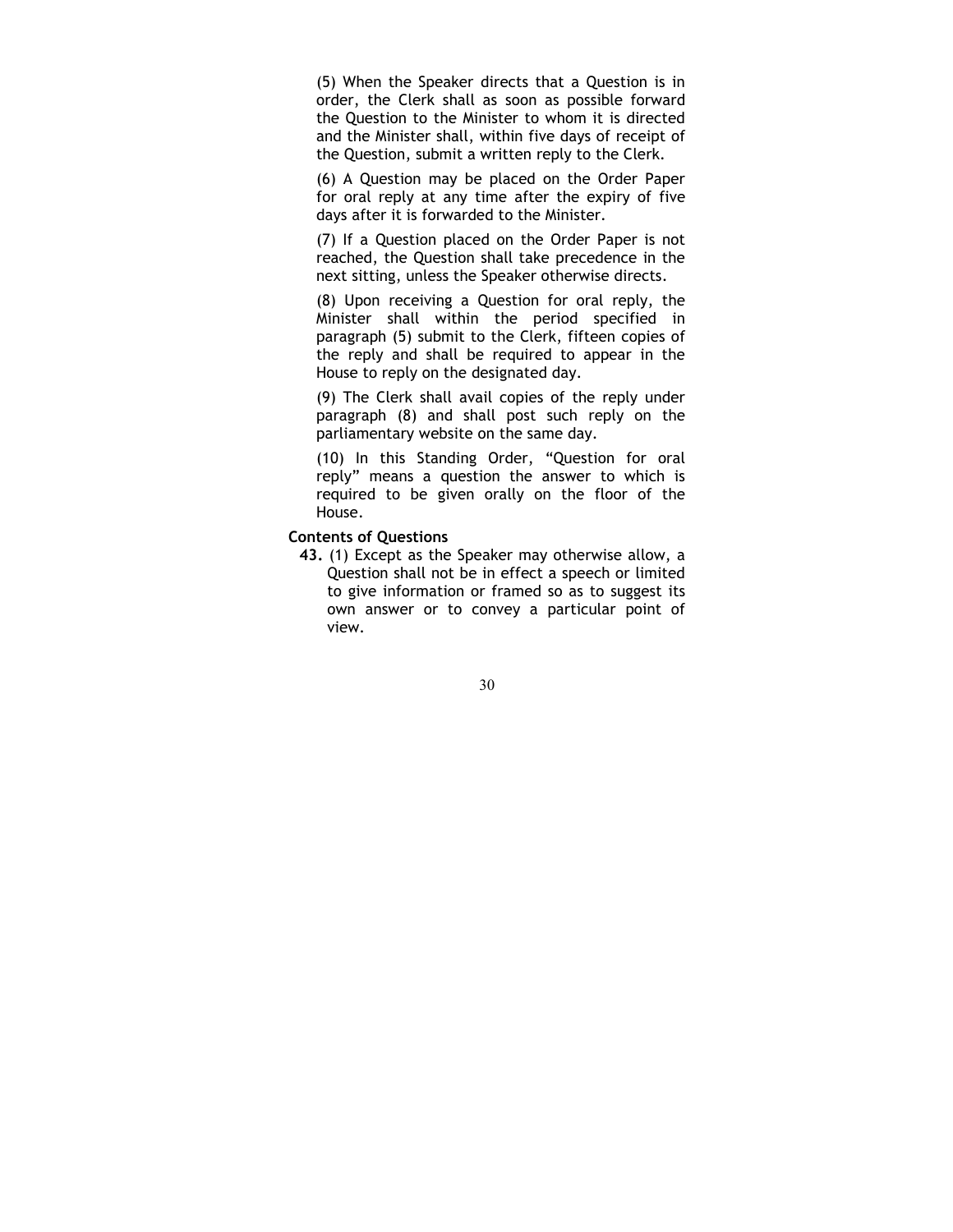(5) When the Speaker directs that a Question is in order, the Clerk shall as soon as possible forward the Question to the Minister to whom it is directed and the Minister shall, within five days of receipt of the Question, submit a written reply to the Clerk.

(6) A Question may be placed on the Order Paper for oral reply at any time after the expiry of five days after it is forwarded to the Minister.

(7) If a Question placed on the Order Paper is not reached, the Question shall take precedence in the next sitting, unless the Speaker otherwise directs.

(8) Upon receiving a Question for oral reply, the Minister shall within the period specified in paragraph (5) submit to the Clerk, fifteen copies of the reply and shall be required to appear in the House to reply on the designated day.

(9) The Clerk shall avail copies of the reply under paragraph (8) and shall post such reply on the parliamentary website on the same day.

(10) In this Standing Order, "Question for oral reply" means a question the answer to which is required to be given orally on the floor of the House.

**Contents of Questions**

**43.** (1) Except as the Speaker may otherwise allow, a Question shall not be in effect a speech or limited to give information or framed so as to suggest its own answer or to convey a particular point of view.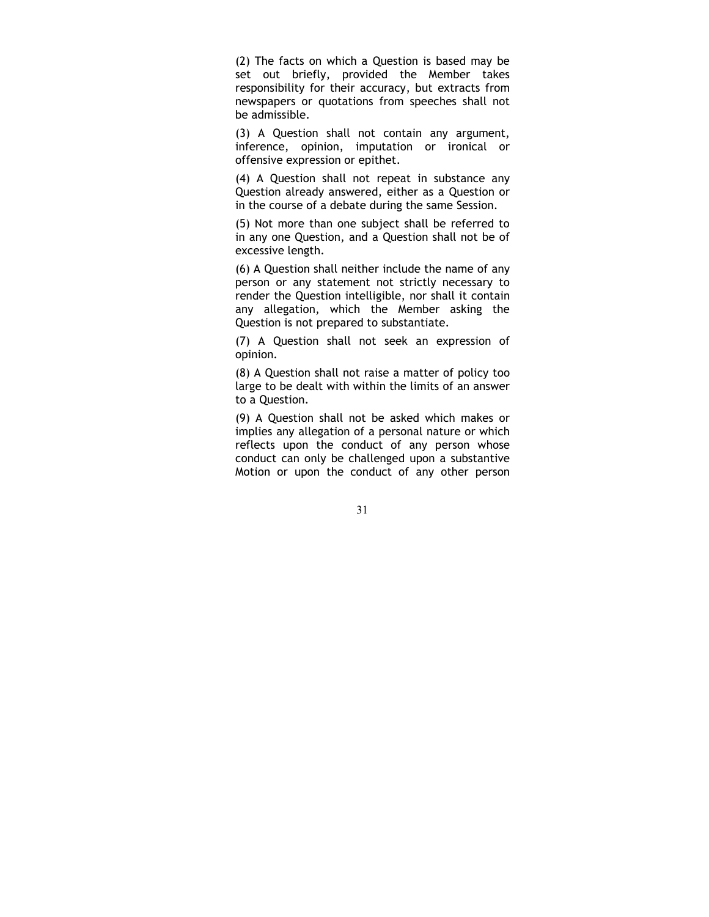(2) The facts on which a Question is based may be set out briefly, provided the Member takes responsibility for their accuracy, but extracts from newspapers or quotations from speeches shall not be admissible.

(3) A Question shall not contain any argument, inference, opinion, imputation or ironical or offensive expression or epithet.

(4) A Question shall not repeat in substance any Question already answered, either as a Question or in the course of a debate during the same Session.

(5) Not more than one subject shall be referred to in any one Question, and a Question shall not be of excessive length.

(6) A Question shall neither include the name of any person or any statement not strictly necessary to render the Question intelligible, nor shall it contain any allegation, which the Member asking the Question is not prepared to substantiate.

(7) A Question shall not seek an expression of opinion.

(8) A Question shall not raise a matter of policy too large to be dealt with within the limits of an answer to a Question.

(9) A Question shall not be asked which makes or implies any allegation of a personal nature or which reflects upon the conduct of any person whose conduct can only be challenged upon a substantive Motion or upon the conduct of any other person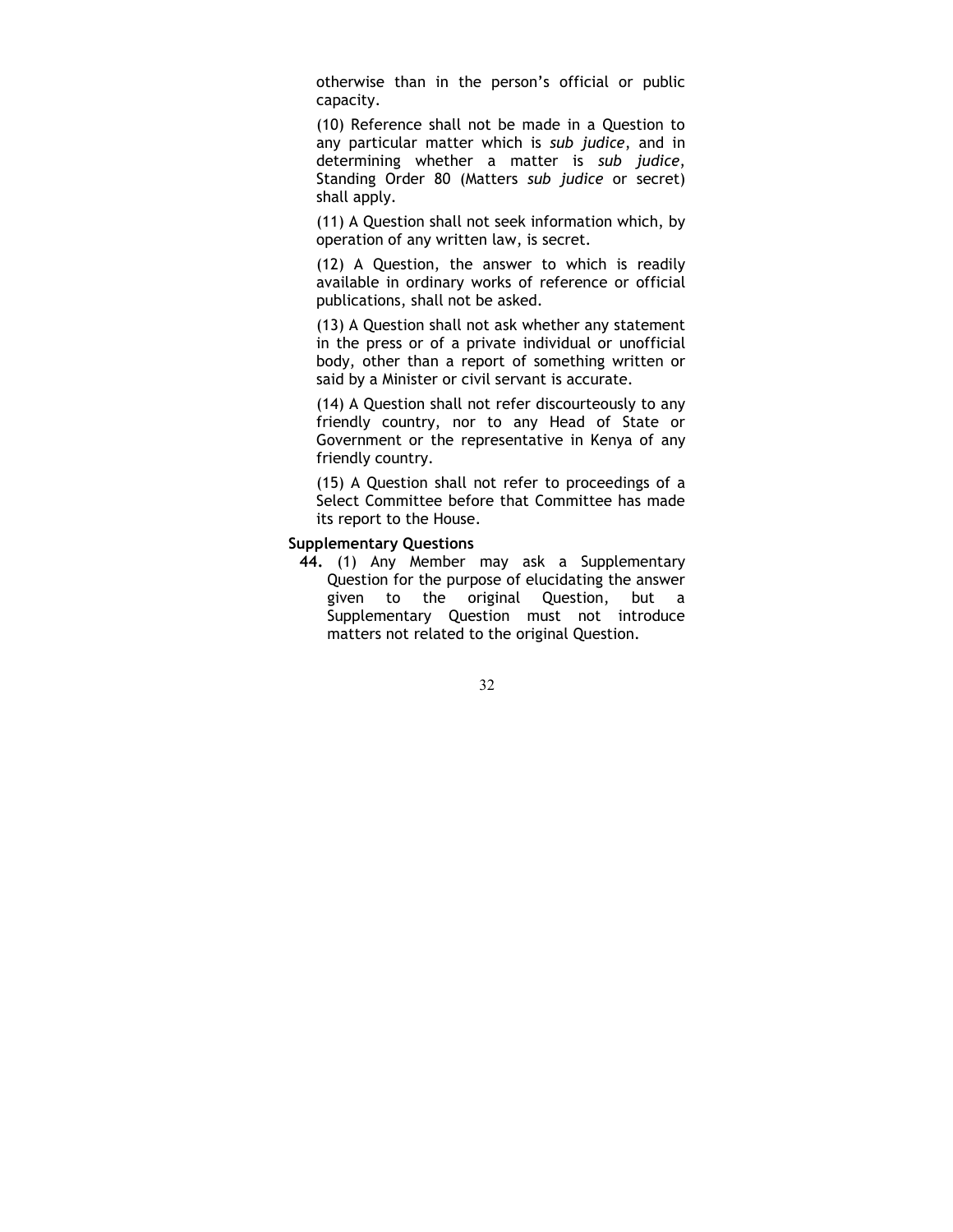otherwise than in the person's official or public capacity.

(10) Reference shall not be made in a Question to any particular matter which is *sub judice*, and in determining whether a matter is *sub judice*, Standing Order 80 (Matters *sub judice* or secret) shall apply.

(11) A Question shall not seek information which, by operation of any written law, is secret.

(12) A Question, the answer to which is readily available in ordinary works of reference or official publications, shall not be asked.

(13) A Question shall not ask whether any statement in the press or of a private individual or unofficial body, other than a report of something written or said by a Minister or civil servant is accurate.

(14) A Question shall not refer discourteously to any friendly country, nor to any Head of State or Government or the representative in Kenya of any friendly country.

(15) A Question shall not refer to proceedings of a Select Committee before that Committee has made its report to the House.

**Supplementary Questions**

**44.** (1) Any Member may ask a Supplementary Question for the purpose of elucidating the answer given to the original Question, but a Supplementary Question must not introduce matters not related to the original Question.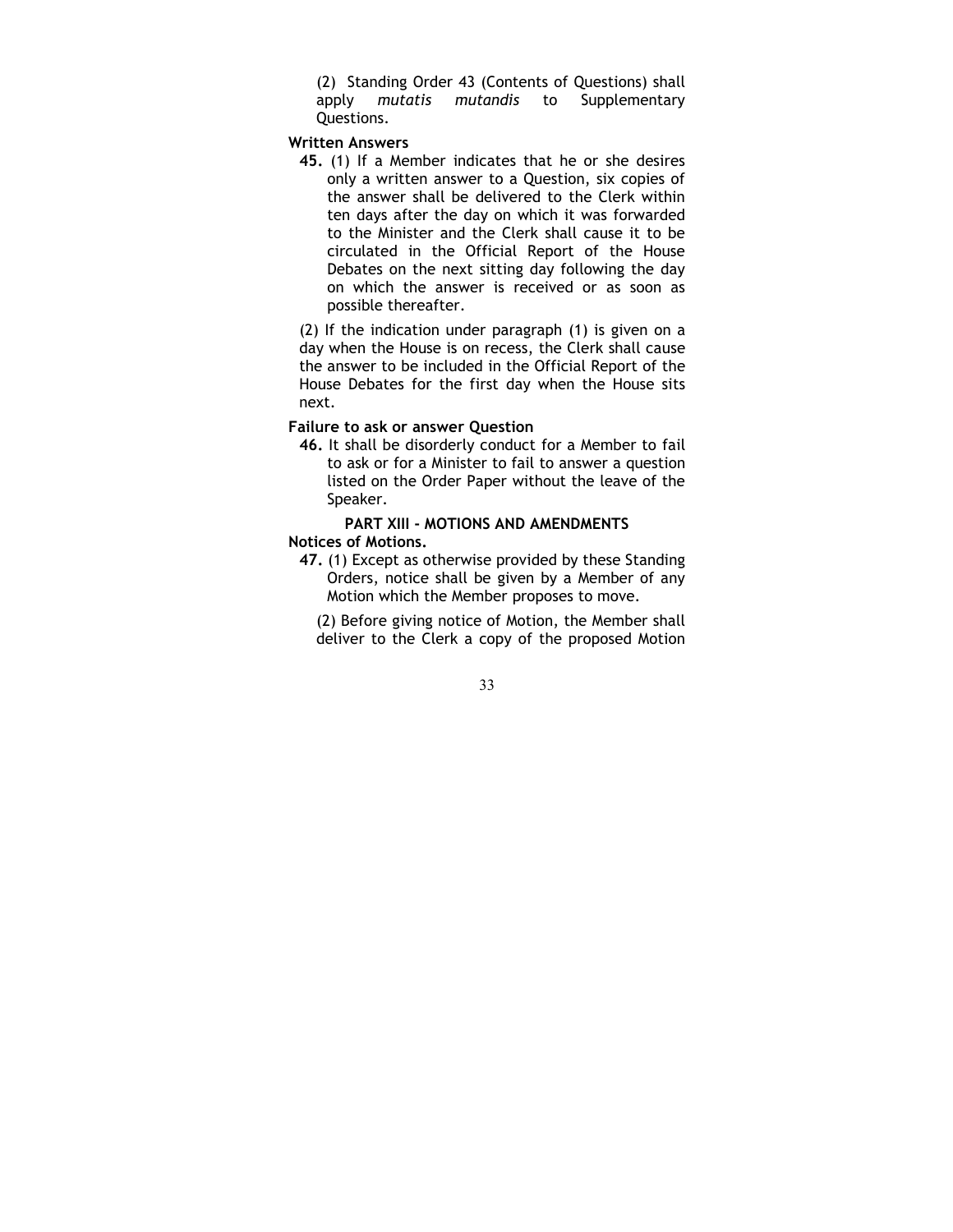(2) Standing Order 43 (Contents of Questions) shall apply *mutatis mutandis* to Supplementary Questions.

**Written Answers**

**45.** (1) If a Member indicates that he or she desires only a written answer to a Question, six copies of the answer shall be delivered to the Clerk within ten days after the day on which it was forwarded to the Minister and the Clerk shall cause it to be circulated in the Official Report of the House Debates on the next sitting day following the day on which the answer is received or as soon as possible thereafter.

(2) If the indication under paragraph (1) is given on a day when the House is on recess, the Clerk shall cause the answer to be included in the Official Report of the House Debates for the first day when the House sits next.

**Failure to ask or answer Question**

**46.** It shall be disorderly conduct for a Member to fail to ask or for a Minister to fail to answer a question listed on the Order Paper without the leave of the Speaker.

## PART XIII - MOTIONS AND AMENDMENTS

**Notices of Motions.**

**47.** (1) Except as otherwise provided by these Standing Orders, notice shall be given by a Member of any Motion which the Member proposes to move.

(2) Before giving notice of Motion, the Member shall deliver to the Clerk a copy of the proposed Motion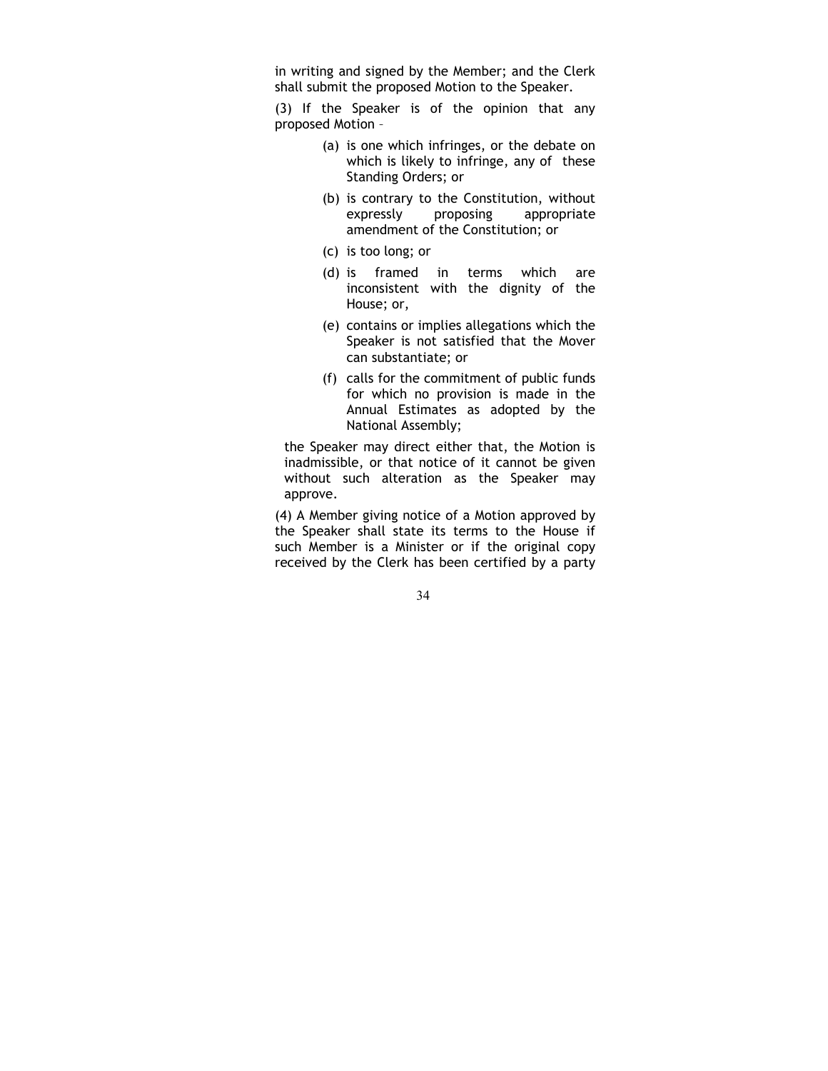in writing and signed by the Member; and the Clerk shall submit the proposed Motion to the Speaker.

(3) If the Speaker is of the opinion that any proposed Motion –

- (a) is one which infringes, or the debate on which is likely to infringe, any of these Standing Orders; or
- (b) is contrary to the Constitution, without expressly proposing appropriate amendment of the Constitution; or
- (c) is too long; or
- (d) is framed in terms which are inconsistent with the dignity of the House; or,
- (e) contains or implies allegations which the Speaker is not satisfied that the Mover can substantiate; or
- (f) calls for the commitment of public funds for which no provision is made in the Annual Estimates as adopted by the National Assembly;

the Speaker may direct either that, the Motion is inadmissible, or that notice of it cannot be given without such alteration as the Speaker may approve.

(4) A Member giving notice of a Motion approved by the Speaker shall state its terms to the House if such Member is a Minister or if the original copy received by the Clerk has been certified by a party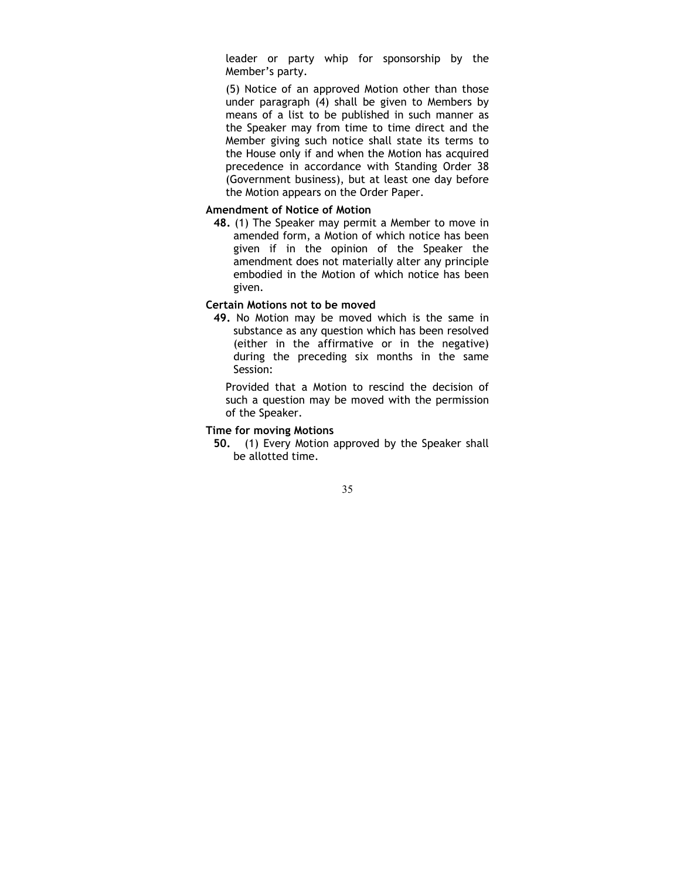leader or party whip for sponsorship by the Member's party.

(5) Notice of an approved Motion other than those under paragraph (4) shall be given to Members by means of a list to be published in such manner as the Speaker may from time to time direct and the Member giving such notice shall state its terms to the House only if and when the Motion has acquired precedence in accordance with Standing Order 38 (Government business), but at least one day before the Motion appears on the Order Paper.

**Amendment of Notice of Motion**

**48.** (1) The Speaker may permit a Member to move in amended form, a Motion of which notice has been given if in the opinion of the Speaker the amendment does not materially alter any principle embodied in the Motion of which notice has been given.

**Certain Motions not to be moved**

**49.** No Motion may be moved which is the same in substance as any question which has been resolved (either in the affirmative or in the negative) during the preceding six months in the same Session:

Provided that a Motion to rescind the decision of such a question may be moved with the permission of the Speaker.

**Time for moving Motions**

**50.** (1) Every Motion approved by the Speaker shall be allotted time.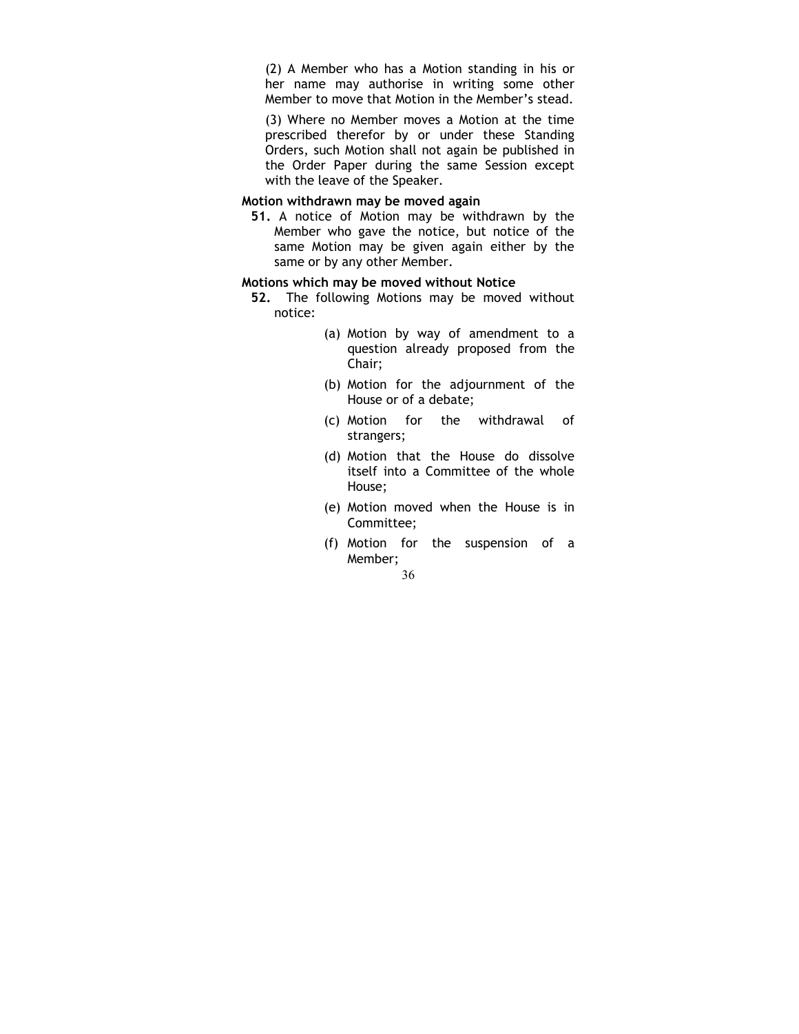(2) A Member who has a Motion standing in his or her name may authorise in writing some other Member to move that Motion in the Member's stead.

(3) Where no Member moves a Motion at the time prescribed therefor by or under these Standing Orders, such Motion shall not again be published in the Order Paper during the same Session except with the leave of the Speaker.

**Motion withdrawn may be moved again**

**51.** A notice of Motion may be withdrawn by the Member who gave the notice, but notice of the same Motion may be given again either by the same or by any other Member.

**Motions which may be moved without Notice**

**52.** The following Motions may be moved without notice:

(a) Motion by way of amendment to a question already proposed from the Chair;

(b) Motion for the adjournment of the House or of a debate;

(c) Motion for the withdrawal of strangers;

(d) Motion that the House do dissolve itself into a Committee of the whole House;

(e) Motion moved when the House is in Committee;

(f) Motion for the suspension of a Member;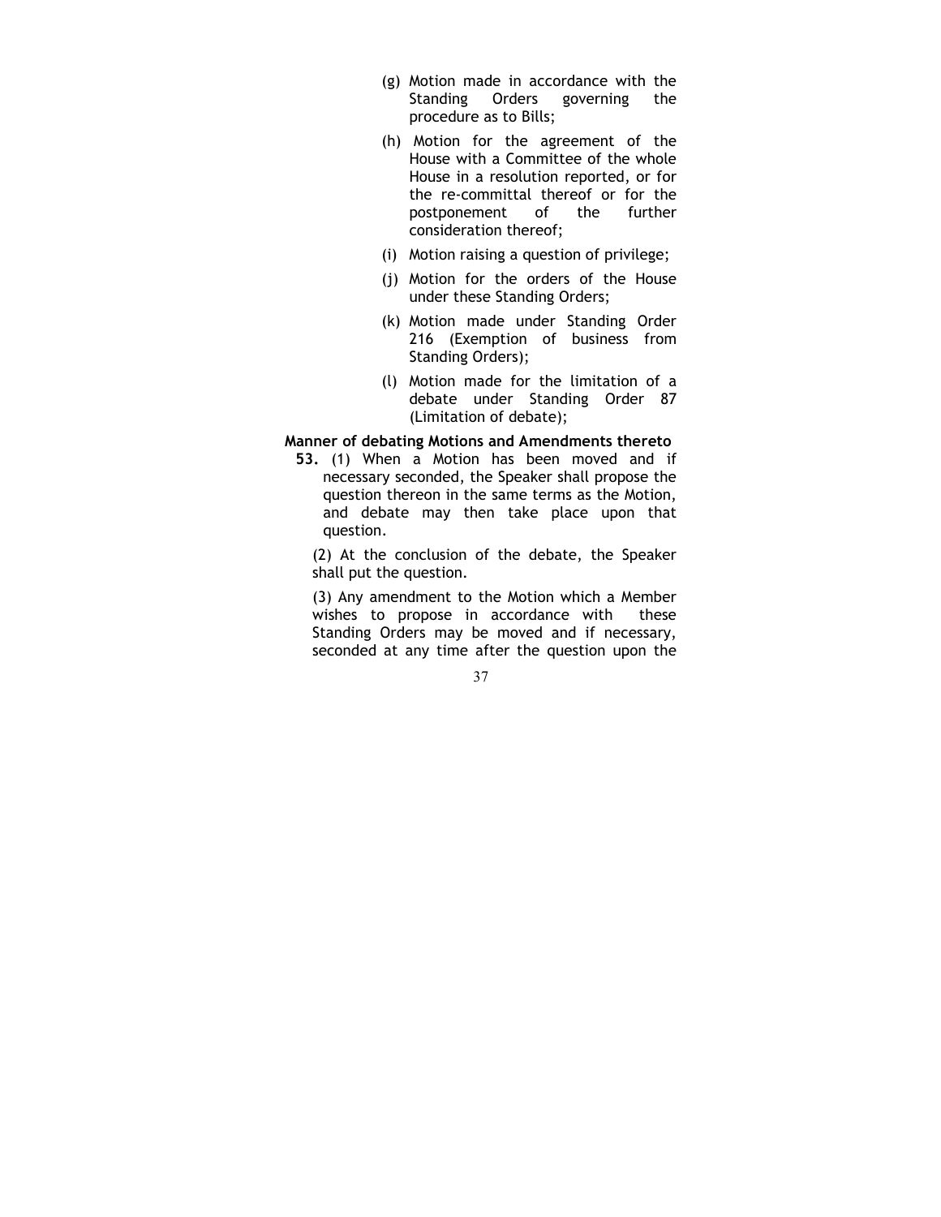(g) Motion made in accordance with the Standing Orders governing the procedure as to Bills;

(h) Motion for the agreement of the House with a Committee of the whole House in a resolution reported, or for the re-committal thereof or for the postponement of the further consideration thereof;

(i) Motion raising a question of privilege;

(j) Motion for the orders of the House under these Standing Orders;

(k) Motion made under Standing Order 216 (Exemption of business from Standing Orders);

(l) Motion made for the limitation of a debate under Standing Order 87 (Limitation of debate);

**Manner of debating Motions and Amendments thereto**

**53.** (1) When a Motion has been moved and if necessary seconded, the Speaker shall propose the question thereon in the same terms as the Motion, and debate may then take place upon that question.

(2) At the conclusion of the debate, the Speaker shall put the question.

(3) Any amendment to the Motion which a Member wishes to propose in accordance with these Standing Orders may be moved and if necessary, seconded at any time after the question upon the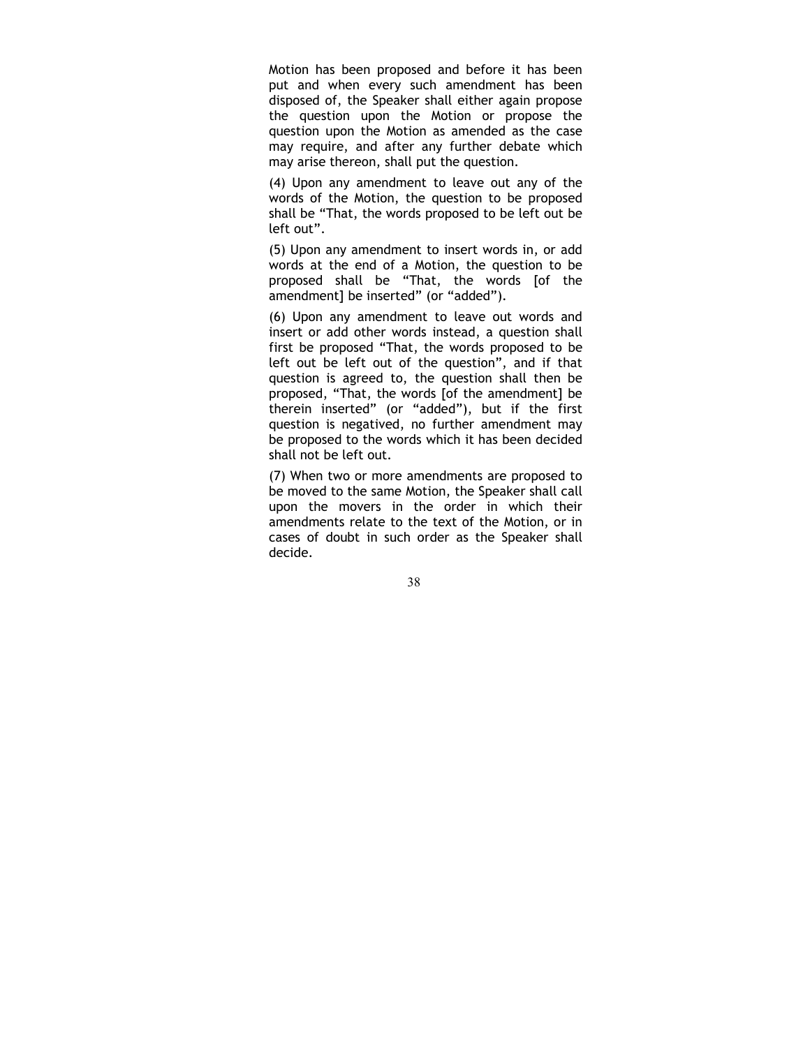Motion has been proposed and before it has been put and when every such amendment has been disposed of, the Speaker shall either again propose the question upon the Motion or propose the question upon the Motion as amended as the case may require, and after any further debate which may arise thereon, shall put the question.

(4) Upon any amendment to leave out any of the words of the Motion, the question to be proposed shall be "That, the words proposed to be left out be left out".

(5) Upon any amendment to insert words in, or add words at the end of a Motion, the question to be proposed shall be "That, the words [of the amendment] be inserted" (or "added").

(6) Upon any amendment to leave out words and insert or add other words instead, a question shall first be proposed "That, the words proposed to be left out be left out of the question", and if that question is agreed to, the question shall then be proposed, "That, the words [of the amendment] be therein inserted" (or "added"), but if the first question is negatived, no further amendment may be proposed to the words which it has been decided shall not be left out.

(7) When two or more amendments are proposed to be moved to the same Motion, the Speaker shall call upon the movers in the order in which their amendments relate to the text of the Motion, or in cases of doubt in such order as the Speaker shall decide.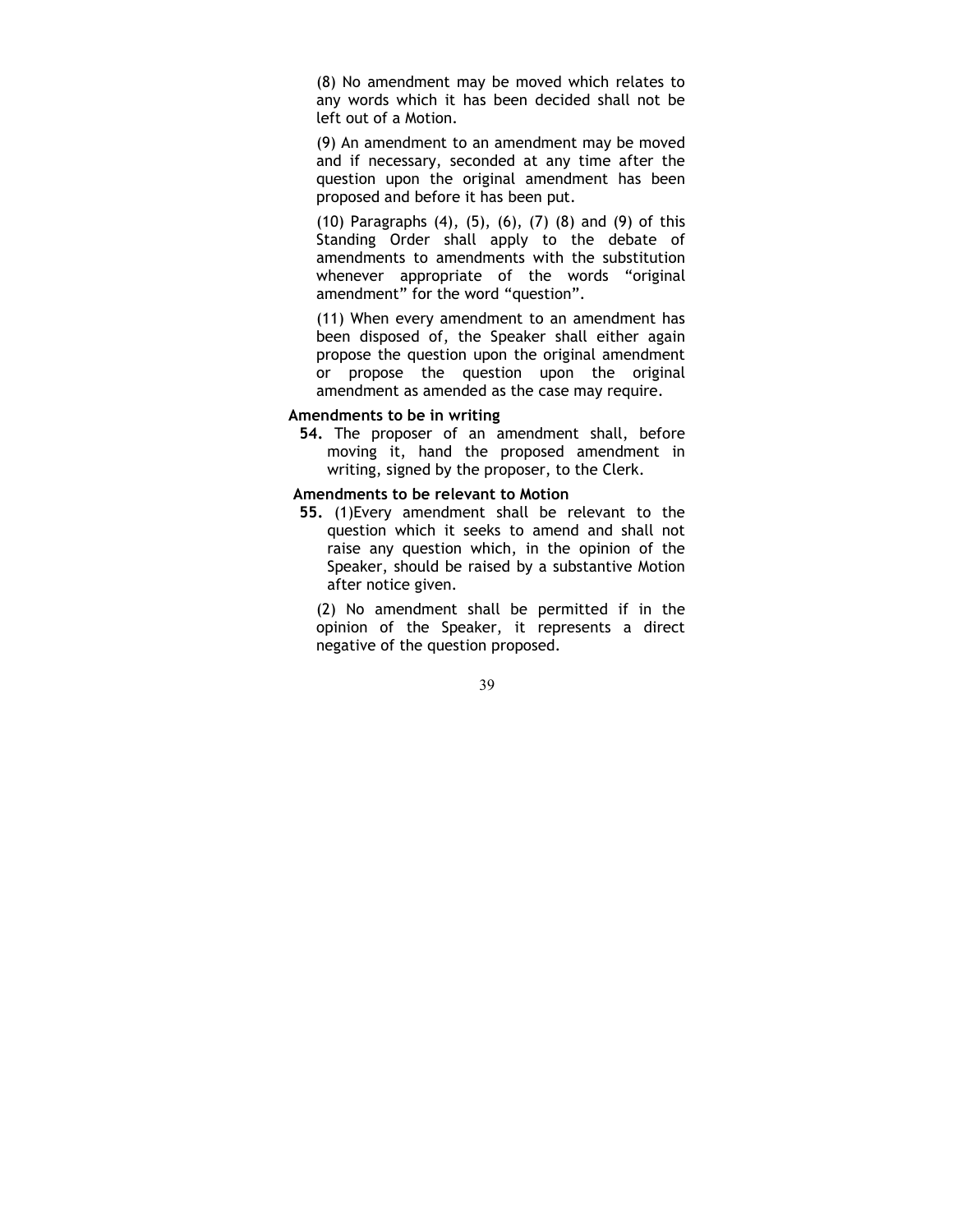(8) No amendment may be moved which relates to any words which it has been decided shall not be left out of a Motion.

(9) An amendment to an amendment may be moved and if necessary, seconded at any time after the question upon the original amendment has been proposed and before it has been put.

(10) Paragraphs (4), (5), (6), (7) (8) and (9) of this Standing Order shall apply to the debate of amendments to amendments with the substitution whenever appropriate of the words "original amendment" for the word "question".

(11) When every amendment to an amendment has been disposed of, the Speaker shall either again propose the question upon the original amendment or propose the question upon the original amendment as amended as the case may require.

**Amendments to be in writing**

**54.** The proposer of an amendment shall, before moving it, hand the proposed amendment in writing, signed by the proposer, to the Clerk.

**Amendments to be relevant to Motion**

**55.** (1)Every amendment shall be relevant to the question which it seeks to amend and shall not raise any question which, in the opinion of the Speaker, should be raised by a substantive Motion after notice given.

(2) No amendment shall be permitted if in the opinion of the Speaker, it represents a direct negative of the question proposed.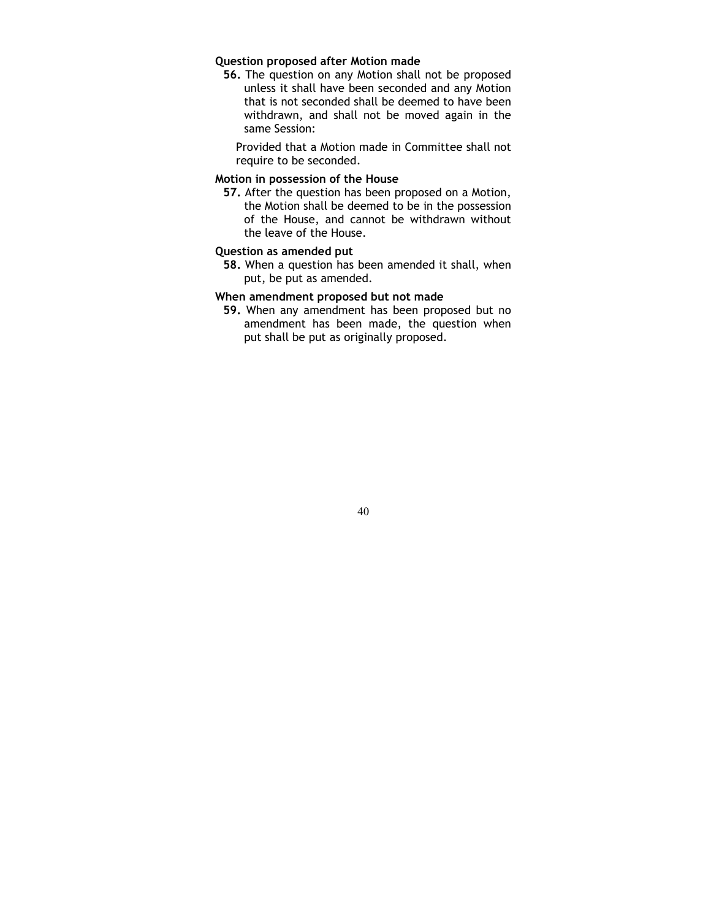**Question proposed after Motion made**

**56.** The question on any Motion shall not be proposed unless it shall have been seconded and any Motion that is not seconded shall be deemed to have been withdrawn, and shall not be moved again in the same Session:

Provided that a Motion made in Committee shall not require to be seconded.

**Motion in possession of the House**

**57.** After the question has been proposed on a Motion, the Motion shall be deemed to be in the possession of the House, and cannot be withdrawn without the leave of the House.

**Question as amended put**

**58.** When a question has been amended it shall, when put, be put as amended.

**When amendment proposed but not made**

**59.** When any amendment has been proposed but no amendment has been made, the question when put shall be put as originally proposed.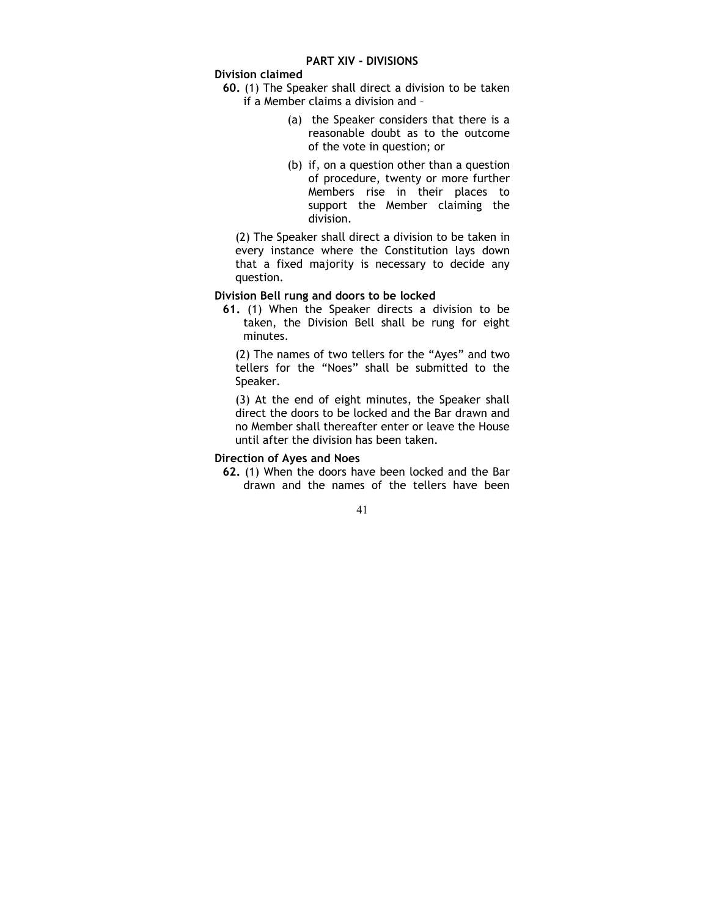## PART XIV - DIVISIONS

### Division claimed

**60.** (1) The Speaker shall direct a division to be taken if a Member claims a division and –

(a) the Speaker considers that there is a reasonable doubt as to the outcome of the vote in question; or

(b) if, on a question other than a question of procedure, twenty or more further Members rise in their places to support the Member claiming the division.

(2) The Speaker shall direct a division to be taken in every instance where the Constitution lays down that a fixed majority is necessary to decide any question.

### Division Bell rung and doors to be locked

**61.** (1) When the Speaker directs a division to be taken, the Division Bell shall be rung for eight minutes.

(2) The names of two tellers for the "Ayes" and two tellers for the "Noes" shall be submitted to the Speaker.

(3) At the end of eight minutes, the Speaker shall direct the doors to be locked and the Bar drawn and no Member shall thereafter enter or leave the House until after the division has been taken.

### Direction of Ayes and Noes

**62.** (1) When the doors have been locked and the Bar drawn and the names of the tellers have been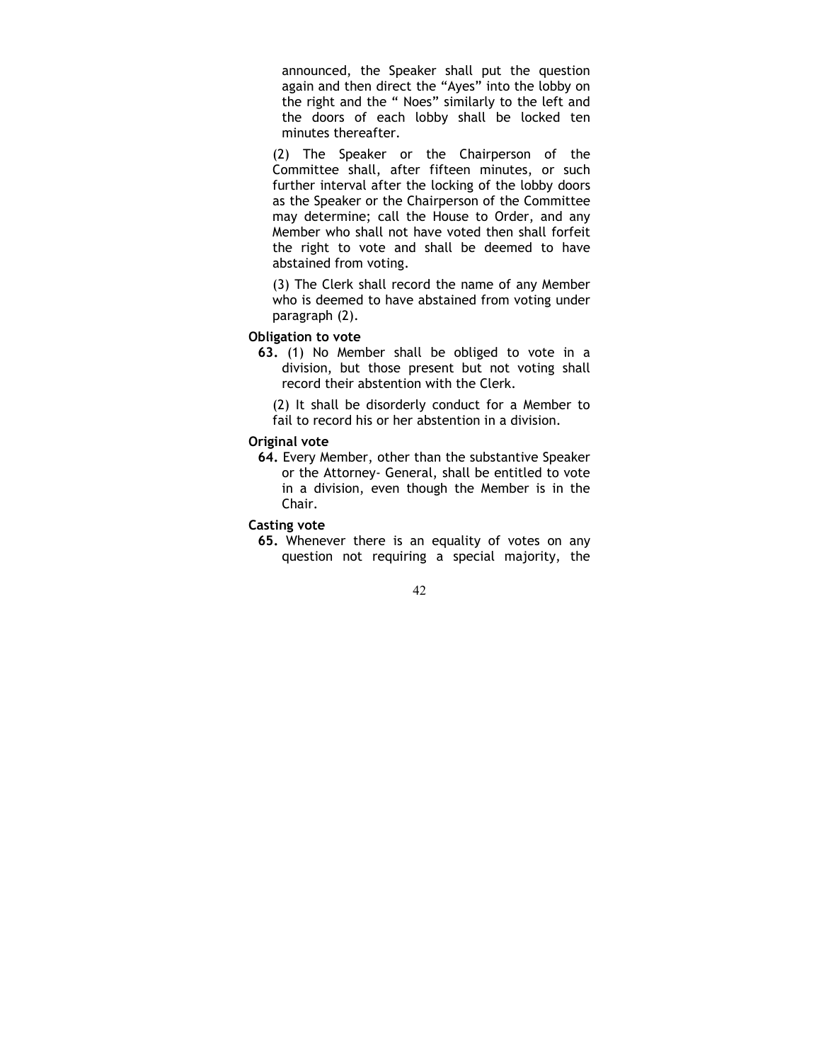announced, the Speaker shall put the question again and then direct the “Ayes” into the lobby on the right and the “ Noes” similarly to the left and the doors of each lobby shall be locked ten minutes thereafter.

(2) The Speaker or the Chairperson of the Committee shall, after fifteen minutes, or such further interval after the locking of the lobby doors as the Speaker or the Chairperson of the Committee may determine; call the House to Order, and any Member who shall not have voted then shall forfeit the right to vote and shall be deemed to have abstained from voting.

(3) The Clerk shall record the name of any Member who is deemed to have abstained from voting under paragraph (2).

**Obligation to vote**

**63.** (1) No Member shall be obliged to vote in a division, but those present but not voting shall record their abstention with the Clerk.

(2) It shall be disorderly conduct for a Member to fail to record his or her abstention in a division.

**Original vote**

**64.** Every Member, other than the substantive Speaker or the Attorney- General, shall be entitled to vote in a division, even though the Member is in the Chair.

**Casting vote**

**65.** Whenever there is an equality of votes on any question not requiring a special majority, the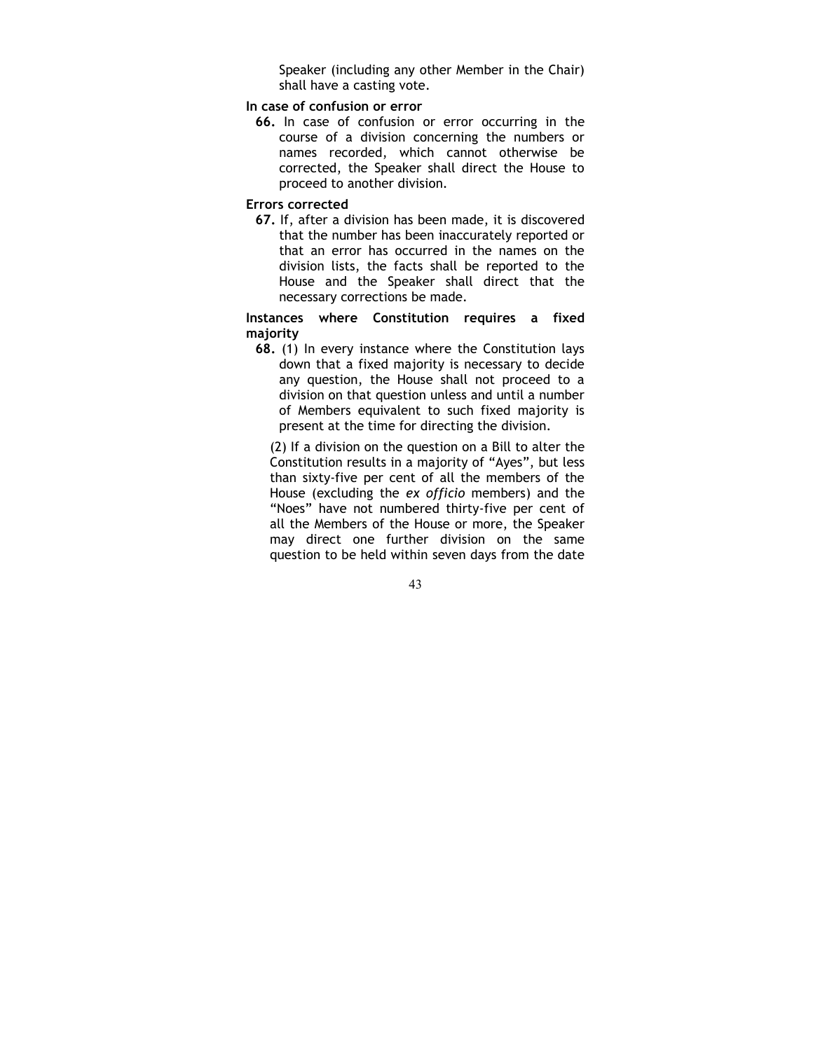Speaker (including any other Member in the Chair) shall have a casting vote.

**In case of confusion or error**

**66.** In case of confusion or error occurring in the course of a division concerning the numbers or names recorded, which cannot otherwise be corrected, the Speaker shall direct the House to proceed to another division.

**Errors corrected**

**67.** If, after a division has been made, it is discovered that the number has been inaccurately reported or that an error has occurred in the names on the division lists, the facts shall be reported to the House and the Speaker shall direct that the necessary corrections be made.

**Instances where Constitution requires a fixed majority**

**68.** (1) In every instance where the Constitution lays down that a fixed majority is necessary to decide any question, the House shall not proceed to a division on that question unless and until a number of Members equivalent to such fixed majority is present at the time for directing the division.

(2) If a division on the question on a Bill to alter the Constitution results in a majority of "Ayes", but less than sixty-five per cent of all the members of the House (excluding the *ex officio* members) and the "Noes" have not numbered thirty-five per cent of all the Members of the House or more, the Speaker may direct one further division on the same question to be held within seven days from the date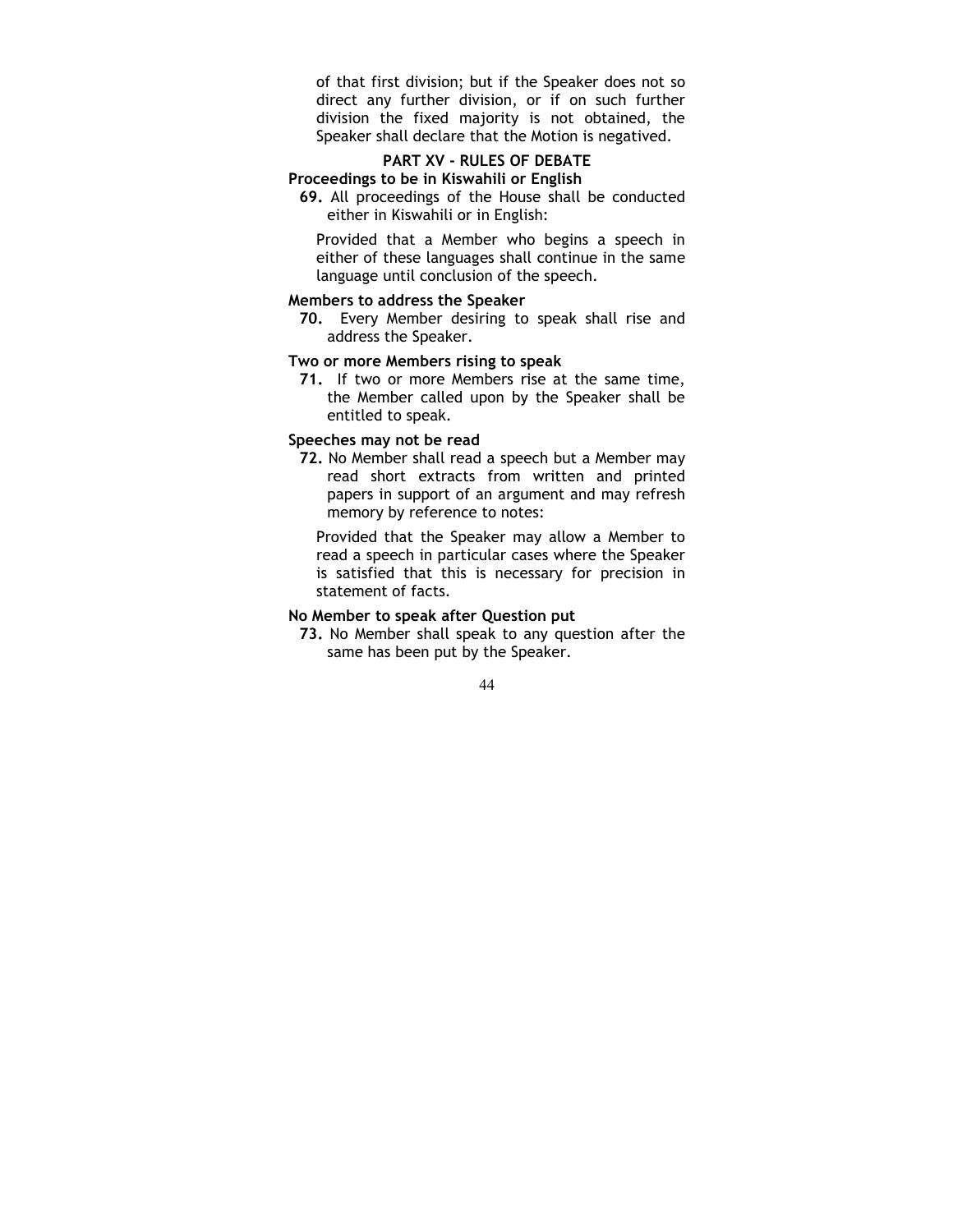of that first division; but if the Speaker does not so direct any further division, or if on such further division the fixed majority is not obtained, the Speaker shall declare that the Motion is negatived.

## PART XV - RULES OF DEBATE

**Proceedings to be in Kiswahili or English**

**69.** All proceedings of the House shall be conducted either in Kiswahili or in English:

Provided that a Member who begins a speech in either of these languages shall continue in the same language until conclusion of the speech.

**Members to address the Speaker**

**70.** Every Member desiring to speak shall rise and address the Speaker.

**Two or more Members rising to speak**

**71.** If two or more Members rise at the same time, the Member called upon by the Speaker shall be entitled to speak.

**Speeches may not be read**

**72.** No Member shall read a speech but a Member may read short extracts from written and printed papers in support of an argument and may refresh memory by reference to notes:

Provided that the Speaker may allow a Member to read a speech in particular cases where the Speaker is satisfied that this is necessary for precision in statement of facts.

**No Member to speak after Question put**

**73.** No Member shall speak to any question after the same has been put by the Speaker.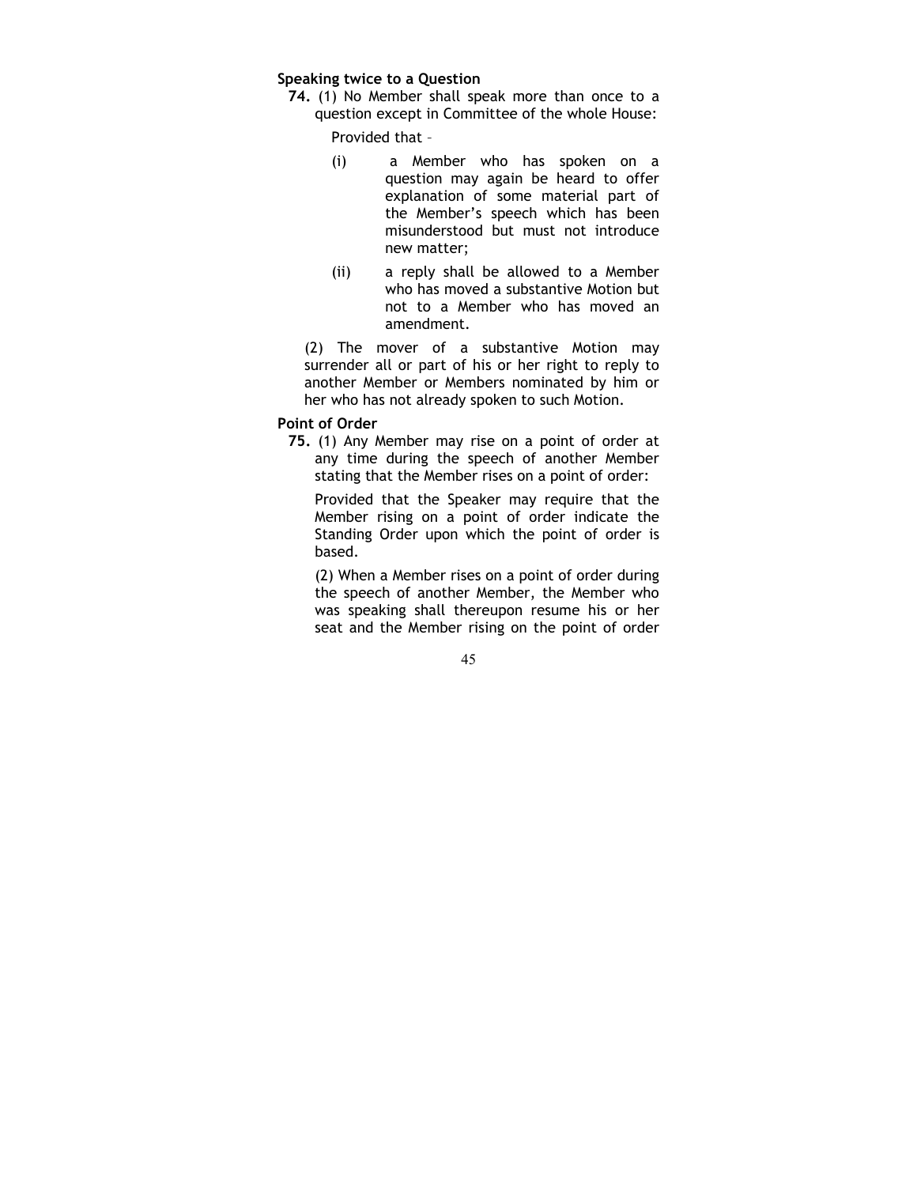**Speaking twice to a Question**

**74.** (1) No Member shall speak more than once to a question except in Committee of the whole House:

Provided that –

(i) a Member who has spoken on a question may again be heard to offer explanation of some material part of the Member's speech which has been misunderstood but must not introduce new matter;

(ii) a reply shall be allowed to a Member who has moved a substantive Motion but not to a Member who has moved an amendment.

(2) The mover of a substantive Motion may surrender all or part of his or her right to reply to another Member or Members nominated by him or her who has not already spoken to such Motion.

**Point of Order**

**75.** (1) Any Member may rise on a point of order at any time during the speech of another Member stating that the Member rises on a point of order:

Provided that the Speaker may require that the Member rising on a point of order indicate the Standing Order upon which the point of order is based.

(2) When a Member rises on a point of order during the speech of another Member, the Member who was speaking shall thereupon resume his or her seat and the Member rising on the point of order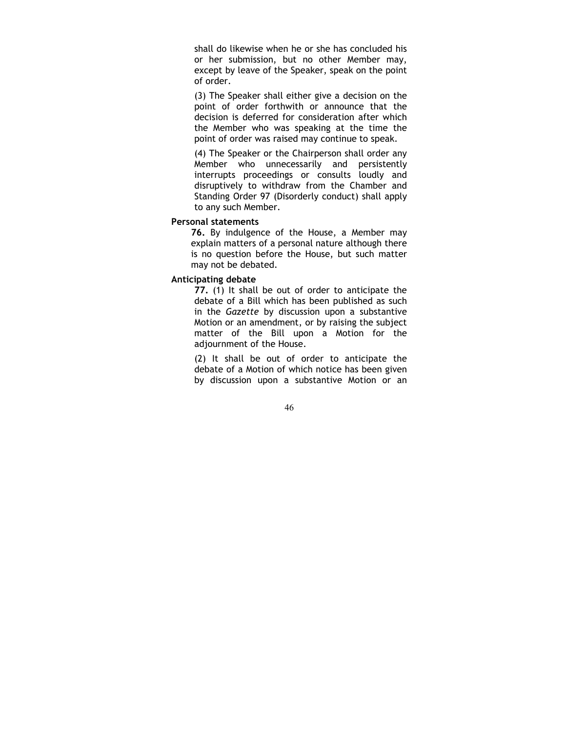shall do likewise when he or she has concluded his or her submission, but no other Member may, except by leave of the Speaker, speak on the point of order.

(3) The Speaker shall either give a decision on the point of order forthwith or announce that the decision is deferred for consideration after which the Member who was speaking at the time the point of order was raised may continue to speak.

(4) The Speaker or the Chairperson shall order any Member who unnecessarily and persistently interrupts proceedings or consults loudly and disruptively to withdraw from the Chamber and Standing Order 97 (Disorderly conduct) shall apply to any such Member.

**Personal statements**

**76.** By indulgence of the House, a Member may explain matters of a personal nature although there is no question before the House, but such matter may not be debated.

**Anticipating debate**

**77.** (1) It shall be out of order to anticipate the debate of a Bill which has been published as such in the *Gazette* by discussion upon a substantive Motion or an amendment, or by raising the subject matter of the Bill upon a Motion for the adjournment of the House.

(2) It shall be out of order to anticipate the debate of a Motion of which notice has been given by discussion upon a substantive Motion or an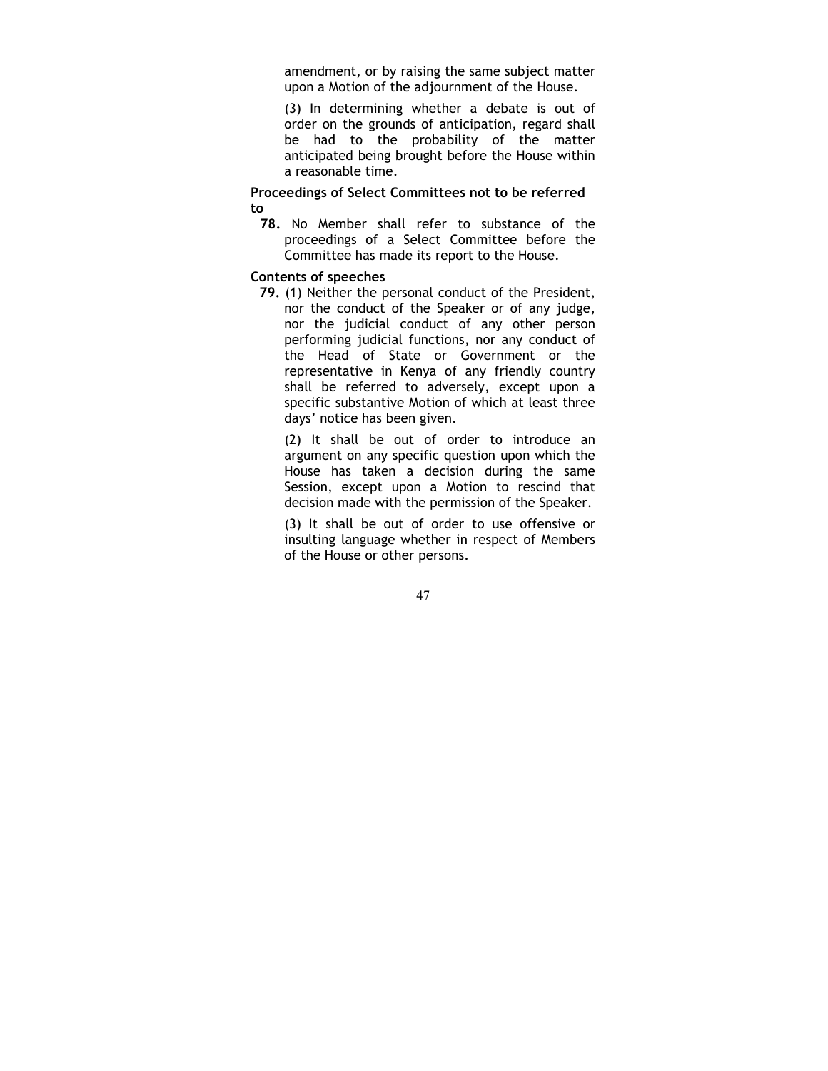amendment, or by raising the same subject matter upon a Motion of the adjournment of the House.

(3) In determining whether a debate is out of order on the grounds of anticipation, regard shall be had to the probability of the matter anticipated being brought before the House within a reasonable time.

**Proceedings of Select Committees not to be referred to**

**78.** No Member shall refer to substance of the proceedings of a Select Committee before the Committee has made its report to the House.

**Contents of speeches**

**79.** (1) Neither the personal conduct of the President, nor the conduct of the Speaker or of any judge, nor the judicial conduct of any other person performing judicial functions, nor any conduct of the Head of State or Government or the representative in Kenya of any friendly country shall be referred to adversely, except upon a specific substantive Motion of which at least three days' notice has been given.

(2) It shall be out of order to introduce an argument on any specific question upon which the House has taken a decision during the same Session, except upon a Motion to rescind that decision made with the permission of the Speaker.

(3) It shall be out of order to use offensive or insulting language whether in respect of Members of the House or other persons.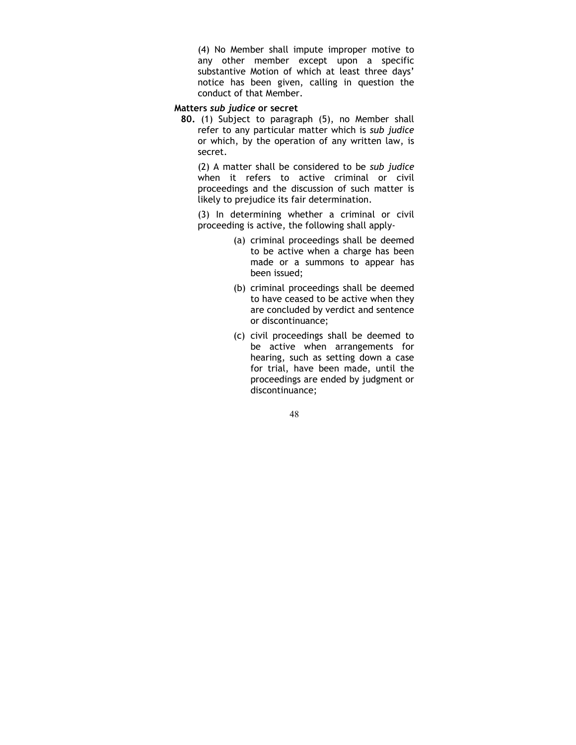(4) No Member shall impute improper motive to any other member except upon a specific substantive Motion of which at least three days' notice has been given, calling in question the conduct of that Member.

### Matters *sub judice* or secret

**80.** (1) Subject to paragraph (5), no Member shall refer to any particular matter which is *sub judice* or which, by the operation of any written law, is secret.

(2) A matter shall be considered to be *sub judice* when it refers to active criminal or civil proceedings and the discussion of such matter is likely to prejudice its fair determination.

(3) In determining whether a criminal or civil proceeding is active, the following shall apply-

(a) criminal proceedings shall be deemed to be active when a charge has been made or a summons to appear has been issued;

(b) criminal proceedings shall be deemed to have ceased to be active when they are concluded by verdict and sentence or discontinuance;

(c) civil proceedings shall be deemed to be active when arrangements for hearing, such as setting down a case for trial, have been made, until the proceedings are ended by judgment or discontinuance;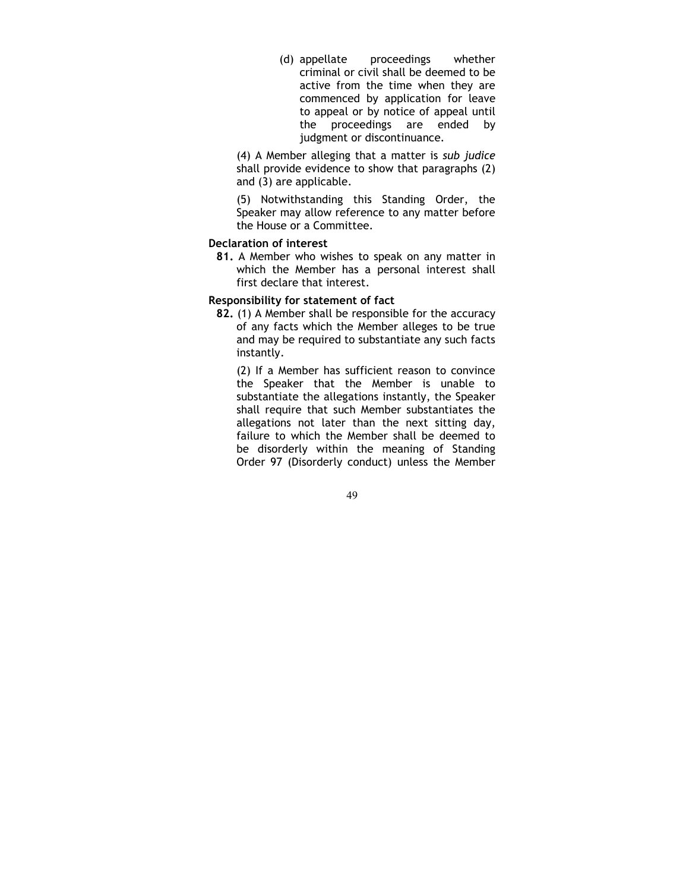(d) appellate proceedings whether criminal or civil shall be deemed to be active from the time when they are commenced by application for leave to appeal or by notice of appeal until the proceedings are ended by judgment or discontinuance.

(4) A Member alleging that a matter is *sub judice* shall provide evidence to show that paragraphs (2) and (3) are applicable.

(5) Notwithstanding this Standing Order, the Speaker may allow reference to any matter before the House or a Committee.

**Declaration of interest**

**81.** A Member who wishes to speak on any matter in which the Member has a personal interest shall first declare that interest.

**Responsibility for statement of fact**

**82.** (1) A Member shall be responsible for the accuracy of any facts which the Member alleges to be true and may be required to substantiate any such facts instantly.

(2) If a Member has sufficient reason to convince the Speaker that the Member is unable to substantiate the allegations instantly, the Speaker shall require that such Member substantiates the allegations not later than the next sitting day, failure to which the Member shall be deemed to be disorderly within the meaning of Standing Order 97 (Disorderly conduct) unless the Member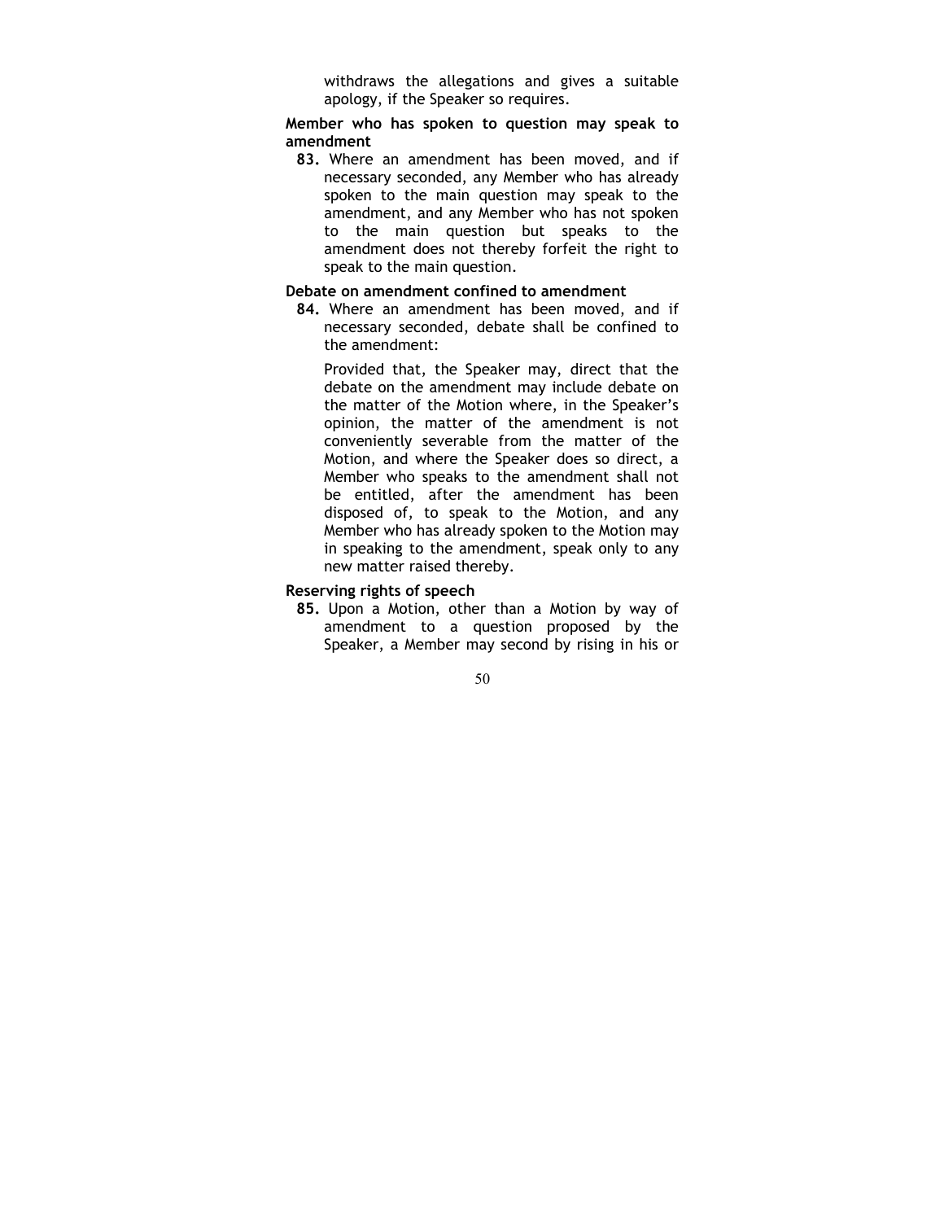withdraws the allegations and gives a suitable apology, if the Speaker so requires.

**Member who has spoken to question may speak to amendment**

**83.** Where an amendment has been moved, and if necessary seconded, any Member who has already spoken to the main question may speak to the amendment, and any Member who has not spoken to the main question but speaks to the amendment does not thereby forfeit the right to speak to the main question.

**Debate on amendment confined to amendment**

**84.** Where an amendment has been moved, and if necessary seconded, debate shall be confined to the amendment:

Provided that, the Speaker may, direct that the debate on the amendment may include debate on the matter of the Motion where, in the Speaker's opinion, the matter of the amendment is not conveniently severable from the matter of the Motion, and where the Speaker does so direct, a Member who speaks to the amendment shall not be entitled, after the amendment has been disposed of, to speak to the Motion, and any Member who has already spoken to the Motion may in speaking to the amendment, speak only to any new matter raised thereby.

**Reserving rights of speech**

**85.** Upon a Motion, other than a Motion by way of amendment to a question proposed by the Speaker, a Member may second by rising in his or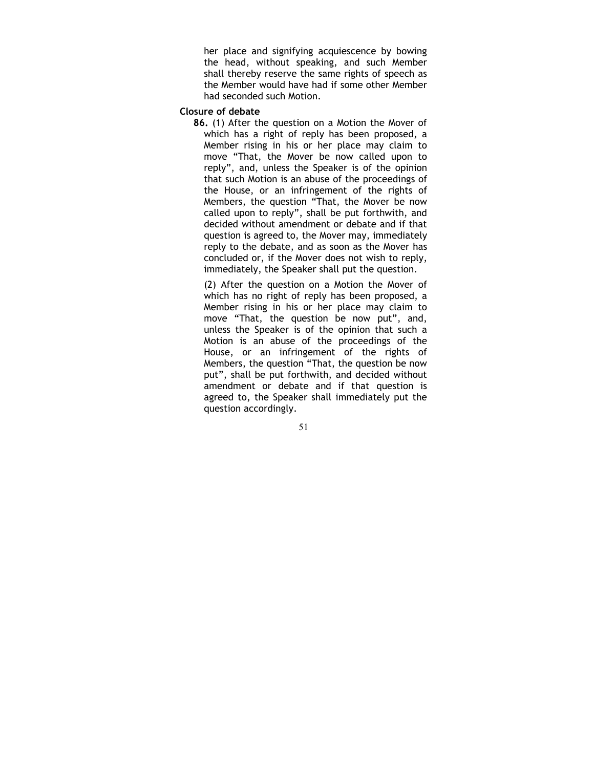her place and signifying acquiescence by bowing the head, without speaking, and such Member shall thereby reserve the same rights of speech as the Member would have had if some other Member had seconded such Motion.

**Closure of debate**

**86.** (1) After the question on a Motion the Mover of which has a right of reply has been proposed, a Member rising in his or her place may claim to move "That, the Mover be now called upon to reply", and, unless the Speaker is of the opinion that such Motion is an abuse of the proceedings of the House, or an infringement of the rights of Members, the question "That, the Mover be now called upon to reply", shall be put forthwith, and decided without amendment or debate and if that question is agreed to, the Mover may, immediately reply to the debate, and as soon as the Mover has concluded or, if the Mover does not wish to reply, immediately, the Speaker shall put the question.

(2) After the question on a Motion the Mover of which has no right of reply has been proposed, a Member rising in his or her place may claim to move "That, the question be now put", and, unless the Speaker is of the opinion that such a Motion is an abuse of the proceedings of the House, or an infringement of the rights of Members, the question "That, the question be now put", shall be put forthwith, and decided without amendment or debate and if that question is agreed to, the Speaker shall immediately put the question accordingly.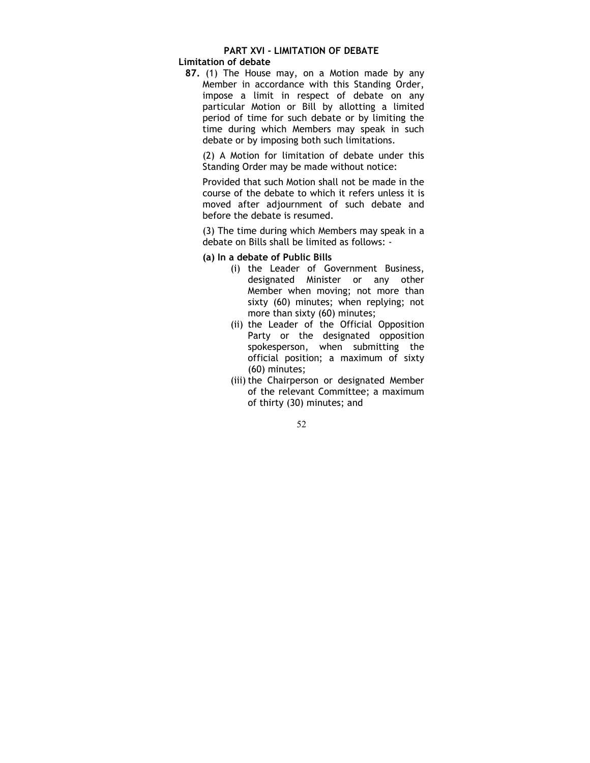## PART XVI - LIMITATION OF DEBATE

### Limitation of debate

**87.** (1) The House may, on a Motion made by any Member in accordance with this Standing Order, impose a limit in respect of debate on any particular Motion or Bill by allotting a limited period of time for such debate or by limiting the time during which Members may speak in such debate or by imposing both such limitations.

(2) A Motion for limitation of debate under this Standing Order may be made without notice:

Provided that such Motion shall not be made in the course of the debate to which it refers unless it is moved after adjournment of such debate and before the debate is resumed.

(3) The time during which Members may speak in a debate on Bills shall be limited as follows: -

**(a) In a debate of Public Bills**

(i) the Leader of Government Business, designated Minister or any other Member when moving; not more than sixty (60) minutes; when replying; not more than sixty (60) minutes;

(ii) the Leader of the Official Opposition Party or the designated opposition spokesperson, when submitting the official position; a maximum of sixty (60) minutes;

(iii) the Chairperson or designated Member of the relevant Committee; a maximum of thirty (30) minutes; and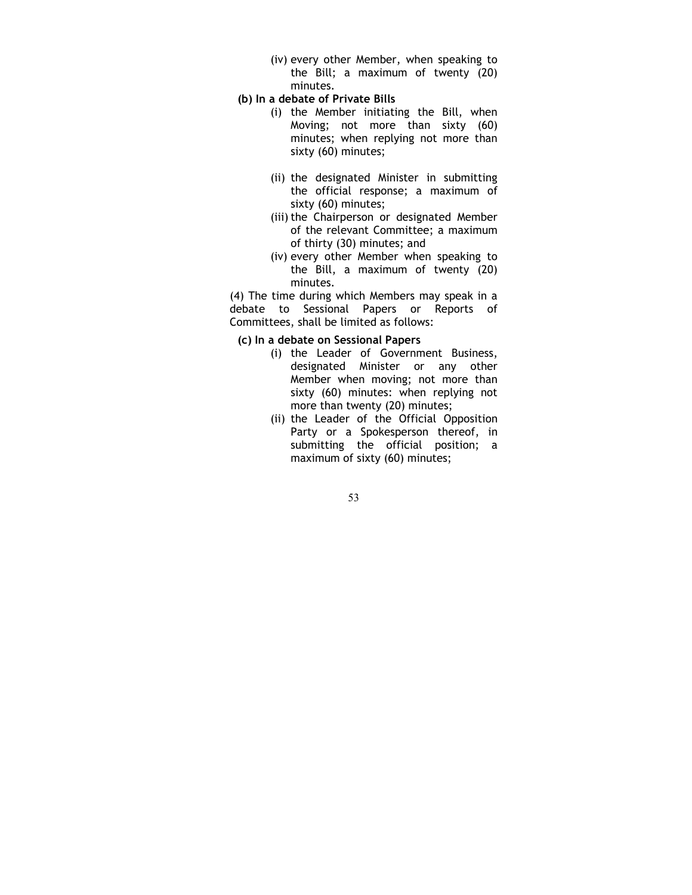(iv) every other Member, when speaking to the Bill; a maximum of twenty (20) minutes.

**(b) In a debate of Private Bills**

(i) the Member initiating the Bill, when Moving; not more than sixty (60) minutes; when replying not more than sixty (60) minutes;

(ii) the designated Minister in submitting the official response; a maximum of sixty (60) minutes;

(iii) the Chairperson or designated Member of the relevant Committee; a maximum of thirty (30) minutes; and

(iv) every other Member when speaking to the Bill, a maximum of twenty (20) minutes.

(4) The time during which Members may speak in a debate to Sessional Papers or Reports of Committees, shall be limited as follows:

**(c) In a debate on Sessional Papers**

(i) the Leader of Government Business, designated Minister or any other Member when moving; not more than sixty (60) minutes: when replying not more than twenty (20) minutes;

(ii) the Leader of the Official Opposition Party or a Spokesperson thereof, in submitting the official position; a maximum of sixty (60) minutes;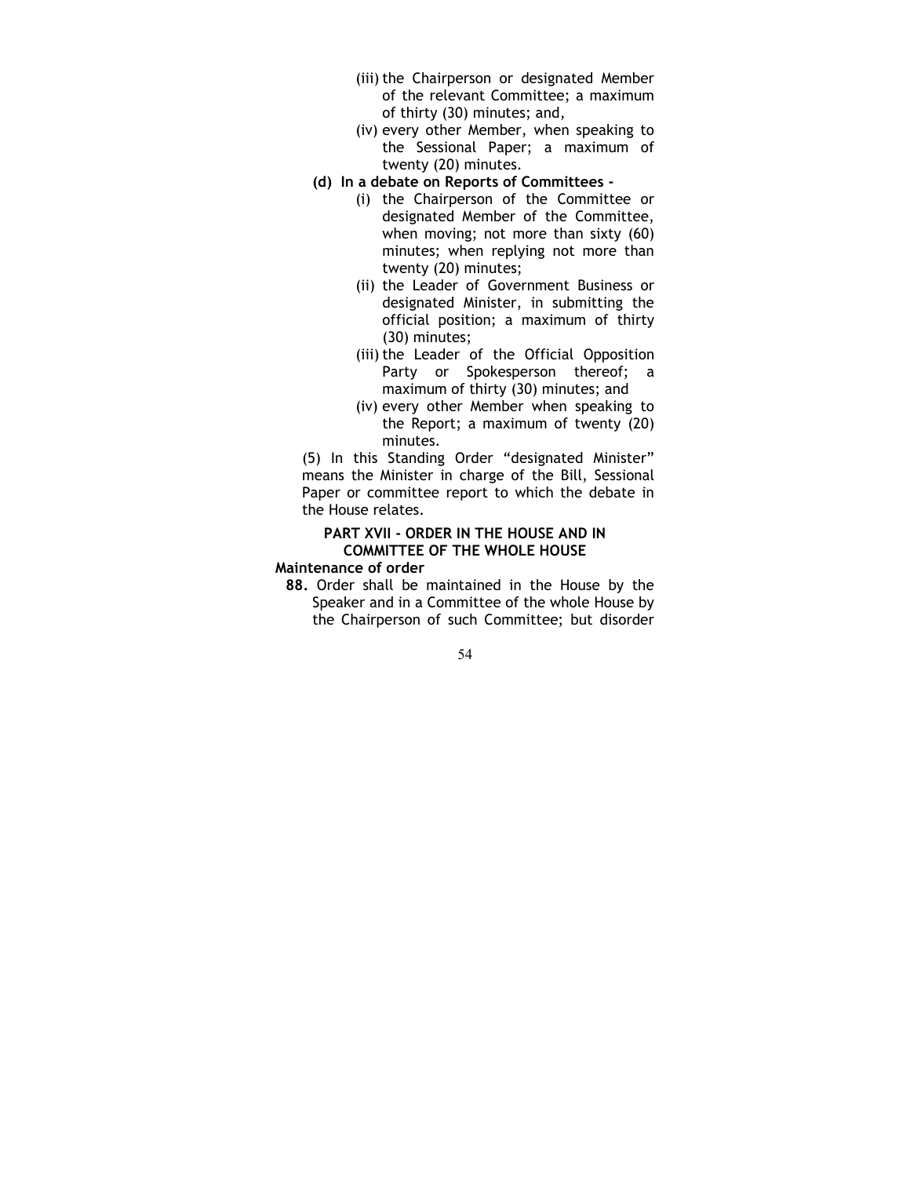(iii) the Chairperson or designated Member of the relevant Committee; a maximum of thirty (30) minutes; and,

(iv) every other Member, when speaking to the Sessional Paper; a maximum of twenty (20) minutes.

**(d) In a debate on Reports of Committees -**

(i) the Chairperson of the Committee or designated Member of the Committee, when moving; not more than sixty (60) minutes; when replying not more than twenty (20) minutes;

(ii) the Leader of Government Business or designated Minister, in submitting the official position; a maximum of thirty (30) minutes;

(iii) the Leader of the Official Opposition Party or Spokesperson thereof; a maximum of thirty (30) minutes; and

(iv) every other Member when speaking to the Report; a maximum of twenty (20) minutes.

(5) In this Standing Order "designated Minister" means the Minister in charge of the Bill, Sessional Paper or committee report to which the debate in the House relates.

## PART XVII - ORDER IN THE HOUSE AND IN COMMITTEE OF THE WHOLE HOUSE

### Maintenance of order

**88.** Order shall be maintained in the House by the Speaker and in a Committee of the whole House by the Chairperson of such Committee; but disorder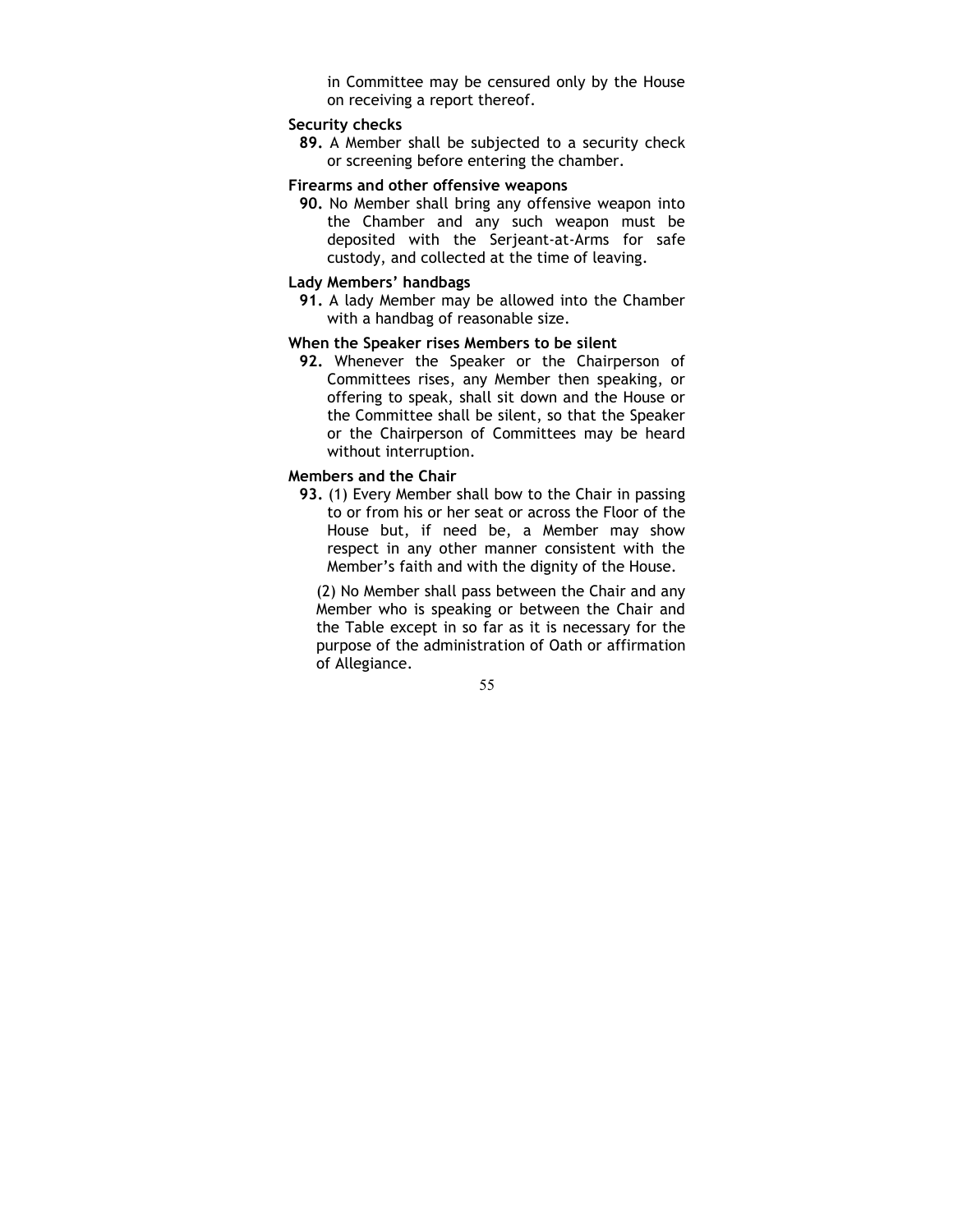in Committee may be censured only by the House on receiving a report thereof.

**Security checks**

**89.** A Member shall be subjected to a security check or screening before entering the chamber.

**Firearms and other offensive weapons**

**90.** No Member shall bring any offensive weapon into the Chamber and any such weapon must be deposited with the Serjeant-at-Arms for safe custody, and collected at the time of leaving.

**Lady Members' handbags**

**91.** A lady Member may be allowed into the Chamber with a handbag of reasonable size.

**When the Speaker rises Members to be silent**

**92.** Whenever the Speaker or the Chairperson of Committees rises, any Member then speaking, or offering to speak, shall sit down and the House or the Committee shall be silent, so that the Speaker or the Chairperson of Committees may be heard without interruption.

**Members and the Chair**

**93.** (1) Every Member shall bow to the Chair in passing to or from his or her seat or across the Floor of the House but, if need be, a Member may show respect in any other manner consistent with the Member's faith and with the dignity of the House.

(2) No Member shall pass between the Chair and any Member who is speaking or between the Chair and the Table except in so far as it is necessary for the purpose of the administration of Oath or affirmation of Allegiance.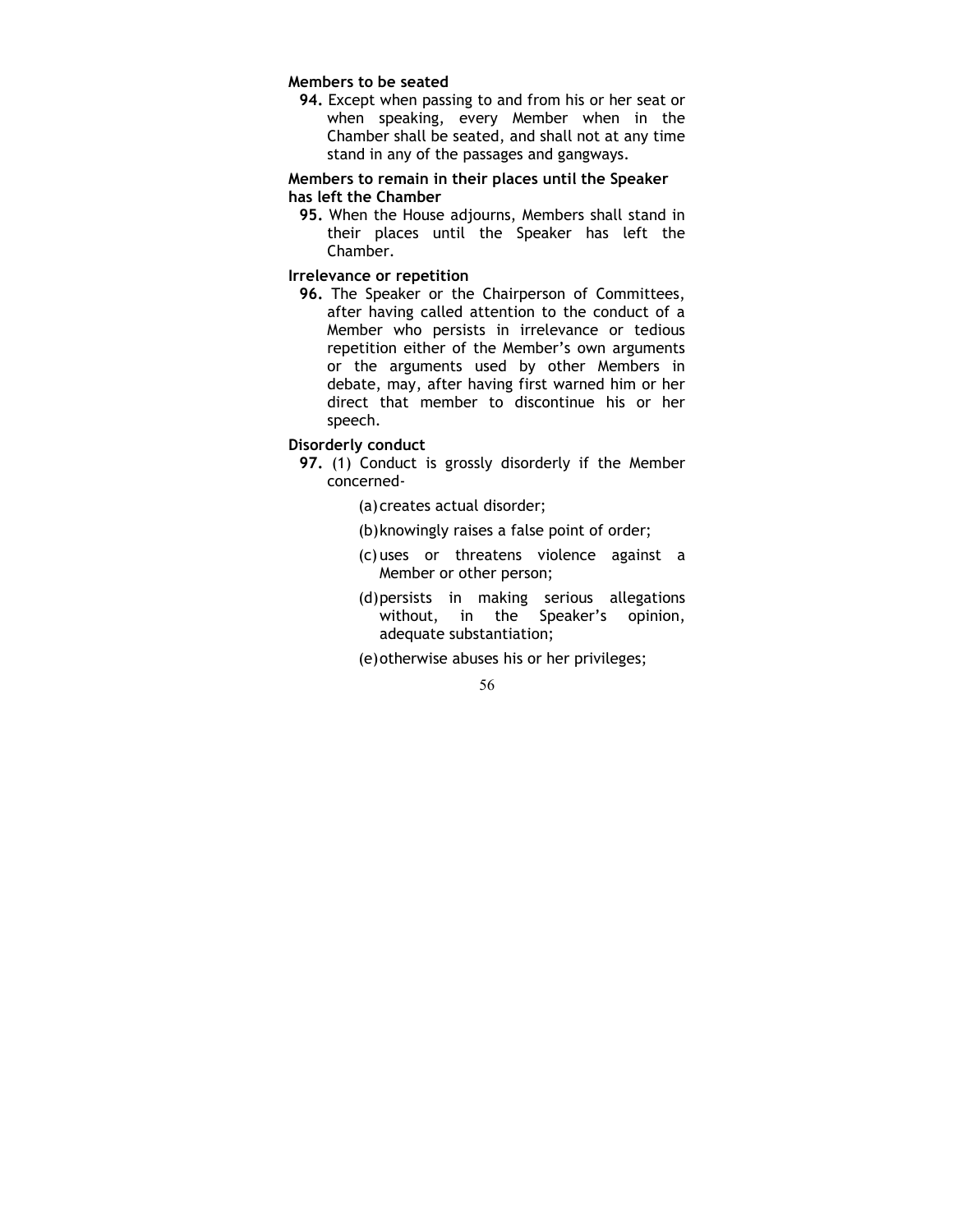**Members to be seated**

**94.** Except when passing to and from his or her seat or when speaking, every Member when in the Chamber shall be seated, and shall not at any time stand in any of the passages and gangways.

**Members to remain in their places until the Speaker has left the Chamber**

**95.** When the House adjourns, Members shall stand in their places until the Speaker has left the Chamber.

**Irrelevance or repetition**

**96.** The Speaker or the Chairperson of Committees, after having called attention to the conduct of a Member who persists in irrelevance or tedious repetition either of the Member's own arguments or the arguments used by other Members in debate, may, after having first warned him or her direct that member to discontinue his or her speech.

**Disorderly conduct**

**97.** (1) Conduct is grossly disorderly if the Member concerned-

(a) creates actual disorder;

(b) knowingly raises a false point of order;

(c) uses or threatens violence against a Member or other person;

(d) persists in making serious allegations without, in the Speaker's opinion, adequate substantiation;

(e) otherwise abuses his or her privileges;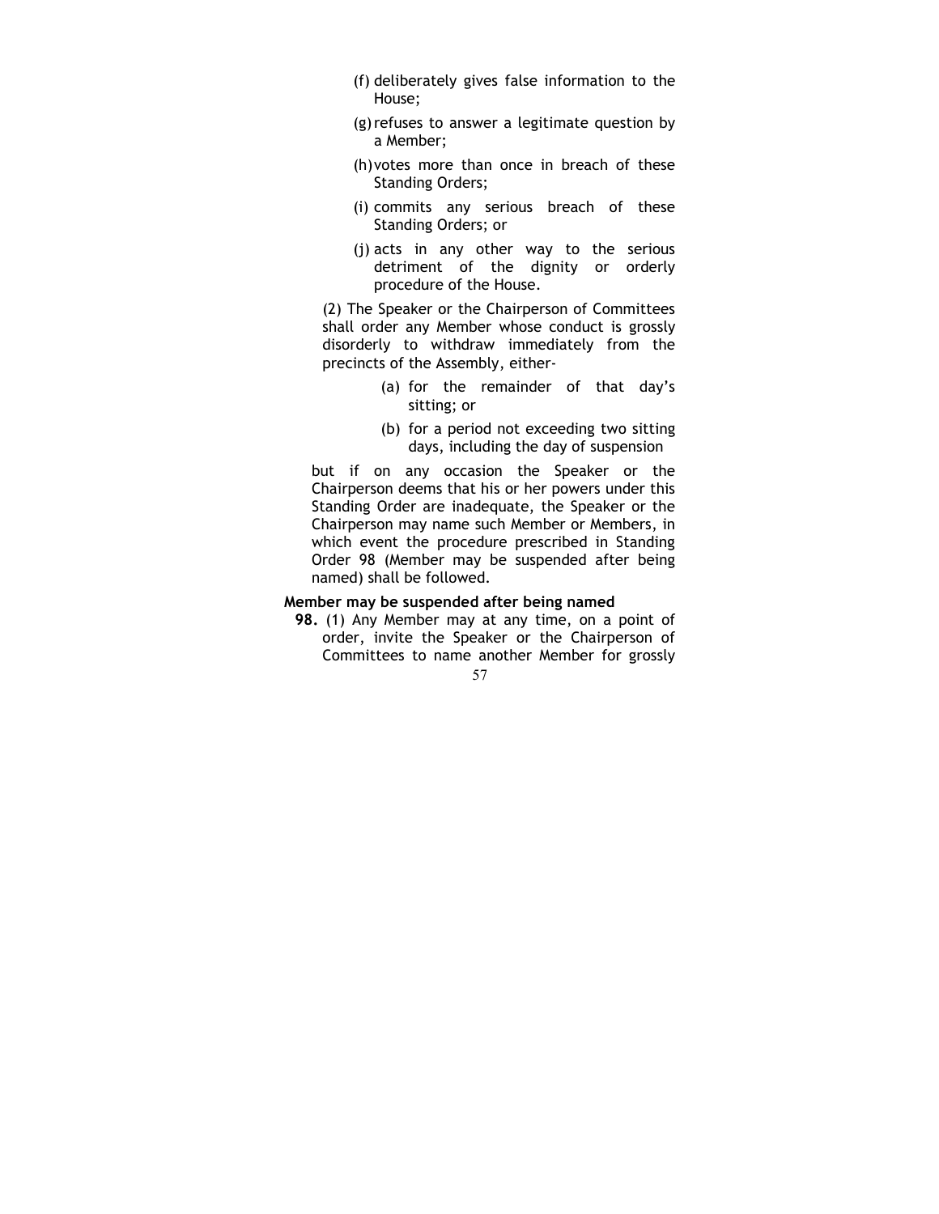(f) deliberately gives false information to the House;

(g) refuses to answer a legitimate question by a Member;

(h) votes more than once in breach of these Standing Orders;

(i) commits any serious breach of these Standing Orders; or

(j) acts in any other way to the serious detriment of the dignity or orderly procedure of the House.

(2) The Speaker or the Chairperson of Committees shall order any Member whose conduct is grossly disorderly to withdraw immediately from the precincts of the Assembly, either-

(a) for the remainder of that day's sitting; or

(b) for a period not exceeding two sitting days, including the day of suspension

but if on any occasion the Speaker or the Chairperson deems that his or her powers under this Standing Order are inadequate, the Speaker or the Chairperson may name such Member or Members, in which event the procedure prescribed in Standing Order 98 (Member may be suspended after being named) shall be followed.

**Member may be suspended after being named**

**98.** (1) Any Member may at any time, on a point of order, invite the Speaker or the Chairperson of Committees to name another Member for grossly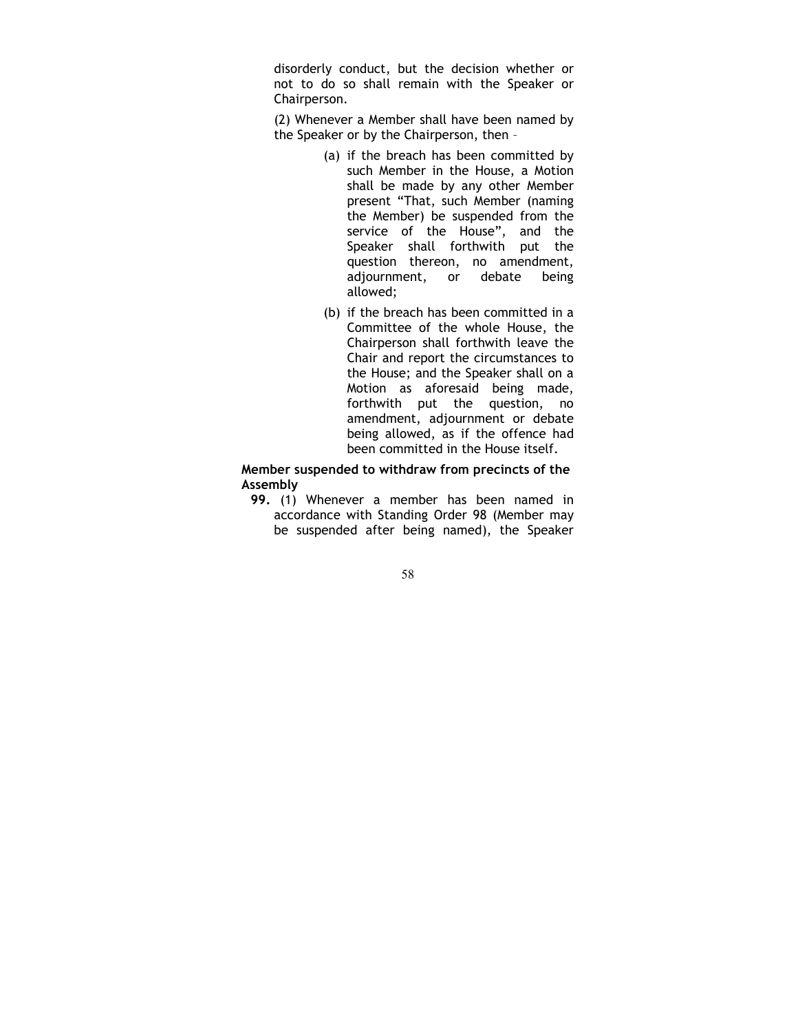disorderly conduct, but the decision whether or not to do so shall remain with the Speaker or Chairperson.

(2) Whenever a Member shall have been named by the Speaker or by the Chairperson, then –

(a) if the breach has been committed by such Member in the House, a Motion shall be made by any other Member present "That, such Member (naming the Member) be suspended from the service of the House", and the Speaker shall forthwith put the question thereon, no amendment, adjournment, or debate being allowed;

(b) if the breach has been committed in a Committee of the whole House, the Chairperson shall forthwith leave the Chair and report the circumstances to the House; and the Speaker shall on a Motion as aforesaid being made, forthwith put the question, no amendment, adjournment or debate being allowed, as if the offence had been committed in the House itself.

**Member suspended to withdraw from precincts of the Assembly**

**99.** (1) Whenever a member has been named in accordance with Standing Order 98 (Member may be suspended after being named), the Speaker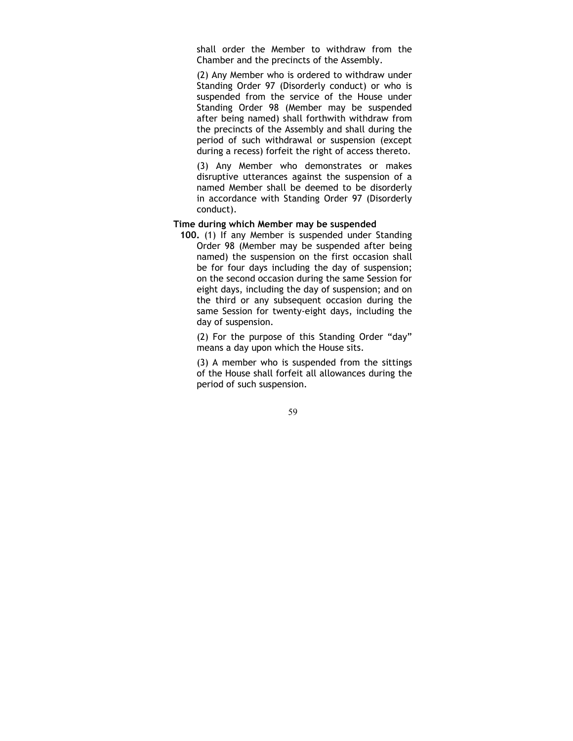shall order the Member to withdraw from the Chamber and the precincts of the Assembly.

(2) Any Member who is ordered to withdraw under Standing Order 97 (Disorderly conduct) or who is suspended from the service of the House under Standing Order 98 (Member may be suspended after being named) shall forthwith withdraw from the precincts of the Assembly and shall during the period of such withdrawal or suspension (except during a recess) forfeit the right of access thereto.

(3) Any Member who demonstrates or makes disruptive utterances against the suspension of a named Member shall be deemed to be disorderly in accordance with Standing Order 97 (Disorderly conduct).

**Time during which Member may be suspended**

**100.** (1) If any Member is suspended under Standing Order 98 (Member may be suspended after being named) the suspension on the first occasion shall be for four days including the day of suspension; on the second occasion during the same Session for eight days, including the day of suspension; and on the third or any subsequent occasion during the same Session for twenty-eight days, including the day of suspension.

(2) For the purpose of this Standing Order "day" means a day upon which the House sits.

(3) A member who is suspended from the sittings of the House shall forfeit all allowances during the period of such suspension.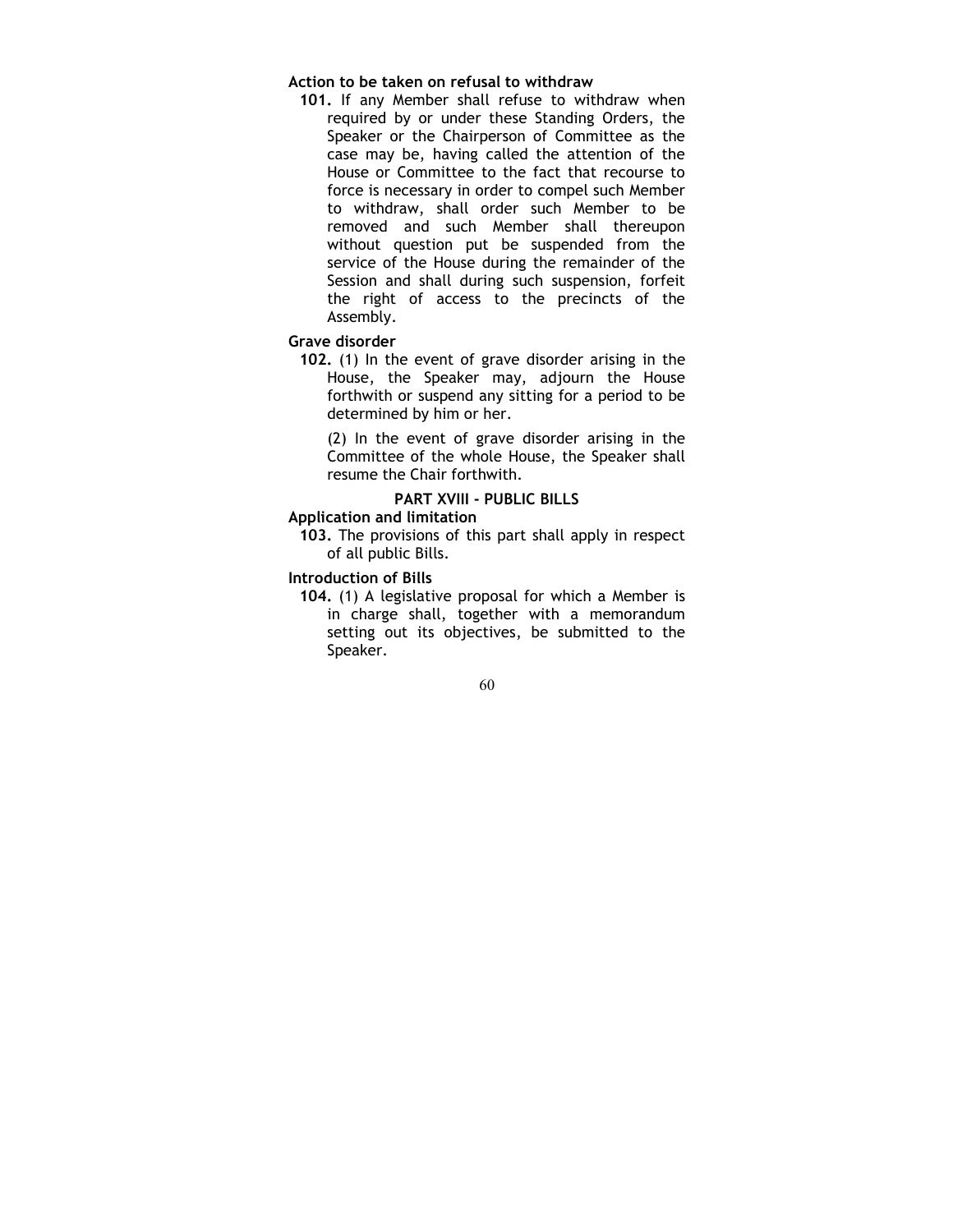**Action to be taken on refusal to withdraw**

**101.** If any Member shall refuse to withdraw when required by or under these Standing Orders, the Speaker or the Chairperson of Committee as the case may be, having called the attention of the House or Committee to the fact that recourse to force is necessary in order to compel such Member to withdraw, shall order such Member to be removed and such Member shall thereupon without question put be suspended from the service of the House during the remainder of the Session and shall during such suspension, forfeit the right of access to the precincts of the Assembly.

**Grave disorder**

**102.** (1) In the event of grave disorder arising in the House, the Speaker may, adjourn the House forthwith or suspend any sitting for a period to be determined by him or her.

(2) In the event of grave disorder arising in the Committee of the whole House, the Speaker shall resume the Chair forthwith.

## PART XVIII - PUBLIC BILLS

**Application and limitation**

**103.** The provisions of this part shall apply in respect of all public Bills.

**Introduction of Bills**

**104.** (1) A legislative proposal for which a Member is in charge shall, together with a memorandum setting out its objectives, be submitted to the Speaker.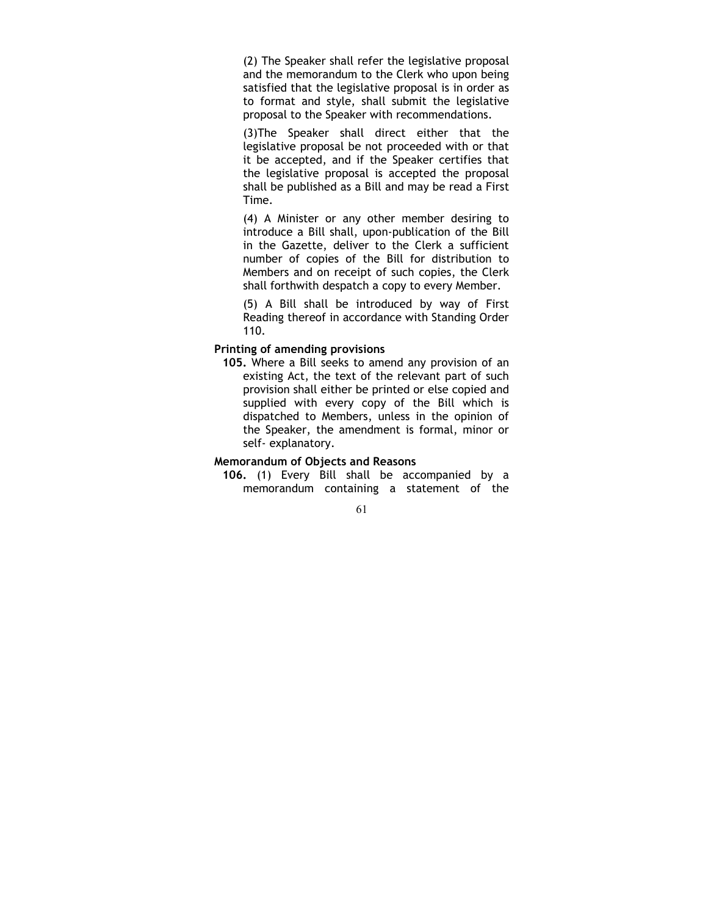(2) The Speaker shall refer the legislative proposal and the memorandum to the Clerk who upon being satisfied that the legislative proposal is in order as to format and style, shall submit the legislative proposal to the Speaker with recommendations.

(3)The Speaker shall direct either that the legislative proposal be not proceeded with or that it be accepted, and if the Speaker certifies that the legislative proposal is accepted the proposal shall be published as a Bill and may be read a First Time.

(4) A Minister or any other member desiring to introduce a Bill shall, upon-publication of the Bill in the Gazette, deliver to the Clerk a sufficient number of copies of the Bill for distribution to Members and on receipt of such copies, the Clerk shall forthwith despatch a copy to every Member.

(5) A Bill shall be introduced by way of First Reading thereof in accordance with Standing Order 110.

**Printing of amending provisions**

**105.** Where a Bill seeks to amend any provision of an existing Act, the text of the relevant part of such provision shall either be printed or else copied and supplied with every copy of the Bill which is dispatched to Members, unless in the opinion of the Speaker, the amendment is formal, minor or self- explanatory.

**Memorandum of Objects and Reasons**

**106.** (1) Every Bill shall be accompanied by a memorandum containing a statement of the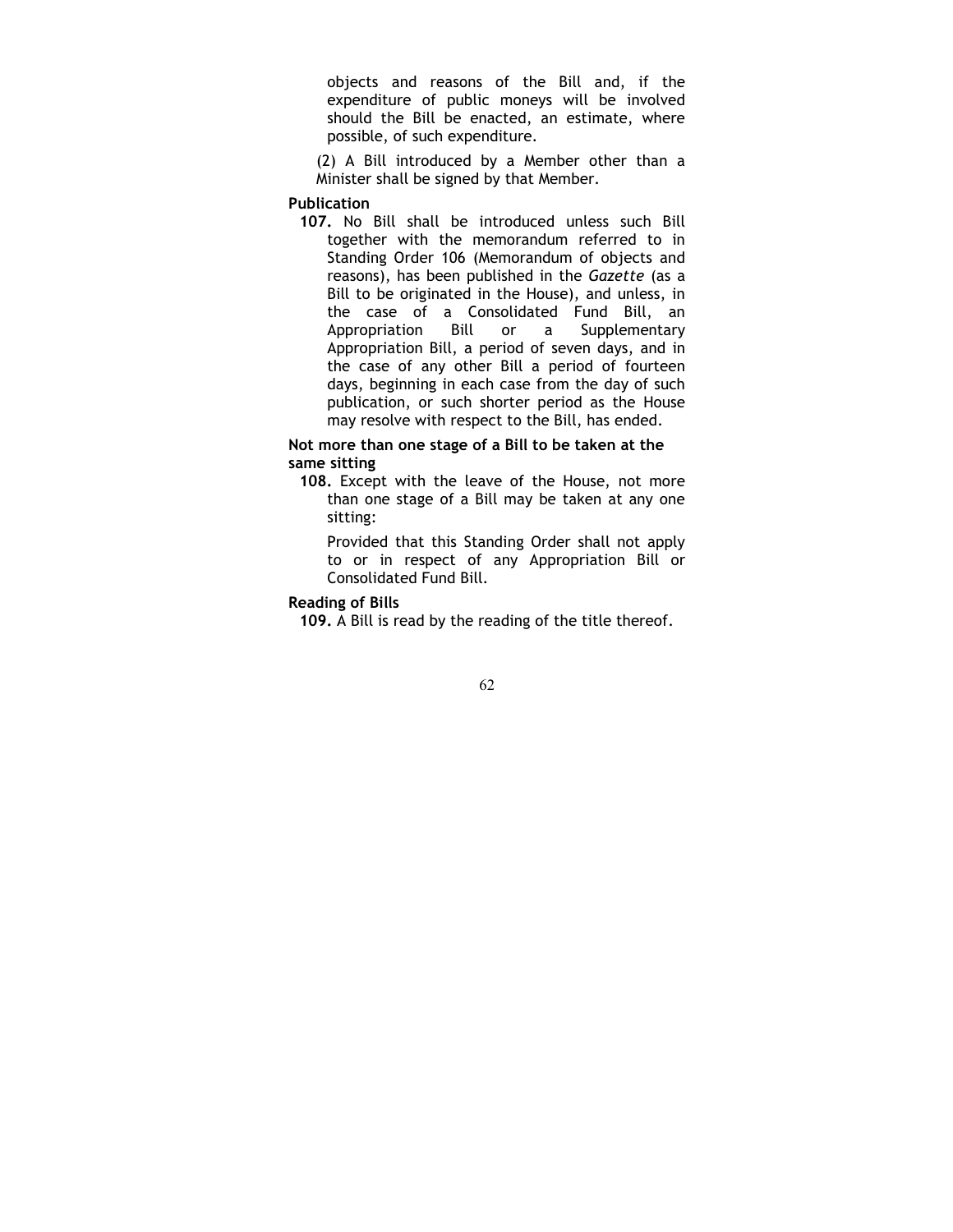objects and reasons of the Bill and, if the expenditure of public moneys will be involved should the Bill be enacted, an estimate, where possible, of such expenditure.

(2) A Bill introduced by a Member other than a Minister shall be signed by that Member.

**Publication**

**107.** No Bill shall be introduced unless such Bill together with the memorandum referred to in Standing Order 106 (Memorandum of objects and reasons), has been published in the *Gazette* (as a Bill to be originated in the House), and unless, in the case of a Consolidated Fund Bill, an Appropriation Bill or a Supplementary Appropriation Bill, a period of seven days, and in the case of any other Bill a period of fourteen days, beginning in each case from the day of such publication, or such shorter period as the House may resolve with respect to the Bill, has ended.

**Not more than one stage of a Bill to be taken at the same sitting**

**108.** Except with the leave of the House, not more than one stage of a Bill may be taken at any one sitting:

Provided that this Standing Order shall not apply to or in respect of any Appropriation Bill or Consolidated Fund Bill.

**Reading of Bills**

**109.** A Bill is read by the reading of the title thereof.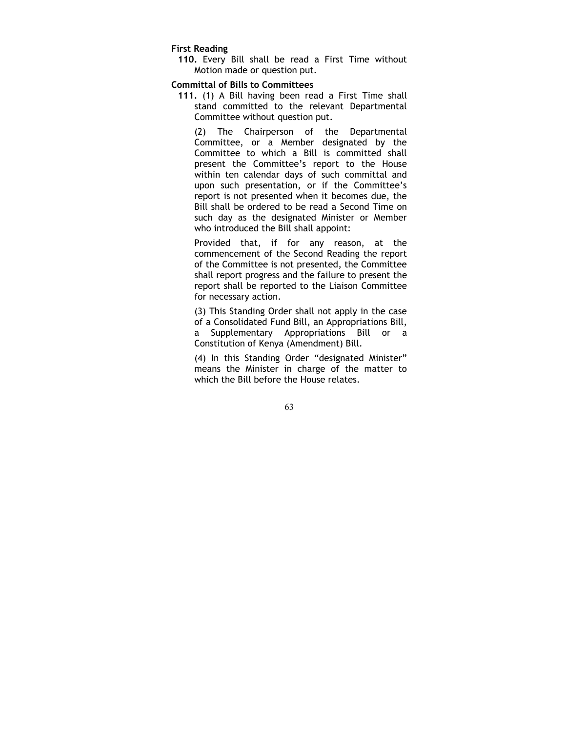**First Reading**

**110.** Every Bill shall be read a First Time without Motion made or question put.

**Committal of Bills to Committees**

**111.** (1) A Bill having been read a First Time shall stand committed to the relevant Departmental Committee without question put.

(2) The Chairperson of the Departmental Committee, or a Member designated by the Committee to which a Bill is committed shall present the Committee's report to the House within ten calendar days of such committal and upon such presentation, or if the Committee's report is not presented when it becomes due, the Bill shall be ordered to be read a Second Time on such day as the designated Minister or Member who introduced the Bill shall appoint:

Provided that, if for any reason, at the commencement of the Second Reading the report of the Committee is not presented, the Committee shall report progress and the failure to present the report shall be reported to the Liaison Committee for necessary action.

(3) This Standing Order shall not apply in the case of a Consolidated Fund Bill, an Appropriations Bill, a Supplementary Appropriations Bill or a Constitution of Kenya (Amendment) Bill.

(4) In this Standing Order "designated Minister" means the Minister in charge of the matter to which the Bill before the House relates.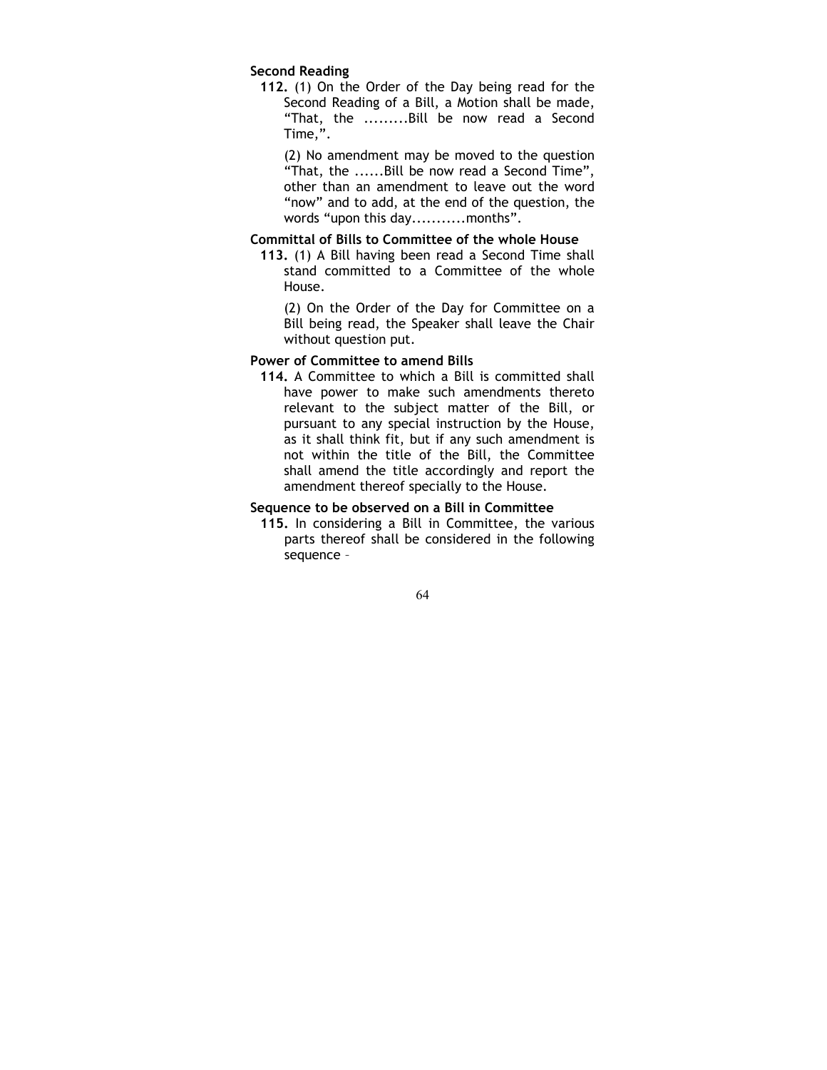**Second Reading**

**112.** (1) On the Order of the Day being read for the Second Reading of a Bill, a Motion shall be made, "That, the .........Bill be now read a Second Time,".

(2) No amendment may be moved to the question "That, the ......Bill be now read a Second Time", other than an amendment to leave out the word "now" and to add, at the end of the question, the words "upon this day...........months".

**Committal of Bills to Committee of the whole House**

**113.** (1) A Bill having been read a Second Time shall stand committed to a Committee of the whole House.

(2) On the Order of the Day for Committee on a Bill being read, the Speaker shall leave the Chair without question put.

**Power of Committee to amend Bills**

**114.** A Committee to which a Bill is committed shall have power to make such amendments thereto relevant to the subject matter of the Bill, or pursuant to any special instruction by the House, as it shall think fit, but if any such amendment is not within the title of the Bill, the Committee shall amend the title accordingly and report the amendment thereof specially to the House.

**Sequence to be observed on a Bill in Committee**

**115.** In considering a Bill in Committee, the various parts thereof shall be considered in the following sequence –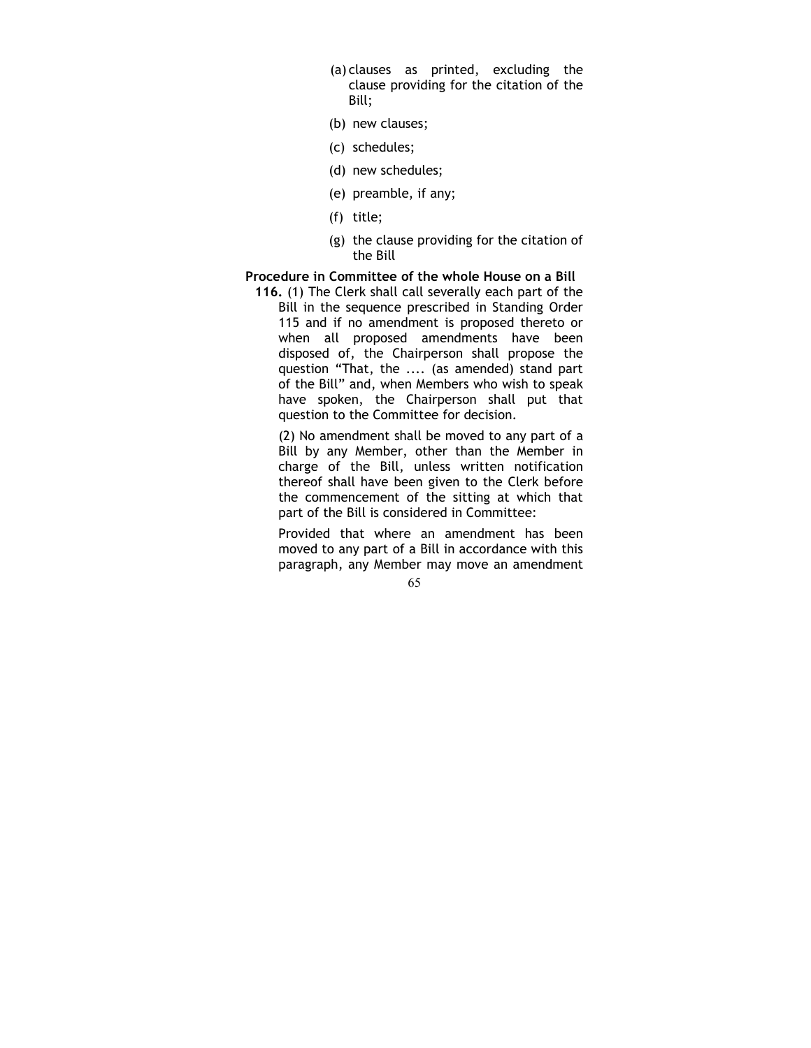(a) clauses as printed, excluding the clause providing for the citation of the Bill;

(b) new clauses;

(c) schedules;

(d) new schedules;

(e) preamble, if any;

(f) title;

(g) the clause providing for the citation of the Bill

**Procedure in Committee of the whole House on a Bill**

**116.** (1) The Clerk shall call severally each part of the Bill in the sequence prescribed in Standing Order 115 and if no amendment is proposed thereto or when all proposed amendments have been disposed of, the Chairperson shall propose the question "That, the .... (as amended) stand part of the Bill" and, when Members who wish to speak have spoken, the Chairperson shall put that question to the Committee for decision.

(2) No amendment shall be moved to any part of a Bill by any Member, other than the Member in charge of the Bill, unless written notification thereof shall have been given to the Clerk before the commencement of the sitting at which that part of the Bill is considered in Committee:

Provided that where an amendment has been moved to any part of a Bill in accordance with this paragraph, any Member may move an amendment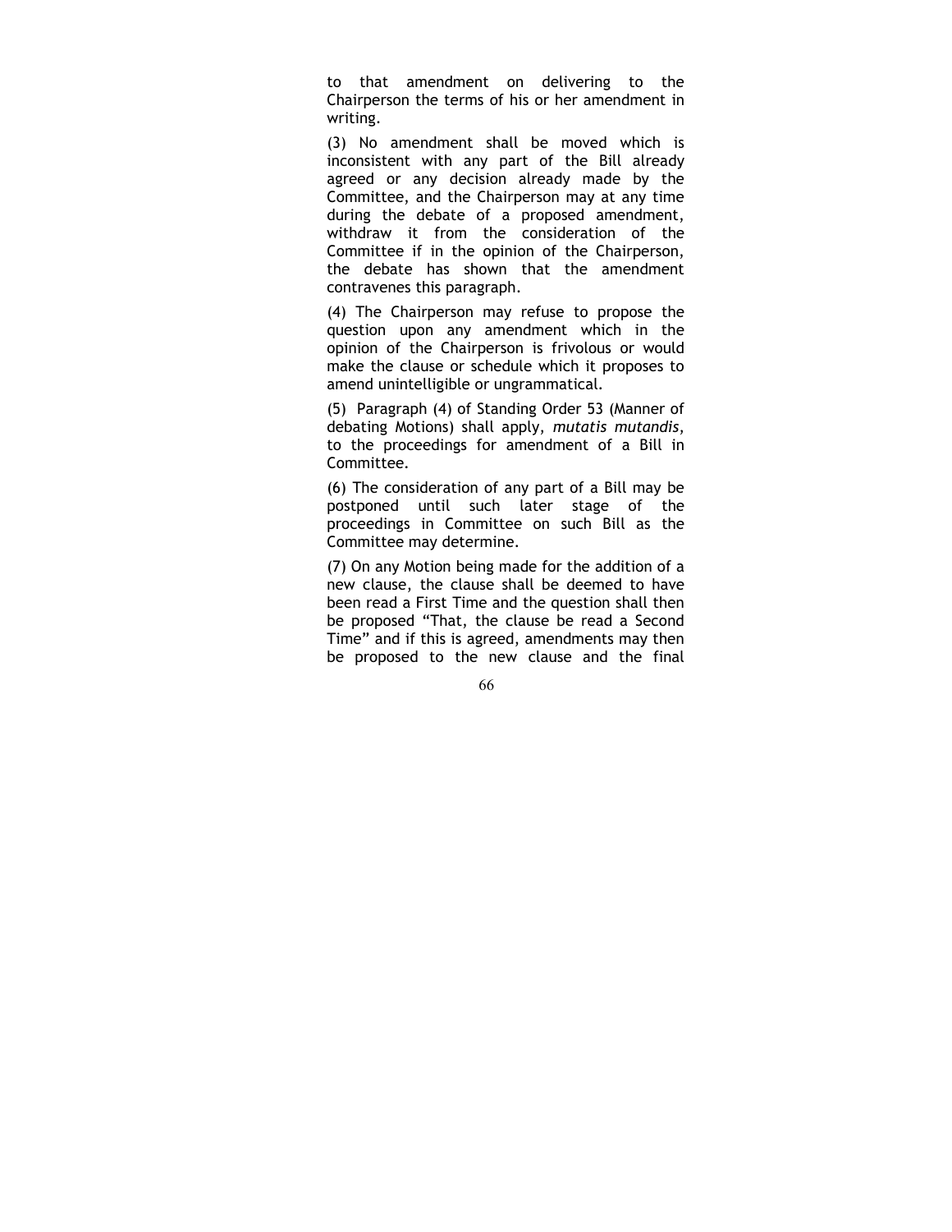to that amendment on delivering to the Chairperson the terms of his or her amendment in writing.

(3) No amendment shall be moved which is inconsistent with any part of the Bill already agreed or any decision already made by the Committee, and the Chairperson may at any time during the debate of a proposed amendment, withdraw it from the consideration of the Committee if in the opinion of the Chairperson, the debate has shown that the amendment contravenes this paragraph.

(4) The Chairperson may refuse to propose the question upon any amendment which in the opinion of the Chairperson is frivolous or would make the clause or schedule which it proposes to amend unintelligible or ungrammatical.

(5) Paragraph (4) of Standing Order 53 (Manner of debating Motions) shall apply, *mutatis mutandis*, to the proceedings for amendment of a Bill in Committee.

(6) The consideration of any part of a Bill may be postponed until such later stage of the proceedings in Committee on such Bill as the Committee may determine.

(7) On any Motion being made for the addition of a new clause, the clause shall be deemed to have been read a First Time and the question shall then be proposed "That, the clause be read a Second Time" and if this is agreed, amendments may then be proposed to the new clause and the final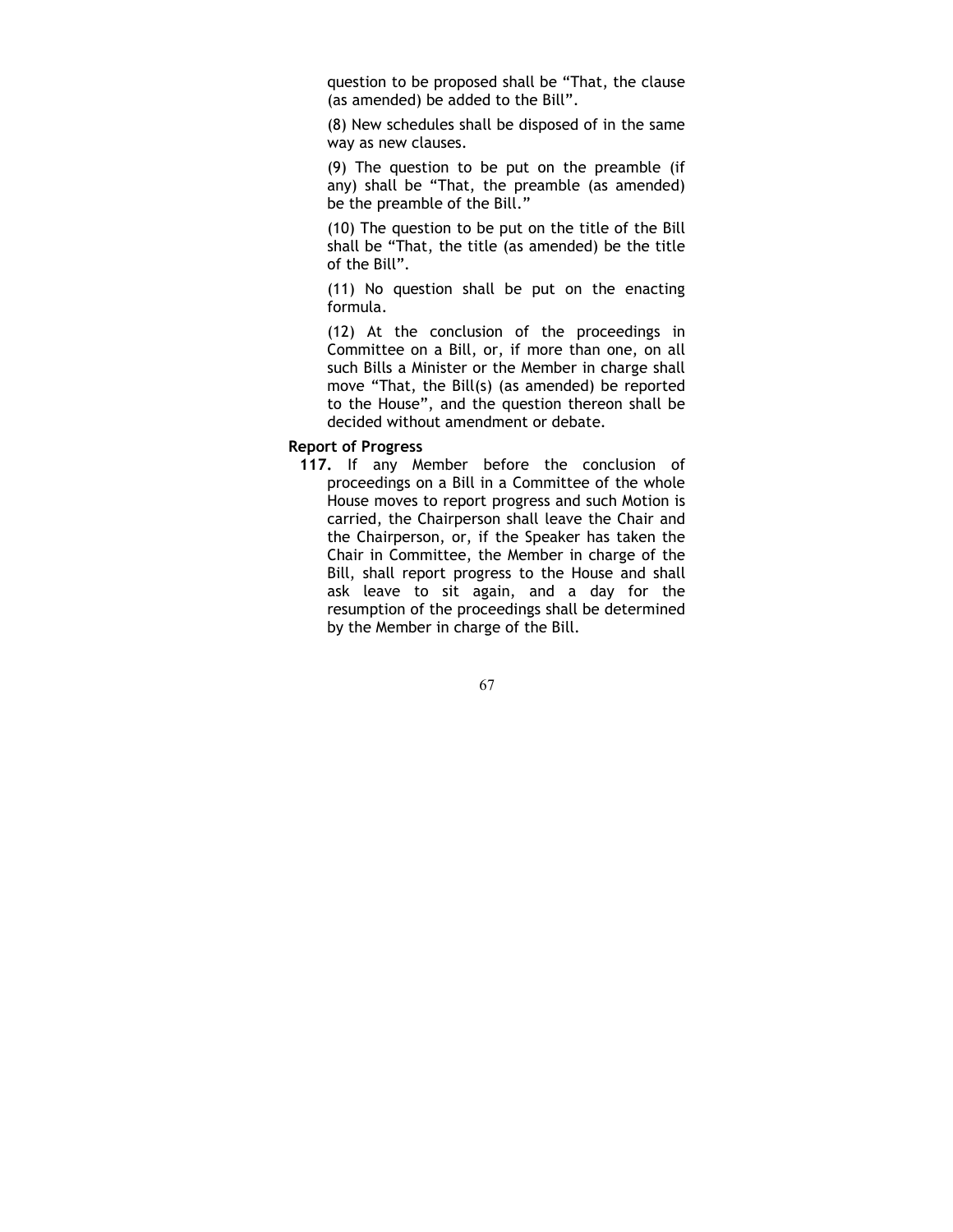question to be proposed shall be "That, the clause (as amended) be added to the Bill".

(8) New schedules shall be disposed of in the same way as new clauses.

(9) The question to be put on the preamble (if any) shall be "That, the preamble (as amended) be the preamble of the Bill."

(10) The question to be put on the title of the Bill shall be "That, the title (as amended) be the title of the Bill".

(11) No question shall be put on the enacting formula.

(12) At the conclusion of the proceedings in Committee on a Bill, or, if more than one, on all such Bills a Minister or the Member in charge shall move "That, the Bill(s) (as amended) be reported to the House", and the question thereon shall be decided without amendment or debate.

**Report of Progress**

**117.** If any Member before the conclusion of proceedings on a Bill in a Committee of the whole House moves to report progress and such Motion is carried, the Chairperson shall leave the Chair and the Chairperson, or, if the Speaker has taken the Chair in Committee, the Member in charge of the Bill, shall report progress to the House and shall ask leave to sit again, and a day for the resumption of the proceedings shall be determined by the Member in charge of the Bill.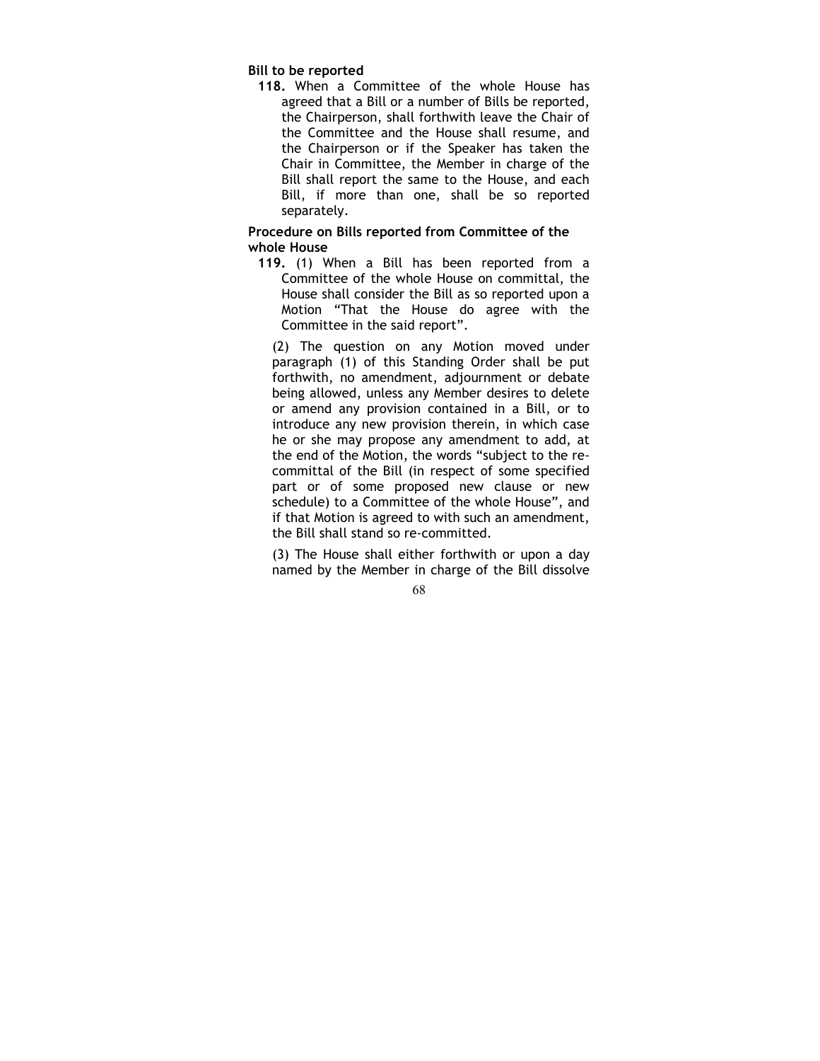**Bill to be reported**

**118.** When a Committee of the whole House has agreed that a Bill or a number of Bills be reported, the Chairperson, shall forthwith leave the Chair of the Committee and the House shall resume, and the Chairperson or if the Speaker has taken the Chair in Committee, the Member in charge of the Bill shall report the same to the House, and each Bill, if more than one, shall be so reported separately.

**Procedure on Bills reported from Committee of the whole House**

**119.** (1) When a Bill has been reported from a Committee of the whole House on committal, the House shall consider the Bill as so reported upon a Motion "That the House do agree with the Committee in the said report".

(2) The question on any Motion moved under paragraph (1) of this Standing Order shall be put forthwith, no amendment, adjournment or debate being allowed, unless any Member desires to delete or amend any provision contained in a Bill, or to introduce any new provision therein, in which case he or she may propose any amendment to add, at the end of the Motion, the words "subject to the re-committal of the Bill (in respect of some specified part or of some proposed new clause or new schedule) to a Committee of the whole House", and if that Motion is agreed to with such an amendment, the Bill shall stand so re-committed.

(3) The House shall either forthwith or upon a day named by the Member in charge of the Bill dissolve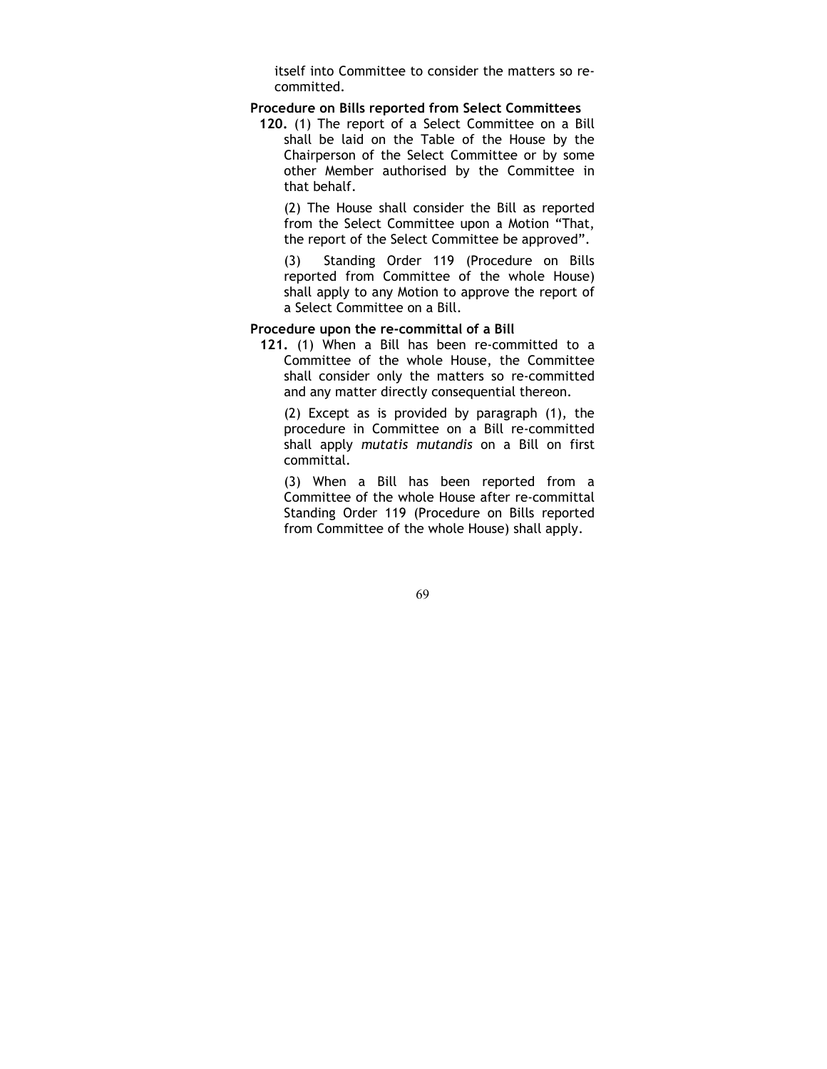itself into Committee to consider the matters so re-committed.

**Procedure on Bills reported from Select Committees**

**120.** (1) The report of a Select Committee on a Bill shall be laid on the Table of the House by the Chairperson of the Select Committee or by some other Member authorised by the Committee in that behalf.

(2) The House shall consider the Bill as reported from the Select Committee upon a Motion "That, the report of the Select Committee be approved".

(3) Standing Order 119 (Procedure on Bills reported from Committee of the whole House) shall apply to any Motion to approve the report of a Select Committee on a Bill.

**Procedure upon the re-committal of a Bill**

**121.** (1) When a Bill has been re-committed to a Committee of the whole House, the Committee shall consider only the matters so re-committed and any matter directly consequential thereon.

(2) Except as is provided by paragraph (1), the procedure in Committee on a Bill re-committed shall apply *mutatis mutandis* on a Bill on first committal.

(3) When a Bill has been reported from a Committee of the whole House after re-committal Standing Order 119 (Procedure on Bills reported from Committee of the whole House) shall apply.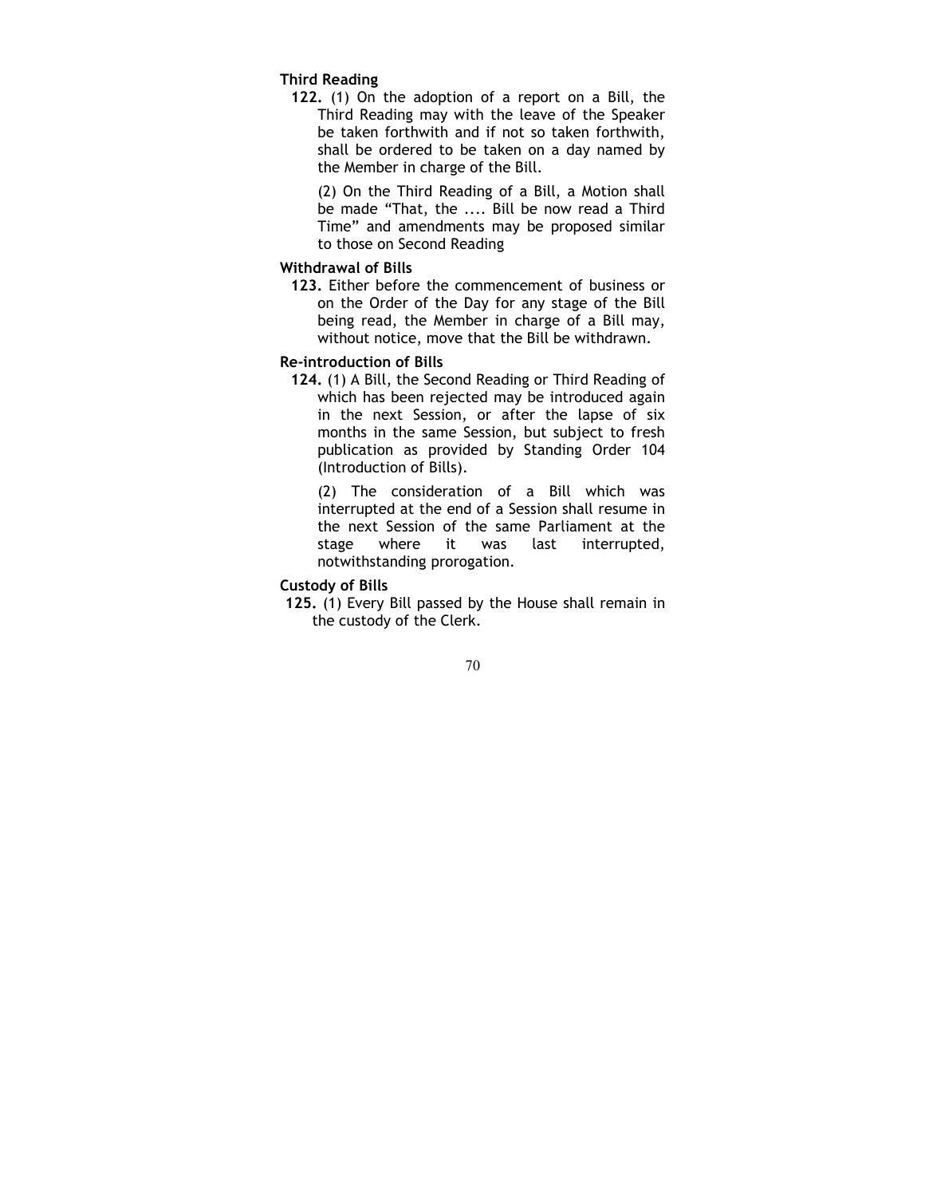**Third Reading**

**122.** (1) On the adoption of a report on a Bill, the Third Reading may with the leave of the Speaker be taken forthwith and if not so taken forthwith, shall be ordered to be taken on a day named by the Member in charge of the Bill.

(2) On the Third Reading of a Bill, a Motion shall be made "That, the .... Bill be now read a Third Time" and amendments may be proposed similar to those on Second Reading

**Withdrawal of Bills**

**123.** Either before the commencement of business or on the Order of the Day for any stage of the Bill being read, the Member in charge of a Bill may, without notice, move that the Bill be withdrawn.

**Re-introduction of Bills**

**124.** (1) A Bill, the Second Reading or Third Reading of which has been rejected may be introduced again in the next Session, or after the lapse of six months in the same Session, but subject to fresh publication as provided by Standing Order 104 (Introduction of Bills).

(2) The consideration of a Bill which was interrupted at the end of a Session shall resume in the next Session of the same Parliament at the stage where it was last interrupted, notwithstanding prorogation.

**Custody of Bills**

**125.** (1) Every Bill passed by the House shall remain in the custody of the Clerk.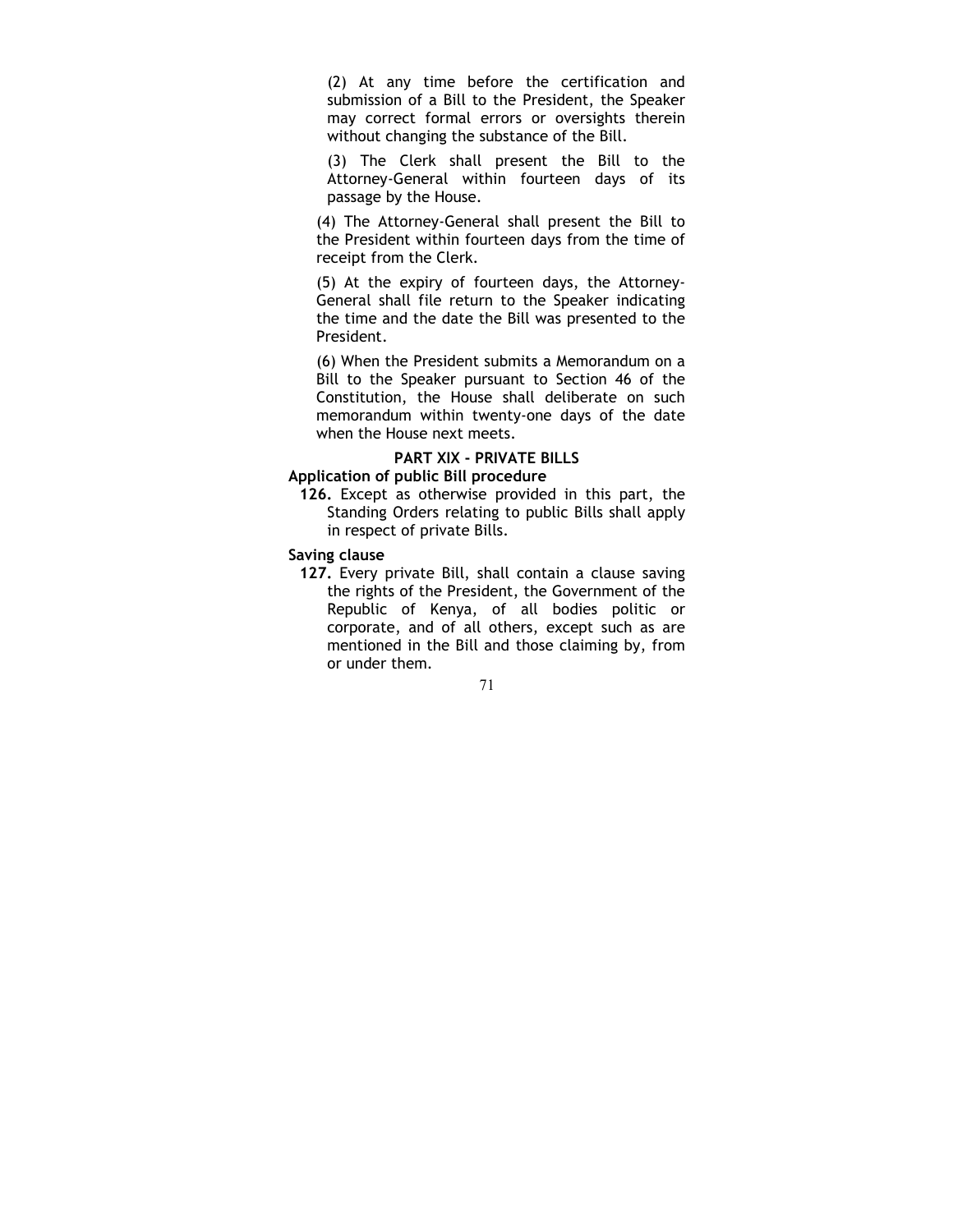(2) At any time before the certification and submission of a Bill to the President, the Speaker may correct formal errors or oversights therein without changing the substance of the Bill.

(3) The Clerk shall present the Bill to the Attorney-General within fourteen days of its passage by the House.

(4) The Attorney-General shall present the Bill to the President within fourteen days from the time of receipt from the Clerk.

(5) At the expiry of fourteen days, the Attorney-General shall file return to the Speaker indicating the time and the date the Bill was presented to the President.

(6) When the President submits a Memorandum on a Bill to the Speaker pursuant to Section 46 of the Constitution, the House shall deliberate on such memorandum within twenty-one days of the date when the House next meets.

## PART XIX - PRIVATE BILLS

**Application of public Bill procedure**

**126.** Except as otherwise provided in this part, the Standing Orders relating to public Bills shall apply in respect of private Bills.

**Saving clause**

**127.** Every private Bill, shall contain a clause saving the rights of the President, the Government of the Republic of Kenya, of all bodies politic or corporate, and of all others, except such as are mentioned in the Bill and those claiming by, from or under them.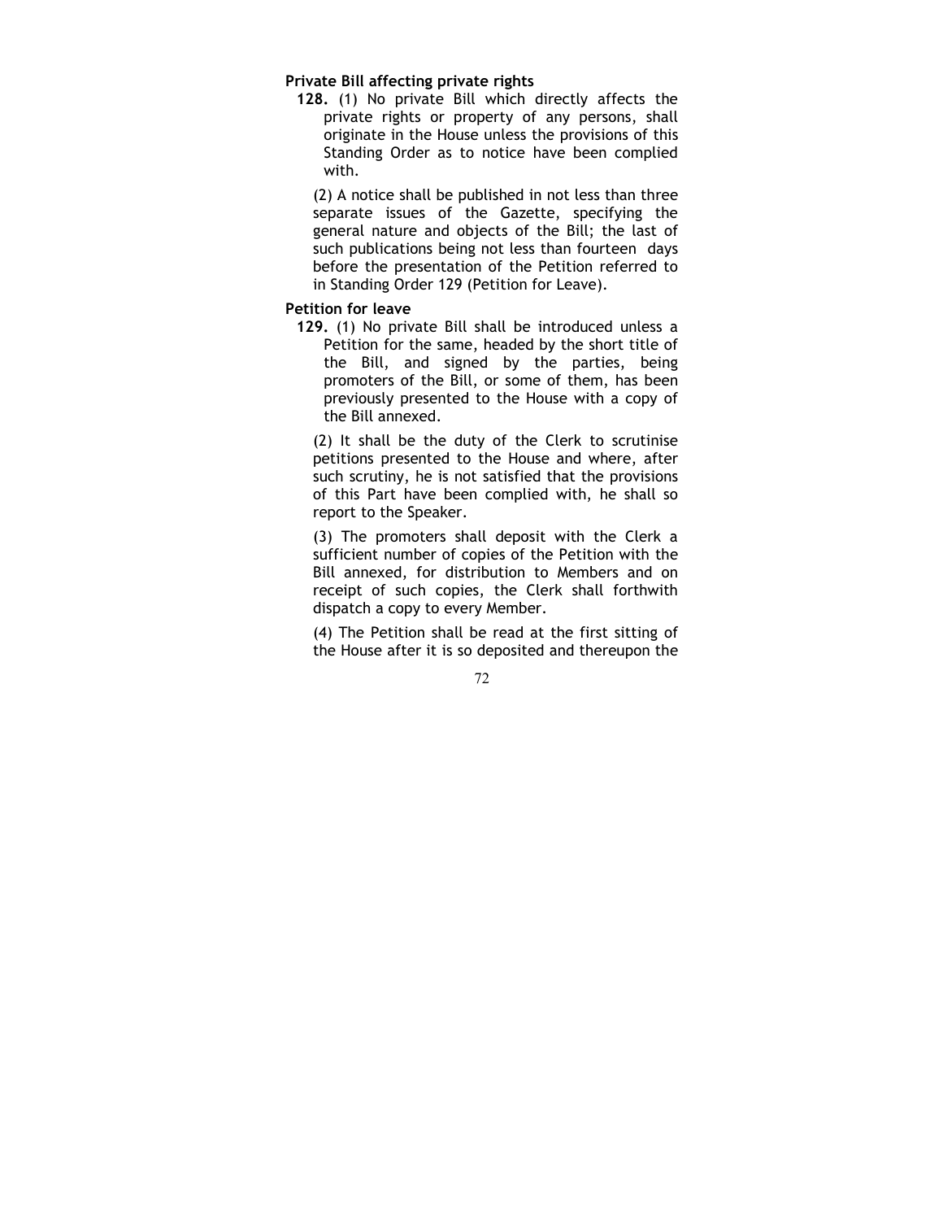**Private Bill affecting private rights**

**128.** (1) No private Bill which directly affects the private rights or property of any persons, shall originate in the House unless the provisions of this Standing Order as to notice have been complied with.

(2) A notice shall be published in not less than three separate issues of the Gazette, specifying the general nature and objects of the Bill; the last of such publications being not less than fourteen days before the presentation of the Petition referred to in Standing Order 129 (Petition for Leave).

**Petition for leave**

**129.** (1) No private Bill shall be introduced unless a Petition for the same, headed by the short title of the Bill, and signed by the parties, being promoters of the Bill, or some of them, has been previously presented to the House with a copy of the Bill annexed.

(2) It shall be the duty of the Clerk to scrutinise petitions presented to the House and where, after such scrutiny, he is not satisfied that the provisions of this Part have been complied with, he shall so report to the Speaker.

(3) The promoters shall deposit with the Clerk a sufficient number of copies of the Petition with the Bill annexed, for distribution to Members and on receipt of such copies, the Clerk shall forthwith dispatch a copy to every Member.

(4) The Petition shall be read at the first sitting of the House after it is so deposited and thereupon the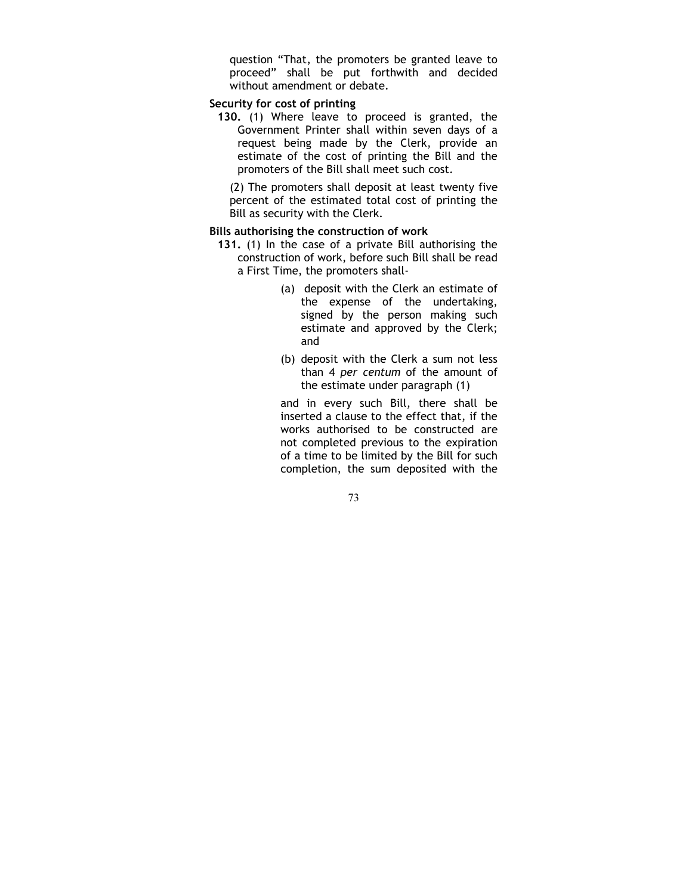question "That, the promoters be granted leave to proceed" shall be put forthwith and decided without amendment or debate.

**Security for cost of printing**

**130.** (1) Where leave to proceed is granted, the Government Printer shall within seven days of a request being made by the Clerk, provide an estimate of the cost of printing the Bill and the promoters of the Bill shall meet such cost.

(2) The promoters shall deposit at least twenty five percent of the estimated total cost of printing the Bill as security with the Clerk.

**Bills authorising the construction of work**

**131.** (1) In the case of a private Bill authorising the construction of work, before such Bill shall be read a First Time, the promoters shall-

(a) deposit with the Clerk an estimate of the expense of the undertaking, signed by the person making such estimate and approved by the Clerk; and

(b) deposit with the Clerk a sum not less than 4 *per centum* of the amount of the estimate under paragraph (1)

and in every such Bill, there shall be inserted a clause to the effect that, if the works authorised to be constructed are not completed previous to the expiration of a time to be limited by the Bill for such completion, the sum deposited with the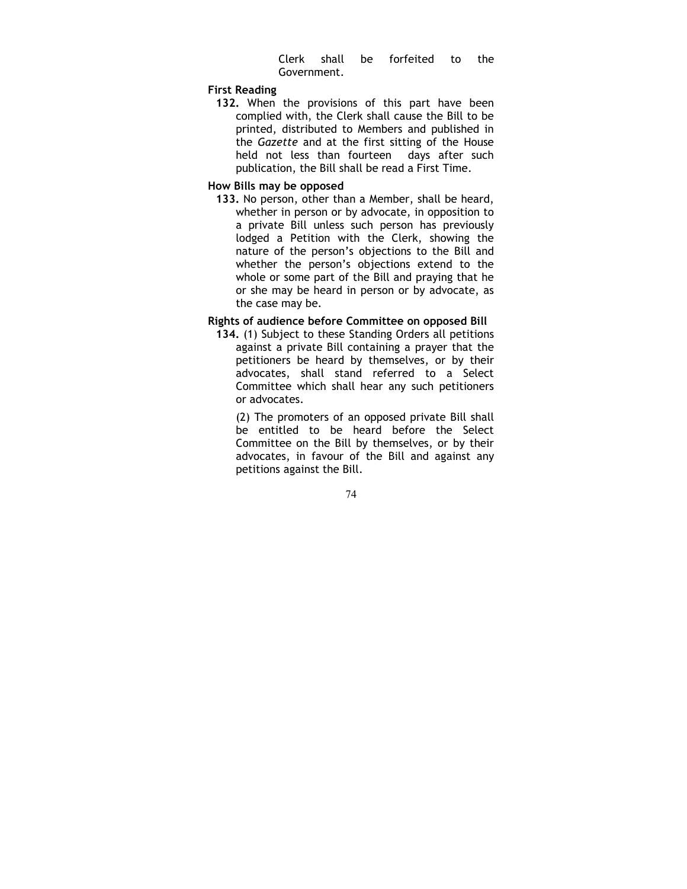Clerk shall be forfeited to the Government.

**First Reading**

**132.** When the provisions of this part have been complied with, the Clerk shall cause the Bill to be printed, distributed to Members and published in the *Gazette* and at the first sitting of the House held not less than fourteen days after such publication, the Bill shall be read a First Time.

**How Bills may be opposed**

**133.** No person, other than a Member, shall be heard, whether in person or by advocate, in opposition to a private Bill unless such person has previously lodged a Petition with the Clerk, showing the nature of the person's objections to the Bill and whether the person's objections extend to the whole or some part of the Bill and praying that he or she may be heard in person or by advocate, as the case may be.

**Rights of audience before Committee on opposed Bill**

**134.** (1) Subject to these Standing Orders all petitions against a private Bill containing a prayer that the petitioners be heard by themselves, or by their advocates, shall stand referred to a Select Committee which shall hear any such petitioners or advocates.

(2) The promoters of an opposed private Bill shall be entitled to be heard before the Select Committee on the Bill by themselves, or by their advocates, in favour of the Bill and against any petitions against the Bill.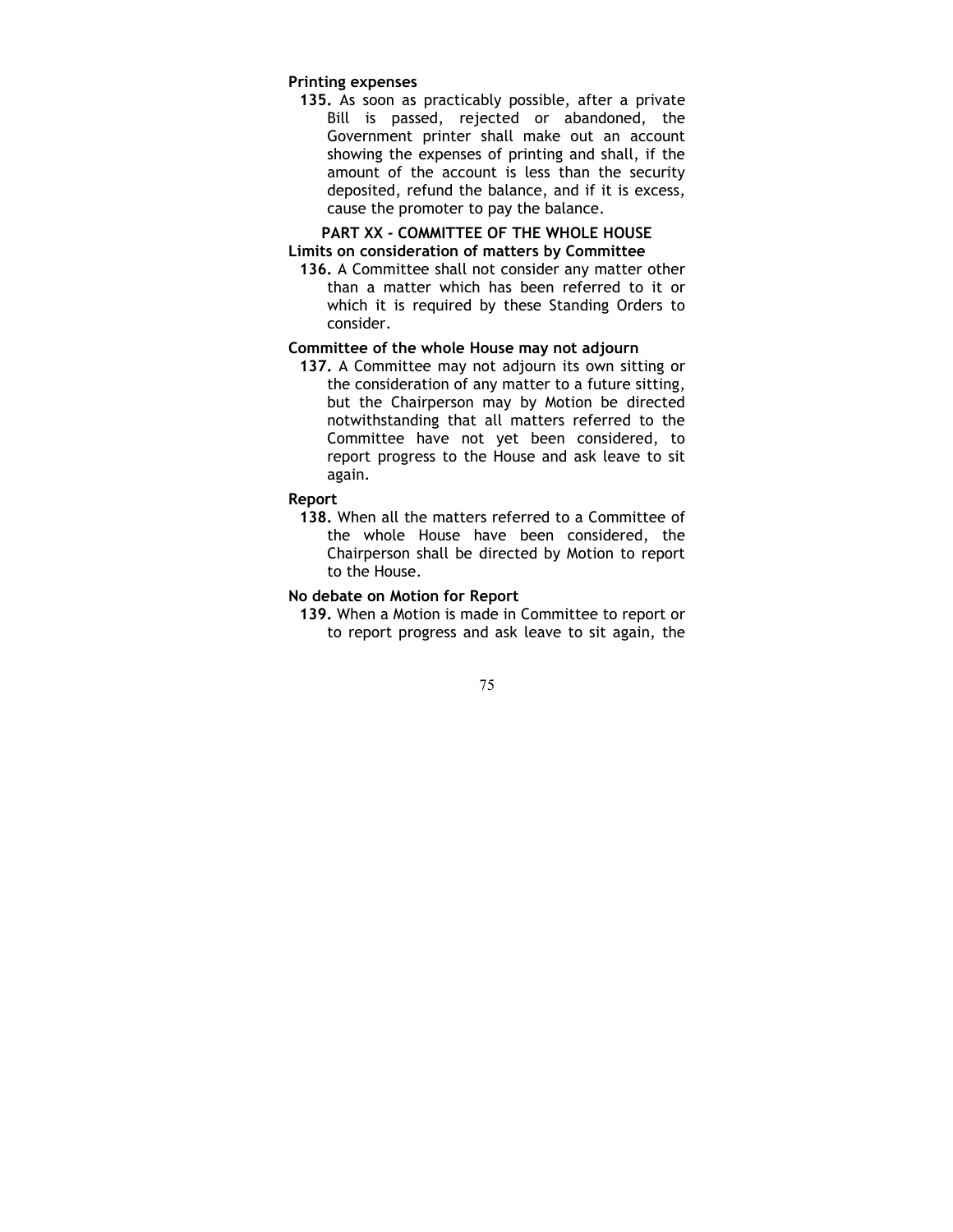**Printing expenses**

**135.** As soon as practicably possible, after a private Bill is passed, rejected or abandoned, the Government printer shall make out an account showing the expenses of printing and shall, if the amount of the account is less than the security deposited, refund the balance, and if it is excess, cause the promoter to pay the balance.

## PART XX - COMMITTEE OF THE WHOLE HOUSE

**Limits on consideration of matters by Committee**

**136.** A Committee shall not consider any matter other than a matter which has been referred to it or which it is required by these Standing Orders to consider.

**Committee of the whole House may not adjourn**

**137.** A Committee may not adjourn its own sitting or the consideration of any matter to a future sitting, but the Chairperson may by Motion be directed notwithstanding that all matters referred to the Committee have not yet been considered, to report progress to the House and ask leave to sit again.

**Report**

**138.** When all the matters referred to a Committee of the whole House have been considered, the Chairperson shall be directed by Motion to report to the House.

**No debate on Motion for Report**

**139.** When a Motion is made in Committee to report or to report progress and ask leave to sit again, the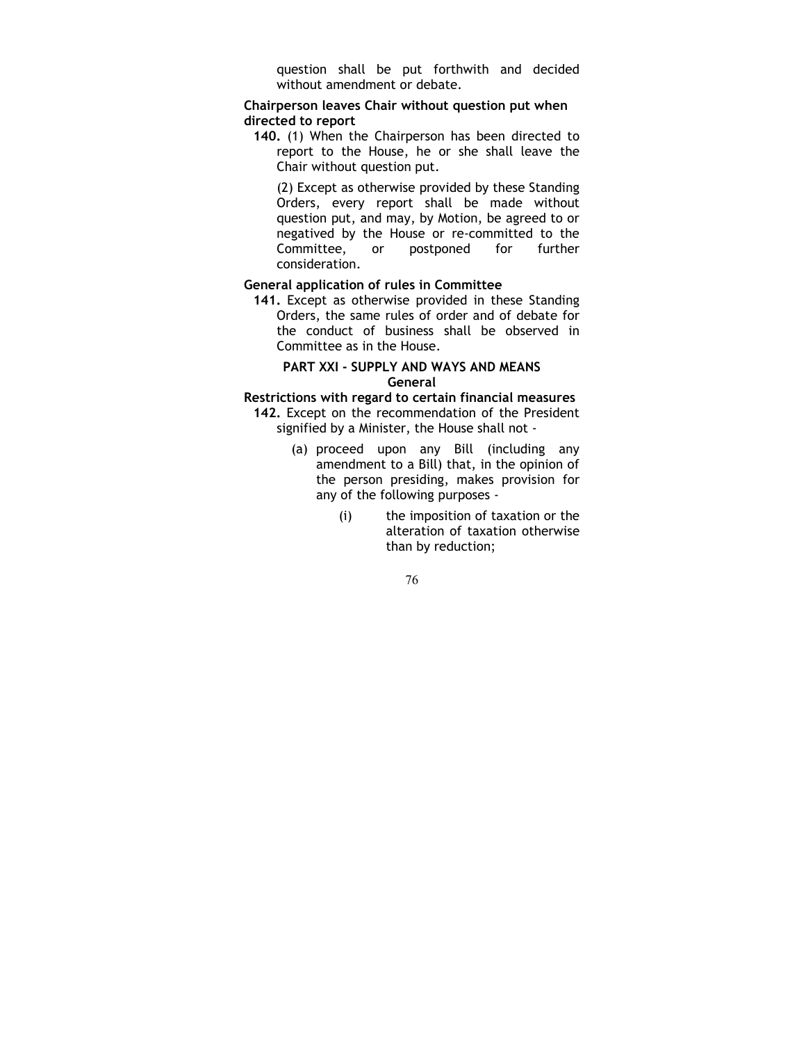question shall be put forthwith and decided without amendment or debate.

**Chairperson leaves Chair without question put when directed to report**

**140.** (1) When the Chairperson has been directed to report to the House, he or she shall leave the Chair without question put.

(2) Except as otherwise provided by these Standing Orders, every report shall be made without question put, and may, by Motion, be agreed to or negatived by the House or re-committed to the Committee, or postponed for further consideration.

**General application of rules in Committee**

**141.** Except as otherwise provided in these Standing Orders, the same rules of order and of debate for the conduct of business shall be observed in Committee as in the House.

## PART XXI - SUPPLY AND WAYS AND MEANS

### General

**Restrictions with regard to certain financial measures**

**142.** Except on the recommendation of the President signified by a Minister, the House shall not -

(a) proceed upon any Bill (including any amendment to a Bill) that, in the opinion of the person presiding, makes provision for any of the following purposes -

(i) the imposition of taxation or the alteration of taxation otherwise than by reduction;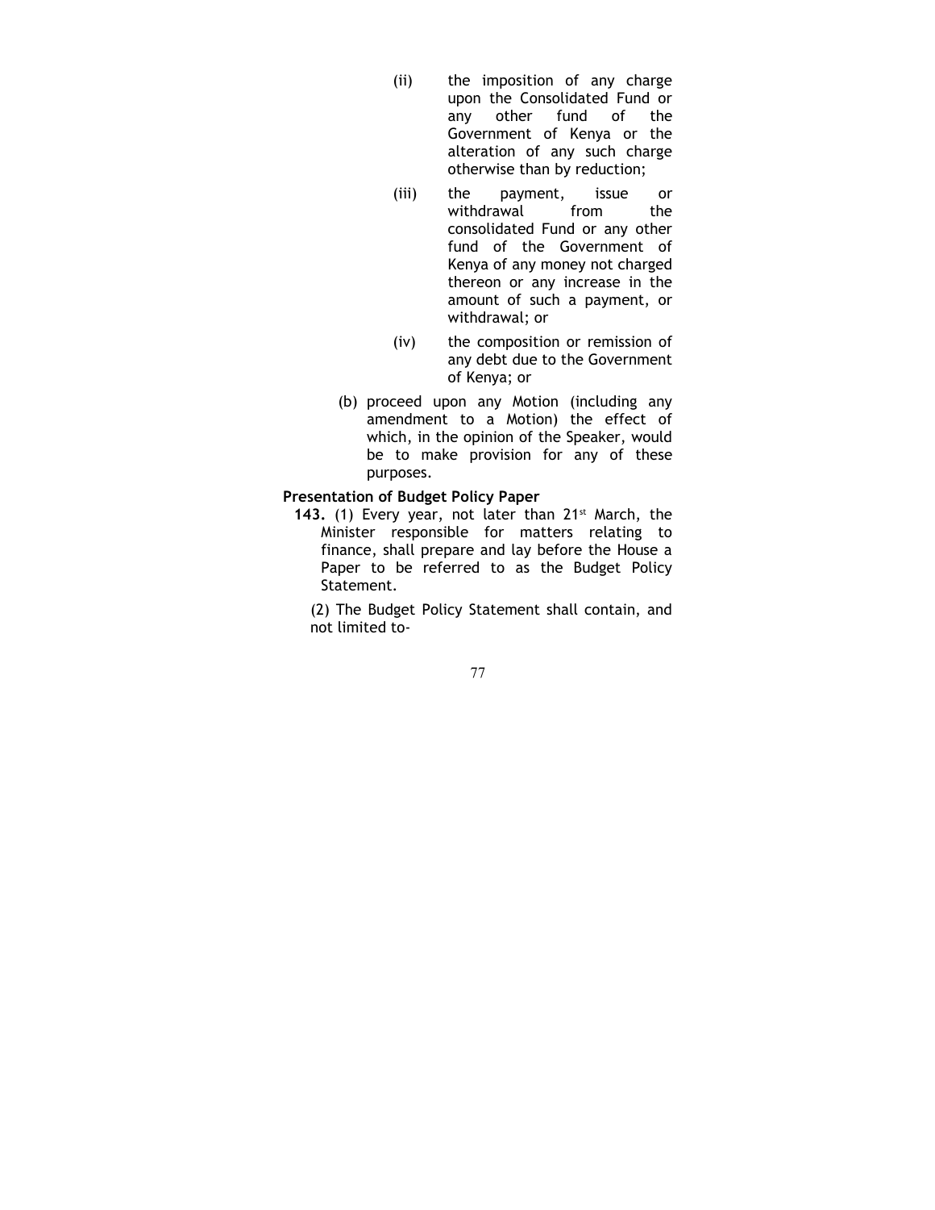(ii) the imposition of any charge upon the Consolidated Fund or any other fund of the Government of Kenya or the alteration of any such charge otherwise than by reduction;

(iii) the payment, issue or withdrawal from the consolidated Fund or any other fund of the Government of Kenya of any money not charged thereon or any increase in the amount of such a payment, or withdrawal; or

(iv) the composition or remission of any debt due to the Government of Kenya; or

(b) proceed upon any Motion (including any amendment to a Motion) the effect of which, in the opinion of the Speaker, would be to make provision for any of these purposes.

**Presentation of Budget Policy Paper**

**143.** (1) Every year, not later than 21st March, the Minister responsible for matters relating to finance, shall prepare and lay before the House a Paper to be referred to as the Budget Policy Statement.

(2) The Budget Policy Statement shall contain, and not limited to-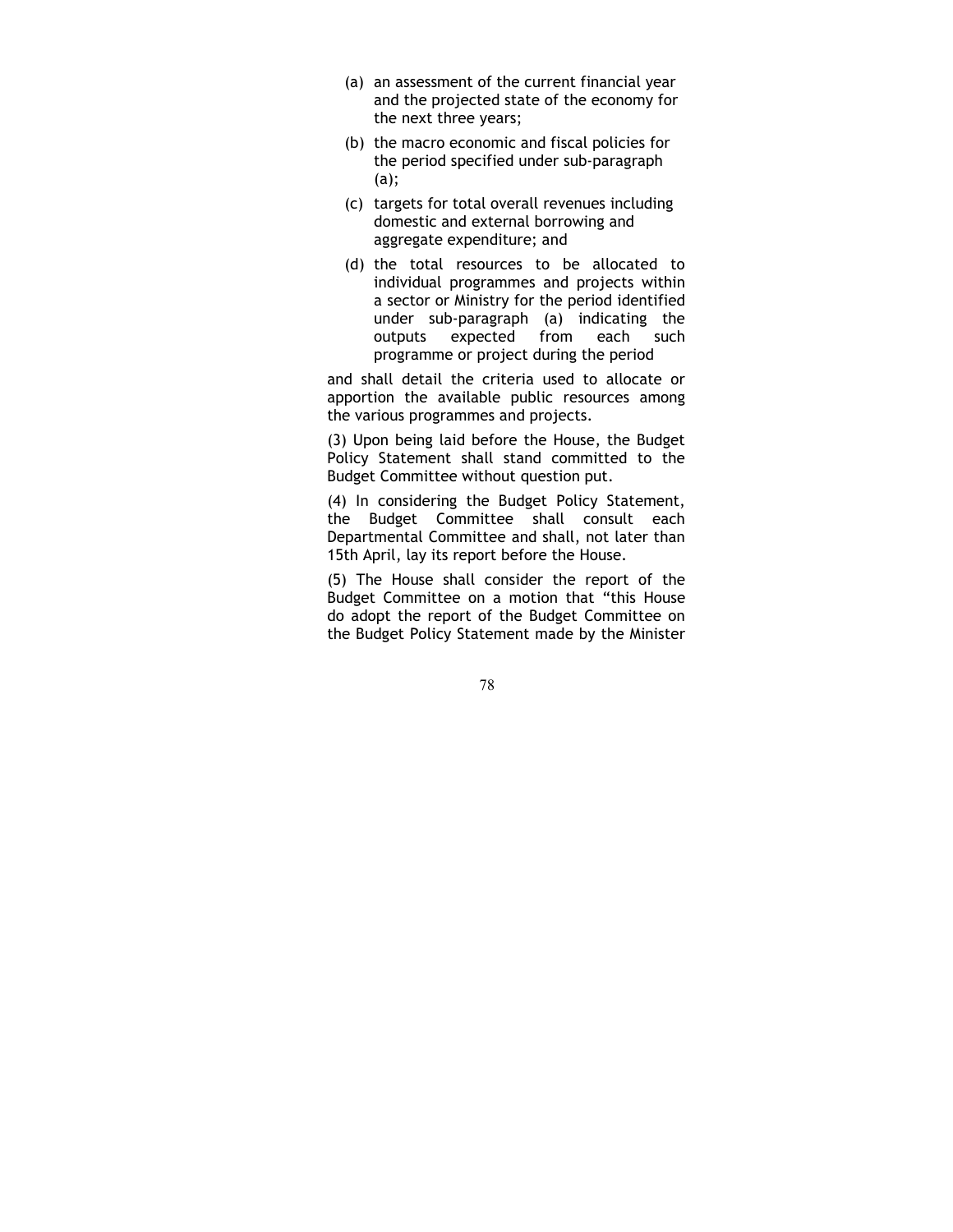(a) an assessment of the current financial year and the projected state of the economy for the next three years;

(b) the macro economic and fiscal policies for the period specified under sub-paragraph (a);

(c) targets for total overall revenues including domestic and external borrowing and aggregate expenditure; and

(d) the total resources to be allocated to individual programmes and projects within a sector or Ministry for the period identified under sub-paragraph (a) indicating the outputs expected from each such programme or project during the period

and shall detail the criteria used to allocate or apportion the available public resources among the various programmes and projects.

(3) Upon being laid before the House, the Budget Policy Statement shall stand committed to the Budget Committee without question put.

(4) In considering the Budget Policy Statement, the Budget Committee shall consult each Departmental Committee and shall, not later than 15th April, lay its report before the House.

(5) The House shall consider the report of the Budget Committee on a motion that "this House do adopt the report of the Budget Committee on the Budget Policy Statement made by the Minister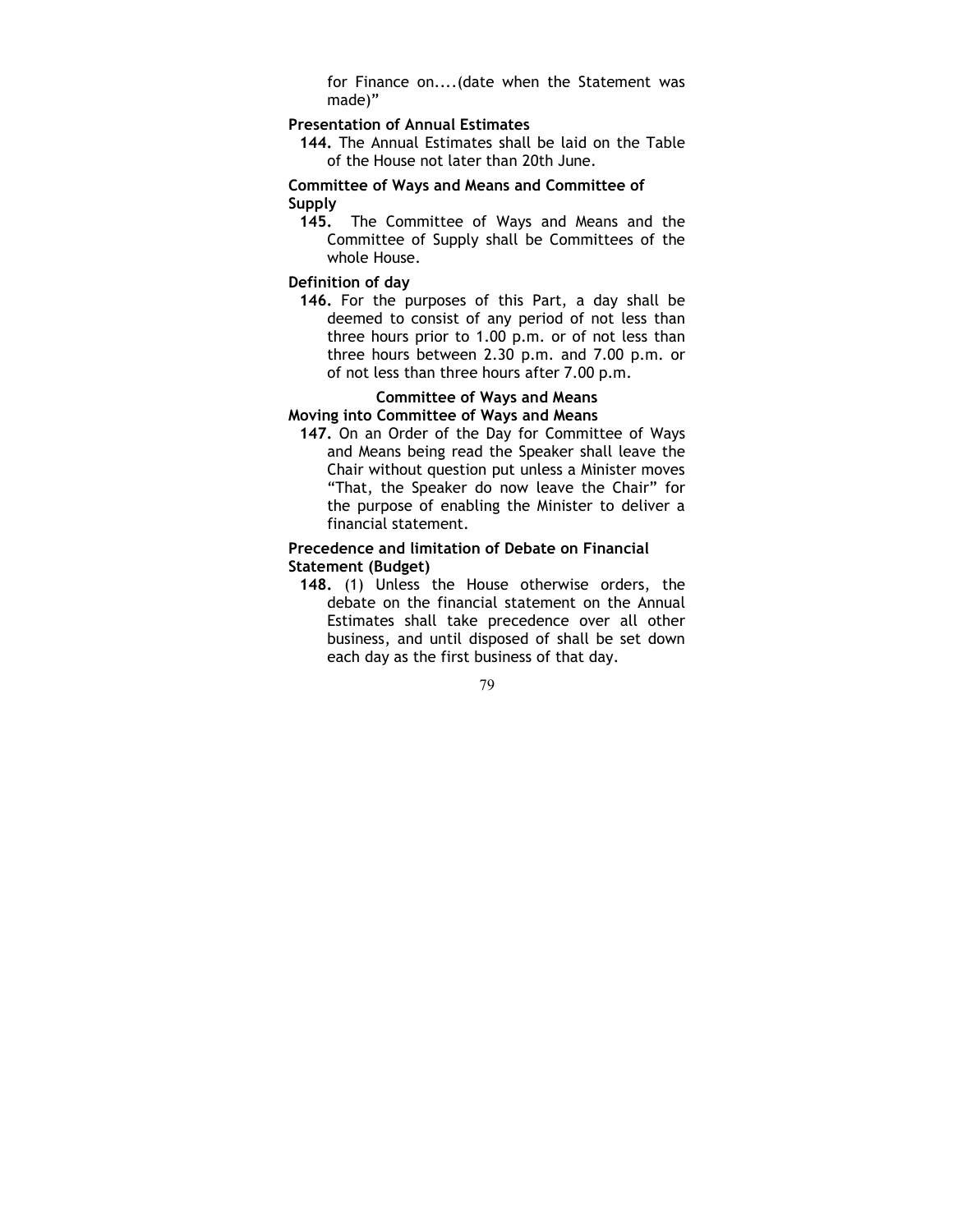for Finance on....(date when the Statement was made)"

**Presentation of Annual Estimates**

**144.** The Annual Estimates shall be laid on the Table of the House not later than 20th June.

**Committee of Ways and Means and Committee of Supply**

**145.** The Committee of Ways and Means and the Committee of Supply shall be Committees of the whole House.

**Definition of day**

**146.** For the purposes of this Part, a day shall be deemed to consist of any period of not less than three hours prior to 1.00 p.m. or of not less than three hours between 2.30 p.m. and 7.00 p.m. or of not less than three hours after 7.00 p.m.

## Committee of Ways and Means

**Moving into Committee of Ways and Means**

**147.** On an Order of the Day for Committee of Ways and Means being read the Speaker shall leave the Chair without question put unless a Minister moves "That, the Speaker do now leave the Chair" for the purpose of enabling the Minister to deliver a financial statement.

**Precedence and limitation of Debate on Financial Statement (Budget)**

**148.** (1) Unless the House otherwise orders, the debate on the financial statement on the Annual Estimates shall take precedence over all other business, and until disposed of shall be set down each day as the first business of that day.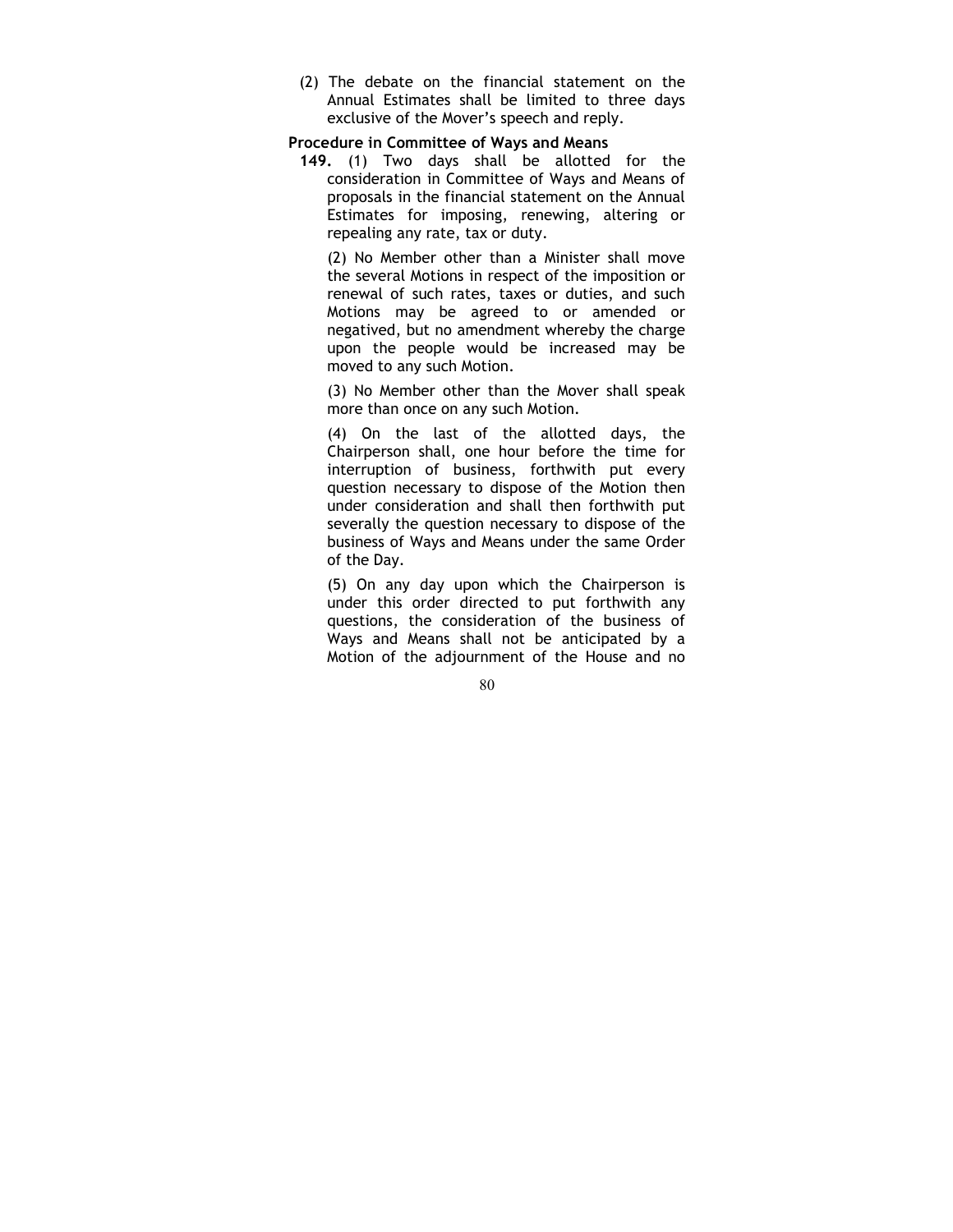(2) The debate on the financial statement on the Annual Estimates shall be limited to three days exclusive of the Mover's speech and reply.

**Procedure in Committee of Ways and Means**

**149.** (1) Two days shall be allotted for the consideration in Committee of Ways and Means of proposals in the financial statement on the Annual Estimates for imposing, renewing, altering or repealing any rate, tax or duty.

(2) No Member other than a Minister shall move the several Motions in respect of the imposition or renewal of such rates, taxes or duties, and such Motions may be agreed to or amended or negatived, but no amendment whereby the charge upon the people would be increased may be moved to any such Motion.

(3) No Member other than the Mover shall speak more than once on any such Motion.

(4) On the last of the allotted days, the Chairperson shall, one hour before the time for interruption of business, forthwith put every question necessary to dispose of the Motion then under consideration and shall then forthwith put severally the question necessary to dispose of the business of Ways and Means under the same Order of the Day.

(5) On any day upon which the Chairperson is under this order directed to put forthwith any questions, the consideration of the business of Ways and Means shall not be anticipated by a Motion of the adjournment of the House and no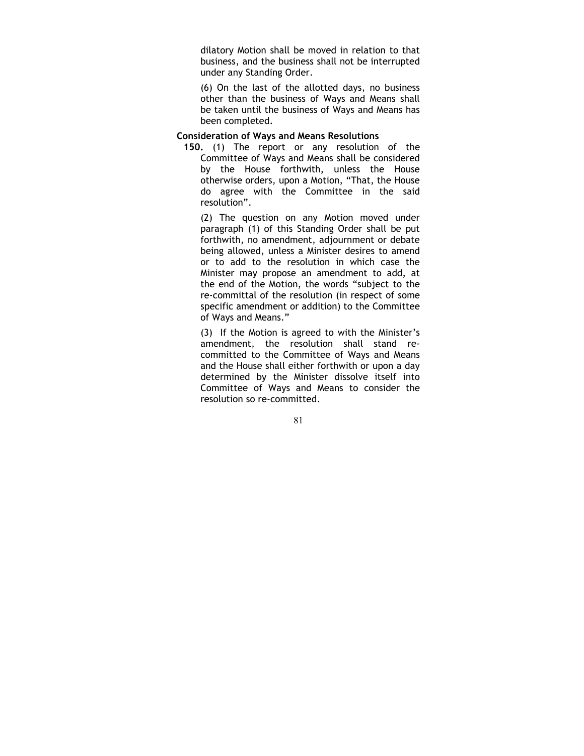dilatory Motion shall be moved in relation to that business, and the business shall not be interrupted under any Standing Order.

(6) On the last of the allotted days, no business other than the business of Ways and Means shall be taken until the business of Ways and Means has been completed.

### Consideration of Ways and Means Resolutions

**150.** (1) The report or any resolution of the Committee of Ways and Means shall be considered by the House forthwith, unless the House otherwise orders, upon a Motion, "That, the House do agree with the Committee in the said resolution".

(2) The question on any Motion moved under paragraph (1) of this Standing Order shall be put forthwith, no amendment, adjournment or debate being allowed, unless a Minister desires to amend or to add to the resolution in which case the Minister may propose an amendment to add, at the end of the Motion, the words "subject to the re-committal of the resolution (in respect of some specific amendment or addition) to the Committee of Ways and Means."

(3) If the Motion is agreed to with the Minister's amendment, the resolution shall stand re-committed to the Committee of Ways and Means and the House shall either forthwith or upon a day determined by the Minister dissolve itself into Committee of Ways and Means to consider the resolution so re-committed.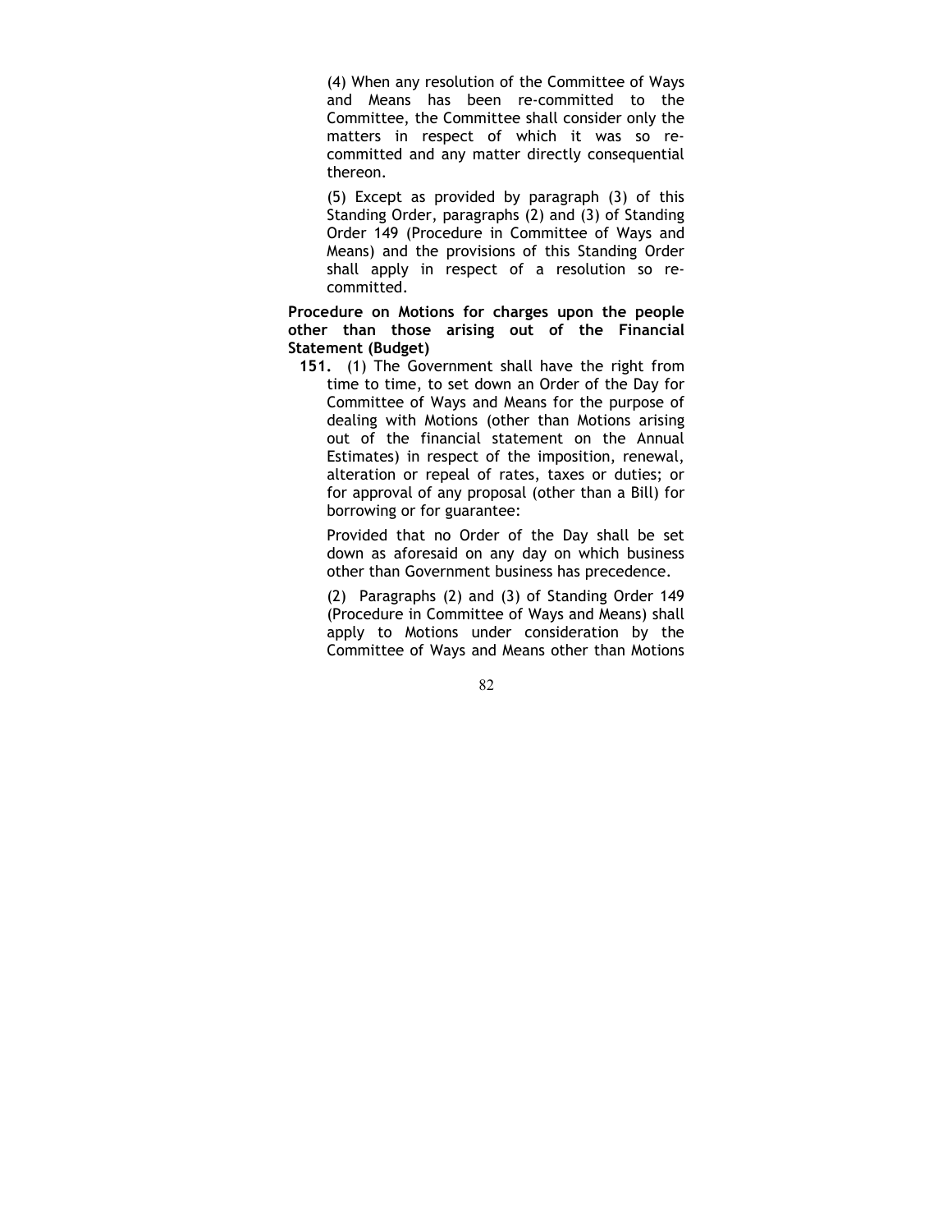(4) When any resolution of the Committee of Ways and Means has been re-committed to the Committee, the Committee shall consider only the matters in respect of which it was so re-committed and any matter directly consequential thereon.

(5) Except as provided by paragraph (3) of this Standing Order, paragraphs (2) and (3) of Standing Order 149 (Procedure in Committee of Ways and Means) and the provisions of this Standing Order shall apply in respect of a resolution so re-committed.

**Procedure on Motions for charges upon the people other than those arising out of the Financial Statement (Budget)**

**151.** (1) The Government shall have the right from time to time, to set down an Order of the Day for Committee of Ways and Means for the purpose of dealing with Motions (other than Motions arising out of the financial statement on the Annual Estimates) in respect of the imposition, renewal, alteration or repeal of rates, taxes or duties; or for approval of any proposal (other than a Bill) for borrowing or for guarantee:

Provided that no Order of the Day shall be set down as aforesaid on any day on which business other than Government business has precedence.

(2) Paragraphs (2) and (3) of Standing Order 149 (Procedure in Committee of Ways and Means) shall apply to Motions under consideration by the Committee of Ways and Means other than Motions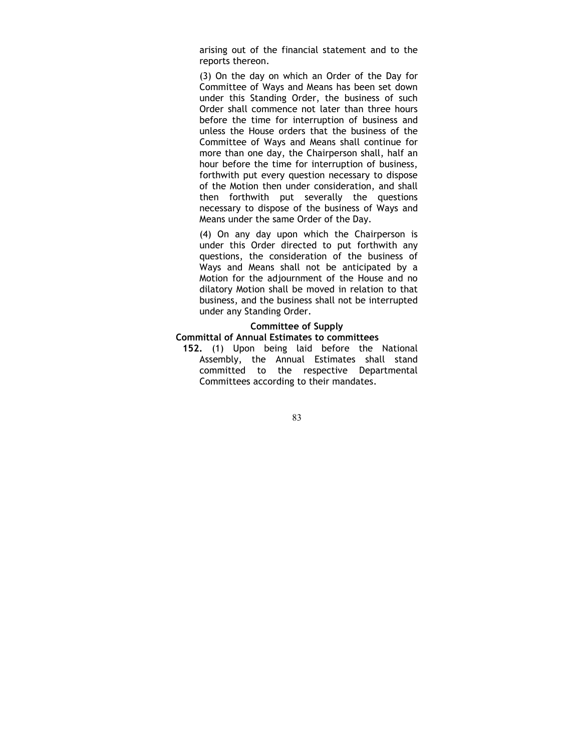arising out of the financial statement and to the reports thereon.

(3) On the day on which an Order of the Day for Committee of Ways and Means has been set down under this Standing Order, the business of such Order shall commence not later than three hours before the time for interruption of business and unless the House orders that the business of the Committee of Ways and Means shall continue for more than one day, the Chairperson shall, half an hour before the time for interruption of business, forthwith put every question necessary to dispose of the Motion then under consideration, and shall then forthwith put severally the questions necessary to dispose of the business of Ways and Means under the same Order of the Day.

(4) On any day upon which the Chairperson is under this Order directed to put forthwith any questions, the consideration of the business of Ways and Means shall not be anticipated by a Motion for the adjournment of the House and no dilatory Motion shall be moved in relation to that business, and the business shall not be interrupted under any Standing Order.

### Committee of Supply

#### Committal of Annual Estimates to committees

**152.** (1) Upon being laid before the National Assembly, the Annual Estimates shall stand committed to the respective Departmental Committees according to their mandates.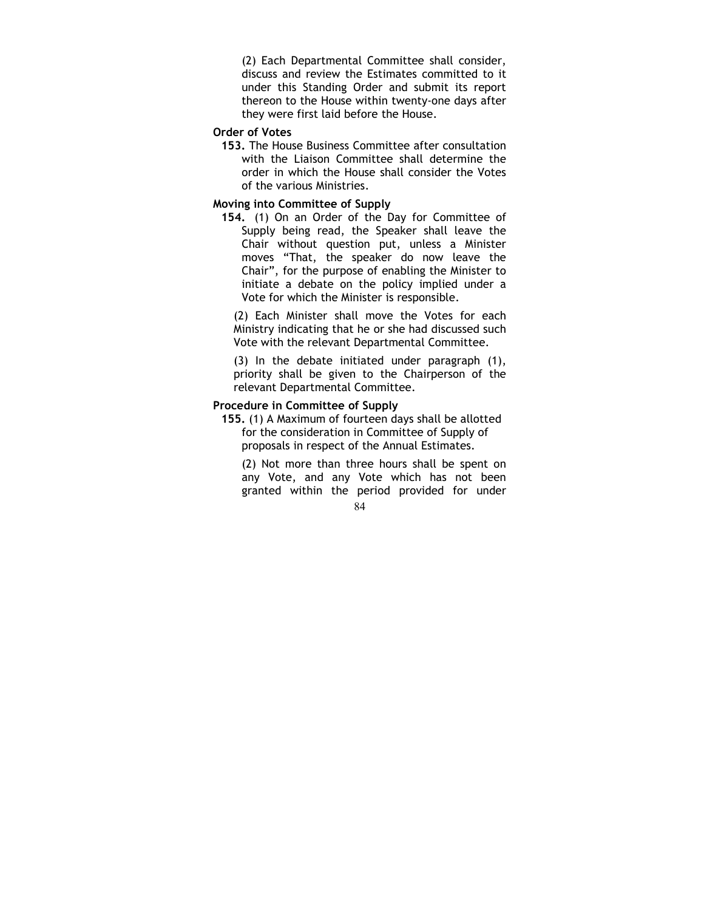(2) Each Departmental Committee shall consider, discuss and review the Estimates committed to it under this Standing Order and submit its report thereon to the House within twenty-one days after they were first laid before the House.

**Order of Votes**

**153.** The House Business Committee after consultation with the Liaison Committee shall determine the order in which the House shall consider the Votes of the various Ministries.

**Moving into Committee of Supply**

**154.** (1) On an Order of the Day for Committee of Supply being read, the Speaker shall leave the Chair without question put, unless a Minister moves "That, the speaker do now leave the Chair", for the purpose of enabling the Minister to initiate a debate on the policy implied under a Vote for which the Minister is responsible.

(2) Each Minister shall move the Votes for each Ministry indicating that he or she had discussed such Vote with the relevant Departmental Committee.

(3) In the debate initiated under paragraph (1), priority shall be given to the Chairperson of the relevant Departmental Committee.

**Procedure in Committee of Supply**

**155.** (1) A Maximum of fourteen days shall be allotted for the consideration in Committee of Supply of proposals in respect of the Annual Estimates.

(2) Not more than three hours shall be spent on any Vote, and any Vote which has not been granted within the period provided for under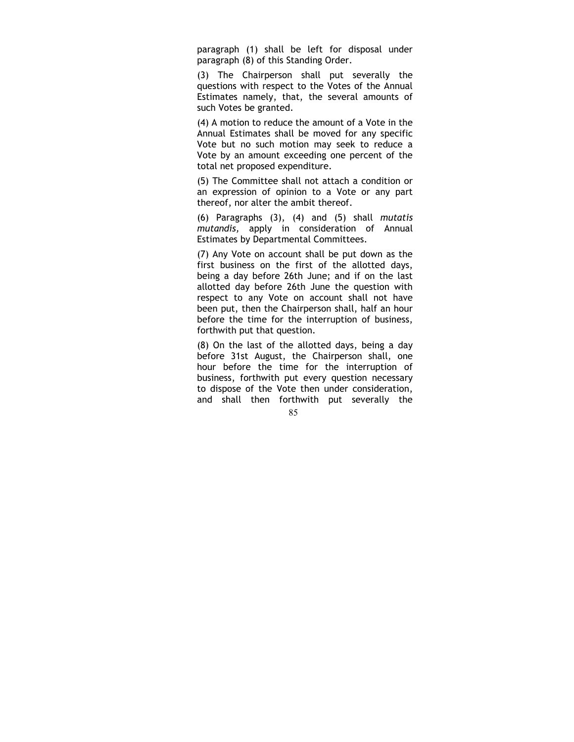paragraph (1) shall be left for disposal under paragraph (8) of this Standing Order.

(3) The Chairperson shall put severally the questions with respect to the Votes of the Annual Estimates namely, that, the several amounts of such Votes be granted.

(4) A motion to reduce the amount of a Vote in the Annual Estimates shall be moved for any specific Vote but no such motion may seek to reduce a Vote by an amount exceeding one percent of the total net proposed expenditure.

(5) The Committee shall not attach a condition or an expression of opinion to a Vote or any part thereof, nor alter the ambit thereof.

(6) Paragraphs (3), (4) and (5) shall *mutatis mutandis,* apply in consideration of Annual Estimates by Departmental Committees.

(7) Any Vote on account shall be put down as the first business on the first of the allotted days, being a day before 26th June; and if on the last allotted day before 26th June the question with respect to any Vote on account shall not have been put, then the Chairperson shall, half an hour before the time for the interruption of business, forthwith put that question.

(8) On the last of the allotted days, being a day before 31st August, the Chairperson shall, one hour before the time for the interruption of business, forthwith put every question necessary to dispose of the Vote then under consideration, and shall then forthwith put severally the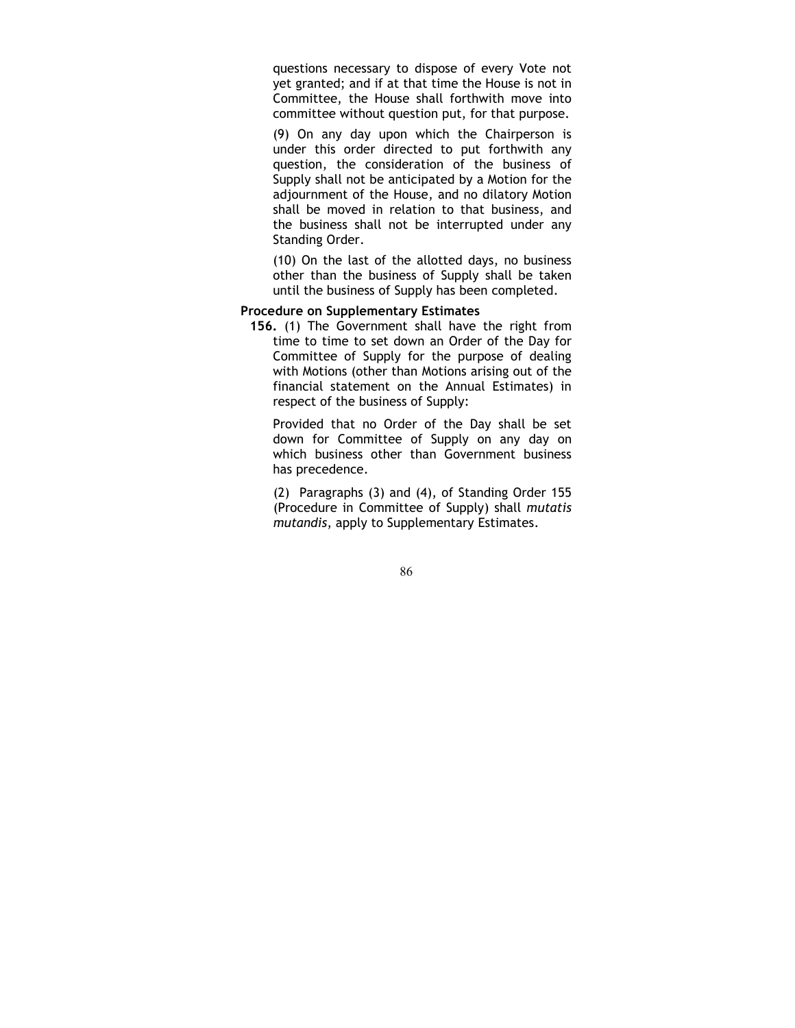questions necessary to dispose of every Vote not yet granted; and if at that time the House is not in Committee, the House shall forthwith move into committee without question put, for that purpose.

(9) On any day upon which the Chairperson is under this order directed to put forthwith any question, the consideration of the business of Supply shall not be anticipated by a Motion for the adjournment of the House, and no dilatory Motion shall be moved in relation to that business, and the business shall not be interrupted under any Standing Order.

(10) On the last of the allotted days, no business other than the business of Supply shall be taken until the business of Supply has been completed.

**Procedure on Supplementary Estimates**

**156.** (1) The Government shall have the right from time to time to set down an Order of the Day for Committee of Supply for the purpose of dealing with Motions (other than Motions arising out of the financial statement on the Annual Estimates) in respect of the business of Supply:

Provided that no Order of the Day shall be set down for Committee of Supply on any day on which business other than Government business has precedence.

(2) Paragraphs (3) and (4), of Standing Order 155 (Procedure in Committee of Supply) shall *mutatis mutandis*, apply to Supplementary Estimates.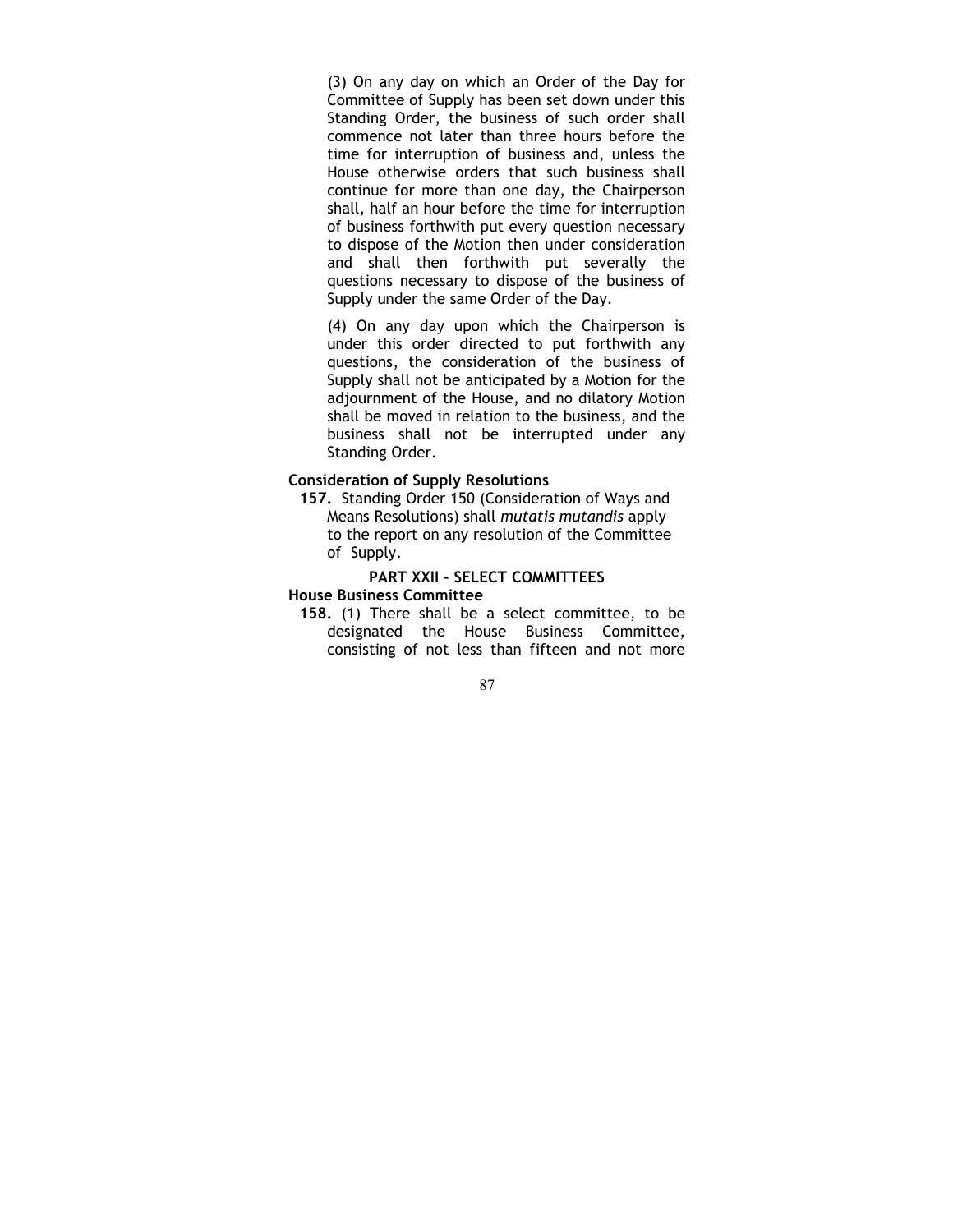(3) On any day on which an Order of the Day for Committee of Supply has been set down under this Standing Order, the business of such order shall commence not later than three hours before the time for interruption of business and, unless the House otherwise orders that such business shall continue for more than one day, the Chairperson shall, half an hour before the time for interruption of business forthwith put every question necessary to dispose of the Motion then under consideration and shall then forthwith put severally the questions necessary to dispose of the business of Supply under the same Order of the Day.

(4) On any day upon which the Chairperson is under this order directed to put forthwith any questions, the consideration of the business of Supply shall not be anticipated by a Motion for the adjournment of the House, and no dilatory Motion shall be moved in relation to the business, and the business shall not be interrupted under any Standing Order.

**Consideration of Supply Resolutions**

**157.** Standing Order 150 (Consideration of Ways and Means Resolutions) shall *mutatis mutandis* apply to the report on any resolution of the Committee of Supply.

## PART XXII - SELECT COMMITTEES

**House Business Committee**

**158.** (1) There shall be a select committee, to be designated the House Business Committee, consisting of not less than fifteen and not more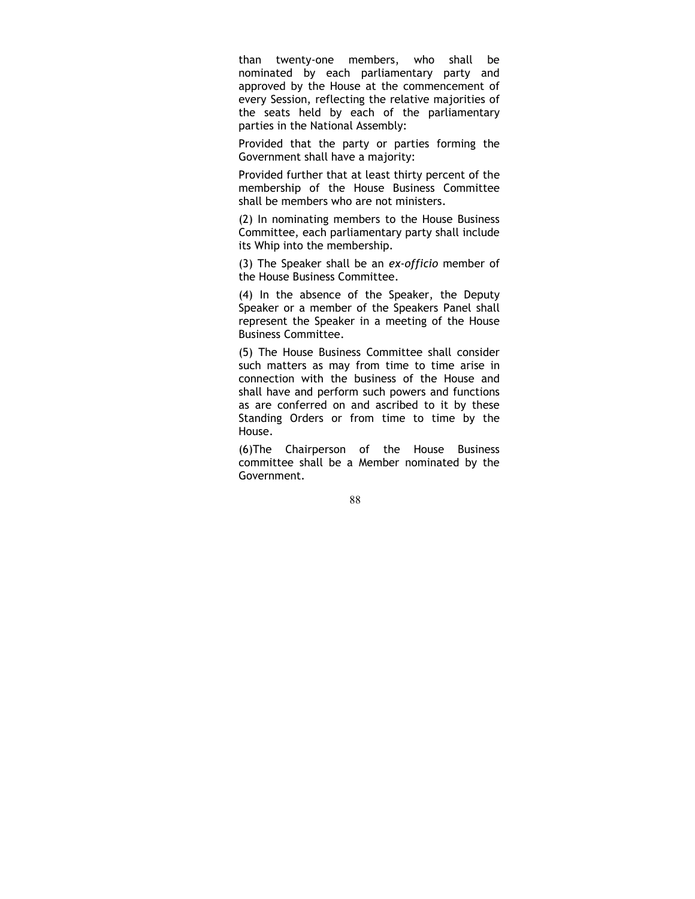than twenty-one members, who shall be nominated by each parliamentary party and approved by the House at the commencement of every Session, reflecting the relative majorities of the seats held by each of the parliamentary parties in the National Assembly:

Provided that the party or parties forming the Government shall have a majority:

Provided further that at least thirty percent of the membership of the House Business Committee shall be members who are not ministers.

(2) In nominating members to the House Business Committee, each parliamentary party shall include its Whip into the membership.

(3) The Speaker shall be an *ex-officio* member of the House Business Committee.

(4) In the absence of the Speaker, the Deputy Speaker or a member of the Speakers Panel shall represent the Speaker in a meeting of the House Business Committee.

(5) The House Business Committee shall consider such matters as may from time to time arise in connection with the business of the House and shall have and perform such powers and functions as are conferred on and ascribed to it by these Standing Orders or from time to time by the House.

(6)The Chairperson of the House Business committee shall be a Member nominated by the Government.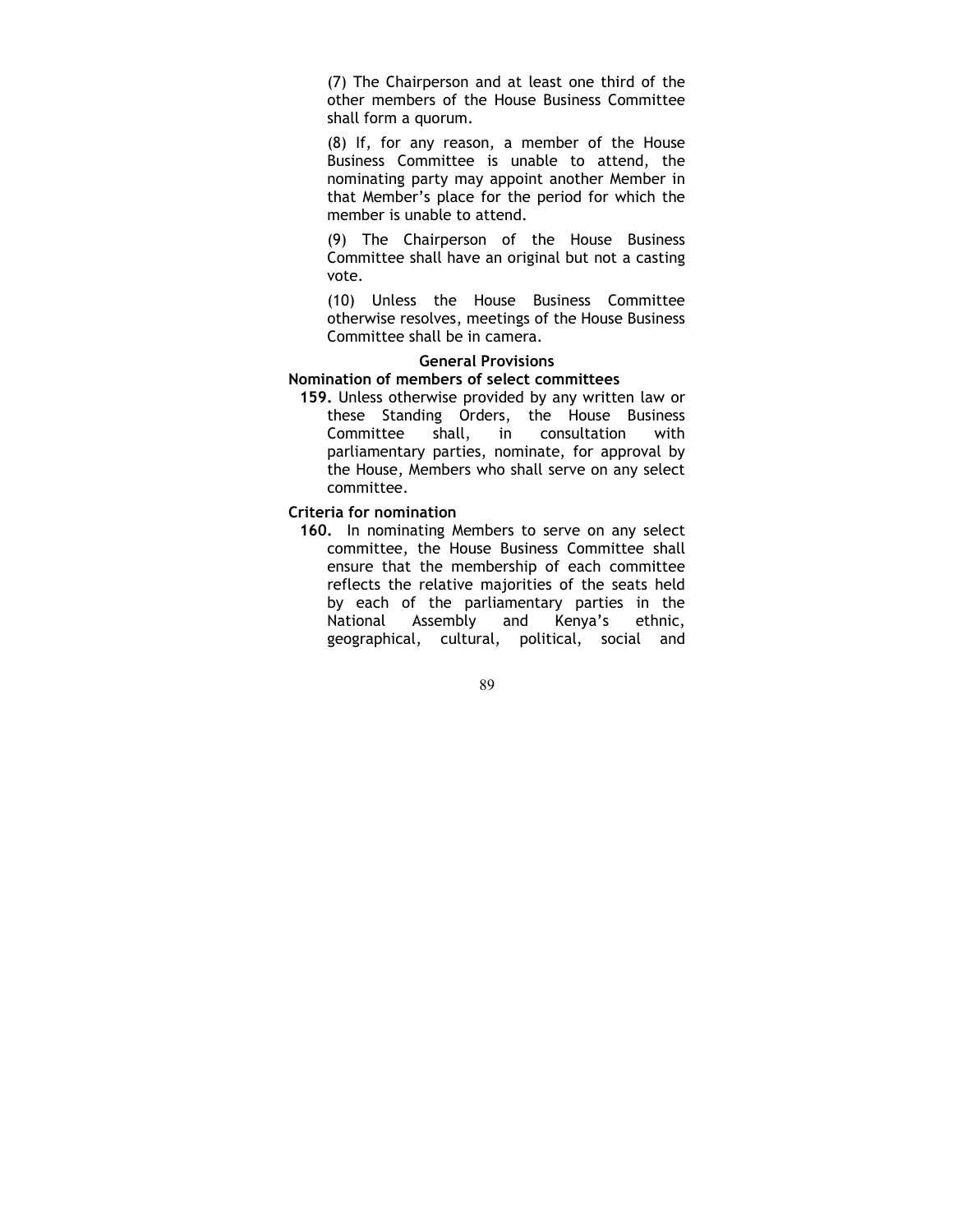(7) The Chairperson and at least one third of the other members of the House Business Committee shall form a quorum.

(8) If, for any reason, a member of the House Business Committee is unable to attend, the nominating party may appoint another Member in that Member's place for the period for which the member is unable to attend.

(9) The Chairperson of the House Business Committee shall have an original but not a casting vote.

(10) Unless the House Business Committee otherwise resolves, meetings of the House Business Committee shall be in camera.

### General Provisions

**Nomination of members of select committees**

**159.** Unless otherwise provided by any written law or these Standing Orders, the House Business Committee shall, in consultation with parliamentary parties, nominate, for approval by the House, Members who shall serve on any select committee.

**Criteria for nomination**

**160.** In nominating Members to serve on any select committee, the House Business Committee shall ensure that the membership of each committee reflects the relative majorities of the seats held by each of the parliamentary parties in the National Assembly and Kenya's ethnic, geographical, cultural, political, social and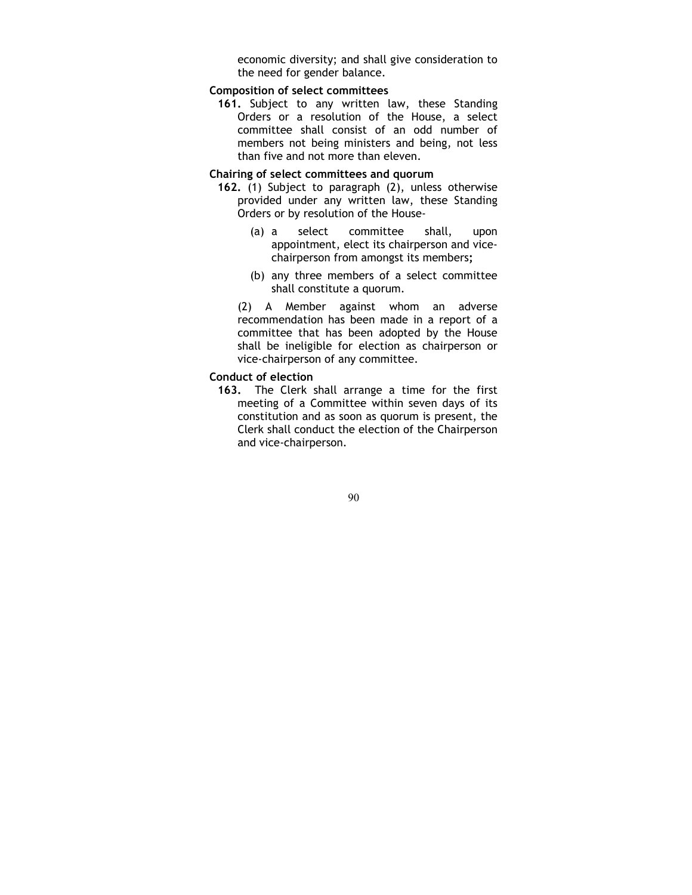economic diversity; and shall give consideration to the need for gender balance.

**Composition of select committees**

**161.** Subject to any written law, these Standing Orders or a resolution of the House, a select committee shall consist of an odd number of members not being ministers and being, not less than five and not more than eleven.

**Chairing of select committees and quorum**

**162.** (1) Subject to paragraph (2), unless otherwise provided under any written law, these Standing Orders or by resolution of the House-

(a) a select committee shall, upon appointment, elect its chairperson and vice-chairperson from amongst its members**;**

(b) any three members of a select committee shall constitute a quorum.

(2) A Member against whom an adverse recommendation has been made in a report of a committee that has been adopted by the House shall be ineligible for election as chairperson or vice-chairperson of any committee.

**Conduct of election**

**163.** The Clerk shall arrange a time for the first meeting of a Committee within seven days of its constitution and as soon as quorum is present, the Clerk shall conduct the election of the Chairperson and vice-chairperson.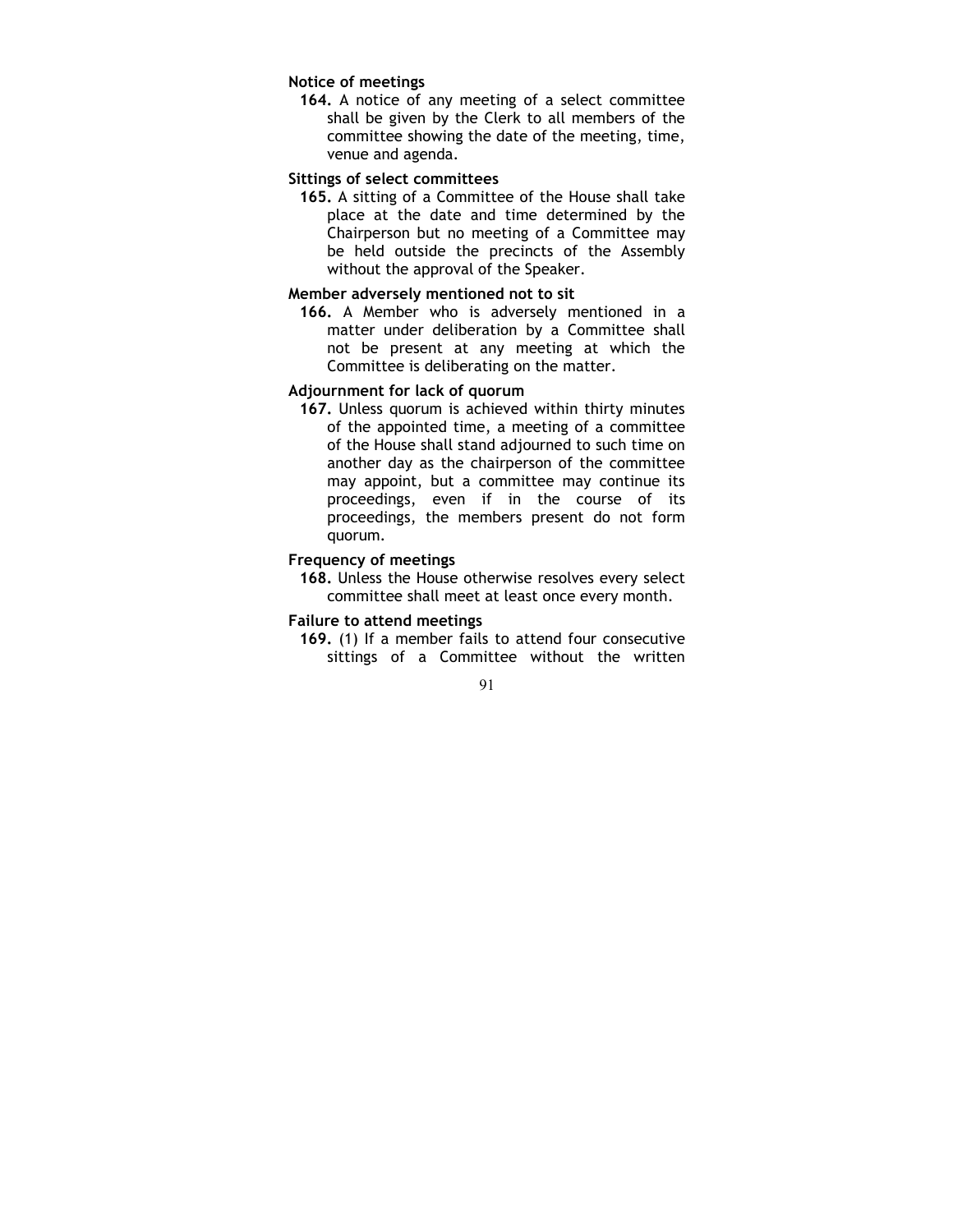**Notice of meetings**

**164.** A notice of any meeting of a select committee shall be given by the Clerk to all members of the committee showing the date of the meeting, time, venue and agenda.

**Sittings of select committees**

**165.** A sitting of a Committee of the House shall take place at the date and time determined by the Chairperson but no meeting of a Committee may be held outside the precincts of the Assembly without the approval of the Speaker.

**Member adversely mentioned not to sit**

**166.** A Member who is adversely mentioned in a matter under deliberation by a Committee shall not be present at any meeting at which the Committee is deliberating on the matter.

**Adjournment for lack of quorum**

**167.** Unless quorum is achieved within thirty minutes of the appointed time, a meeting of a committee of the House shall stand adjourned to such time on another day as the chairperson of the committee may appoint, but a committee may continue its proceedings, even if in the course of its proceedings, the members present do not form quorum.

**Frequency of meetings**

**168.** Unless the House otherwise resolves every select committee shall meet at least once every month.

**Failure to attend meetings**

**169.** (1) If a member fails to attend four consecutive sittings of a Committee without the written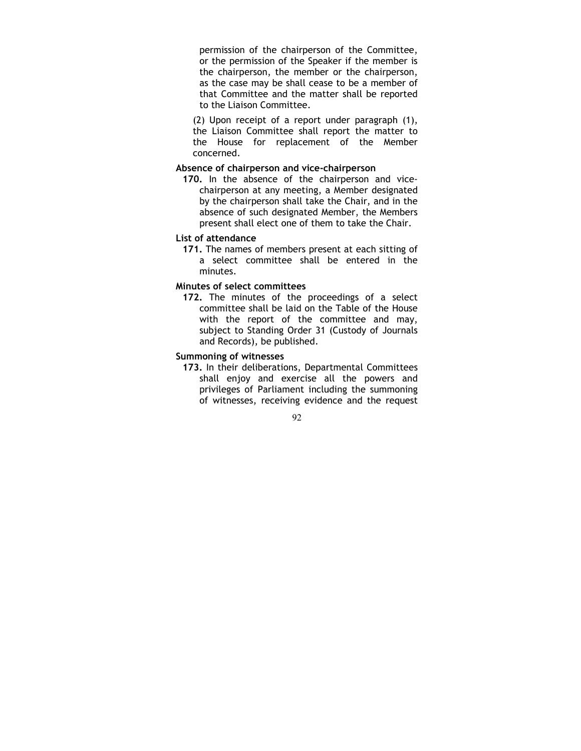permission of the chairperson of the Committee, or the permission of the Speaker if the member is the chairperson, the member or the chairperson, as the case may be shall cease to be a member of that Committee and the matter shall be reported to the Liaison Committee.

(2) Upon receipt of a report under paragraph (1), the Liaison Committee shall report the matter to the House for replacement of the Member concerned.

**Absence of chairperson and vice-chairperson**

**170.** In the absence of the chairperson and vice-chairperson at any meeting, a Member designated by the chairperson shall take the Chair, and in the absence of such designated Member, the Members present shall elect one of them to take the Chair.

**List of attendance**

**171.** The names of members present at each sitting of a select committee shall be entered in the minutes.

**Minutes of select committees**

**172.** The minutes of the proceedings of a select committee shall be laid on the Table of the House with the report of the committee and may, subject to Standing Order 31 (Custody of Journals and Records), be published.

**Summoning of witnesses**

**173.** In their deliberations, Departmental Committees shall enjoy and exercise all the powers and privileges of Parliament including the summoning of witnesses, receiving evidence and the request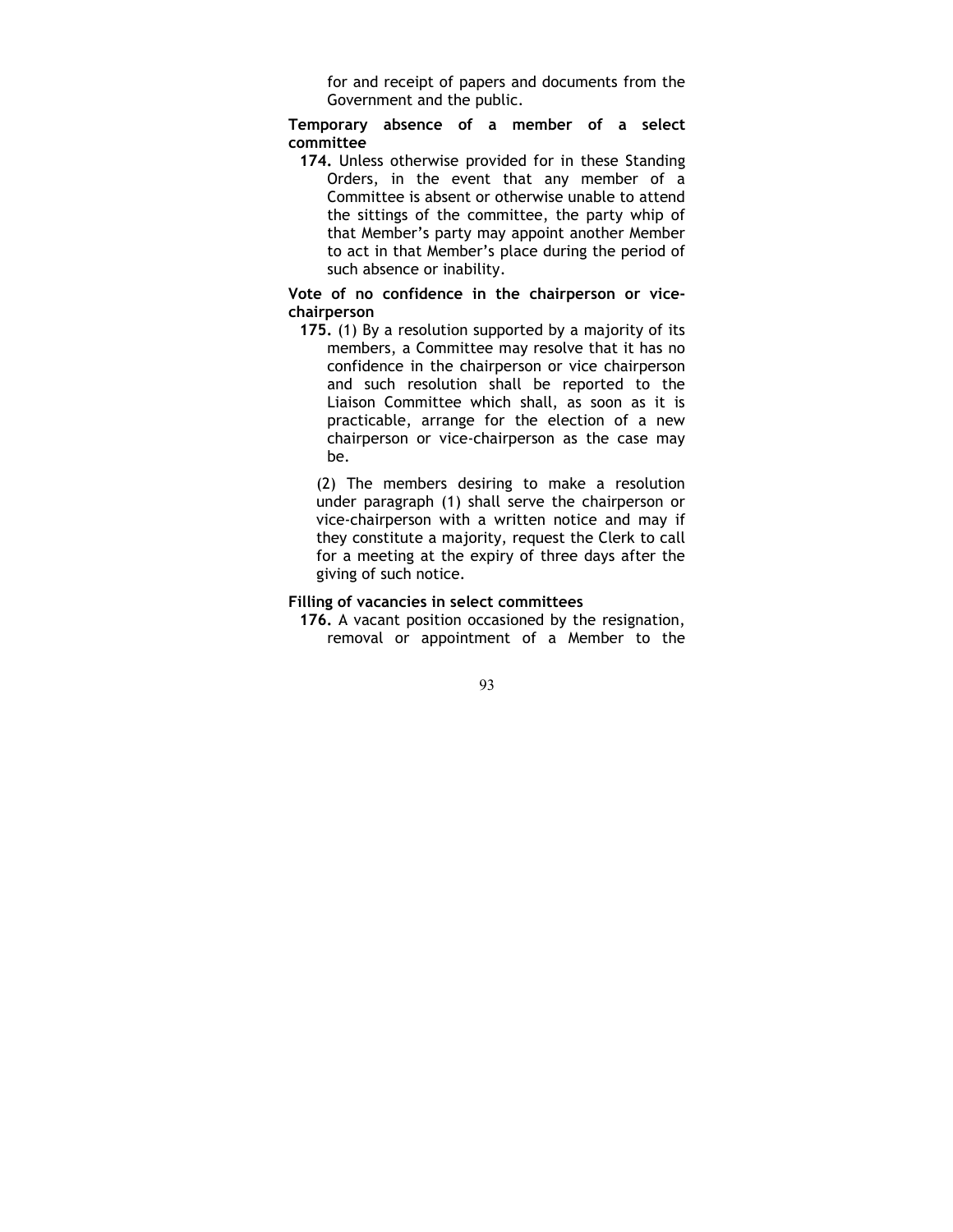for and receipt of papers and documents from the Government and the public.

**Temporary absence of a member of a select committee**

**174.** Unless otherwise provided for in these Standing Orders, in the event that any member of a Committee is absent or otherwise unable to attend the sittings of the committee, the party whip of that Member's party may appoint another Member to act in that Member's place during the period of such absence or inability.

**Vote of no confidence in the chairperson or vice-chairperson**

**175.** (1) By a resolution supported by a majority of its members, a Committee may resolve that it has no confidence in the chairperson or vice chairperson and such resolution shall be reported to the Liaison Committee which shall, as soon as it is practicable, arrange for the election of a new chairperson or vice-chairperson as the case may be.

(2) The members desiring to make a resolution under paragraph (1) shall serve the chairperson or vice-chairperson with a written notice and may if they constitute a majority, request the Clerk to call for a meeting at the expiry of three days after the giving of such notice.

**Filling of vacancies in select committees**

**176.** A vacant position occasioned by the resignation, removal or appointment of a Member to the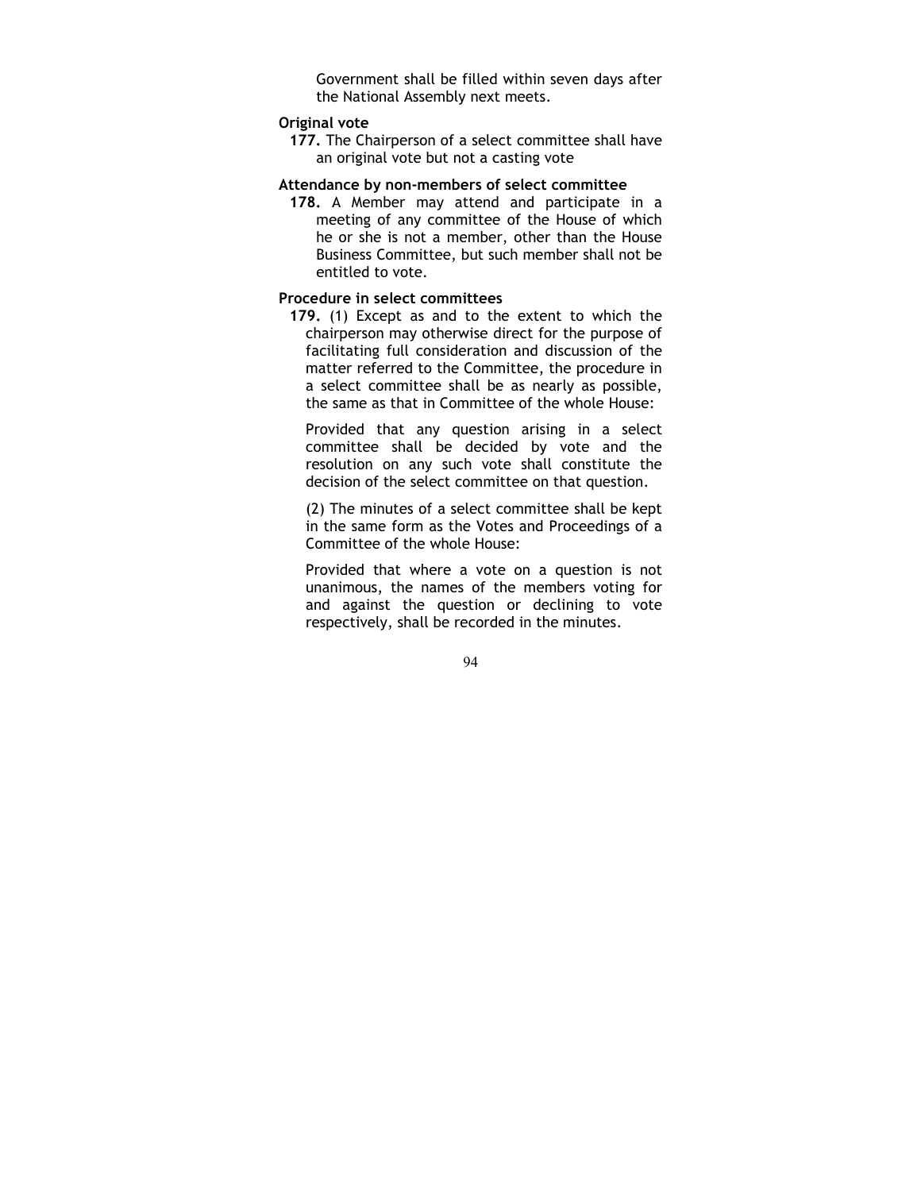Government shall be filled within seven days after the National Assembly next meets.

**Original vote**

**177.** The Chairperson of a select committee shall have an original vote but not a casting vote

**Attendance by non-members of select committee**

**178.** A Member may attend and participate in a meeting of any committee of the House of which he or she is not a member, other than the House Business Committee, but such member shall not be entitled to vote.

**Procedure in select committees**

**179.** (1) Except as and to the extent to which the chairperson may otherwise direct for the purpose of facilitating full consideration and discussion of the matter referred to the Committee, the procedure in a select committee shall be as nearly as possible, the same as that in Committee of the whole House:

Provided that any question arising in a select committee shall be decided by vote and the resolution on any such vote shall constitute the decision of the select committee on that question.

(2) The minutes of a select committee shall be kept in the same form as the Votes and Proceedings of a Committee of the whole House:

Provided that where a vote on a question is not unanimous, the names of the members voting for and against the question or declining to vote respectively, shall be recorded in the minutes.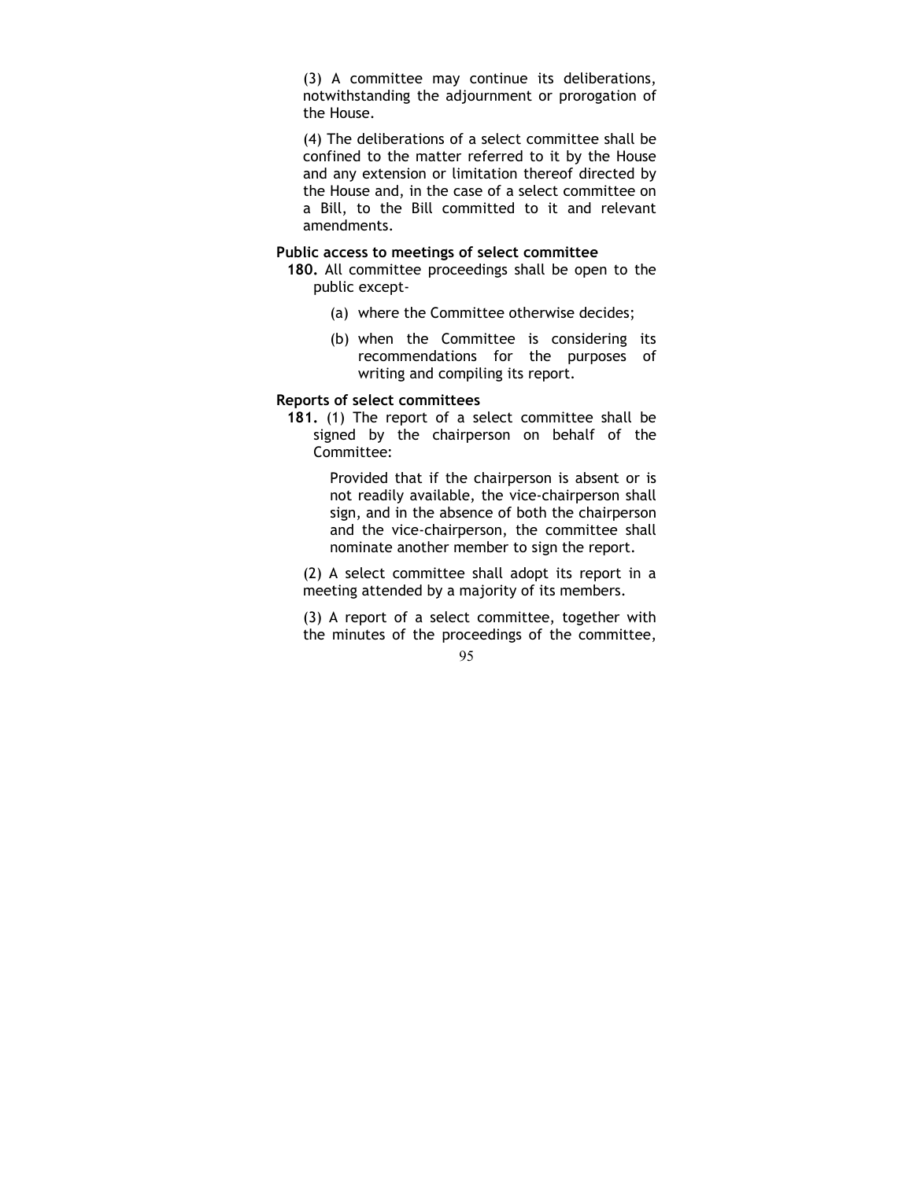(3) A committee may continue its deliberations, notwithstanding the adjournment or prorogation of the House.

(4) The deliberations of a select committee shall be confined to the matter referred to it by the House and any extension or limitation thereof directed by the House and, in the case of a select committee on a Bill, to the Bill committed to it and relevant amendments.

**Public access to meetings of select committee**

**180.** All committee proceedings shall be open to the public except-

(a) where the Committee otherwise decides;

(b) when the Committee is considering its recommendations for the purposes of writing and compiling its report.

**Reports of select committees**

**181.** (1) The report of a select committee shall be signed by the chairperson on behalf of the Committee:

Provided that if the chairperson is absent or is not readily available, the vice-chairperson shall sign, and in the absence of both the chairperson and the vice-chairperson, the committee shall nominate another member to sign the report.

(2) A select committee shall adopt its report in a meeting attended by a majority of its members.

(3) A report of a select committee, together with the minutes of the proceedings of the committee,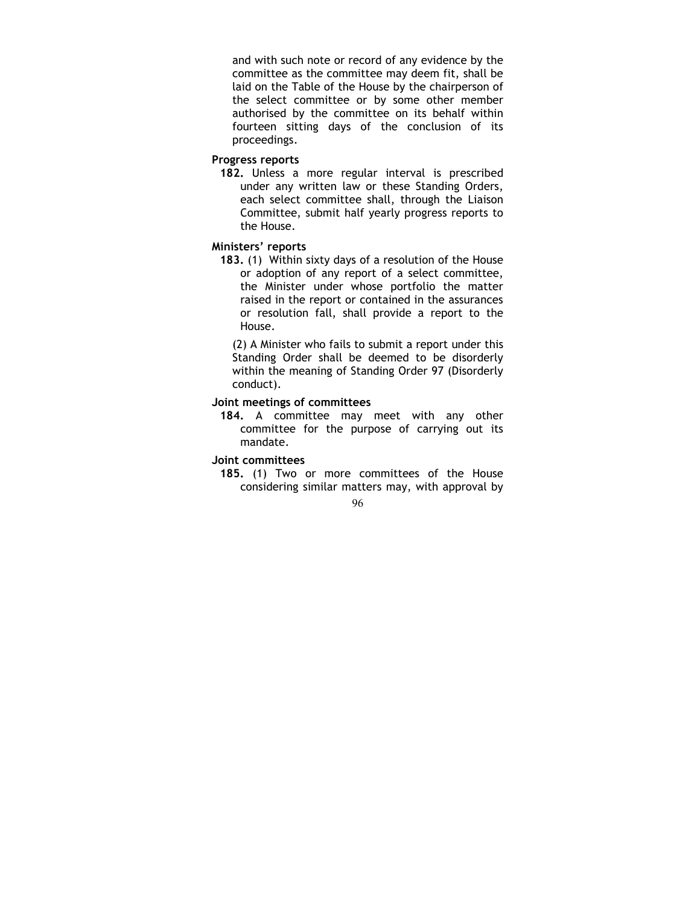and with such note or record of any evidence by the committee as the committee may deem fit, shall be laid on the Table of the House by the chairperson of the select committee or by some other member authorised by the committee on its behalf within fourteen sitting days of the conclusion of its proceedings.

**Progress reports**

**182.** Unless a more regular interval is prescribed under any written law or these Standing Orders, each select committee shall, through the Liaison Committee, submit half yearly progress reports to the House.

**Ministers' reports**

**183.** (1) Within sixty days of a resolution of the House or adoption of any report of a select committee, the Minister under whose portfolio the matter raised in the report or contained in the assurances or resolution fall, shall provide a report to the House.

(2) A Minister who fails to submit a report under this Standing Order shall be deemed to be disorderly within the meaning of Standing Order 97 (Disorderly conduct).

**Joint meetings of committees**

**184.** A committee may meet with any other committee for the purpose of carrying out its mandate.

**Joint committees**

**185.** (1) Two or more committees of the House considering similar matters may, with approval by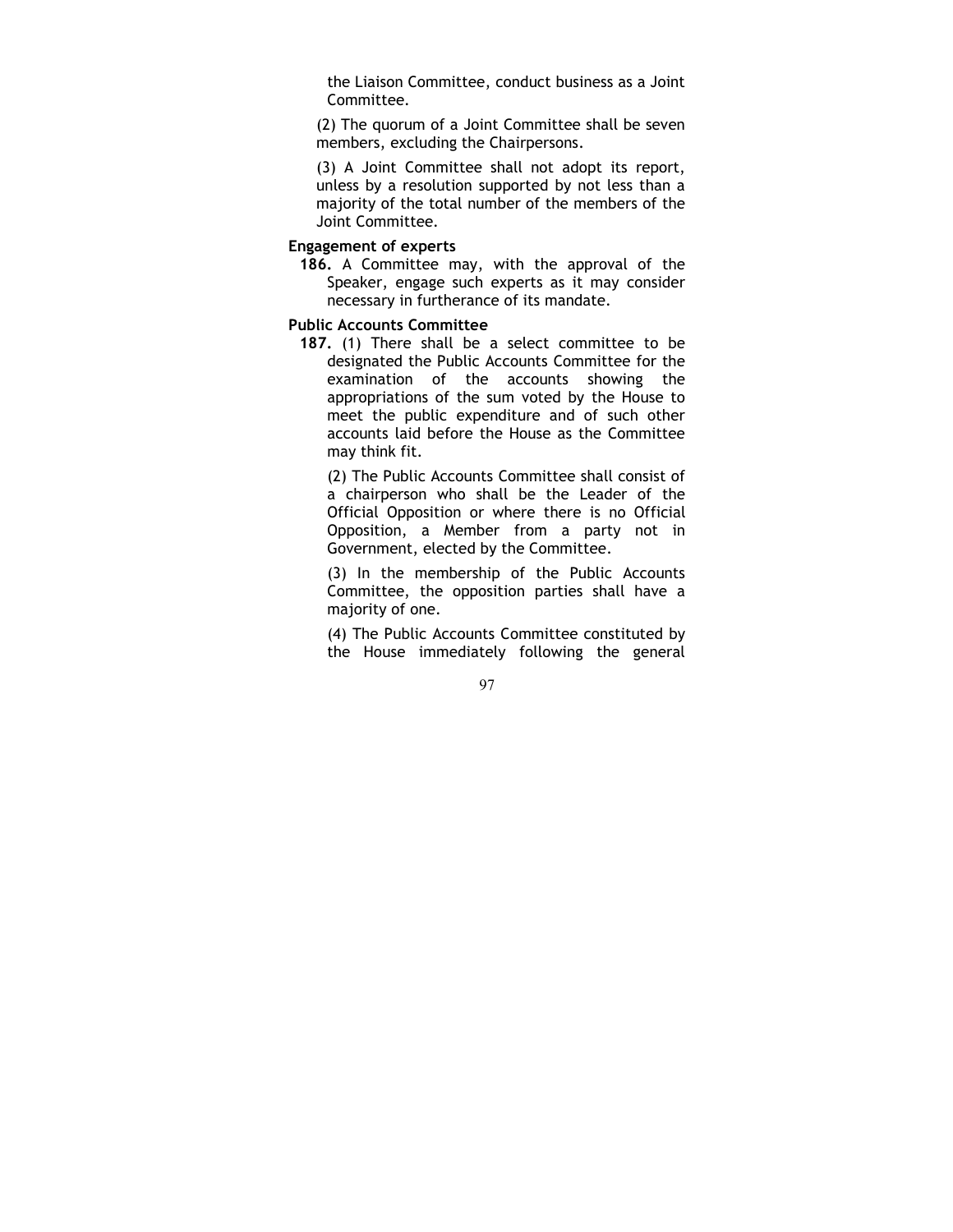the Liaison Committee, conduct business as a Joint Committee.

(2) The quorum of a Joint Committee shall be seven members, excluding the Chairpersons.

(3) A Joint Committee shall not adopt its report, unless by a resolution supported by not less than a majority of the total number of the members of the Joint Committee.

**Engagement of experts**

**186.** A Committee may, with the approval of the Speaker, engage such experts as it may consider necessary in furtherance of its mandate.

**Public Accounts Committee**

**187.** (1) There shall be a select committee to be designated the Public Accounts Committee for the examination of the accounts showing the appropriations of the sum voted by the House to meet the public expenditure and of such other accounts laid before the House as the Committee may think fit.

(2) The Public Accounts Committee shall consist of a chairperson who shall be the Leader of the Official Opposition or where there is no Official Opposition, a Member from a party not in Government, elected by the Committee.

(3) In the membership of the Public Accounts Committee, the opposition parties shall have a majority of one.

(4) The Public Accounts Committee constituted by the House immediately following the general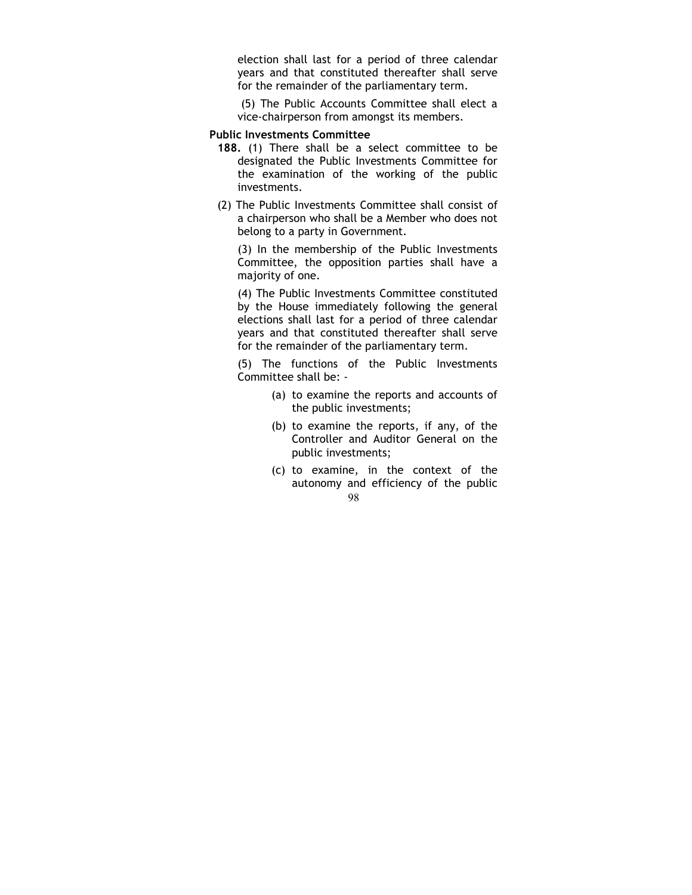election shall last for a period of three calendar years and that constituted thereafter shall serve for the remainder of the parliamentary term.

(5) The Public Accounts Committee shall elect a vice-chairperson from amongst its members.

**Public Investments Committee**

**188.** (1) There shall be a select committee to be designated the Public Investments Committee for the examination of the working of the public investments.

(2) The Public Investments Committee shall consist of a chairperson who shall be a Member who does not belong to a party in Government.

(3) In the membership of the Public Investments Committee, the opposition parties shall have a majority of one.

(4) The Public Investments Committee constituted by the House immediately following the general elections shall last for a period of three calendar years and that constituted thereafter shall serve for the remainder of the parliamentary term.

(5) The functions of the Public Investments Committee shall be: -

(a) to examine the reports and accounts of the public investments;

(b) to examine the reports, if any, of the Controller and Auditor General on the public investments;

(c) to examine, in the context of the autonomy and efficiency of the public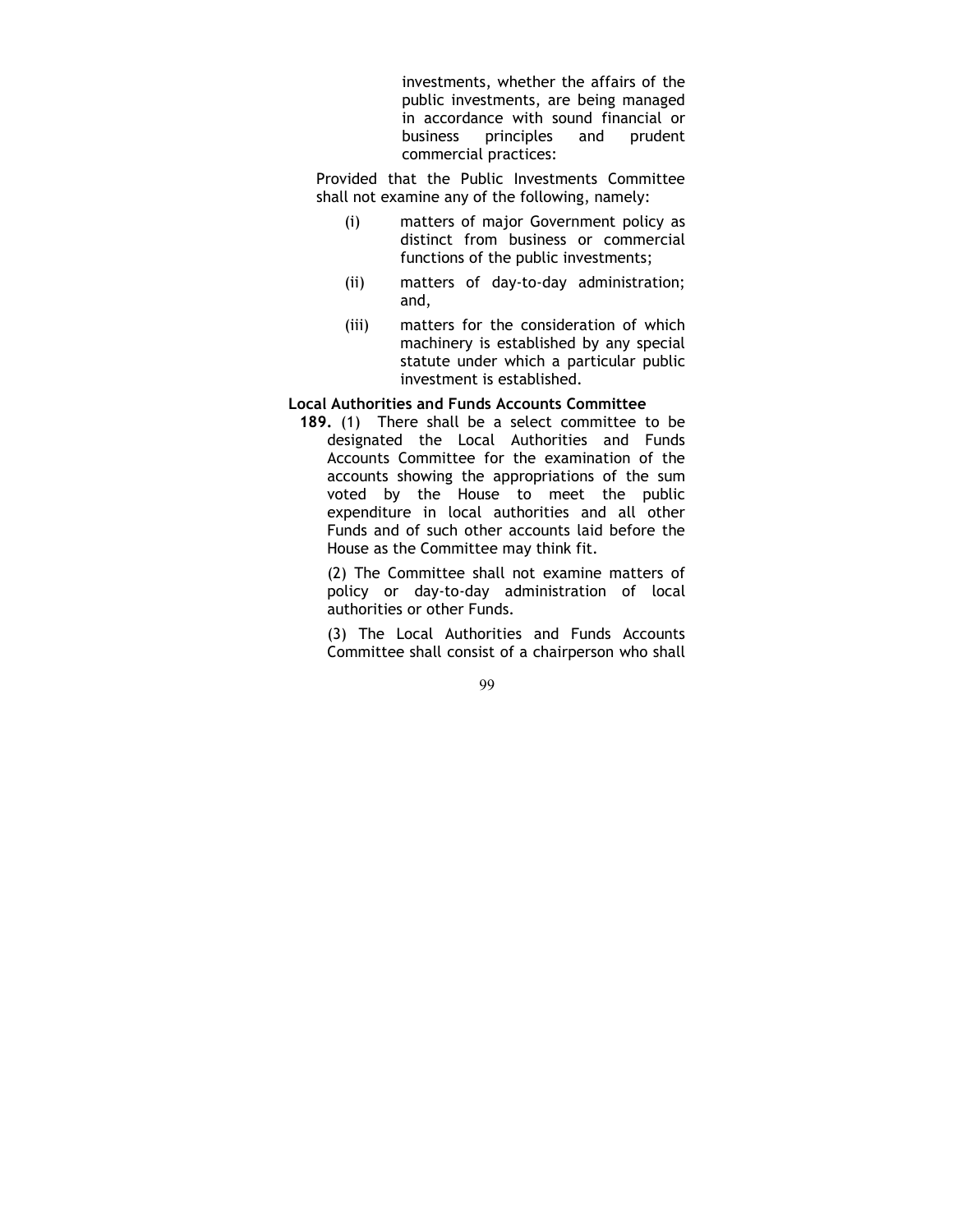investments, whether the affairs of the public investments, are being managed in accordance with sound financial or business principles and prudent commercial practices:

Provided that the Public Investments Committee shall not examine any of the following, namely:

(i) matters of major Government policy as distinct from business or commercial functions of the public investments;

(ii) matters of day-to-day administration; and,

(iii) matters for the consideration of which machinery is established by any special statute under which a particular public investment is established.

**Local Authorities and Funds Accounts Committee**

**189.** (1) There shall be a select committee to be designated the Local Authorities and Funds Accounts Committee for the examination of the accounts showing the appropriations of the sum voted by the House to meet the public expenditure in local authorities and all other Funds and of such other accounts laid before the House as the Committee may think fit.

(2) The Committee shall not examine matters of policy or day-to-day administration of local authorities or other Funds.

(3) The Local Authorities and Funds Accounts Committee shall consist of a chairperson who shall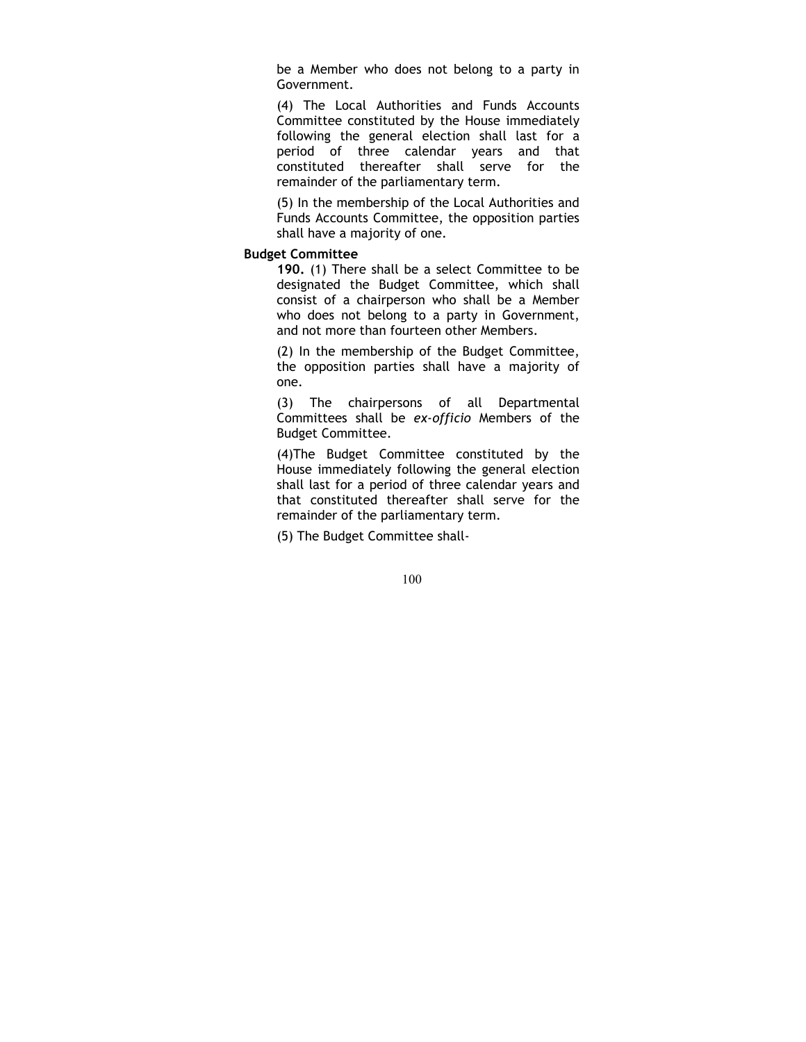be a Member who does not belong to a party in Government.

(4) The Local Authorities and Funds Accounts Committee constituted by the House immediately following the general election shall last for a period of three calendar years and that constituted thereafter shall serve for the remainder of the parliamentary term.

(5) In the membership of the Local Authorities and Funds Accounts Committee, the opposition parties shall have a majority of one.

**Budget Committee**

**190.** (1) There shall be a select Committee to be designated the Budget Committee, which shall consist of a chairperson who shall be a Member who does not belong to a party in Government, and not more than fourteen other Members.

(2) In the membership of the Budget Committee, the opposition parties shall have a majority of one.

(3) The chairpersons of all Departmental Committees shall be *ex-officio* Members of the Budget Committee.

(4)The Budget Committee constituted by the House immediately following the general election shall last for a period of three calendar years and that constituted thereafter shall serve for the remainder of the parliamentary term.

(5) The Budget Committee shall-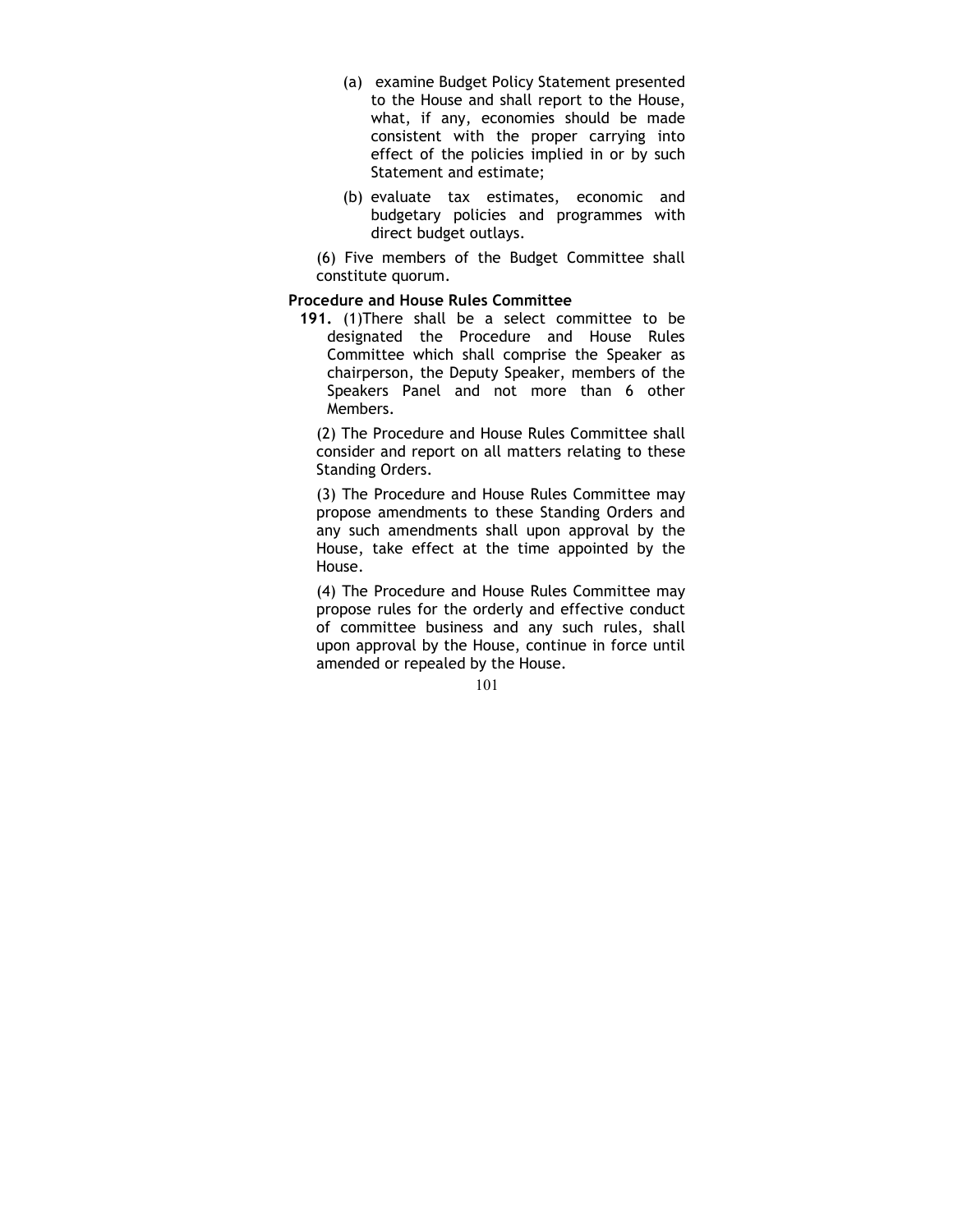(a) examine Budget Policy Statement presented to the House and shall report to the House, what, if any, economies should be made consistent with the proper carrying into effect of the policies implied in or by such Statement and estimate;

(b) evaluate tax estimates, economic and budgetary policies and programmes with direct budget outlays.

(6) Five members of the Budget Committee shall constitute quorum.

**Procedure and House Rules Committee**

**191.** (1)There shall be a select committee to be designated the Procedure and House Rules Committee which shall comprise the Speaker as chairperson, the Deputy Speaker, members of the Speakers Panel and not more than 6 other Members.

(2) The Procedure and House Rules Committee shall consider and report on all matters relating to these Standing Orders.

(3) The Procedure and House Rules Committee may propose amendments to these Standing Orders and any such amendments shall upon approval by the House, take effect at the time appointed by the House.

(4) The Procedure and House Rules Committee may propose rules for the orderly and effective conduct of committee business and any such rules, shall upon approval by the House, continue in force until amended or repealed by the House.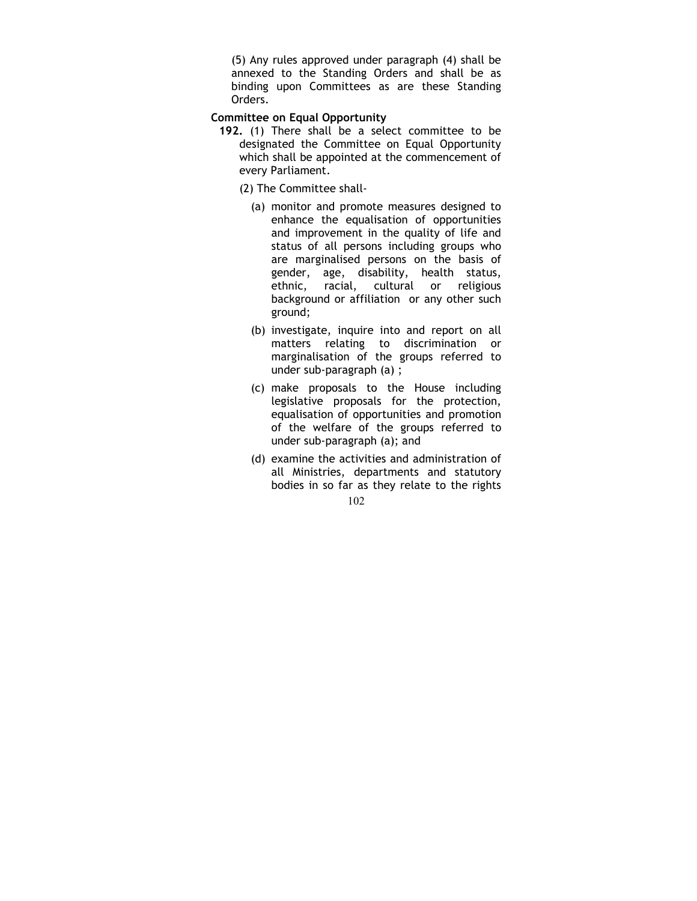(5) Any rules approved under paragraph (4) shall be annexed to the Standing Orders and shall be as binding upon Committees as are these Standing Orders.

**Committee on Equal Opportunity**

**192.** (1) There shall be a select committee to be designated the Committee on Equal Opportunity which shall be appointed at the commencement of every Parliament.

(2) The Committee shall-

(a) monitor and promote measures designed to enhance the equalisation of opportunities and improvement in the quality of life and status of all persons including groups who are marginalised persons on the basis of gender, age, disability, health status, ethnic, racial, cultural or religious background or affiliation or any other such ground;

(b) investigate, inquire into and report on all matters relating to discrimination or marginalisation of the groups referred to under sub-paragraph (a) ;

(c) make proposals to the House including legislative proposals for the protection, equalisation of opportunities and promotion of the welfare of the groups referred to under sub-paragraph (a); and

(d) examine the activities and administration of all Ministries, departments and statutory bodies in so far as they relate to the rights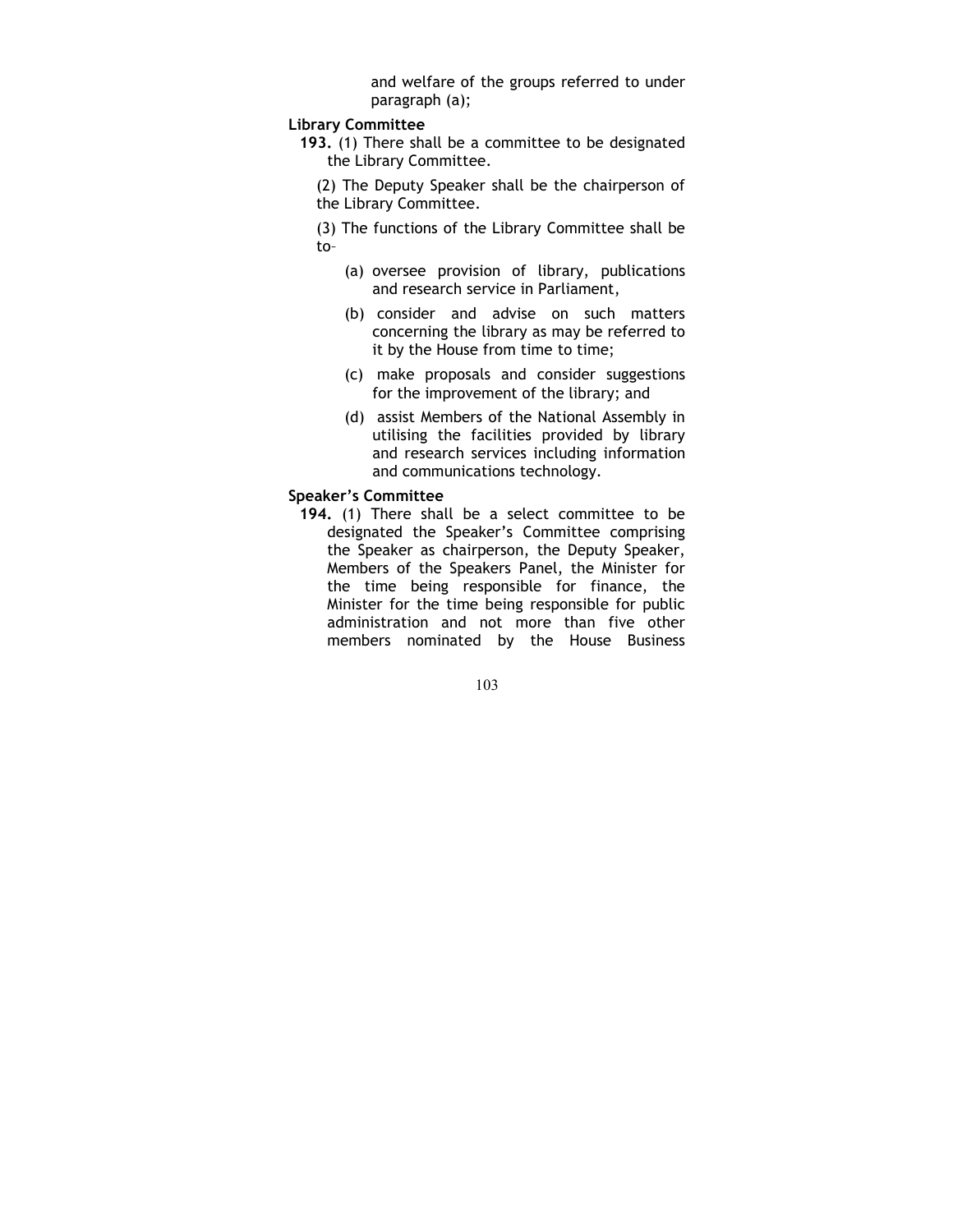and welfare of the groups referred to under paragraph (a);

**Library Committee**

**193.** (1) There shall be a committee to be designated the Library Committee.

(2) The Deputy Speaker shall be the chairperson of the Library Committee.

(3) The functions of the Library Committee shall be to–

(a) oversee provision of library, publications and research service in Parliament,

(b) consider and advise on such matters concerning the library as may be referred to it by the House from time to time;

(c) make proposals and consider suggestions for the improvement of the library; and

(d) assist Members of the National Assembly in utilising the facilities provided by library and research services including information and communications technology.

**Speaker's Committee**

**194.** (1) There shall be a select committee to be designated the Speaker's Committee comprising the Speaker as chairperson, the Deputy Speaker, Members of the Speakers Panel, the Minister for the time being responsible for finance, the Minister for the time being responsible for public administration and not more than five other members nominated by the House Business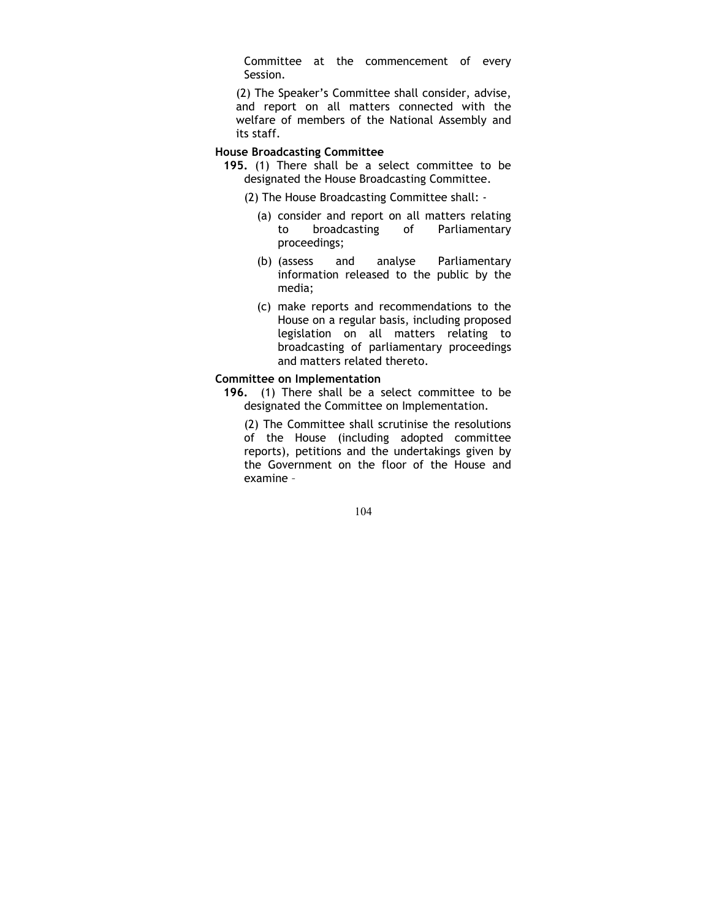Committee at the commencement of every Session.

(2) The Speaker's Committee shall consider, advise, and report on all matters connected with the welfare of members of the National Assembly and its staff.

**House Broadcasting Committee**

**195.** (1) There shall be a select committee to be designated the House Broadcasting Committee.

(2) The House Broadcasting Committee shall: -

(a) consider and report on all matters relating to broadcasting of Parliamentary proceedings;

(b) (assess and analyse Parliamentary information released to the public by the media;

(c) make reports and recommendations to the House on a regular basis, including proposed legislation on all matters relating to broadcasting of parliamentary proceedings and matters related thereto.

**Committee on Implementation**

**196.** (1) There shall be a select committee to be designated the Committee on Implementation.

(2) The Committee shall scrutinise the resolutions of the House (including adopted committee reports), petitions and the undertakings given by the Government on the floor of the House and examine –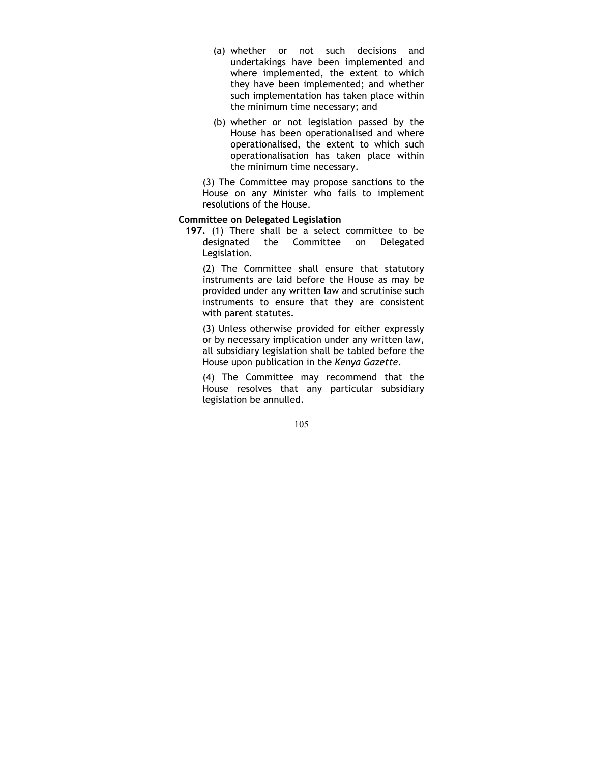(a) whether or not such decisions and undertakings have been implemented and where implemented, the extent to which they have been implemented; and whether such implementation has taken place within the minimum time necessary; and

(b) whether or not legislation passed by the House has been operationalised and where operationalised, the extent to which such operationalisation has taken place within the minimum time necessary.

(3) The Committee may propose sanctions to the House on any Minister who fails to implement resolutions of the House.

**Committee on Delegated Legislation**

**197.** (1) There shall be a select committee to be designated the Committee on Delegated Legislation.

(2) The Committee shall ensure that statutory instruments are laid before the House as may be provided under any written law and scrutinise such instruments to ensure that they are consistent with parent statutes.

(3) Unless otherwise provided for either expressly or by necessary implication under any written law, all subsidiary legislation shall be tabled before the House upon publication in the *Kenya Gazette*.

(4) The Committee may recommend that the House resolves that any particular subsidiary legislation be annulled.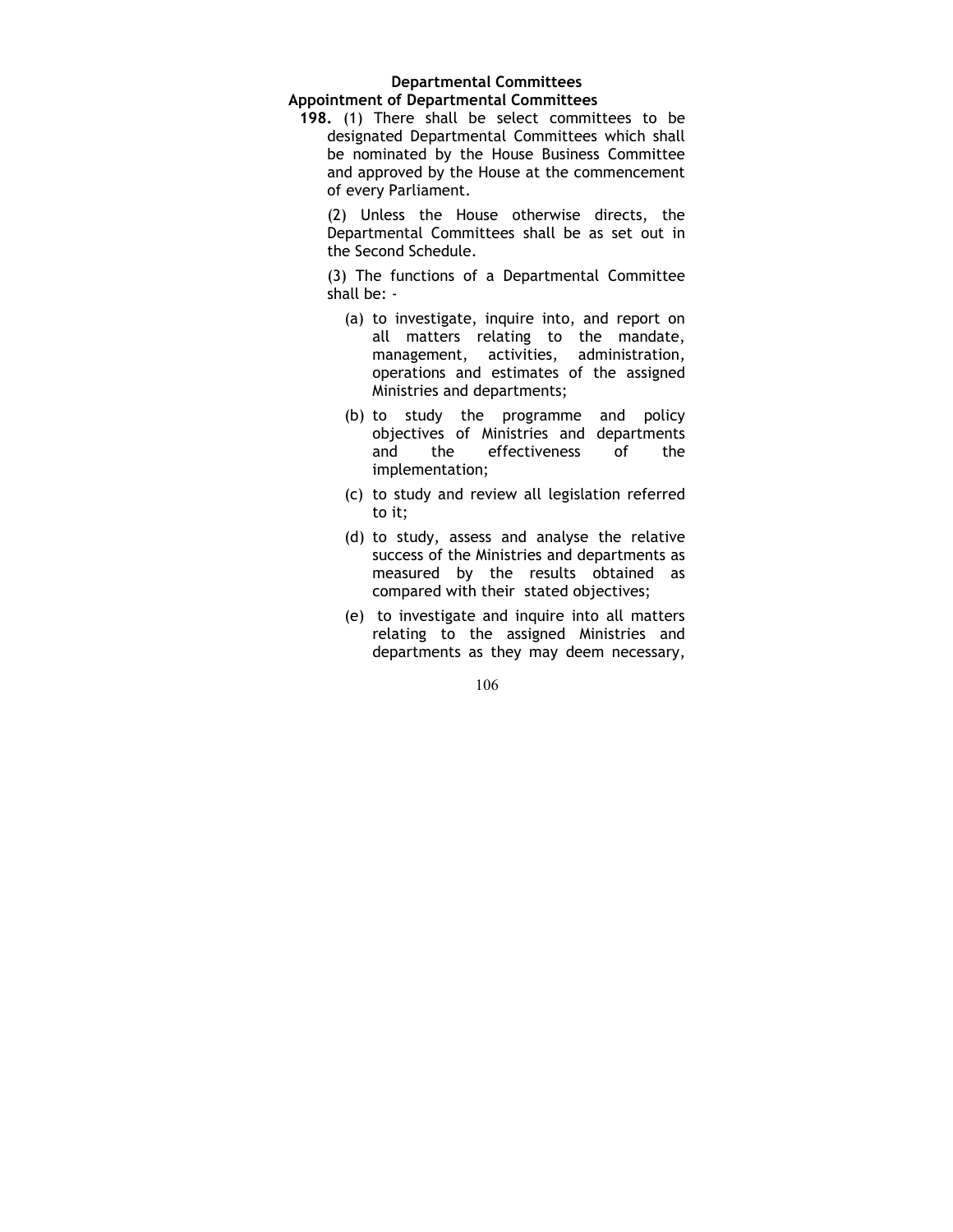## Departmental Committees

### Appointment of Departmental Committees

**198.** (1) There shall be select committees to be designated Departmental Committees which shall be nominated by the House Business Committee and approved by the House at the commencement of every Parliament.

(2) Unless the House otherwise directs, the Departmental Committees shall be as set out in the Second Schedule.

(3) The functions of a Departmental Committee shall be: -

- (a) to investigate, inquire into, and report on all matters relating to the mandate, management, activities, administration, operations and estimates of the assigned Ministries and departments;
- (b) to study the programme and policy objectives of Ministries and departments and the effectiveness of the implementation;
- (c) to study and review all legislation referred to it;
- (d) to study, assess and analyse the relative success of the Ministries and departments as measured by the results obtained as compared with their stated objectives;
- (e) to investigate and inquire into all matters relating to the assigned Ministries and departments as they may deem necessary,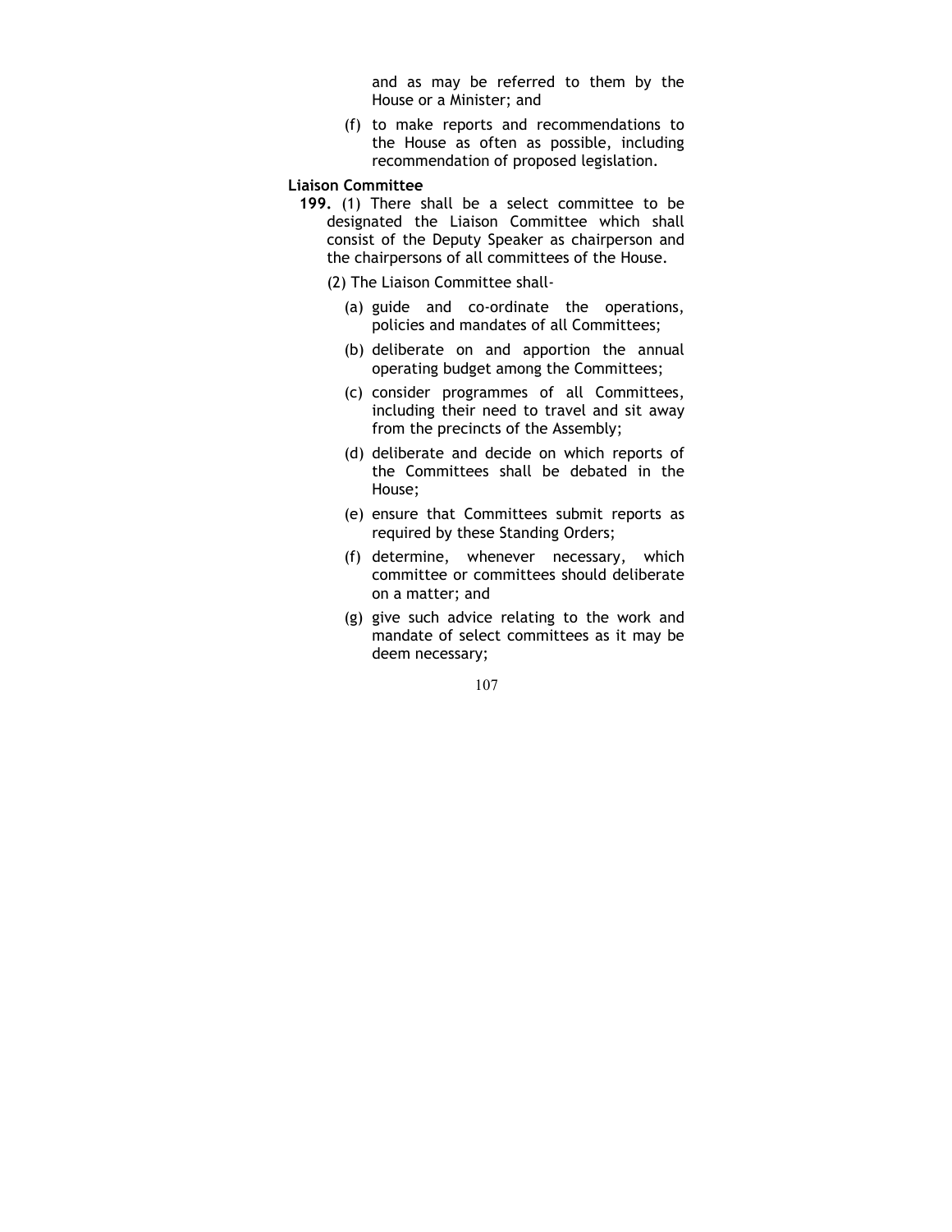and as may be referred to them by the House or a Minister; and

(f) to make reports and recommendations to the House as often as possible, including recommendation of proposed legislation.

**Liaison Committee**

**199.** (1) There shall be a select committee to be designated the Liaison Committee which shall consist of the Deputy Speaker as chairperson and the chairpersons of all committees of the House.

(2) The Liaison Committee shall-

(a) guide and co-ordinate the operations, policies and mandates of all Committees;

(b) deliberate on and apportion the annual operating budget among the Committees;

(c) consider programmes of all Committees, including their need to travel and sit away from the precincts of the Assembly;

(d) deliberate and decide on which reports of the Committees shall be debated in the House;

(e) ensure that Committees submit reports as required by these Standing Orders;

(f) determine, whenever necessary, which committee or committees should deliberate on a matter; and

(g) give such advice relating to the work and mandate of select committees as it may be deem necessary;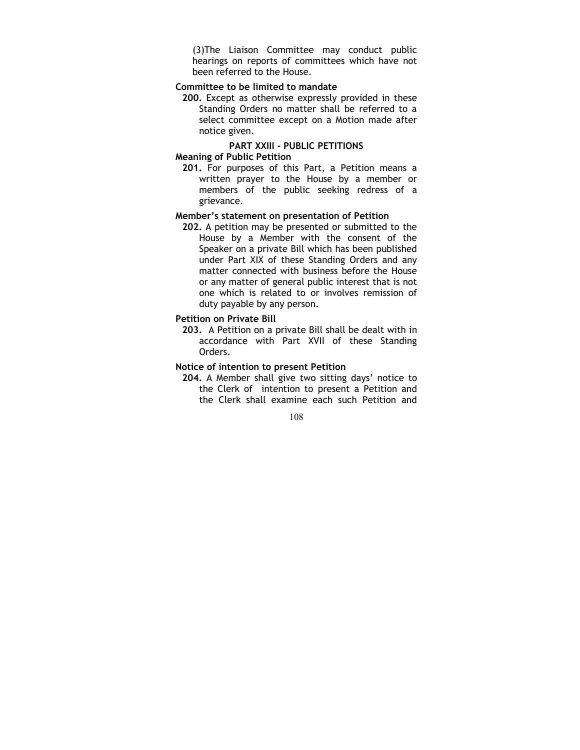(3)The Liaison Committee may conduct public hearings on reports of committees which have not been referred to the House.

**Committee to be limited to mandate**

**200.** Except as otherwise expressly provided in these Standing Orders no matter shall be referred to a select committee except on a Motion made after notice given.

## PART XXIII - PUBLIC PETITIONS

**Meaning of Public Petition**

**201.** For purposes of this Part, a Petition means a written prayer to the House by a member or members of the public seeking redress of a grievance.

**Member's statement on presentation of Petition**

**202.** A petition may be presented or submitted to the House by a Member with the consent of the Speaker on a private Bill which has been published under Part XIX of these Standing Orders and any matter connected with business before the House or any matter of general public interest that is not one which is related to or involves remission of duty payable by any person.

**Petition on Private Bill**

**203.** A Petition on a private Bill shall be dealt with in accordance with Part XVII of these Standing Orders.

**Notice of intention to present Petition**

**204.** A Member shall give two sitting days' notice to the Clerk of intention to present a Petition and the Clerk shall examine each such Petition and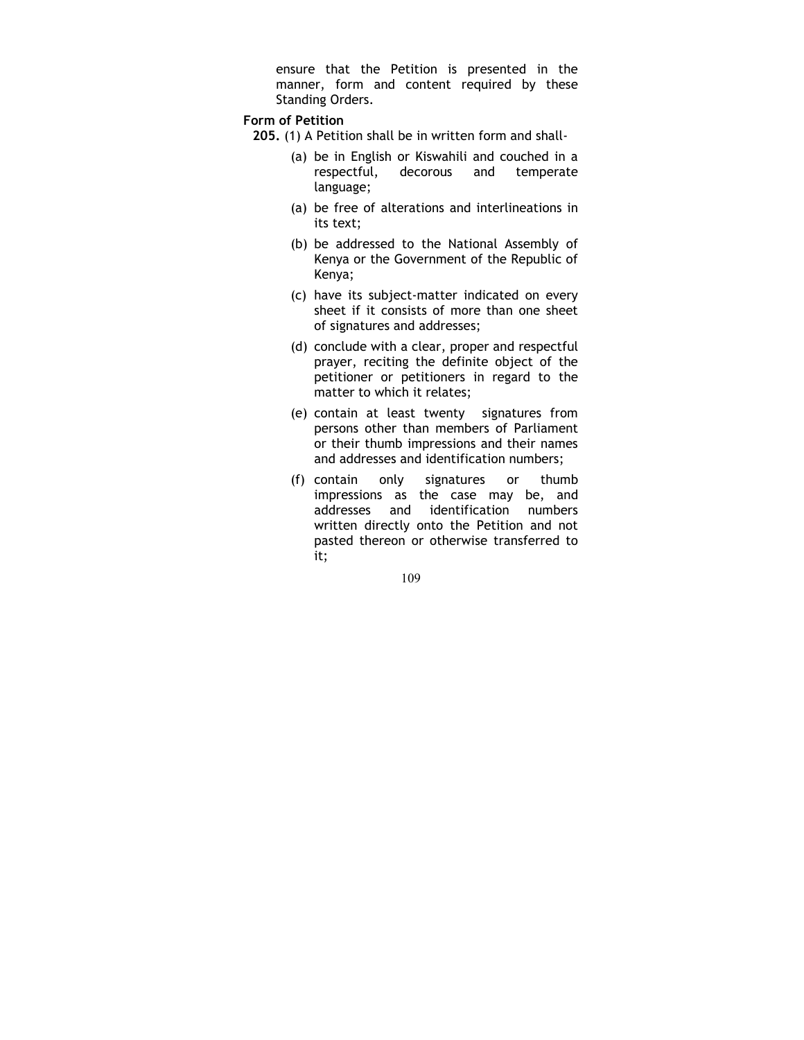ensure that the Petition is presented in the manner, form and content required by these Standing Orders.

**Form of Petition**

**205.** (1) A Petition shall be in written form and shall-

(a) be in English or Kiswahili and couched in a respectful, decorous and temperate language;

(a) be free of alterations and interlineations in its text;

(b) be addressed to the National Assembly of Kenya or the Government of the Republic of Kenya;

(c) have its subject-matter indicated on every sheet if it consists of more than one sheet of signatures and addresses;

(d) conclude with a clear, proper and respectful prayer, reciting the definite object of the petitioner or petitioners in regard to the matter to which it relates;

(e) contain at least twenty signatures from persons other than members of Parliament or their thumb impressions and their names and addresses and identification numbers;

(f) contain only signatures or thumb impressions as the case may be, and addresses and identification numbers written directly onto the Petition and not pasted thereon or otherwise transferred to it;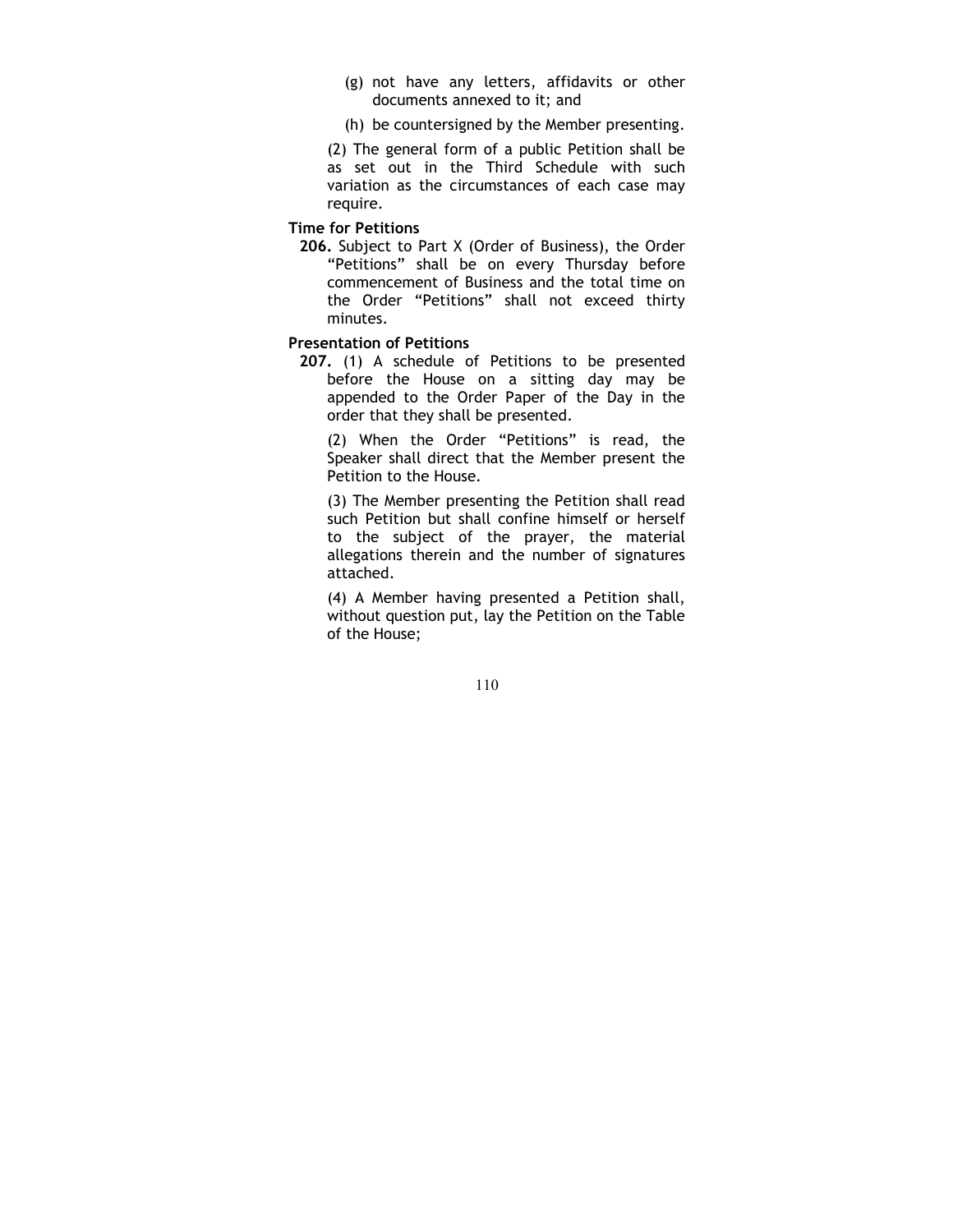(g) not have any letters, affidavits or other documents annexed to it; and

(h) be countersigned by the Member presenting.

(2) The general form of a public Petition shall be as set out in the Third Schedule with such variation as the circumstances of each case may require.

**Time for Petitions**

**206.** Subject to Part X (Order of Business), the Order "Petitions" shall be on every Thursday before commencement of Business and the total time on the Order "Petitions" shall not exceed thirty minutes.

**Presentation of Petitions**

**207.** (1) A schedule of Petitions to be presented before the House on a sitting day may be appended to the Order Paper of the Day in the order that they shall be presented.

(2) When the Order "Petitions" is read, the Speaker shall direct that the Member present the Petition to the House.

(3) The Member presenting the Petition shall read such Petition but shall confine himself or herself to the subject of the prayer, the material allegations therein and the number of signatures attached.

(4) A Member having presented a Petition shall, without question put, lay the Petition on the Table of the House;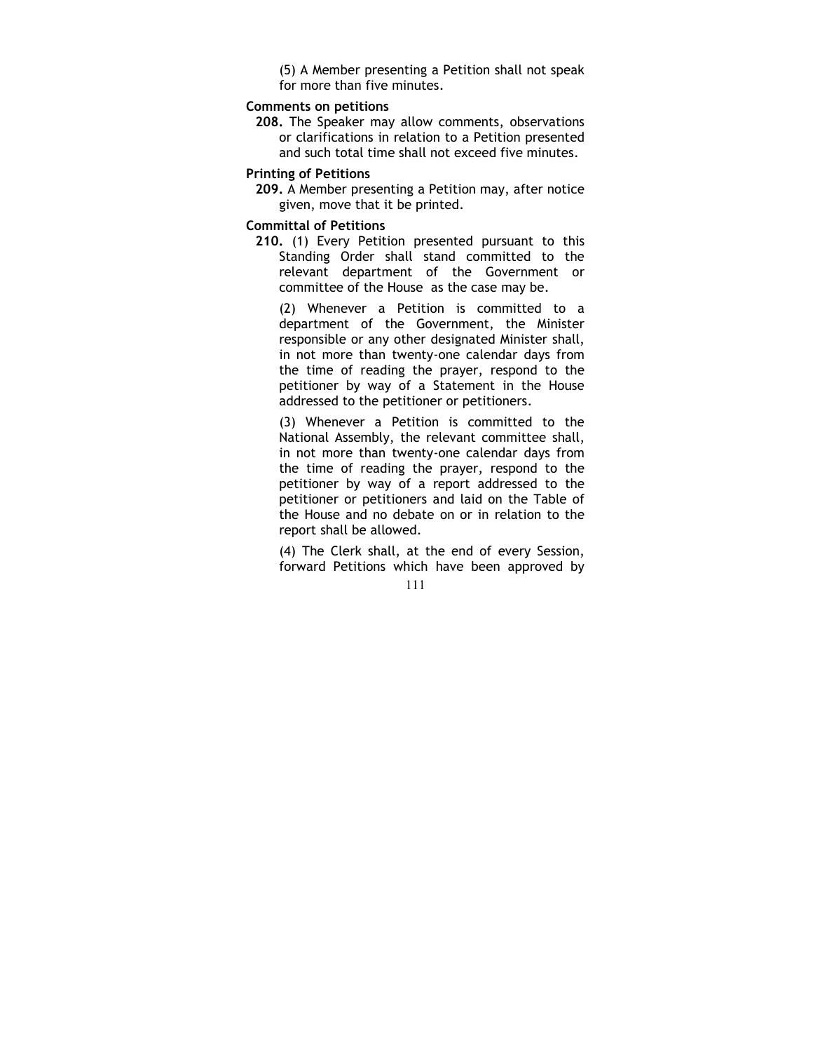(5) A Member presenting a Petition shall not speak for more than five minutes.

**Comments on petitions**

**208.** The Speaker may allow comments, observations or clarifications in relation to a Petition presented and such total time shall not exceed five minutes.

**Printing of Petitions**

**209.** A Member presenting a Petition may, after notice given, move that it be printed.

**Committal of Petitions**

**210.** (1) Every Petition presented pursuant to this Standing Order shall stand committed to the relevant department of the Government or committee of the House as the case may be.

(2) Whenever a Petition is committed to a department of the Government, the Minister responsible or any other designated Minister shall, in not more than twenty-one calendar days from the time of reading the prayer, respond to the petitioner by way of a Statement in the House addressed to the petitioner or petitioners.

(3) Whenever a Petition is committed to the National Assembly, the relevant committee shall, in not more than twenty-one calendar days from the time of reading the prayer, respond to the petitioner by way of a report addressed to the petitioner or petitioners and laid on the Table of the House and no debate on or in relation to the report shall be allowed.

(4) The Clerk shall, at the end of every Session, forward Petitions which have been approved by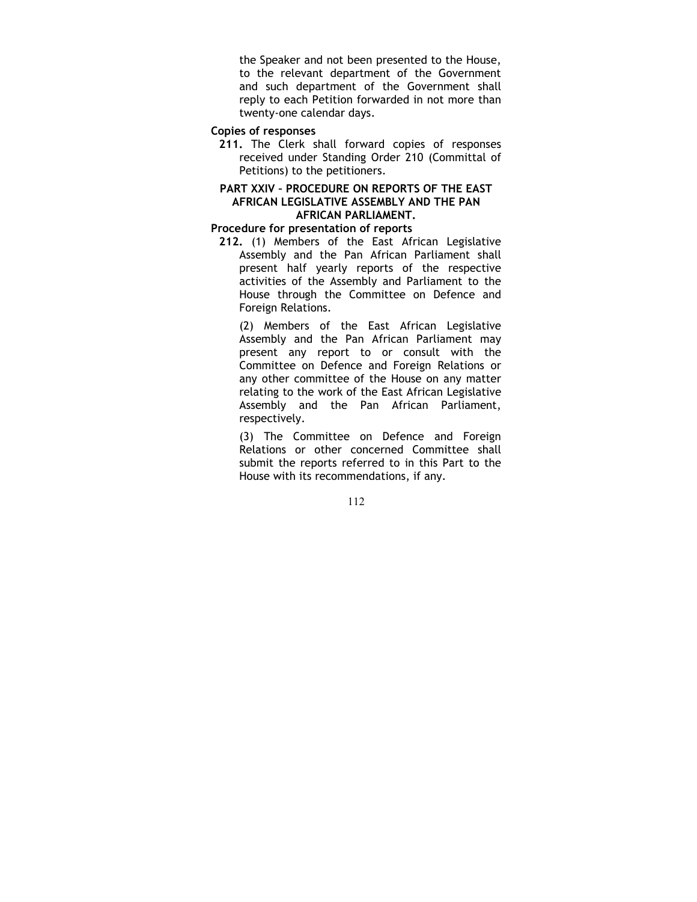the Speaker and not been presented to the House, to the relevant department of the Government and such department of the Government shall reply to each Petition forwarded in not more than twenty-one calendar days.

**Copies of responses**

**211.** The Clerk shall forward copies of responses received under Standing Order 210 (Committal of Petitions) to the petitioners.

## PART XXIV – PROCEDURE ON REPORTS OF THE EAST AFRICAN LEGISLATIVE ASSEMBLY AND THE PAN AFRICAN PARLIAMENT.

**Procedure for presentation of reports**

**212.** (1) Members of the East African Legislative Assembly and the Pan African Parliament shall present half yearly reports of the respective activities of the Assembly and Parliament to the House through the Committee on Defence and Foreign Relations.

(2) Members of the East African Legislative Assembly and the Pan African Parliament may present any report to or consult with the Committee on Defence and Foreign Relations or any other committee of the House on any matter relating to the work of the East African Legislative Assembly and the Pan African Parliament, respectively.

(3) The Committee on Defence and Foreign Relations or other concerned Committee shall submit the reports referred to in this Part to the House with its recommendations, if any.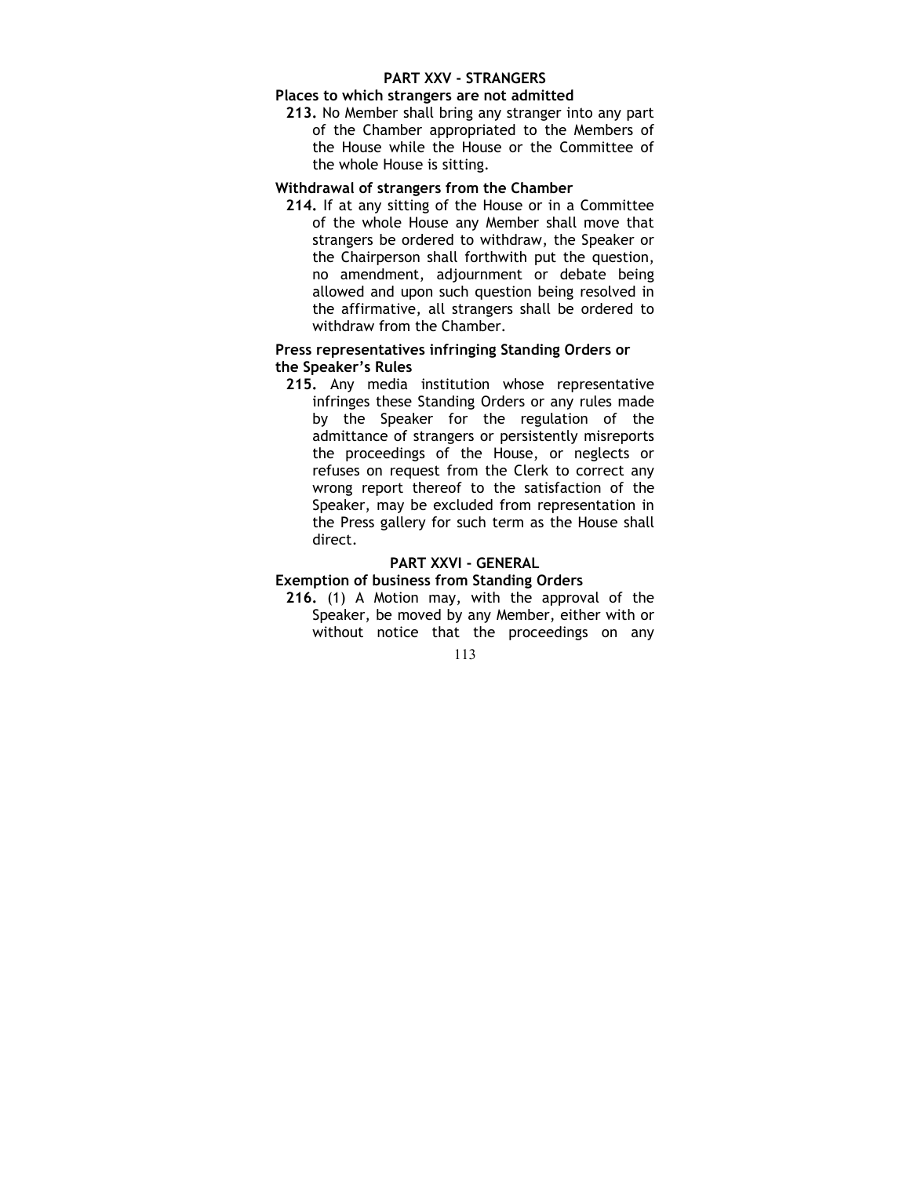## PART XXV - STRANGERS

### Places to which strangers are not admitted

**213.** No Member shall bring any stranger into any part of the Chamber appropriated to the Members of the House while the House or the Committee of the whole House is sitting.

### Withdrawal of strangers from the Chamber

**214.** If at any sitting of the House or in a Committee of the whole House any Member shall move that strangers be ordered to withdraw, the Speaker or the Chairperson shall forthwith put the question, no amendment, adjournment or debate being allowed and upon such question being resolved in the affirmative, all strangers shall be ordered to withdraw from the Chamber.

### Press representatives infringing Standing Orders or the Speaker's Rules

**215.** Any media institution whose representative infringes these Standing Orders or any rules made by the Speaker for the regulation of the admittance of strangers or persistently misreports the proceedings of the House, or neglects or refuses on request from the Clerk to correct any wrong report thereof to the satisfaction of the Speaker, may be excluded from representation in the Press gallery for such term as the House shall direct.

## PART XXVI - GENERAL

### Exemption of business from Standing Orders

**216.** (1) A Motion may, with the approval of the Speaker, be moved by any Member, either with or without notice that the proceedings on any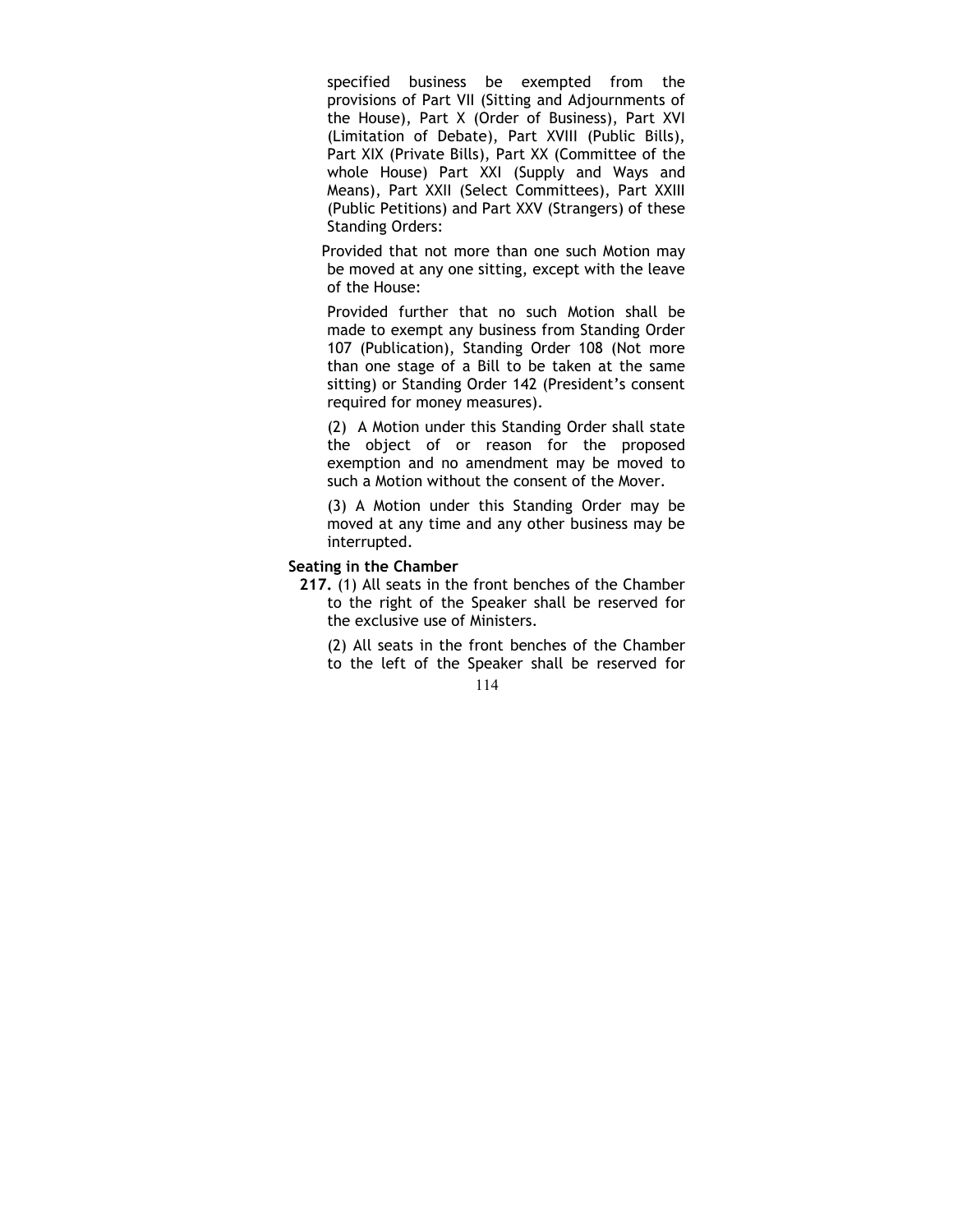specified business be exempted from the provisions of Part VII (Sitting and Adjournments of the House), Part X (Order of Business), Part XVI (Limitation of Debate), Part XVIII (Public Bills), Part XIX (Private Bills), Part XX (Committee of the whole House) Part XXI (Supply and Ways and Means), Part XXII (Select Committees), Part XXIII (Public Petitions) and Part XXV (Strangers) of these Standing Orders:

Provided that not more than one such Motion may be moved at any one sitting, except with the leave of the House:

Provided further that no such Motion shall be made to exempt any business from Standing Order 107 (Publication), Standing Order 108 (Not more than one stage of a Bill to be taken at the same sitting) or Standing Order 142 (President's consent required for money measures).

(2) A Motion under this Standing Order shall state the object of or reason for the proposed exemption and no amendment may be moved to such a Motion without the consent of the Mover.

(3) A Motion under this Standing Order may be moved at any time and any other business may be interrupted.

**Seating in the Chamber**

**217.** (1) All seats in the front benches of the Chamber to the right of the Speaker shall be reserved for the exclusive use of Ministers.

(2) All seats in the front benches of the Chamber to the left of the Speaker shall be reserved for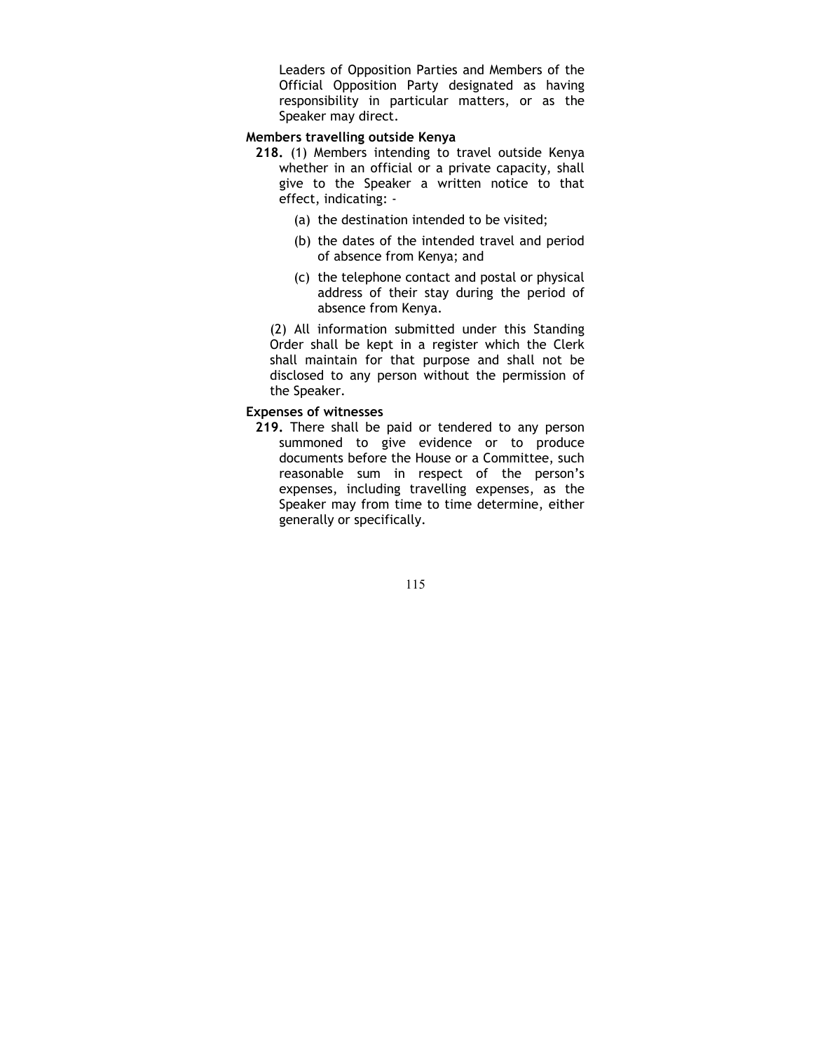Leaders of Opposition Parties and Members of the Official Opposition Party designated as having responsibility in particular matters, or as the Speaker may direct.

**Members travelling outside Kenya**

**218.** (1) Members intending to travel outside Kenya whether in an official or a private capacity, shall give to the Speaker a written notice to that effect, indicating: -

(a) the destination intended to be visited;

(b) the dates of the intended travel and period of absence from Kenya; and

(c) the telephone contact and postal or physical address of their stay during the period of absence from Kenya.

(2) All information submitted under this Standing Order shall be kept in a register which the Clerk shall maintain for that purpose and shall not be disclosed to any person without the permission of the Speaker.

**Expenses of witnesses**

**219.** There shall be paid or tendered to any person summoned to give evidence or to produce documents before the House or a Committee, such reasonable sum in respect of the person's expenses, including travelling expenses, as the Speaker may from time to time determine, either generally or specifically.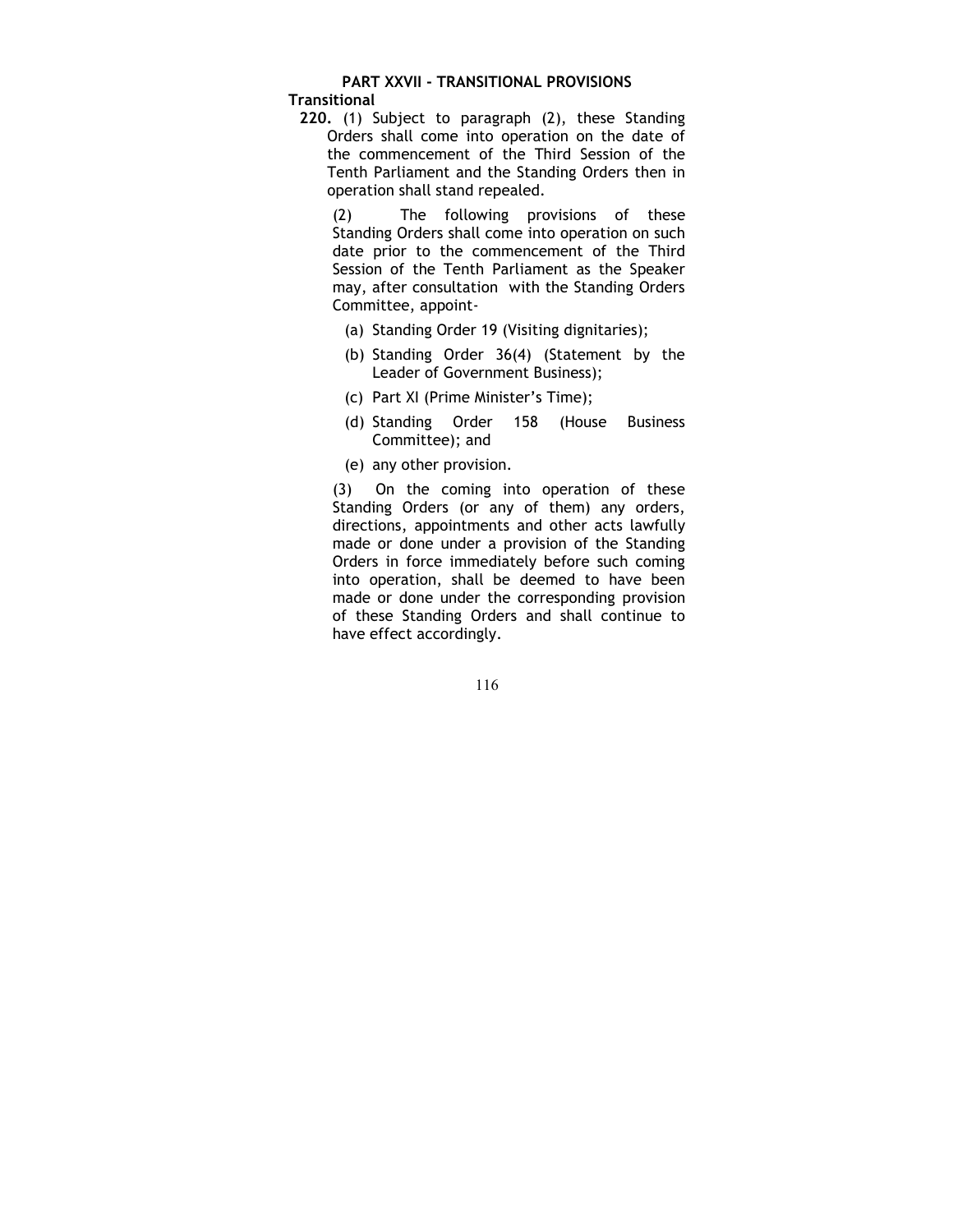## PART XXVII - TRANSITIONAL PROVISIONS

**Transitional**

**220.** (1) Subject to paragraph (2), these Standing Orders shall come into operation on the date of the commencement of the Third Session of the Tenth Parliament and the Standing Orders then in operation shall stand repealed.

(2) The following provisions of these Standing Orders shall come into operation on such date prior to the commencement of the Third Session of the Tenth Parliament as the Speaker may, after consultation with the Standing Orders Committee, appoint-

(a) Standing Order 19 (Visiting dignitaries);

(b) Standing Order 36(4) (Statement by the Leader of Government Business);

(c) Part XI (Prime Minister's Time);

(d) Standing Order 158 (House Business Committee); and

(e) any other provision.

(3) On the coming into operation of these Standing Orders (or any of them) any orders, directions, appointments and other acts lawfully made or done under a provision of the Standing Orders in force immediately before such coming into operation, shall be deemed to have been made or done under the corresponding provision of these Standing Orders and shall continue to have effect accordingly.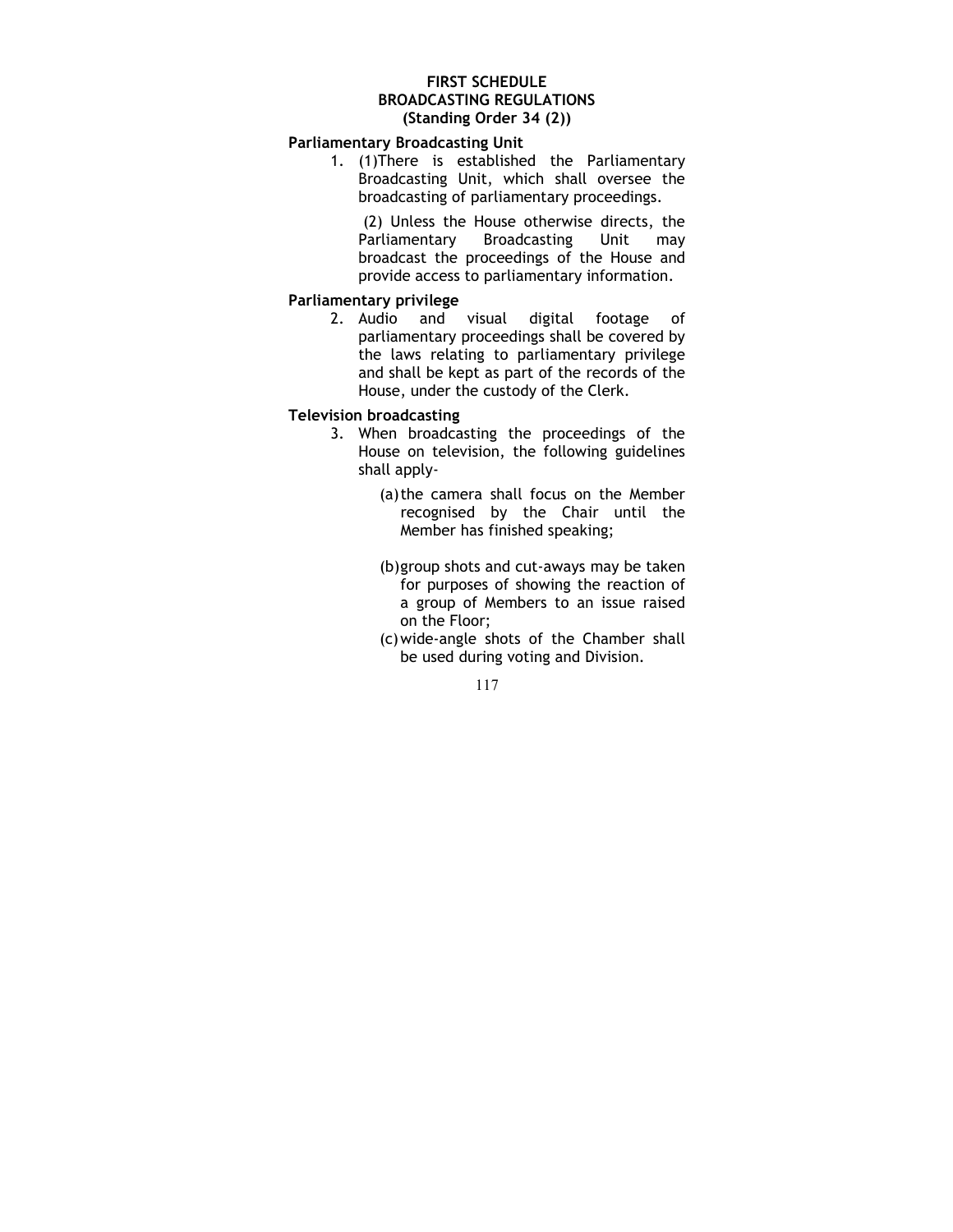# FIRST SCHEDULE
# BROADCASTING REGULATIONS
## (Standing Order 34 (2))

### Parliamentary Broadcasting Unit

1. (1)There is established the Parliamentary Broadcasting Unit, which shall oversee the broadcasting of parliamentary proceedings.

   (2) Unless the House otherwise directs, the Parliamentary Broadcasting Unit may broadcast the proceedings of the House and provide access to parliamentary information.

### Parliamentary privilege

2. Audio and visual digital footage of parliamentary proceedings shall be covered by the laws relating to parliamentary privilege and shall be kept as part of the records of the House, under the custody of the Clerk.

### Television broadcasting

3. When broadcasting the proceedings of the House on television, the following guidelines shall apply-

   (a) the camera shall focus on the Member recognised by the Chair until the Member has finished speaking;

   (b) group shots and cut-aways may be taken for purposes of showing the reaction of a group of Members to an issue raised on the Floor;

   (c) wide-angle shots of the Chamber shall be used during voting and Division.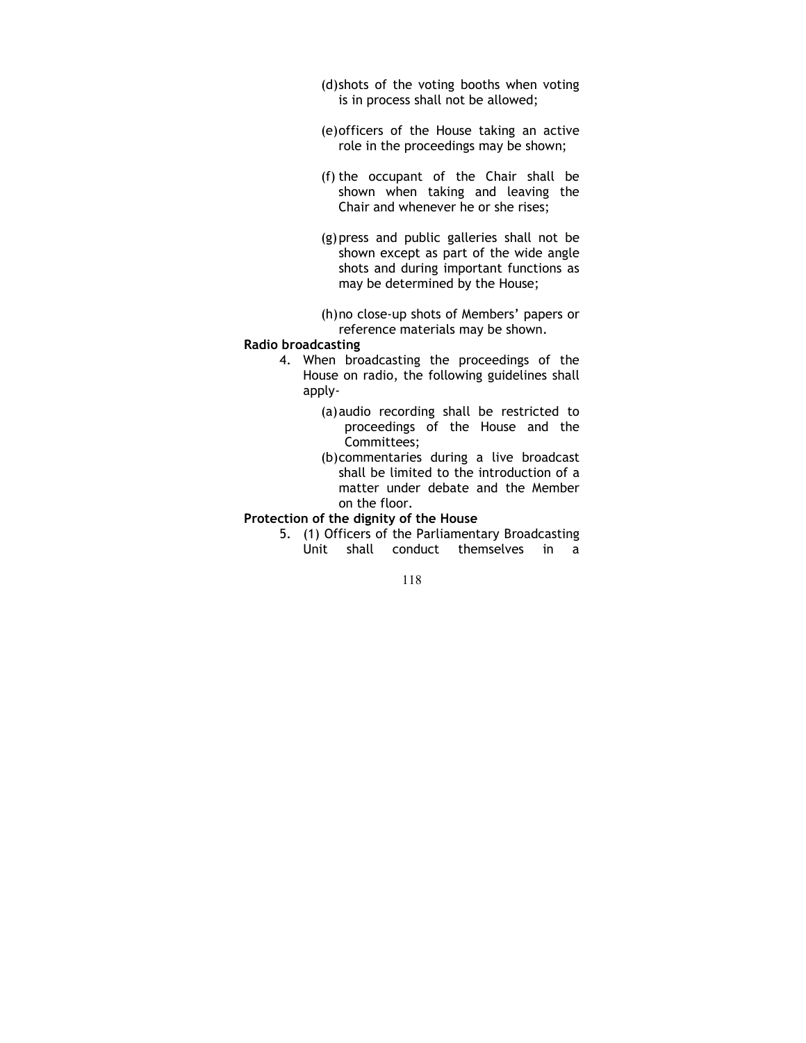(d) shots of the voting booths when voting is in process shall not be allowed;

(e) officers of the House taking an active role in the proceedings may be shown;

(f) the occupant of the Chair shall be shown when taking and leaving the Chair and whenever he or she rises;

(g) press and public galleries shall not be shown except as part of the wide angle shots and during important functions as may be determined by the House;

(h) no close-up shots of Members' papers or reference materials may be shown.

**Radio broadcasting**

4. When broadcasting the proceedings of the House on radio, the following guidelines shall apply-

   (a) audio recording shall be restricted to proceedings of the House and the Committees;

   (b) commentaries during a live broadcast shall be limited to the introduction of a matter under debate and the Member on the floor.

**Protection of the dignity of the House**

5. (1) Officers of the Parliamentary Broadcasting Unit shall conduct themselves in a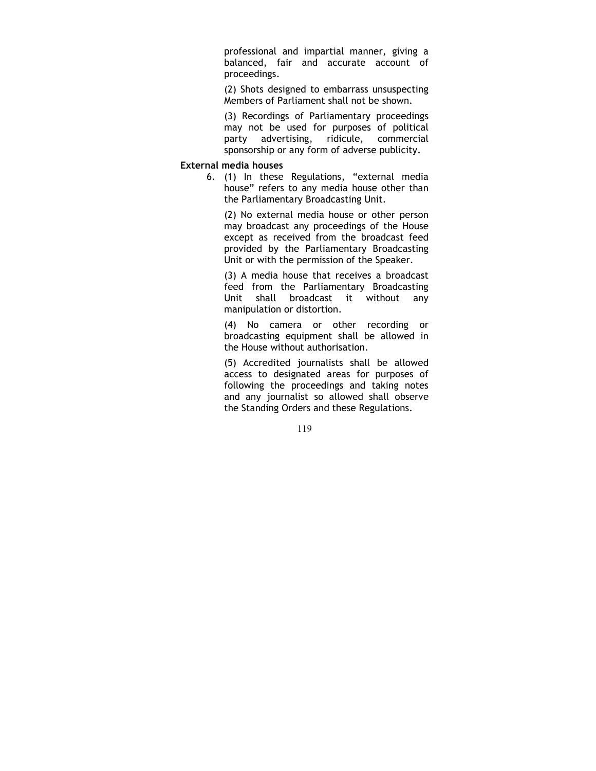professional and impartial manner, giving a balanced, fair and accurate account of proceedings.

(2) Shots designed to embarrass unsuspecting Members of Parliament shall not be shown.

(3) Recordings of Parliamentary proceedings may not be used for purposes of political party advertising, ridicule, commercial sponsorship or any form of adverse publicity.

**External media houses**

6. (1) In these Regulations, "external media house" refers to any media house other than the Parliamentary Broadcasting Unit.

(2) No external media house or other person may broadcast any proceedings of the House except as received from the broadcast feed provided by the Parliamentary Broadcasting Unit or with the permission of the Speaker.

(3) A media house that receives a broadcast feed from the Parliamentary Broadcasting Unit shall broadcast it without any manipulation or distortion.

(4) No camera or other recording or broadcasting equipment shall be allowed in the House without authorisation.

(5) Accredited journalists shall be allowed access to designated areas for purposes of following the proceedings and taking notes and any journalist so allowed shall observe the Standing Orders and these Regulations.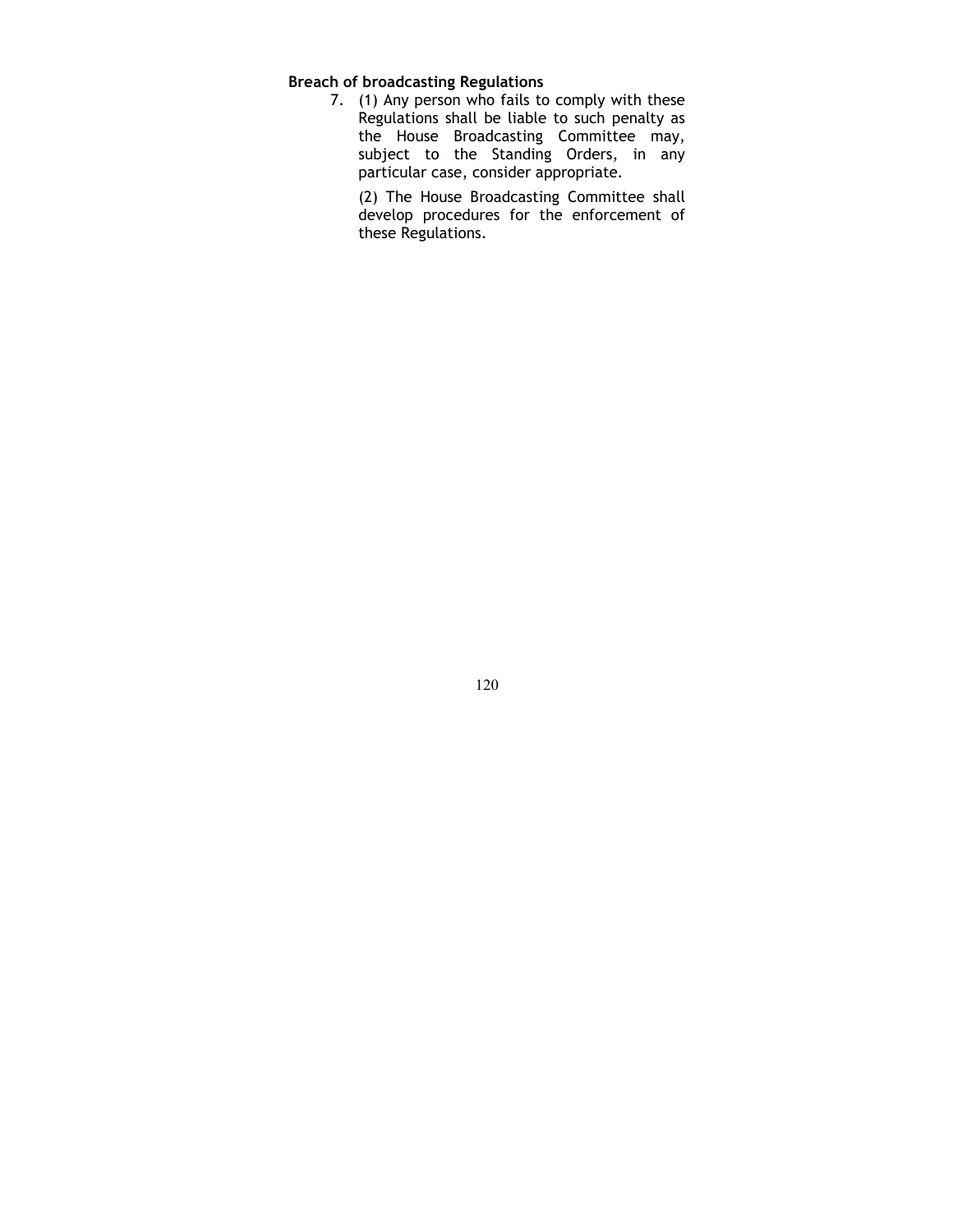**Breach of broadcasting Regulations**

7. (1) Any person who fails to comply with these Regulations shall be liable to such penalty as the House Broadcasting Committee may, subject to the Standing Orders, in any particular case, consider appropriate.

   (2) The House Broadcasting Committee shall develop procedures for the enforcement of these Regulations.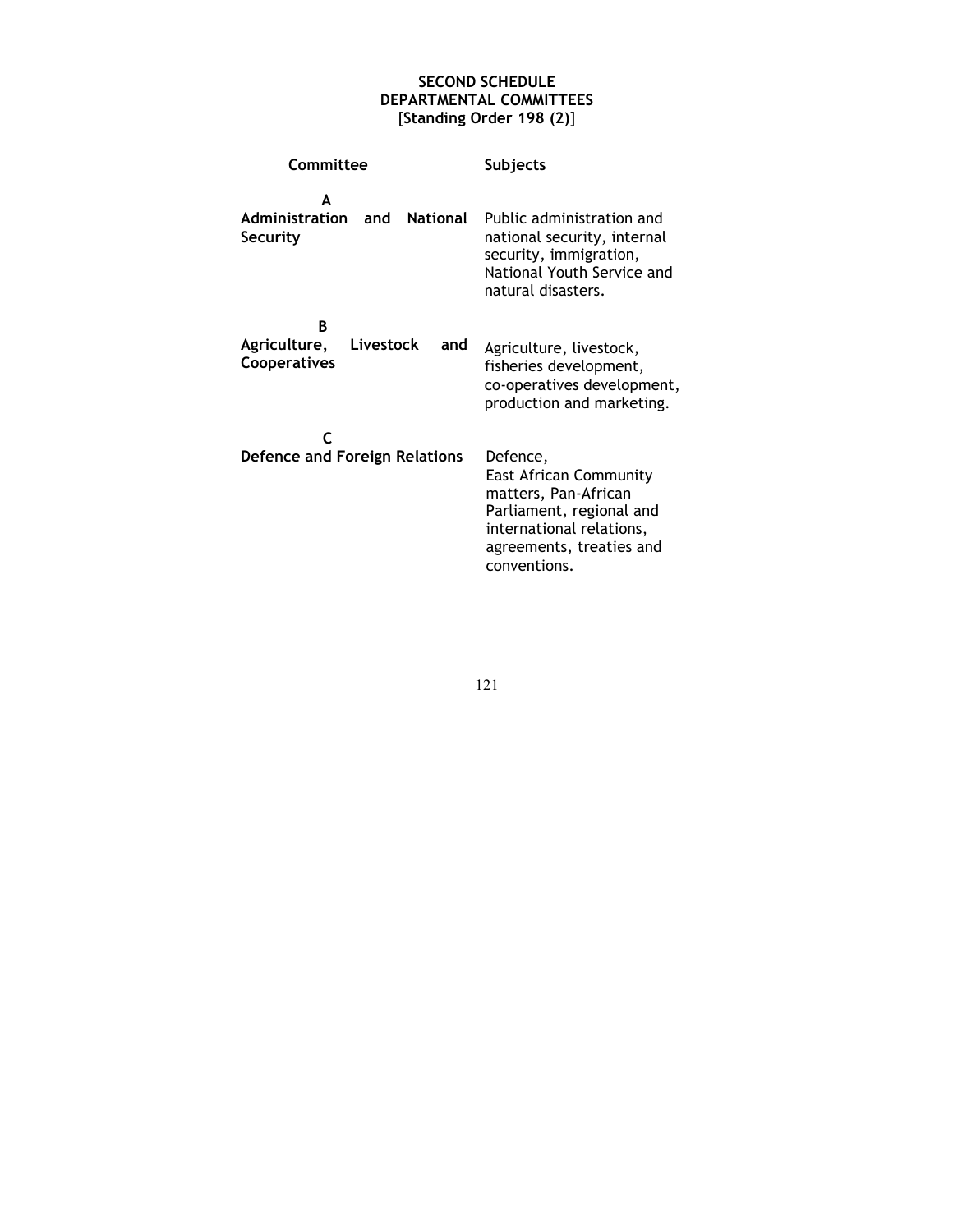# SECOND SCHEDULE
## DEPARTMENTAL COMMITTEES
### [Standing Order 198 (2)]

| Committee | Subjects |
|---|---|
| **A** | |
| **Administration and National Security** | Public administration and national security, internal security, immigration, National Youth Service and natural disasters. |
| **B** | |
| **Agriculture, Livestock and Cooperatives** | Agriculture, livestock, fisheries development, co-operatives development, production and marketing. |
| **C** | |
| **Defence and Foreign Relations** | Defence, East African Community matters, Pan-African Parliament, regional and international relations, agreements, treaties and conventions. |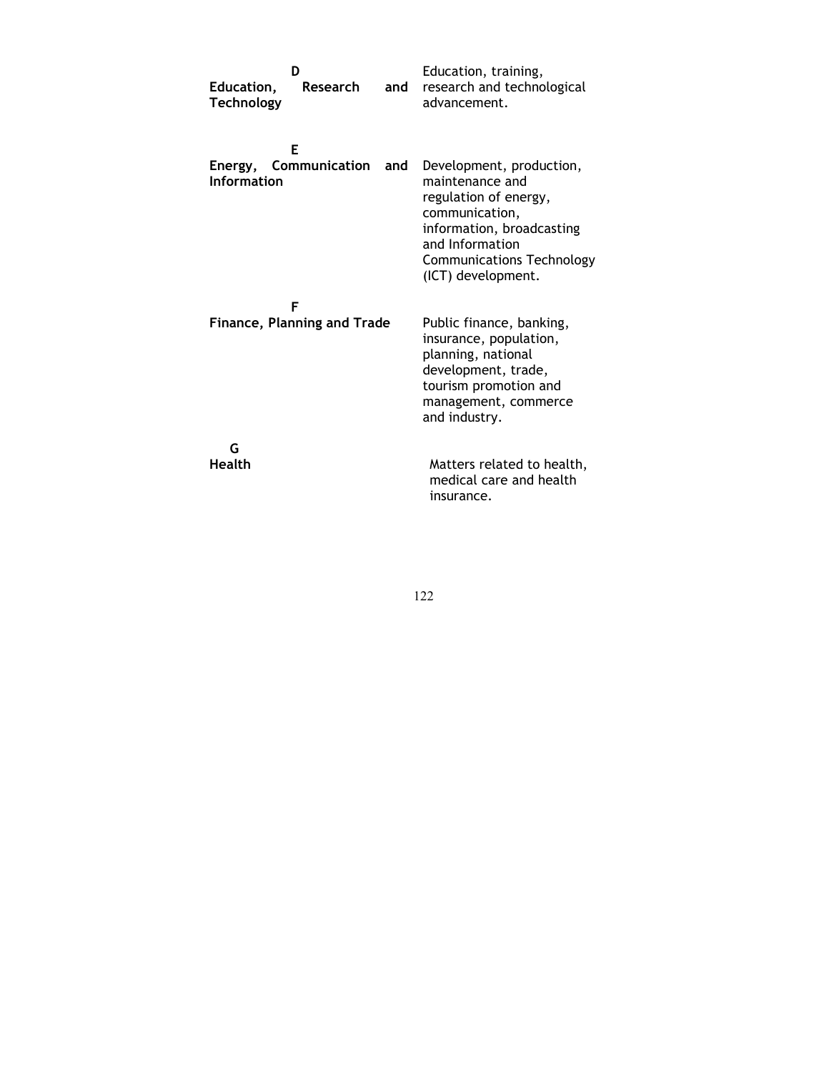| | |
|---|---|
| **D**<br>**Education, Research and Technology** | Education, training, research and technological advancement. |
| **E**<br>**Energy, Communication and Information** | Development, production, maintenance and regulation of energy, communication, information, broadcasting and Information Communications Technology (ICT) development. |
| **F**<br>**Finance, Planning and Trade** | Public finance, banking, insurance, population, planning, national development, trade, tourism promotion and management, commerce and industry. |
| **G**<br>**Health** | Matters related to health, medical care and health insurance. |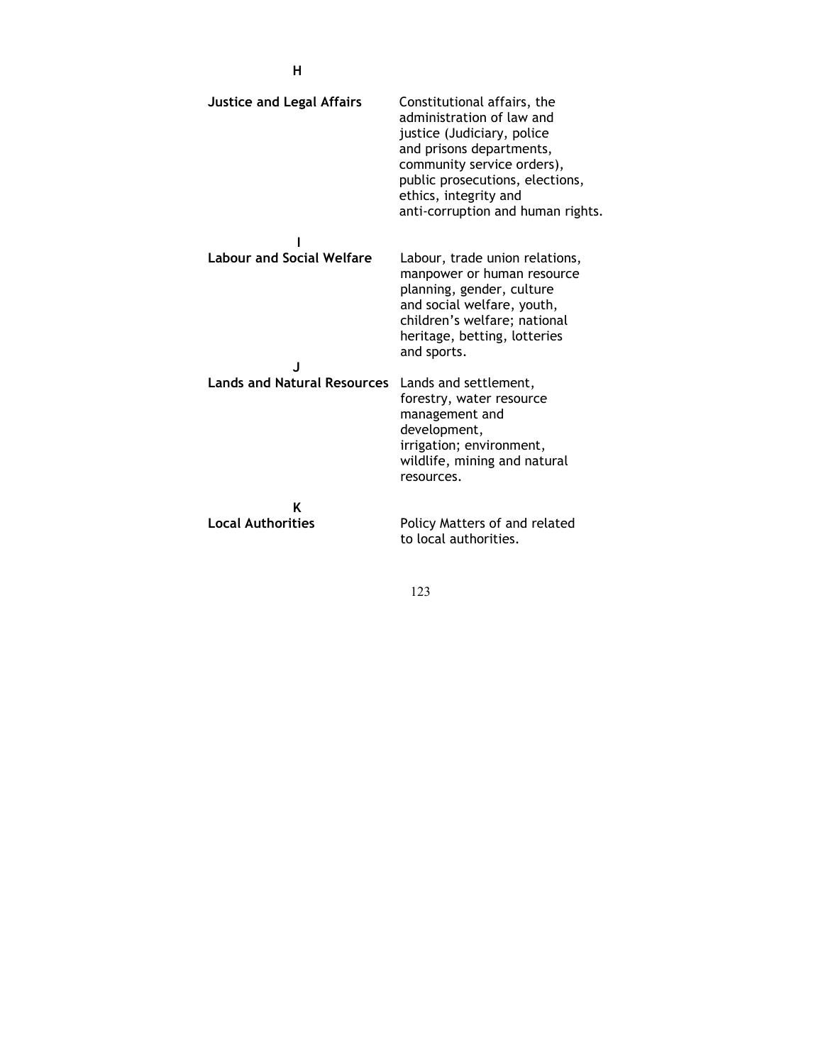**H**

| | |
|---|---|
| **Justice and Legal Affairs** | Constitutional affairs, the administration of law and justice (Judiciary, police and prisons departments, community service orders), public prosecutions, elections, ethics, integrity and anti-corruption and human rights. |

**I**

| | |
|---|---|
| **Labour and Social Welfare** | Labour, trade union relations, manpower or human resource planning, gender, culture and social welfare, youth, children's welfare; national heritage, betting, lotteries and sports. |

**J**

| | |
|---|---|
| **Lands and Natural Resources** | Lands and settlement, forestry, water resource management and development, irrigation; environment, wildlife, mining and natural resources. |

**K**

| | |
|---|---|
| **Local Authorities** | Policy Matters of and related to local authorities. |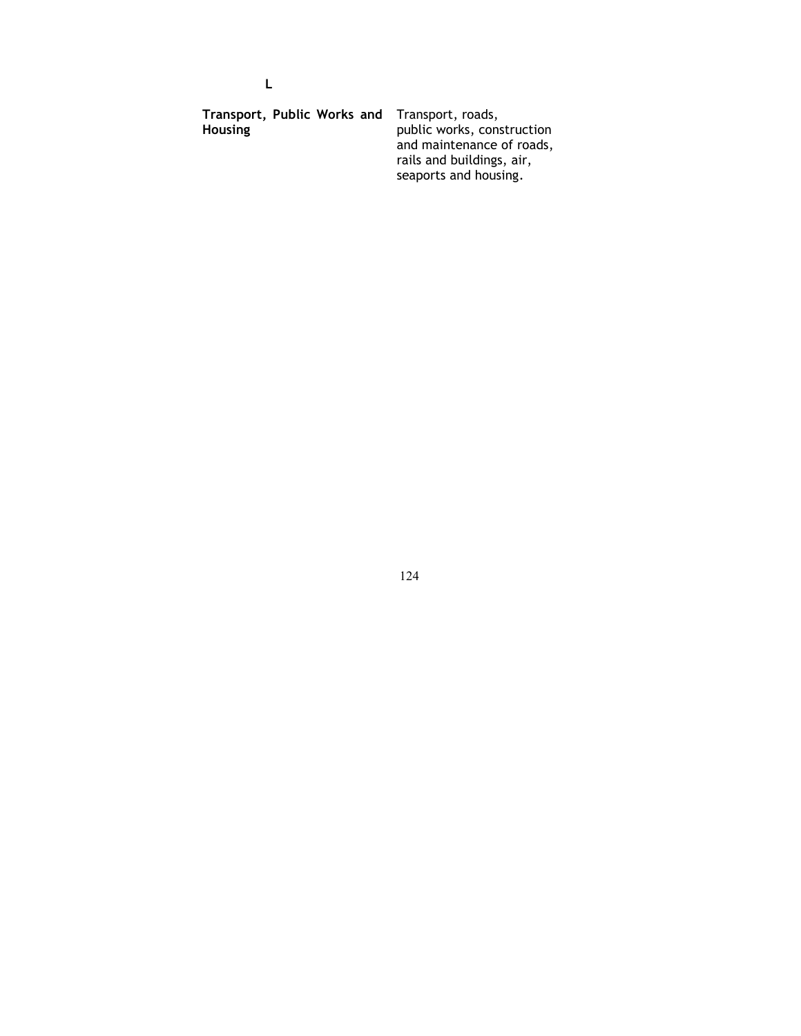**L**

| | |
|---|---|
| **Transport, Public Works and Housing** | Transport, roads, public works, construction and maintenance of roads, rails and buildings, air, seaports and housing. |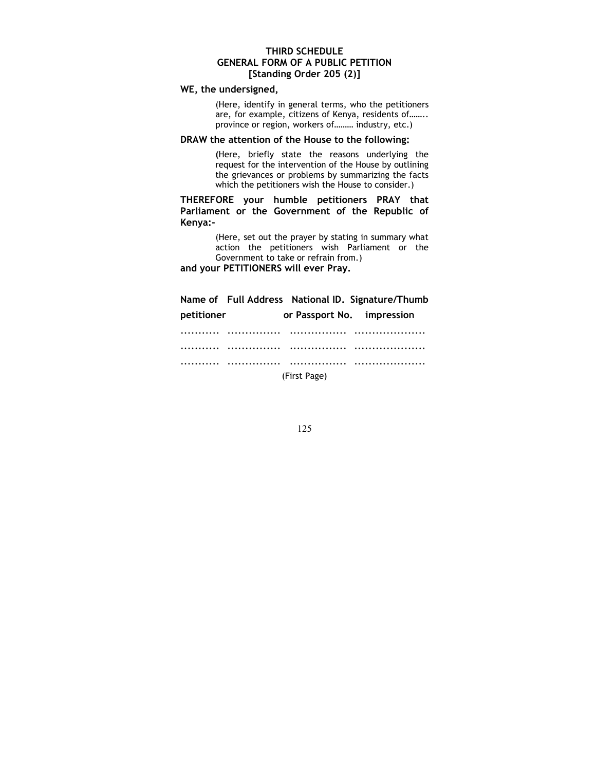# THIRD SCHEDULE
## GENERAL FORM OF A PUBLIC PETITION
### [Standing Order 205 (2)]

**WE, the undersigned,**

> (Here, identify in general terms, who the petitioners are, for example, citizens of Kenya, residents of…….. province or region, workers of……… industry, etc.)

**DRAW the attention of the House to the following:**

> (Here, briefly state the reasons underlying the request for the intervention of the House by outlining the grievances or problems by summarizing the facts which the petitioners wish the House to consider.)

**THEREFORE your humble petitioners PRAY that Parliament or the Government of the Republic of Kenya:-**

> (Here, set out the prayer by stating in summary what action the petitioners wish Parliament or the Government to take or refrain from.)

**and your PETITIONERS will ever Pray.**

| Name of petitioner | Full Address | National ID. or Passport No. | Signature/Thumb impression |
|---|---|---|---|
| ........... | ............... | ................ | .................... |
| ........... | ............... | ................ | .................... |
| ........... | ............... | ................ | .................... |

(First Page)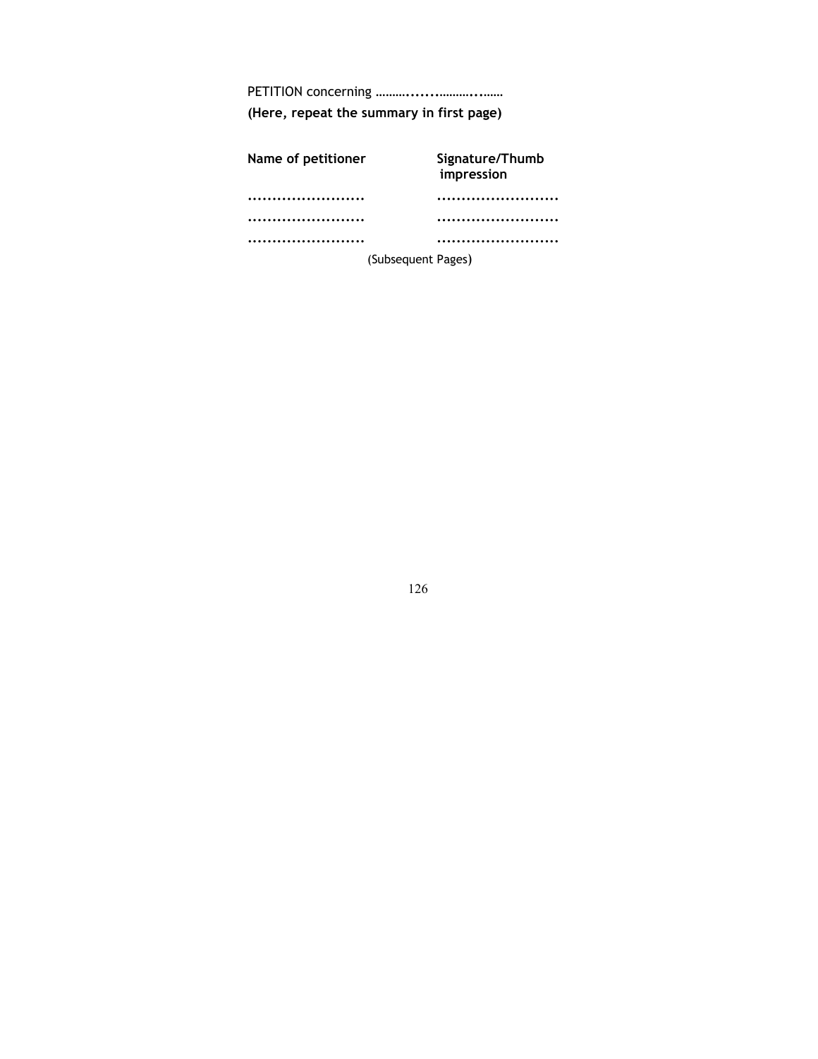PETITION concerning ……….......……….....……

**(Here, repeat the summary in first page)**

| **Name of petitioner** | **Signature/Thumb impression** |
|---|---|
| ........................ | ........................ |
| ........................ | ........................ |
| ........................ | ........................ |

(Subsequent Pages)